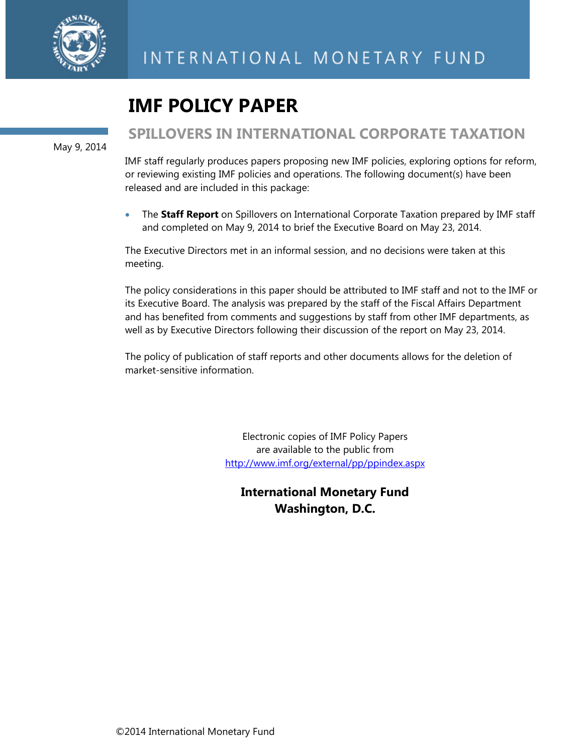INTERNATIONAL MONETARY FUND

# IMF POLICY PAPER

## SPILLOVERS IN INTERNATIONAL CORPORATE TAXATION

May 9, 2014

IMF staff regularly produces papers proposing new IMF policies, exploring options for reform, or reviewing existing IMF policies and operations. The following document(s) have been released and are included in this package:

- The **Staff Report** on Spillovers on International Corporate Taxation prepared by IMF staff and completed on May 9, 2014 to brief the Executive Board on May 23, 2014.

The Executive Directors met in an informal session, and no decisions were taken at this meeting.

The policy considerations in this paper should be attributed to IMF staff and not to the IMF or its Executive Board. The analysis was prepared by the staff of the Fiscal Affairs Department and has benefited from comments and suggestions by staff from other IMF departments, as well as by Executive Directors following their discussion of the report on May 23, 2014.

The policy of publication of staff reports and other documents allows for the deletion of market-sensitive information.

Electronic copies of IMF Policy Papers
are available to the public from
http://www.imf.org/external/pp/ppindex.aspx

**International Monetary Fund**
**Washington, D.C.**

©2014 International Monetary Fund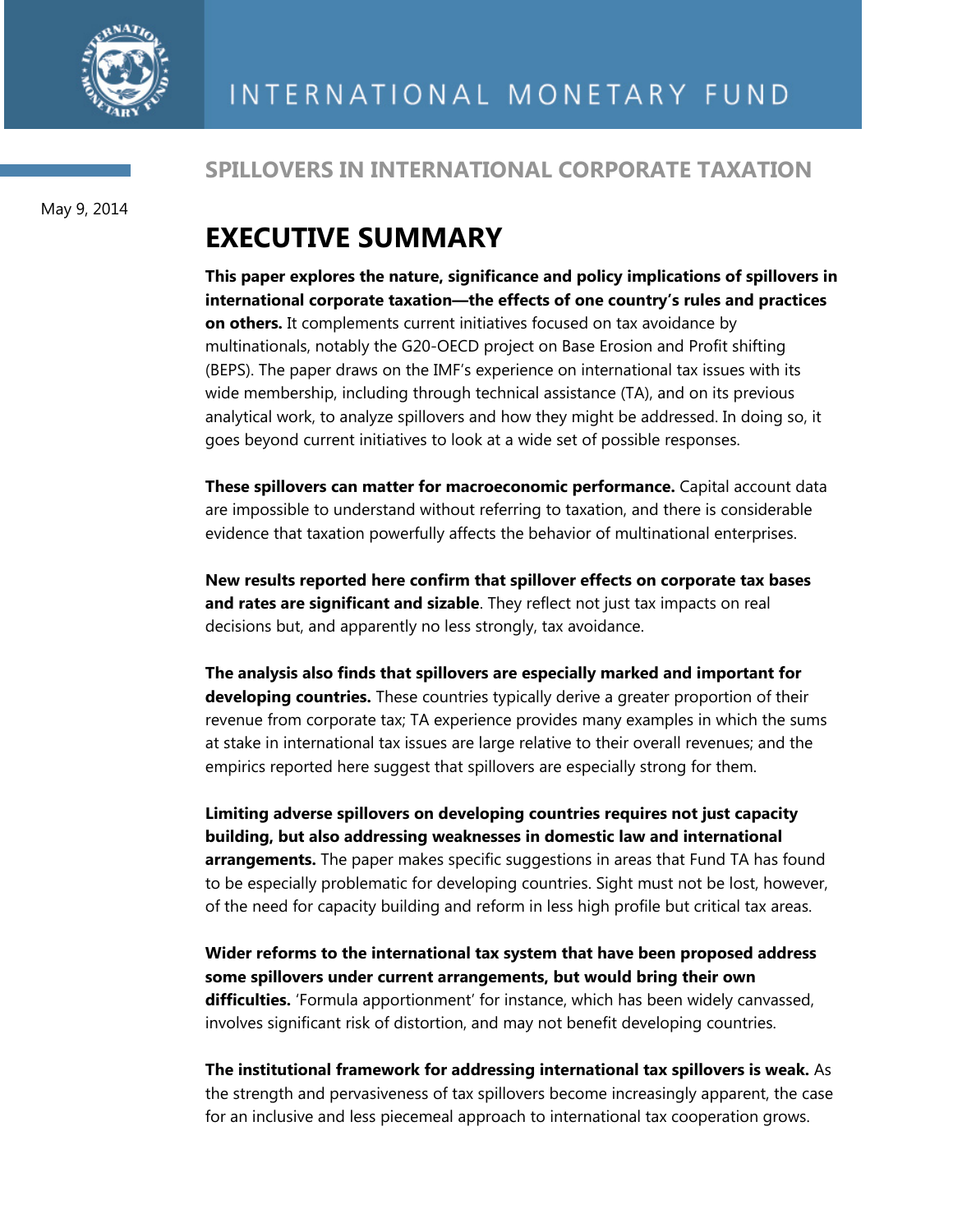# SPILLOVERS IN INTERNATIONAL CORPORATE TAXATION

May 9, 2014

## EXECUTIVE SUMMARY

**This paper explores the nature, significance and policy implications of spillovers in international corporate taxation—the effects of one country's rules and practices on others.** It complements current initiatives focused on tax avoidance by multinationals, notably the G20-OECD project on Base Erosion and Profit shifting (BEPS). The paper draws on the IMF's experience on international tax issues with its wide membership, including through technical assistance (TA), and on its previous analytical work, to analyze spillovers and how they might be addressed. In doing so, it goes beyond current initiatives to look at a wide set of possible responses.

**These spillovers can matter for macroeconomic performance.** Capital account data are impossible to understand without referring to taxation, and there is considerable evidence that taxation powerfully affects the behavior of multinational enterprises.

**New results reported here confirm that spillover effects on corporate tax bases and rates are significant and sizable**. They reflect not just tax impacts on real decisions but, and apparently no less strongly, tax avoidance.

**The analysis also finds that spillovers are especially marked and important for developing countries.** These countries typically derive a greater proportion of their revenue from corporate tax; TA experience provides many examples in which the sums at stake in international tax issues are large relative to their overall revenues; and the empirics reported here suggest that spillovers are especially strong for them.

**Limiting adverse spillovers on developing countries requires not just capacity building, but also addressing weaknesses in domestic law and international arrangements.** The paper makes specific suggestions in areas that Fund TA has found to be especially problematic for developing countries. Sight must not be lost, however, of the need for capacity building and reform in less high profile but critical tax areas.

**Wider reforms to the international tax system that have been proposed address some spillovers under current arrangements, but would bring their own difficulties.** 'Formula apportionment' for instance, which has been widely canvassed, involves significant risk of distortion, and may not benefit developing countries.

**The institutional framework for addressing international tax spillovers is weak.** As the strength and pervasiveness of tax spillovers become increasingly apparent, the case for an inclusive and less piecemeal approach to international tax cooperation grows.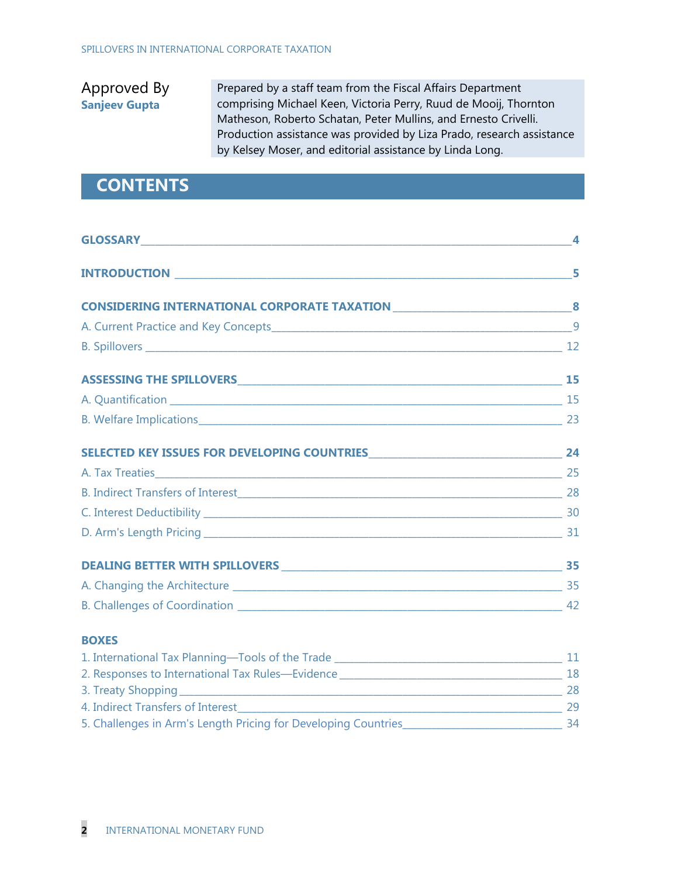Approved By
**Sanjeev Gupta**

Prepared by a staff team from the Fiscal Affairs Department comprising Michael Keen, Victoria Perry, Ruud de Mooij, Thornton Matheson, Roberto Schatan, Peter Mullins, and Ernesto Crivelli. Production assistance was provided by Liza Prado, research assistance by Kelsey Moser, and editorial assistance by Linda Long.

# CONTENTS

**GLOSSARY** 4

**INTRODUCTION** 5

**CONSIDERING INTERNATIONAL CORPORATE TAXATION** 8

A. Current Practice and Key Concepts 9

B. Spillovers 12

**ASSESSING THE SPILLOVERS** 15

A. Quantification 15

B. Welfare Implications 23

**SELECTED KEY ISSUES FOR DEVELOPING COUNTRIES** 24

A. Tax Treaties 25

B. Indirect Transfers of Interest 28

C. Interest Deductibility 30

D. Arm's Length Pricing 31

**DEALING BETTER WITH SPILLOVERS** 35

A. Changing the Architecture 35

B. Challenges of Coordination 42

**BOXES**

1. International Tax Planning—Tools of the Trade 11
2. Responses to International Tax Rules—Evidence 18
3. Treaty Shopping 28
4. Indirect Transfers of Interest 29
5. Challenges in Arm's Length Pricing for Developing Countries 34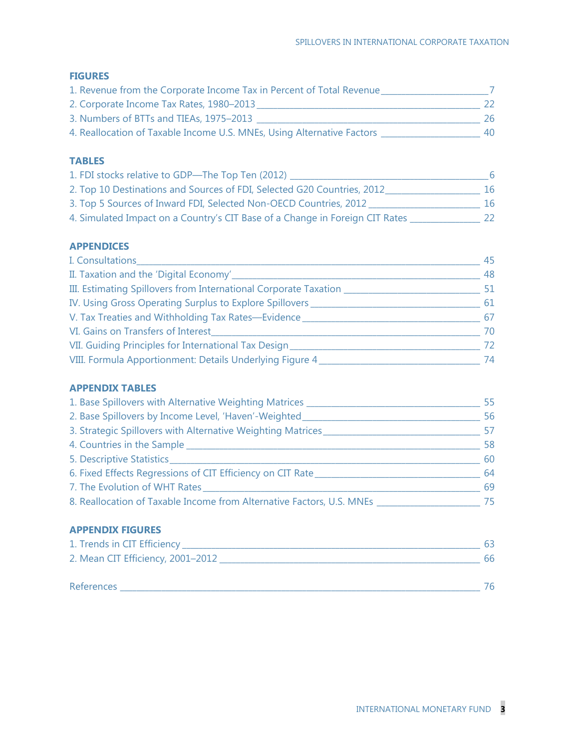## FIGURES

1. Revenue from the Corporate Income Tax in Percent of Total Revenue _____ 7
2. Corporate Income Tax Rates, 1980–2013 _____ 22
3. Numbers of BTTs and TIEAs, 1975–2013 _____ 26
4. Reallocation of Taxable Income U.S. MNEs, Using Alternative Factors _____ 40

## TABLES

1. FDI stocks relative to GDP—The Top Ten (2012) _____ 6
2. Top 10 Destinations and Sources of FDI, Selected G20 Countries, 2012 _____ 16
3. Top 5 Sources of Inward FDI, Selected Non-OECD Countries, 2012 _____ 16
4. Simulated Impact on a Country's CIT Base of a Change in Foreign CIT Rates _____ 22

## APPENDICES

I. Consultations _____ 45
II. Taxation and the 'Digital Economy' _____ 48
III. Estimating Spillovers from International Corporate Taxation _____ 51
IV. Using Gross Operating Surplus to Explore Spillovers _____ 61
V. Tax Treaties and Withholding Tax Rates—Evidence _____ 67
VI. Gains on Transfers of Interest _____ 70
VII. Guiding Principles for International Tax Design _____ 72
VIII. Formula Apportionment: Details Underlying Figure 4 _____ 74

## APPENDIX TABLES

1. Base Spillovers with Alternative Weighting Matrices _____ 55
2. Base Spillovers by Income Level, 'Haven'-Weighted _____ 56
3. Strategic Spillovers with Alternative Weighting Matrices _____ 57
4. Countries in the Sample _____ 58
5. Descriptive Statistics _____ 60
6. Fixed Effects Regressions of CIT Efficiency on CIT Rate _____ 64
7. The Evolution of WHT Rates _____ 69
8. Reallocation of Taxable Income from Alternative Factors, U.S. MNEs _____ 75

## APPENDIX FIGURES

1. Trends in CIT Efficiency _____ 63
2. Mean CIT Efficiency, 2001–2012 _____ 66

References _____ 76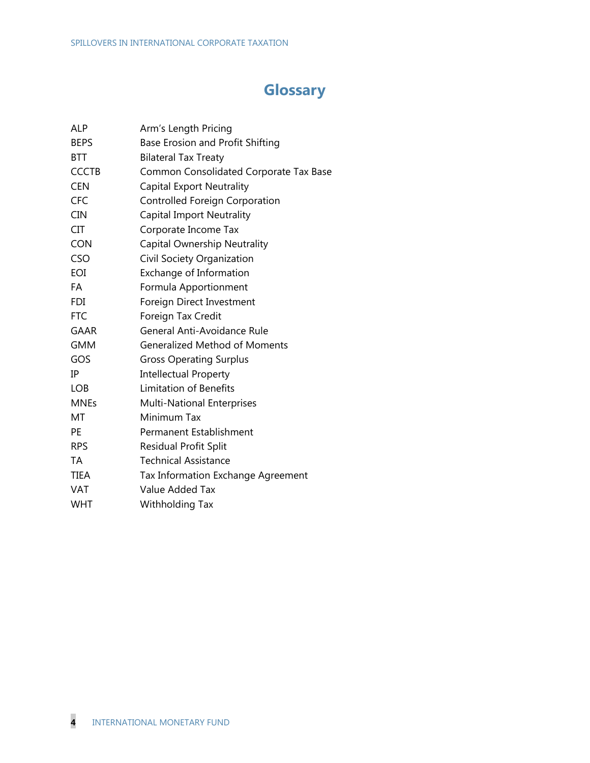# Glossary

| | |
|---|---|
| ALP | Arm's Length Pricing |
| BEPS | Base Erosion and Profit Shifting |
| BTT | Bilateral Tax Treaty |
| CCCTB | Common Consolidated Corporate Tax Base |
| CEN | Capital Export Neutrality |
| CFC | Controlled Foreign Corporation |
| CIN | Capital Import Neutrality |
| CIT | Corporate Income Tax |
| CON | Capital Ownership Neutrality |
| CSO | Civil Society Organization |
| EOI | Exchange of Information |
| FA | Formula Apportionment |
| FDI | Foreign Direct Investment |
| FTC | Foreign Tax Credit |
| GAAR | General Anti-Avoidance Rule |
| GMM | Generalized Method of Moments |
| GOS | Gross Operating Surplus |
| IP | Intellectual Property |
| LOB | Limitation of Benefits |
| MNEs | Multi-National Enterprises |
| MT | Minimum Tax |
| PE | Permanent Establishment |
| RPS | Residual Profit Split |
| TA | Technical Assistance |
| TIEA | Tax Information Exchange Agreement |
| VAT | Value Added Tax |
| WHT | Withholding Tax |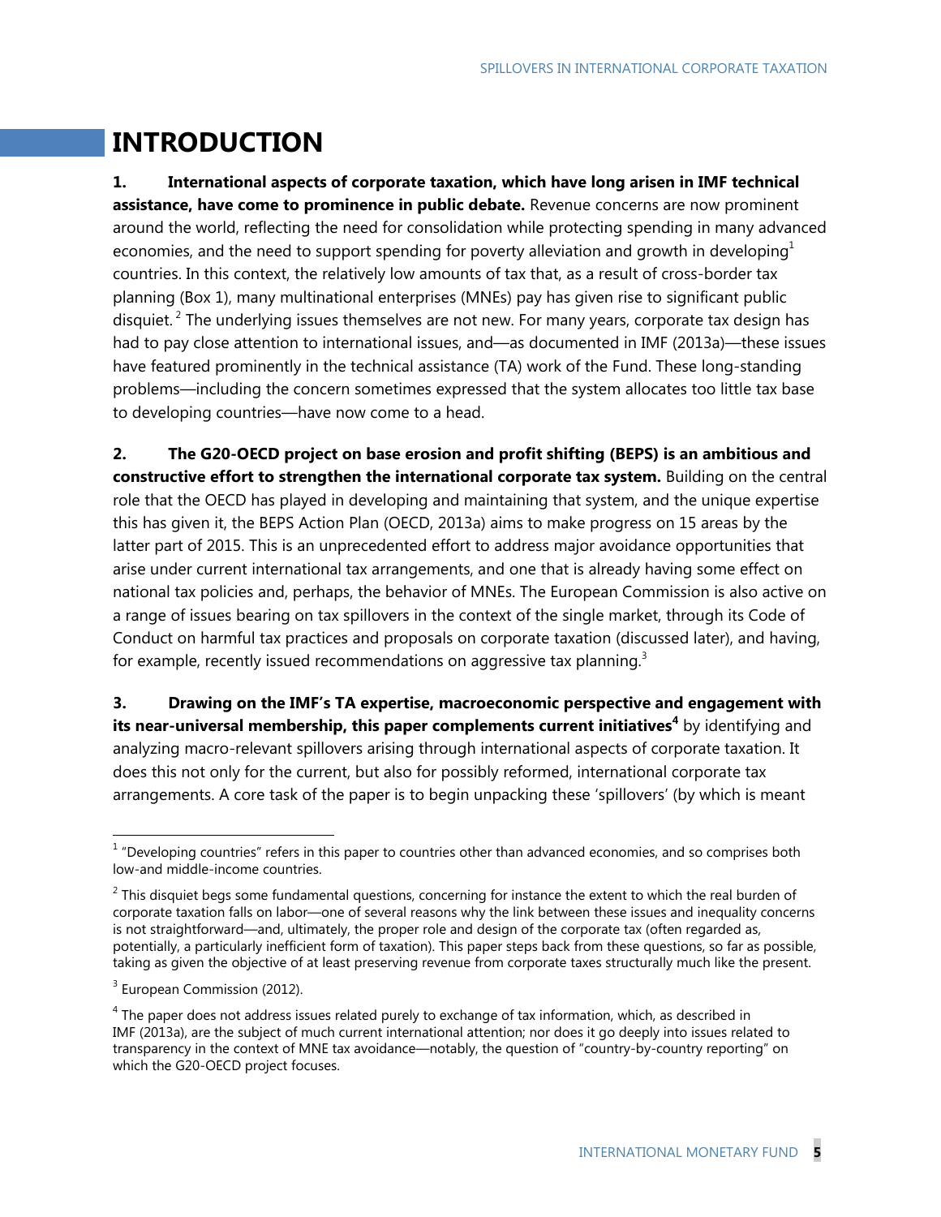# INTRODUCTION

**1. International aspects of corporate taxation, which have long arisen in IMF technical assistance, have come to prominence in public debate.** Revenue concerns are now prominent around the world, reflecting the need for consolidation while protecting spending in many advanced economies, and the need to support spending for poverty alleviation and growth in developing[1] countries. In this context, the relatively low amounts of tax that, as a result of cross-border tax planning (Box 1), many multinational enterprises (MNEs) pay has given rise to significant public disquiet.[2] The underlying issues themselves are not new. For many years, corporate tax design has had to pay close attention to international issues, and—as documented in IMF (2013a)—these issues have featured prominently in the technical assistance (TA) work of the Fund. These long-standing problems—including the concern sometimes expressed that the system allocates too little tax base to developing countries—have now come to a head.

**2. The G20-OECD project on base erosion and profit shifting (BEPS) is an ambitious and constructive effort to strengthen the international corporate tax system.** Building on the central role that the OECD has played in developing and maintaining that system, and the unique expertise this has given it, the BEPS Action Plan (OECD, 2013a) aims to make progress on 15 areas by the latter part of 2015. This is an unprecedented effort to address major avoidance opportunities that arise under current international tax arrangements, and one that is already having some effect on national tax policies and, perhaps, the behavior of MNEs. The European Commission is also active on a range of issues bearing on tax spillovers in the context of the single market, through its Code of Conduct on harmful tax practices and proposals on corporate taxation (discussed later), and having, for example, recently issued recommendations on aggressive tax planning.[3]

**3. Drawing on the IMF's TA expertise, macroeconomic perspective and engagement with its near-universal membership, this paper complements current initiatives[4]** by identifying and analyzing macro-relevant spillovers arising through international aspects of corporate taxation. It does this not only for the current, but also for possibly reformed, international corporate tax arrangements. A core task of the paper is to begin unpacking these 'spillovers' (by which is meant

---

[1] "Developing countries" refers in this paper to countries other than advanced economies, and so comprises both low-and middle-income countries.

[2] This disquiet begs some fundamental questions, concerning for instance the extent to which the real burden of corporate taxation falls on labor—one of several reasons why the link between these issues and inequality concerns is not straightforward—and, ultimately, the proper role and design of the corporate tax (often regarded as, potentially, a particularly inefficient form of taxation). This paper steps back from these questions, so far as possible, taking as given the objective of at least preserving revenue from corporate taxes structurally much like the present.

[3] European Commission (2012).

[4] The paper does not address issues related purely to exchange of tax information, which, as described in IMF (2013a), are the subject of much current international attention; nor does it go deeply into issues related to transparency in the context of MNE tax avoidance—notably, the question of "country-by-country reporting" on which the G20-OECD project focuses.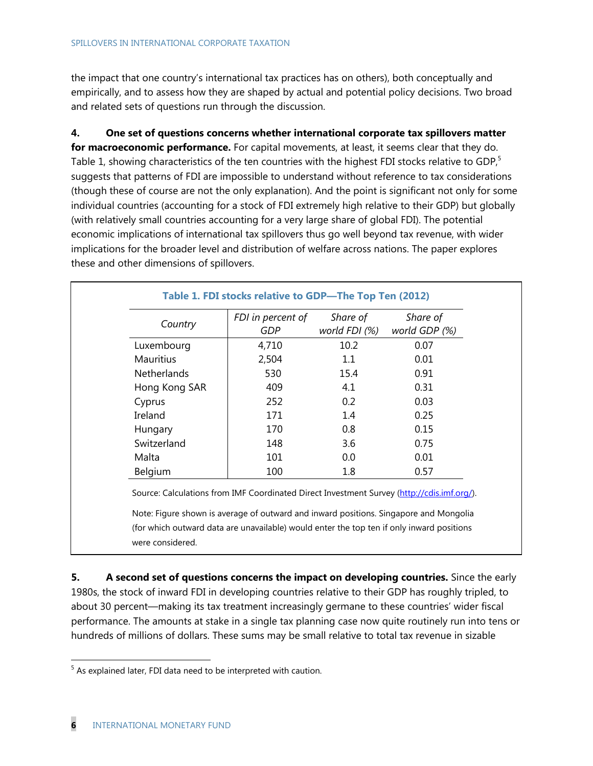the impact that one country's international tax practices has on others), both conceptually and empirically, and to assess how they are shaped by actual and potential policy decisions. Two broad and related sets of questions run through the discussion.

**4. One set of questions concerns whether international corporate tax spillovers matter for macroeconomic performance.** For capital movements, at least, it seems clear that they do. Table 1, showing characteristics of the ten countries with the highest FDI stocks relative to GDP,[5] suggests that patterns of FDI are impossible to understand without reference to tax considerations (though these of course are not the only explanation). And the point is significant not only for some individual countries (accounting for a stock of FDI extremely high relative to their GDP) but globally (with relatively small countries accounting for a very large share of global FDI). The potential economic implications of international tax spillovers thus go well beyond tax revenue, with wider implications for the broader level and distribution of welfare across nations. The paper explores these and other dimensions of spillovers.

**Table 1. FDI stocks relative to GDP—The Top Ten (2012)**

| *Country* | *FDI in percent of GDP* | *Share of world FDI (%)* | *Share of world GDP (%)* |
|---|---|---|---|
| Luxembourg | 4,710 | 10.2 | 0.07 |
| Mauritius | 2,504 | 1.1 | 0.01 |
| Netherlands | 530 | 15.4 | 0.91 |
| Hong Kong SAR | 409 | 4.1 | 0.31 |
| Cyprus | 252 | 0.2 | 0.03 |
| Ireland | 171 | 1.4 | 0.25 |
| Hungary | 170 | 0.8 | 0.15 |
| Switzerland | 148 | 3.6 | 0.75 |
| Malta | 101 | 0.0 | 0.01 |
| Belgium | 100 | 1.8 | 0.57 |

Source: Calculations from IMF Coordinated Direct Investment Survey (http://cdis.imf.org/).

Note: Figure shown is average of outward and inward positions. Singapore and Mongolia (for which outward data are unavailable) would enter the top ten if only inward positions were considered.

**5. A second set of questions concerns the impact on developing countries.** Since the early 1980s, the stock of inward FDI in developing countries relative to their GDP has roughly tripled, to about 30 percent—making its tax treatment increasingly germane to these countries' wider fiscal performance. The amounts at stake in a single tax planning case now quite routinely run into tens or hundreds of millions of dollars. These sums may be small relative to total tax revenue in sizable

[5] As explained later, FDI data need to be interpreted with caution.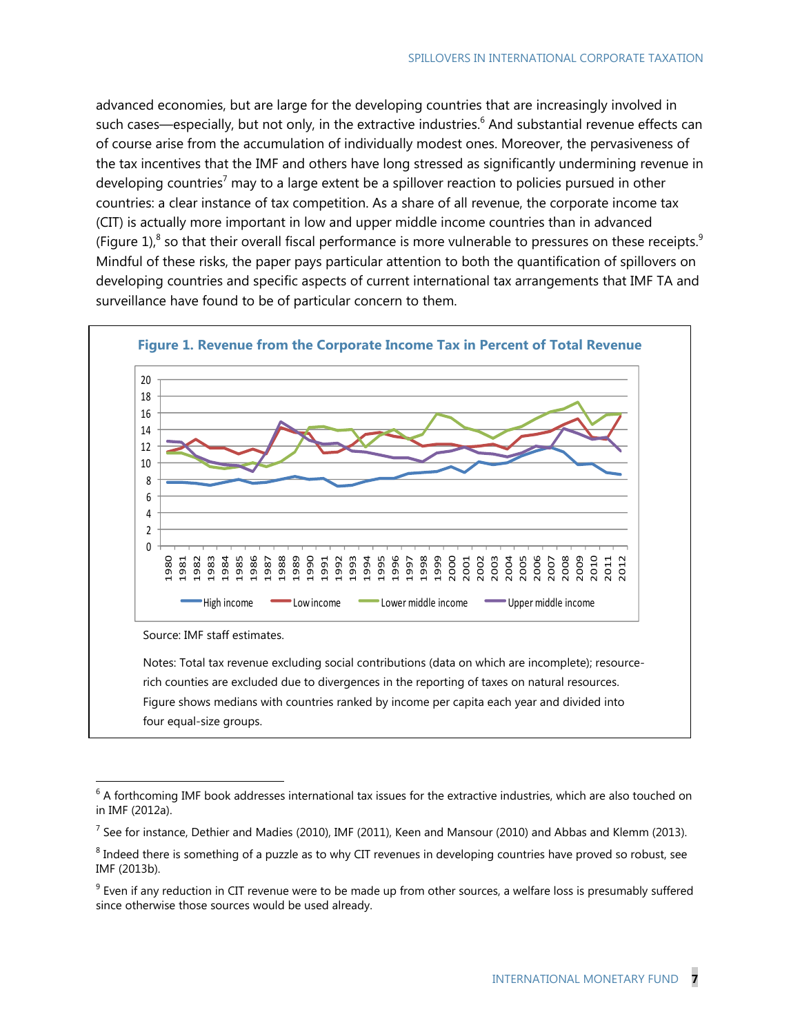advanced economies, but are large for the developing countries that are increasingly involved in such cases—especially, but not only, in the extractive industries.[6] And substantial revenue effects can of course arise from the accumulation of individually modest ones. Moreover, the pervasiveness of the tax incentives that the IMF and others have long stressed as significantly undermining revenue in developing countries[7] may to a large extent be a spillover reaction to policies pursued in other countries: a clear instance of tax competition. As a share of all revenue, the corporate income tax (CIT) is actually more important in low and upper middle income countries than in advanced (Figure 1),[8] so that their overall fiscal performance is more vulnerable to pressures on these receipts.[9] Mindful of these risks, the paper pays particular attention to both the quantification of spillovers on developing countries and specific aspects of current international tax arrangements that IMF TA and surveillance have found to be of particular concern to them.

**Figure 1. Revenue from the Corporate Income Tax in Percent of Total Revenue**

Source: IMF staff estimates.

Notes: Total tax revenue excluding social contributions (data on which are incomplete); resource-rich counties are excluded due to divergences in the reporting of taxes on natural resources. Figure shows medians with countries ranked by income per capita each year and divided into four equal-size groups.

---

[6] A forthcoming IMF book addresses international tax issues for the extractive industries, which are also touched on in IMF (2012a).

[7] See for instance, Dethier and Madies (2010), IMF (2011), Keen and Mansour (2010) and Abbas and Klemm (2013).

[8] Indeed there is something of a puzzle as to why CIT revenues in developing countries have proved so robust, see IMF (2013b).

[9] Even if any reduction in CIT revenue were to be made up from other sources, a welfare loss is presumably suffered since otherwise those sources would be used already.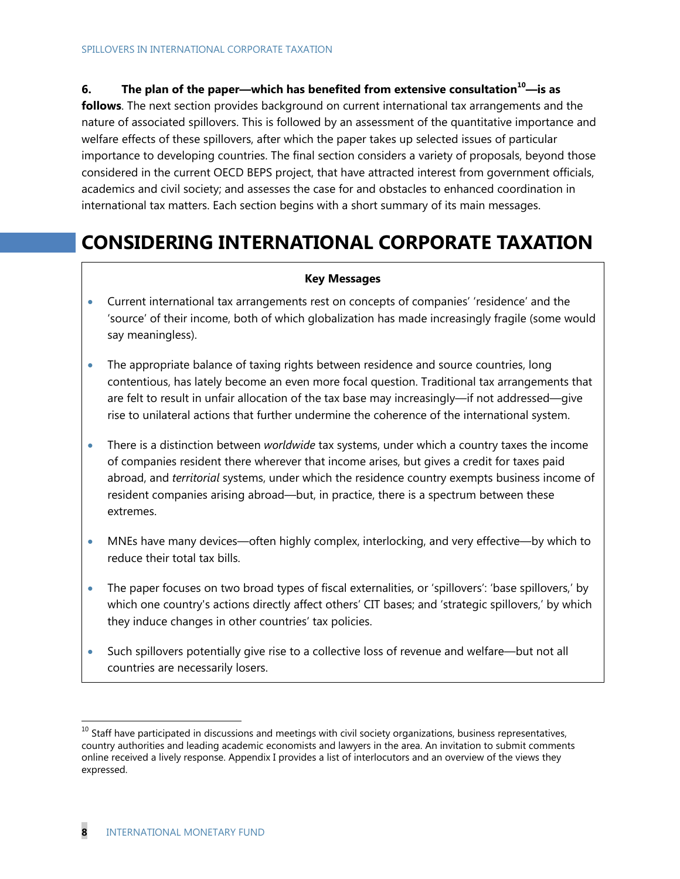**6. The plan of the paper—which has benefited from extensive consultation[10]—is as follows**. The next section provides background on current international tax arrangements and the nature of associated spillovers. This is followed by an assessment of the quantitative importance and welfare effects of these spillovers, after which the paper takes up selected issues of particular importance to developing countries. The final section considers a variety of proposals, beyond those considered in the current OECD BEPS project, that have attracted interest from government officials, academics and civil society; and assesses the case for and obstacles to enhanced coordination in international tax matters. Each section begins with a short summary of its main messages.

# CONSIDERING INTERNATIONAL CORPORATE TAXATION

**Key Messages**

- Current international tax arrangements rest on concepts of companies' 'residence' and the 'source' of their income, both of which globalization has made increasingly fragile (some would say meaningless).

- The appropriate balance of taxing rights between residence and source countries, long contentious, has lately become an even more focal question. Traditional tax arrangements that are felt to result in unfair allocation of the tax base may increasingly—if not addressed—give rise to unilateral actions that further undermine the coherence of the international system.

- There is a distinction between *worldwide* tax systems, under which a country taxes the income of companies resident there wherever that income arises, but gives a credit for taxes paid abroad, and *territorial* systems, under which the residence country exempts business income of resident companies arising abroad—but, in practice, there is a spectrum between these extremes.

- MNEs have many devices—often highly complex, interlocking, and very effective—by which to reduce their total tax bills.

- The paper focuses on two broad types of fiscal externalities, or 'spillovers': 'base spillovers,' by which one country's actions directly affect others' CIT bases; and 'strategic spillovers,' by which they induce changes in other countries' tax policies.

- Such spillovers potentially give rise to a collective loss of revenue and welfare—but not all countries are necessarily losers.

[10] Staff have participated in discussions and meetings with civil society organizations, business representatives, country authorities and leading academic economists and lawyers in the area. An invitation to submit comments online received a lively response. Appendix I provides a list of interlocutors and an overview of the views they expressed.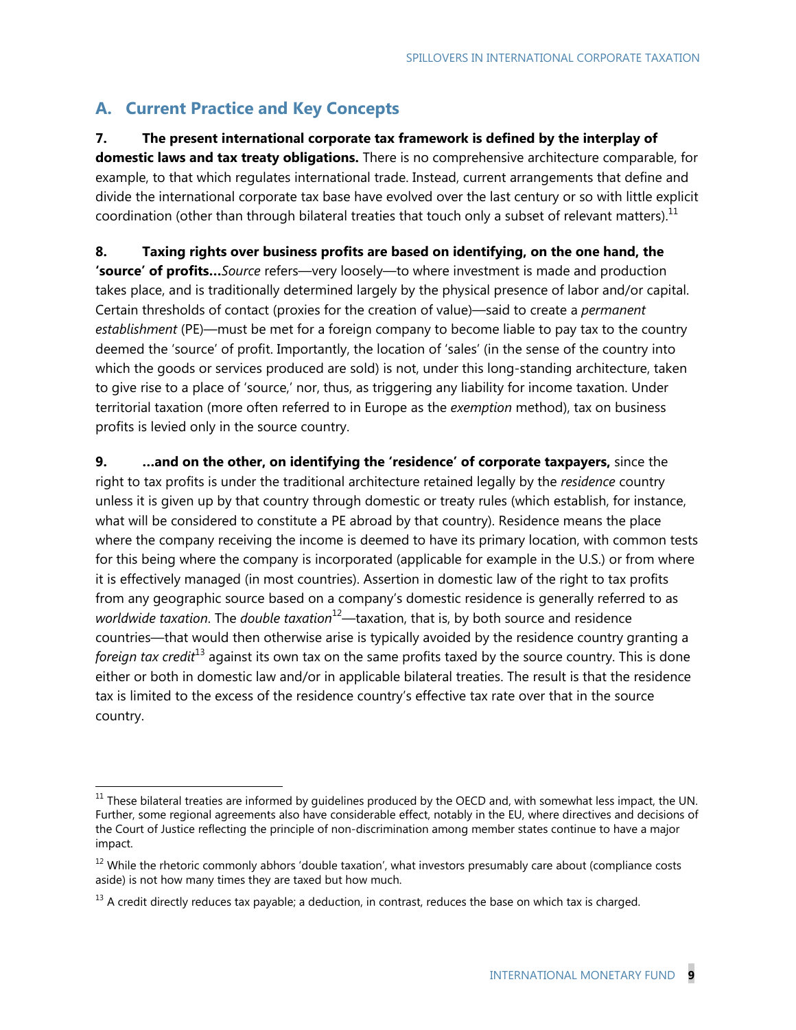## A. Current Practice and Key Concepts

**7. The present international corporate tax framework is defined by the interplay of domestic laws and tax treaty obligations.** There is no comprehensive architecture comparable, for example, to that which regulates international trade. Instead, current arrangements that define and divide the international corporate tax base have evolved over the last century or so with little explicit coordination (other than through bilateral treaties that touch only a subset of relevant matters).[11]

**8. Taxing rights over business profits are based on identifying, on the one hand, the 'source' of profits…** *Source* refers—very loosely—to where investment is made and production takes place, and is traditionally determined largely by the physical presence of labor and/or capital. Certain thresholds of contact (proxies for the creation of value)—said to create a *permanent establishment* (PE)—must be met for a foreign company to become liable to pay tax to the country deemed the 'source' of profit. Importantly, the location of 'sales' (in the sense of the country into which the goods or services produced are sold) is not, under this long-standing architecture, taken to give rise to a place of 'source,' nor, thus, as triggering any liability for income taxation. Under territorial taxation (more often referred to in Europe as the *exemption* method), tax on business profits is levied only in the source country.

**9. …and on the other, on identifying the 'residence' of corporate taxpayers,** since the right to tax profits is under the traditional architecture retained legally by the *residence* country unless it is given up by that country through domestic or treaty rules (which establish, for instance, what will be considered to constitute a PE abroad by that country). Residence means the place where the company receiving the income is deemed to have its primary location, with common tests for this being where the company is incorporated (applicable for example in the U.S.) or from where it is effectively managed (in most countries). Assertion in domestic law of the right to tax profits from any geographic source based on a company's domestic residence is generally referred to as *worldwide taxation*. The *double taxation*[12]—taxation, that is, by both source and residence countries—that would then otherwise arise is typically avoided by the residence country granting a *foreign tax credit*[13] against its own tax on the same profits taxed by the source country. This is done either or both in domestic law and/or in applicable bilateral treaties. The result is that the residence tax is limited to the excess of the residence country's effective tax rate over that in the source country.

---

[11] These bilateral treaties are informed by guidelines produced by the OECD and, with somewhat less impact, the UN. Further, some regional agreements also have considerable effect, notably in the EU, where directives and decisions of the Court of Justice reflecting the principle of non-discrimination among member states continue to have a major impact.

[12] While the rhetoric commonly abhors 'double taxation', what investors presumably care about (compliance costs aside) is not how many times they are taxed but how much.

[13] A credit directly reduces tax payable; a deduction, in contrast, reduces the base on which tax is charged.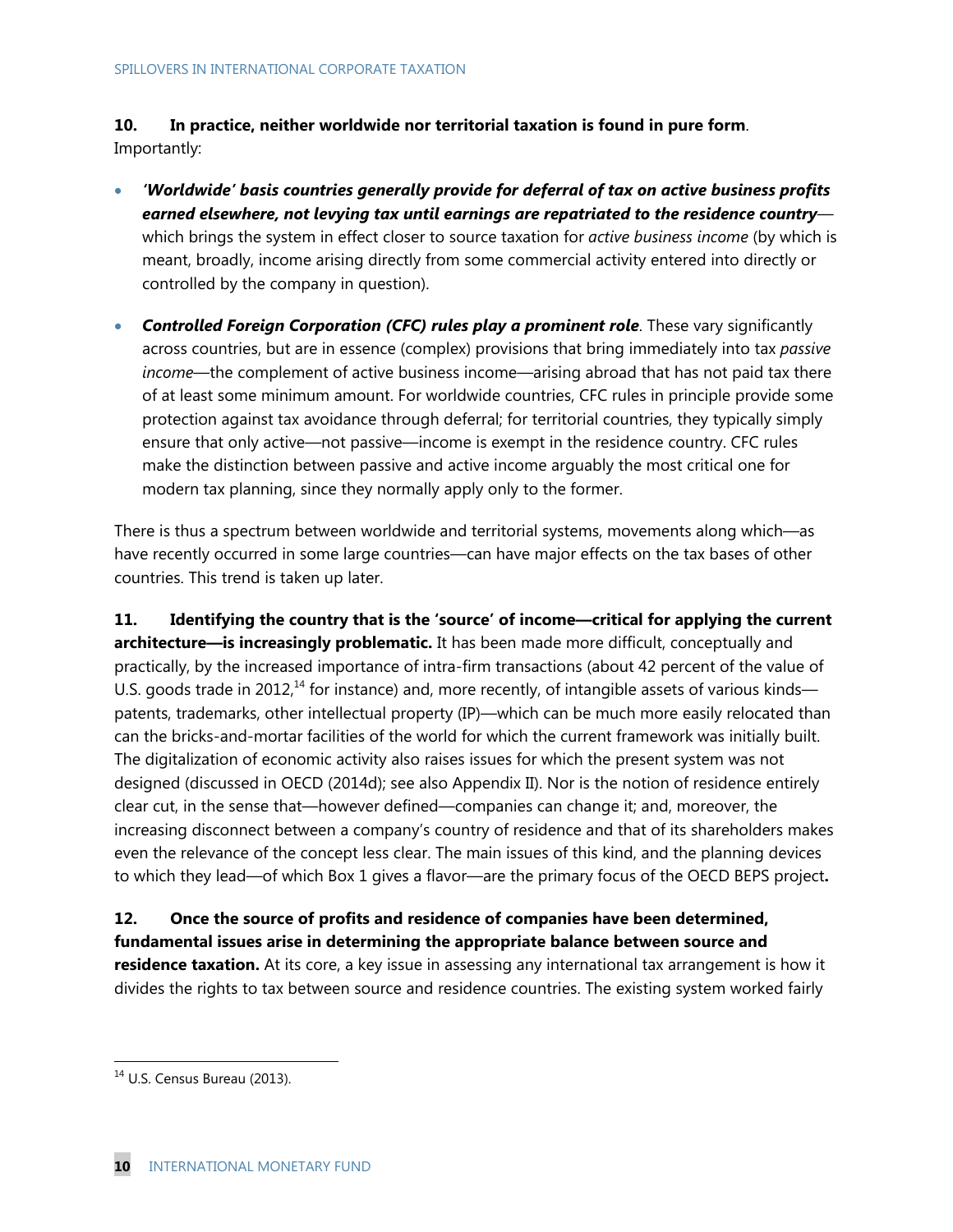**10. In practice, neither worldwide nor territorial taxation is found in pure form**. Importantly:

- ***'Worldwide' basis countries generally provide for deferral of tax on active business profits earned elsewhere, not levying tax until earnings are repatriated to the residence country***—which brings the system in effect closer to source taxation for *active business income* (by which is meant, broadly, income arising directly from some commercial activity entered into directly or controlled by the company in question).

- ***Controlled Foreign Corporation (CFC) rules play a prominent role***. These vary significantly across countries, but are in essence (complex) provisions that bring immediately into tax *passive income*—the complement of active business income—arising abroad that has not paid tax there of at least some minimum amount. For worldwide countries, CFC rules in principle provide some protection against tax avoidance through deferral; for territorial countries, they typically simply ensure that only active—not passive—income is exempt in the residence country. CFC rules make the distinction between passive and active income arguably the most critical one for modern tax planning, since they normally apply only to the former.

There is thus a spectrum between worldwide and territorial systems, movements along which—as have recently occurred in some large countries—can have major effects on the tax bases of other countries. This trend is taken up later.

**11. Identifying the country that is the 'source' of income—critical for applying the current architecture—is increasingly problematic.** It has been made more difficult, conceptually and practically, by the increased importance of intra-firm transactions (about 42 percent of the value of U.S. goods trade in 2012,[14] for instance) and, more recently, of intangible assets of various kinds—patents, trademarks, other intellectual property (IP)—which can be much more easily relocated than can the bricks-and-mortar facilities of the world for which the current framework was initially built. The digitalization of economic activity also raises issues for which the present system was not designed (discussed in OECD (2014d); see also Appendix II). Nor is the notion of residence entirely clear cut, in the sense that—however defined—companies can change it; and, moreover, the increasing disconnect between a company's country of residence and that of its shareholders makes even the relevance of the concept less clear. The main issues of this kind, and the planning devices to which they lead—of which Box 1 gives a flavor—are the primary focus of the OECD BEPS project**.**

**12. Once the source of profits and residence of companies have been determined, fundamental issues arise in determining the appropriate balance between source and residence taxation.** At its core, a key issue in assessing any international tax arrangement is how it divides the rights to tax between source and residence countries. The existing system worked fairly

[14] U.S. Census Bureau (2013).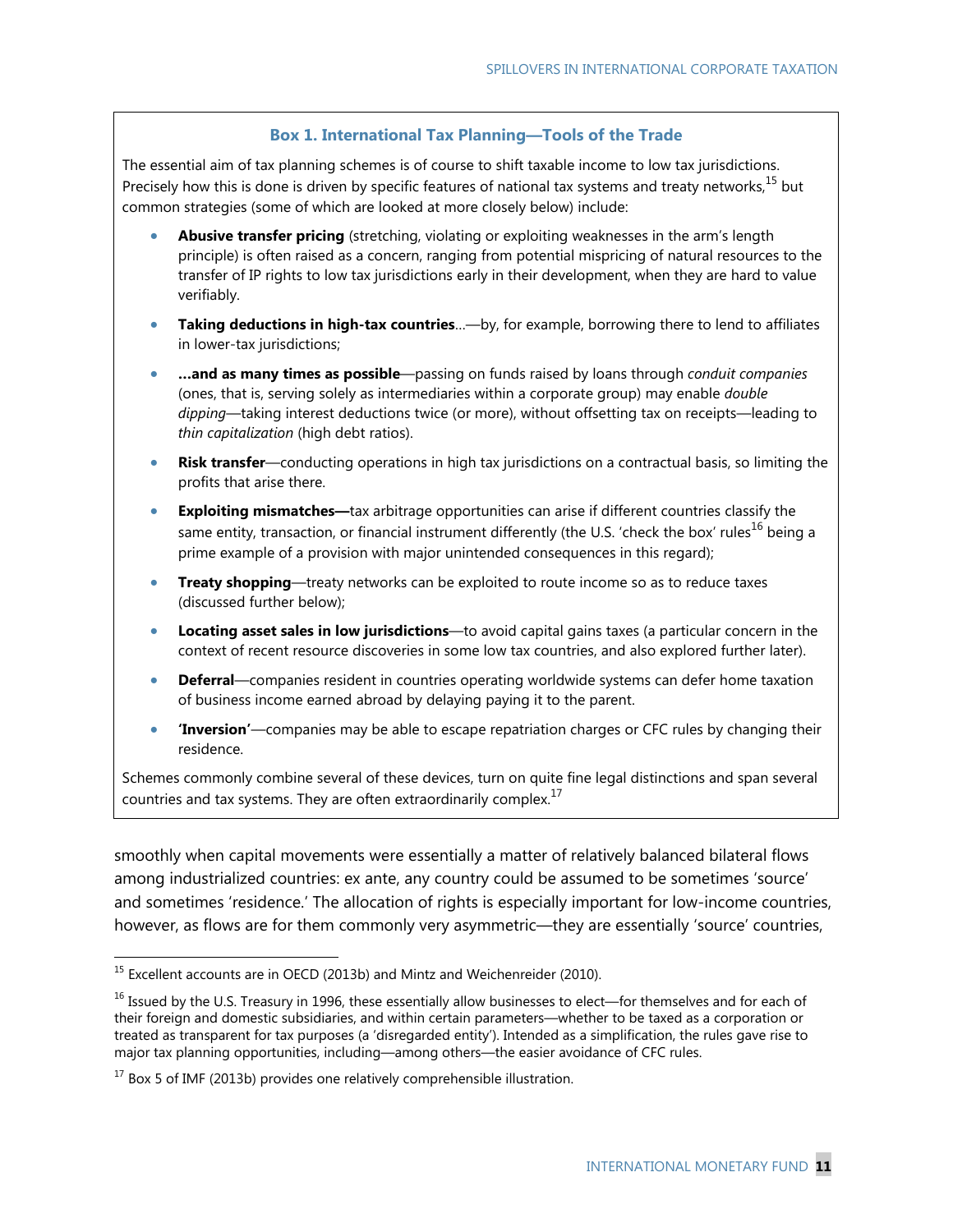### Box 1. International Tax Planning—Tools of the Trade

The essential aim of tax planning schemes is of course to shift taxable income to low tax jurisdictions. Precisely how this is done is driven by specific features of national tax systems and treaty networks,[15] but common strategies (some of which are looked at more closely below) include:

- **Abusive transfer pricing** (stretching, violating or exploiting weaknesses in the arm's length principle) is often raised as a concern, ranging from potential mispricing of natural resources to the transfer of IP rights to low tax jurisdictions early in their development, when they are hard to value verifiably.
- **Taking deductions in high-tax countries**…—by, for example, borrowing there to lend to affiliates in lower-tax jurisdictions;
- **…and as many times as possible**—passing on funds raised by loans through *conduit companies* (ones, that is, serving solely as intermediaries within a corporate group) may enable *double dipping*—taking interest deductions twice (or more), without offsetting tax on receipts—leading to *thin capitalization* (high debt ratios).
- **Risk transfer**—conducting operations in high tax jurisdictions on a contractual basis, so limiting the profits that arise there.
- **Exploiting mismatches—**tax arbitrage opportunities can arise if different countries classify the same entity, transaction, or financial instrument differently (the U.S. 'check the box' rules[16] being a prime example of a provision with major unintended consequences in this regard);
- **Treaty shopping**—treaty networks can be exploited to route income so as to reduce taxes (discussed further below);
- **Locating asset sales in low jurisdictions**—to avoid capital gains taxes (a particular concern in the context of recent resource discoveries in some low tax countries, and also explored further later).
- **Deferral**—companies resident in countries operating worldwide systems can defer home taxation of business income earned abroad by delaying paying it to the parent.
- **'Inversion'**—companies may be able to escape repatriation charges or CFC rules by changing their residence.

Schemes commonly combine several of these devices, turn on quite fine legal distinctions and span several countries and tax systems. They are often extraordinarily complex.[17]

smoothly when capital movements were essentially a matter of relatively balanced bilateral flows among industrialized countries: ex ante, any country could be assumed to be sometimes 'source' and sometimes 'residence.' The allocation of rights is especially important for low-income countries, however, as flows are for them commonly very asymmetric—they are essentially 'source' countries,

---

[15] Excellent accounts are in OECD (2013b) and Mintz and Weichenreider (2010).

[16] Issued by the U.S. Treasury in 1996, these essentially allow businesses to elect—for themselves and for each of their foreign and domestic subsidiaries, and within certain parameters—whether to be taxed as a corporation or treated as transparent for tax purposes (a 'disregarded entity'). Intended as a simplification, the rules gave rise to major tax planning opportunities, including—among others—the easier avoidance of CFC rules.

[17] Box 5 of IMF (2013b) provides one relatively comprehensible illustration.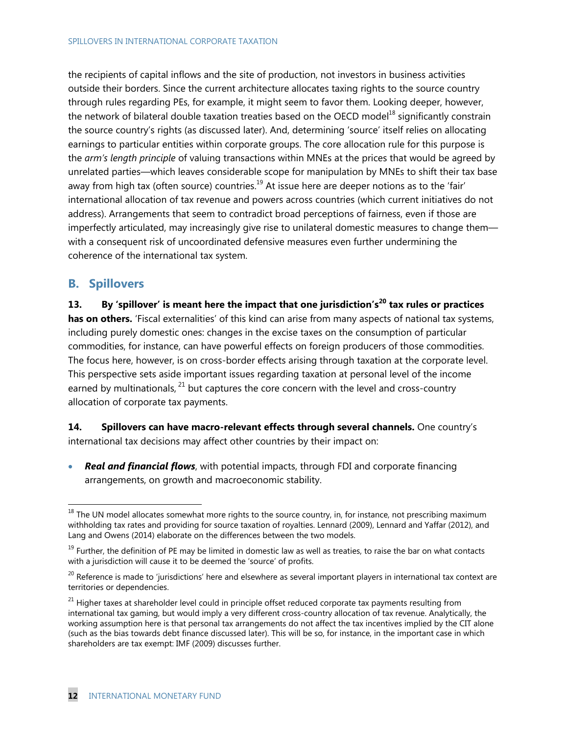the recipients of capital inflows and the site of production, not investors in business activities outside their borders. Since the current architecture allocates taxing rights to the source country through rules regarding PEs, for example, it might seem to favor them. Looking deeper, however, the network of bilateral double taxation treaties based on the OECD model[18] significantly constrain the source country's rights (as discussed later). And, determining 'source' itself relies on allocating earnings to particular entities within corporate groups. The core allocation rule for this purpose is the *arm's length principle* of valuing transactions within MNEs at the prices that would be agreed by unrelated parties—which leaves considerable scope for manipulation by MNEs to shift their tax base away from high tax (often source) countries.[19] At issue here are deeper notions as to the 'fair' international allocation of tax revenue and powers across countries (which current initiatives do not address). Arrangements that seem to contradict broad perceptions of fairness, even if those are imperfectly articulated, may increasingly give rise to unilateral domestic measures to change them—with a consequent risk of uncoordinated defensive measures even further undermining the coherence of the international tax system.

## B. Spillovers

**13. By 'spillover' is meant here the impact that one jurisdiction's[20] tax rules or practices has on others.** 'Fiscal externalities' of this kind can arise from many aspects of national tax systems, including purely domestic ones: changes in the excise taxes on the consumption of particular commodities, for instance, can have powerful effects on foreign producers of those commodities. The focus here, however, is on cross-border effects arising through taxation at the corporate level. This perspective sets aside important issues regarding taxation at personal level of the income earned by multinationals, [21] but captures the core concern with the level and cross-country allocation of corporate tax payments.

**14. Spillovers can have macro-relevant effects through several channels.** One country's international tax decisions may affect other countries by their impact on:

- ***Real and financial flows***, with potential impacts, through FDI and corporate financing arrangements, on growth and macroeconomic stability.

---

[18] The UN model allocates somewhat more rights to the source country, in, for instance, not prescribing maximum withholding tax rates and providing for source taxation of royalties. Lennard (2009), Lennard and Yaffar (2012), and Lang and Owens (2014) elaborate on the differences between the two models.

[19] Further, the definition of PE may be limited in domestic law as well as treaties, to raise the bar on what contacts with a jurisdiction will cause it to be deemed the 'source' of profits.

[20] Reference is made to 'jurisdictions' here and elsewhere as several important players in international tax context are territories or dependencies.

[21] Higher taxes at shareholder level could in principle offset reduced corporate tax payments resulting from international tax gaming, but would imply a very different cross-country allocation of tax revenue. Analytically, the working assumption here is that personal tax arrangements do not affect the tax incentives implied by the CIT alone (such as the bias towards debt finance discussed later). This will be so, for instance, in the important case in which shareholders are tax exempt: IMF (2009) discusses further.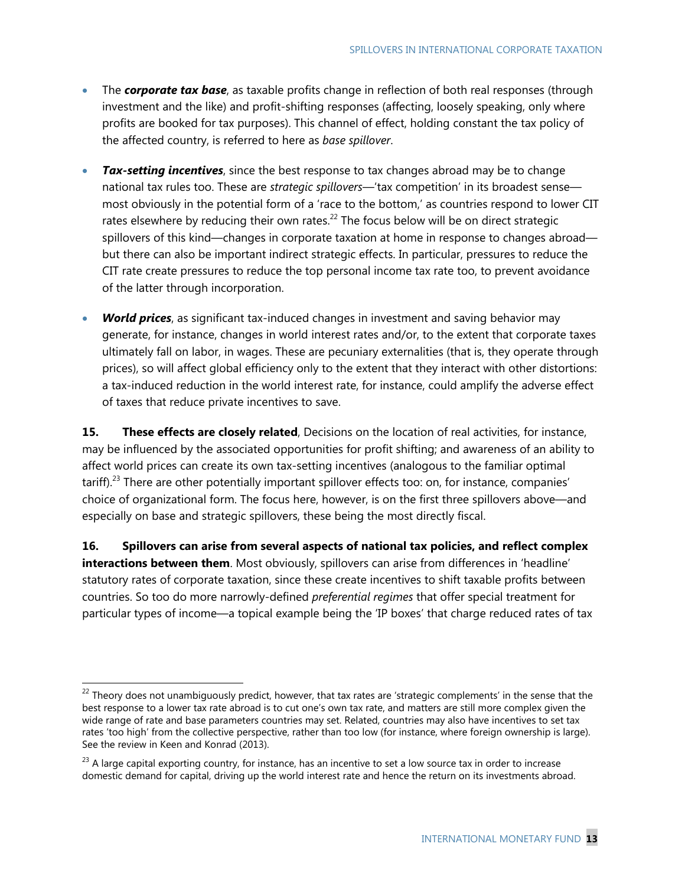- The ***corporate tax base***, as taxable profits change in reflection of both real responses (through investment and the like) and profit-shifting responses (affecting, loosely speaking, only where profits are booked for tax purposes). This channel of effect, holding constant the tax policy of the affected country, is referred to here as *base spillover*.

- ***Tax-setting incentives***, since the best response to tax changes abroad may be to change national tax rules too. These are *strategic spillovers*—'tax competition' in its broadest sense—most obviously in the potential form of a 'race to the bottom,' as countries respond to lower CIT rates elsewhere by reducing their own rates.[22] The focus below will be on direct strategic spillovers of this kind—changes in corporate taxation at home in response to changes abroad—but there can also be important indirect strategic effects. In particular, pressures to reduce the CIT rate create pressures to reduce the top personal income tax rate too, to prevent avoidance of the latter through incorporation.

- ***World prices***, as significant tax-induced changes in investment and saving behavior may generate, for instance, changes in world interest rates and/or, to the extent that corporate taxes ultimately fall on labor, in wages. These are pecuniary externalities (that is, they operate through prices), so will affect global efficiency only to the extent that they interact with other distortions: a tax-induced reduction in the world interest rate, for instance, could amplify the adverse effect of taxes that reduce private incentives to save.

**15. These effects are closely related**, Decisions on the location of real activities, for instance, may be influenced by the associated opportunities for profit shifting; and awareness of an ability to affect world prices can create its own tax-setting incentives (analogous to the familiar optimal tariff).[23] There are other potentially important spillover effects too: on, for instance, companies' choice of organizational form. The focus here, however, is on the first three spillovers above—and especially on base and strategic spillovers, these being the most directly fiscal.

**16. Spillovers can arise from several aspects of national tax policies, and reflect complex interactions between them**. Most obviously, spillovers can arise from differences in 'headline' statutory rates of corporate taxation, since these create incentives to shift taxable profits between countries. So too do more narrowly-defined *preferential regimes* that offer special treatment for particular types of income—a topical example being the 'IP boxes' that charge reduced rates of tax

[22] Theory does not unambiguously predict, however, that tax rates are 'strategic complements' in the sense that the best response to a lower tax rate abroad is to cut one's own tax rate, and matters are still more complex given the wide range of rate and base parameters countries may set. Related, countries may also have incentives to set tax rates 'too high' from the collective perspective, rather than too low (for instance, where foreign ownership is large). See the review in Keen and Konrad (2013).

[23] A large capital exporting country, for instance, has an incentive to set a low source tax in order to increase domestic demand for capital, driving up the world interest rate and hence the return on its investments abroad.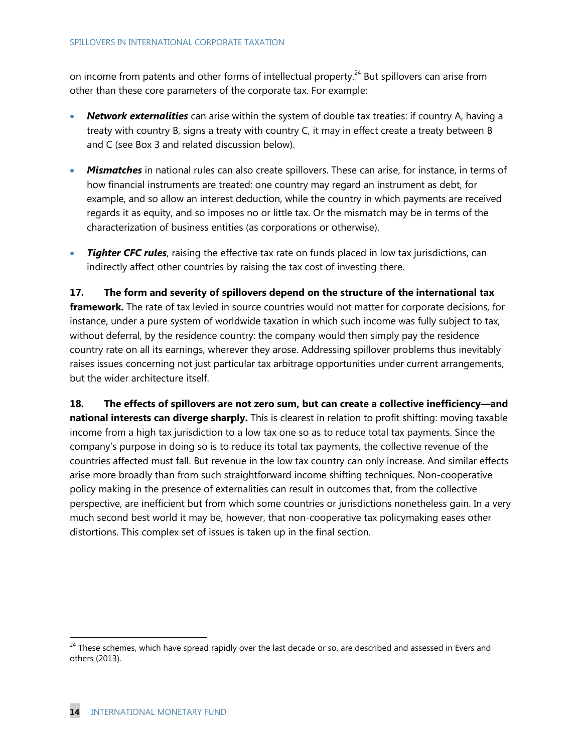on income from patents and other forms of intellectual property.[24] But spillovers can arise from other than these core parameters of the corporate tax. For example:

- ***Network externalities*** can arise within the system of double tax treaties: if country A, having a treaty with country B, signs a treaty with country C, it may in effect create a treaty between B and C (see Box 3 and related discussion below).

- ***Mismatches*** in national rules can also create spillovers. These can arise, for instance, in terms of how financial instruments are treated: one country may regard an instrument as debt, for example, and so allow an interest deduction, while the country in which payments are received regards it as equity, and so imposes no or little tax. Or the mismatch may be in terms of the characterization of business entities (as corporations or otherwise).

- ***Tighter CFC rules***, raising the effective tax rate on funds placed in low tax jurisdictions, can indirectly affect other countries by raising the tax cost of investing there.

**17. The form and severity of spillovers depend on the structure of the international tax framework.** The rate of tax levied in source countries would not matter for corporate decisions, for instance, under a pure system of worldwide taxation in which such income was fully subject to tax, without deferral, by the residence country: the company would then simply pay the residence country rate on all its earnings, wherever they arose. Addressing spillover problems thus inevitably raises issues concerning not just particular tax arbitrage opportunities under current arrangements, but the wider architecture itself.

**18. The effects of spillovers are not zero sum, but can create a collective inefficiency—and national interests can diverge sharply.** This is clearest in relation to profit shifting: moving taxable income from a high tax jurisdiction to a low tax one so as to reduce total tax payments. Since the company's purpose in doing so is to reduce its total tax payments, the collective revenue of the countries affected must fall. But revenue in the low tax country can only increase. And similar effects arise more broadly than from such straightforward income shifting techniques. Non-cooperative policy making in the presence of externalities can result in outcomes that, from the collective perspective, are inefficient but from which some countries or jurisdictions nonetheless gain. In a very much second best world it may be, however, that non-cooperative tax policymaking eases other distortions. This complex set of issues is taken up in the final section.

---

[24] These schemes, which have spread rapidly over the last decade or so, are described and assessed in Evers and others (2013).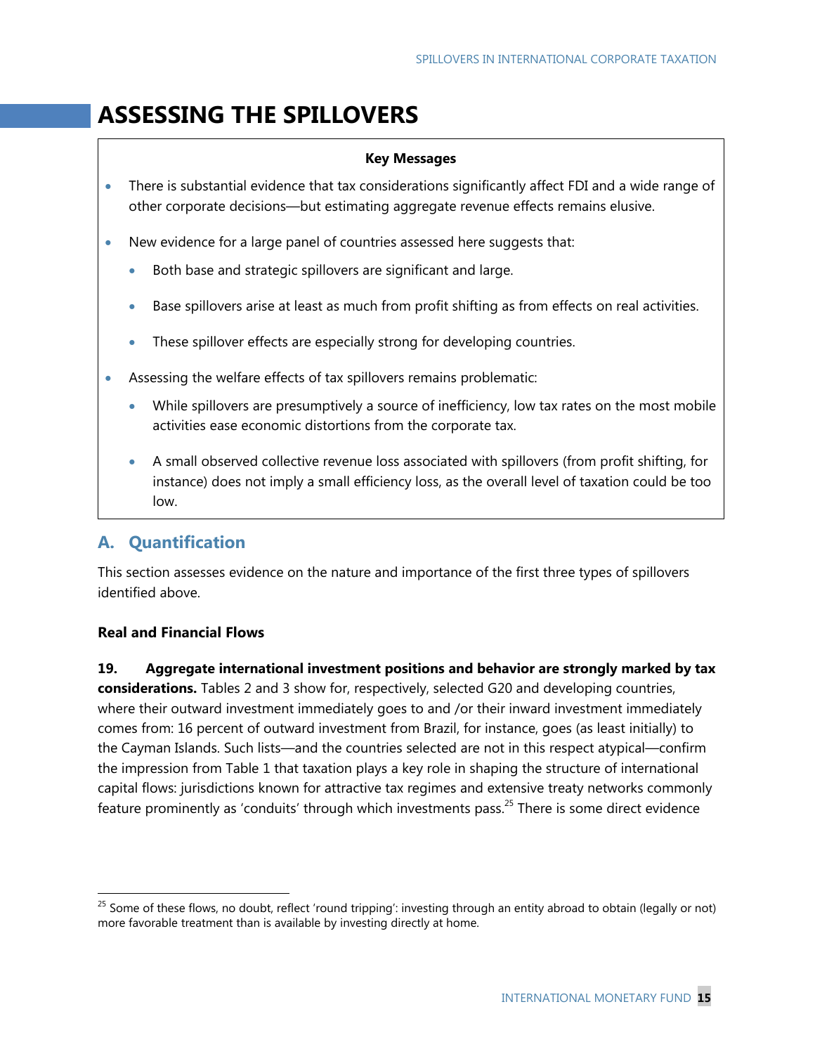# ASSESSING THE SPILLOVERS

**Key Messages**

- There is substantial evidence that tax considerations significantly affect FDI and a wide range of other corporate decisions—but estimating aggregate revenue effects remains elusive.
- New evidence for a large panel of countries assessed here suggests that:
  - Both base and strategic spillovers are significant and large.
  - Base spillovers arise at least as much from profit shifting as from effects on real activities.
  - These spillover effects are especially strong for developing countries.
- Assessing the welfare effects of tax spillovers remains problematic:
  - While spillovers are presumptively a source of inefficiency, low tax rates on the most mobile activities ease economic distortions from the corporate tax.
  - A small observed collective revenue loss associated with spillovers (from profit shifting, for instance) does not imply a small efficiency loss, as the overall level of taxation could be too low.

## A. Quantification

This section assesses evidence on the nature and importance of the first three types of spillovers identified above.

**Real and Financial Flows**

**19. Aggregate international investment positions and behavior are strongly marked by tax considerations.** Tables 2 and 3 show for, respectively, selected G20 and developing countries, where their outward investment immediately goes to and /or their inward investment immediately comes from: 16 percent of outward investment from Brazil, for instance, goes (as least initially) to the Cayman Islands. Such lists—and the countries selected are not in this respect atypical—confirm the impression from Table 1 that taxation plays a key role in shaping the structure of international capital flows: jurisdictions known for attractive tax regimes and extensive treaty networks commonly feature prominently as 'conduits' through which investments pass.[25] There is some direct evidence

[25] Some of these flows, no doubt, reflect 'round tripping': investing through an entity abroad to obtain (legally or not) more favorable treatment than is available by investing directly at home.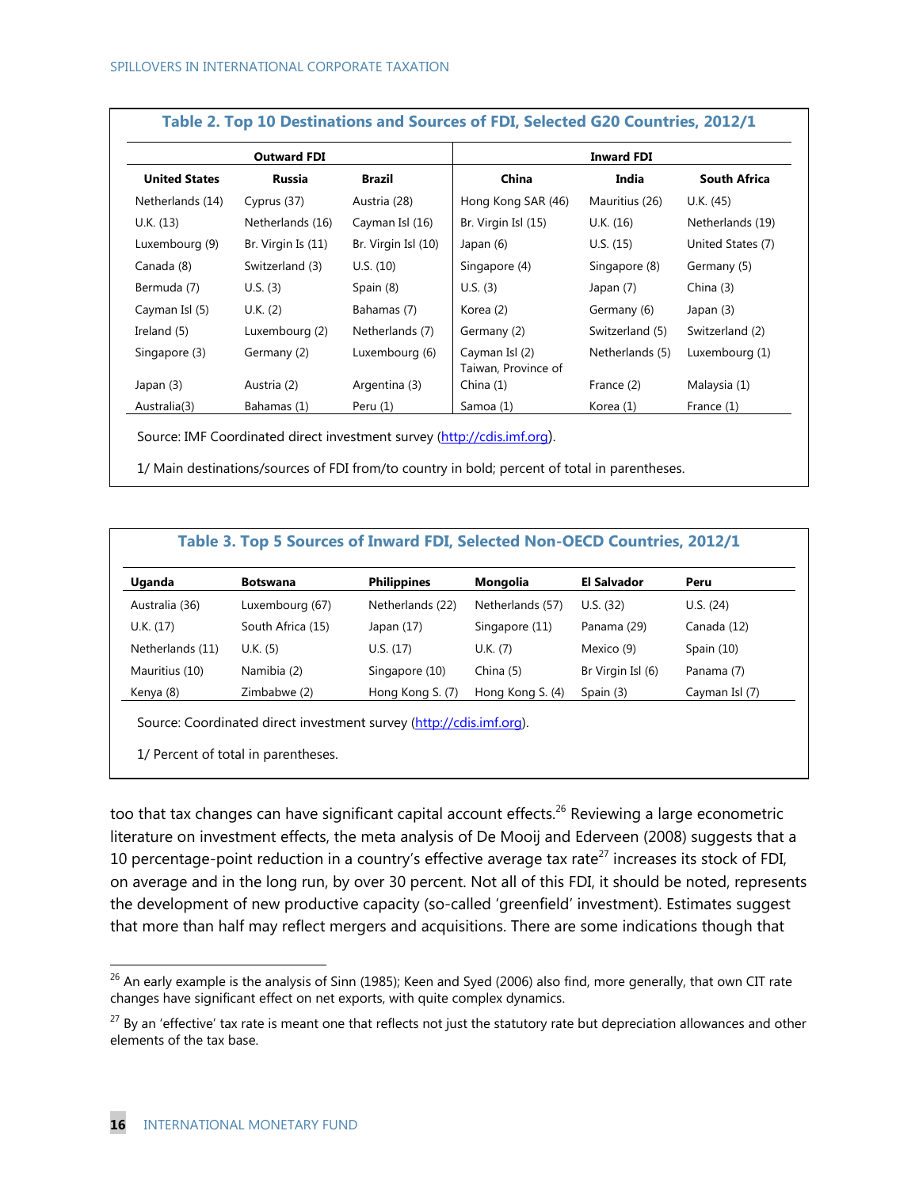**Table 2. Top 10 Destinations and Sources of FDI, Selected G20 Countries, 2012/1**

| Outward FDI | | | Inward FDI | | |
|---|---|---|---|---|---|
| **United States** | **Russia** | **Brazil** | **China** | **India** | **South Africa** |
| Netherlands (14) | Cyprus (37) | Austria (28) | Hong Kong SAR (46) | Mauritius (26) | U.K. (45) |
| U.K. (13) | Netherlands (16) | Cayman Isl (16) | Br. Virgin Isl (15) | U.K. (16) | Netherlands (19) |
| Luxembourg (9) | Br. Virgin Is (11) | Br. Virgin Isl (10) | Japan (6) | U.S. (15) | United States (7) |
| Canada (8) | Switzerland (3) | U.S. (10) | Singapore (4) | Singapore (8) | Germany (5) |
| Bermuda (7) | U.S. (3) | Spain (8) | U.S. (3) | Japan (7) | China (3) |
| Cayman Isl (5) | U.K. (2) | Bahamas (7) | Korea (2) | Germany (6) | Japan (3) |
| Ireland (5) | Luxembourg (2) | Netherlands (7) | Germany (2) | Switzerland (5) | Switzerland (2) |
| Singapore (3) | Germany (2) | Luxembourg (6) | Cayman Isl (2) | Netherlands (5) | Luxembourg (1) |
| Japan (3) | Austria (2) | Argentina (3) | Taiwan, Province of China (1) | France (2) | Malaysia (1) |
| Australia(3) | Bahamas (1) | Peru (1) | Samoa (1) | Korea (1) | France (1) |

Source: IMF Coordinated direct investment survey (http://cdis.imf.org).

1/ Main destinations/sources of FDI from/to country in bold; percent of total in parentheses.

**Table 3. Top 5 Sources of Inward FDI, Selected Non-OECD Countries, 2012/1**

| Uganda | Botswana | Philippines | Mongolia | El Salvador | Peru |
|---|---|---|---|---|---|
| Australia (36) | Luxembourg (67) | Netherlands (22) | Netherlands (57) | U.S. (32) | U.S. (24) |
| U.K. (17) | South Africa (15) | Japan (17) | Singapore (11) | Panama (29) | Canada (12) |
| Netherlands (11) | U.K. (5) | U.S. (17) | U.K. (7) | Mexico (9) | Spain (10) |
| Mauritius (10) | Namibia (2) | Singapore (10) | China (5) | Br Virgin Isl (6) | Panama (7) |
| Kenya (8) | Zimbabwe (2) | Hong Kong S. (7) | Hong Kong S. (4) | Spain (3) | Cayman Isl (7) |

Source: Coordinated direct investment survey (http://cdis.imf.org).

1/ Percent of total in parentheses.

too that tax changes can have significant capital account effects.[26] Reviewing a large econometric literature on investment effects, the meta analysis of De Mooij and Ederveen (2008) suggests that a 10 percentage-point reduction in a country's effective average tax rate[27] increases its stock of FDI, on average and in the long run, by over 30 percent. Not all of this FDI, it should be noted, represents the development of new productive capacity (so-called 'greenfield' investment). Estimates suggest that more than half may reflect mergers and acquisitions. There are some indications though that

[26] An early example is the analysis of Sinn (1985); Keen and Syed (2006) also find, more generally, that own CIT rate changes have significant effect on net exports, with quite complex dynamics.

[27] By an 'effective' tax rate is meant one that reflects not just the statutory rate but depreciation allowances and other elements of the tax base.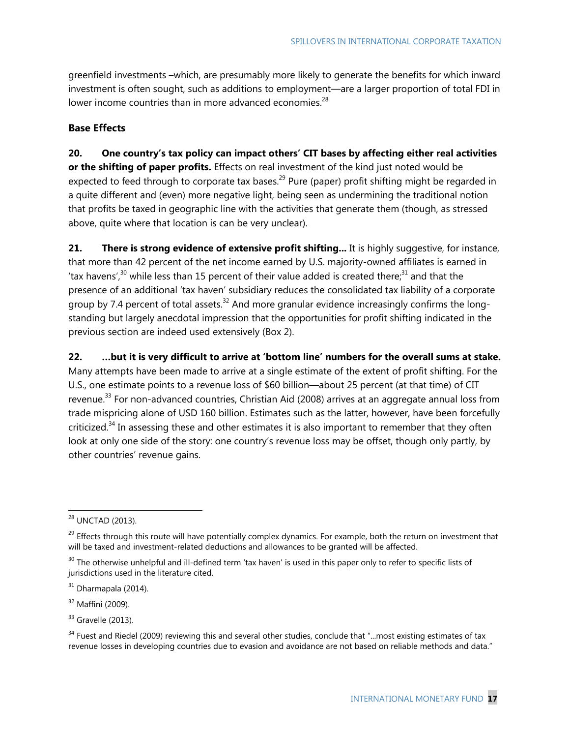greenfield investments –which, are presumably more likely to generate the benefits for which inward investment is often sought, such as additions to employment—are a larger proportion of total FDI in lower income countries than in more advanced economies.[28]

### Base Effects

**20. One country's tax policy can impact others' CIT bases by affecting either real activities or the shifting of paper profits.** Effects on real investment of the kind just noted would be expected to feed through to corporate tax bases.[29] Pure (paper) profit shifting might be regarded in a quite different and (even) more negative light, being seen as undermining the traditional notion that profits be taxed in geographic line with the activities that generate them (though, as stressed above, quite where that location is can be very unclear).

**21. There is strong evidence of extensive profit shifting…** It is highly suggestive, for instance, that more than 42 percent of the net income earned by U.S. majority-owned affiliates is earned in 'tax havens',[30] while less than 15 percent of their value added is created there;[31] and that the presence of an additional 'tax haven' subsidiary reduces the consolidated tax liability of a corporate group by 7.4 percent of total assets.[32] And more granular evidence increasingly confirms the long-standing but largely anecdotal impression that the opportunities for profit shifting indicated in the previous section are indeed used extensively (Box 2).

**22. …but it is very difficult to arrive at 'bottom line' numbers for the overall sums at stake.** Many attempts have been made to arrive at a single estimate of the extent of profit shifting. For the U.S., one estimate points to a revenue loss of $60 billion—about 25 percent (at that time) of CIT revenue.[33] For non-advanced countries, Christian Aid (2008) arrives at an aggregate annual loss from trade mispricing alone of USD 160 billion. Estimates such as the latter, however, have been forcefully criticized.[34] In assessing these and other estimates it is also important to remember that they often look at only one side of the story: one country's revenue loss may be offset, though only partly, by other countries' revenue gains.

---

[28] UNCTAD (2013).

[29] Effects through this route will have potentially complex dynamics. For example, both the return on investment that will be taxed and investment-related deductions and allowances to be granted will be affected.

[30] The otherwise unhelpful and ill-defined term 'tax haven' is used in this paper only to refer to specific lists of jurisdictions used in the literature cited.

[31] Dharmapala (2014).

[32] Maffini (2009).

[33] Gravelle (2013).

[34] Fuest and Riedel (2009) reviewing this and several other studies, conclude that "...most existing estimates of tax revenue losses in developing countries due to evasion and avoidance are not based on reliable methods and data."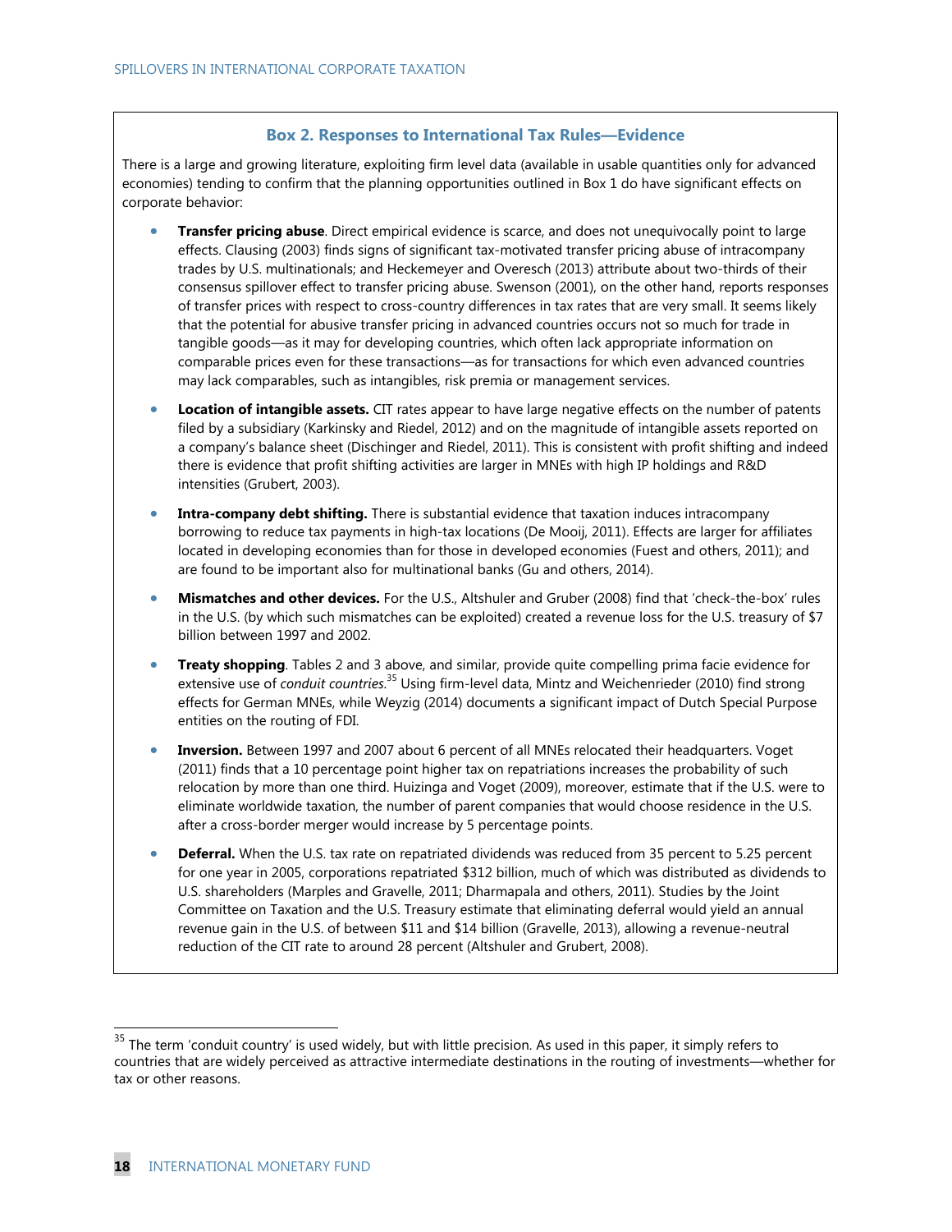### Box 2. Responses to International Tax Rules—Evidence

There is a large and growing literature, exploiting firm level data (available in usable quantities only for advanced economies) tending to confirm that the planning opportunities outlined in Box 1 do have significant effects on corporate behavior:

- **Transfer pricing abuse**. Direct empirical evidence is scarce, and does not unequivocally point to large effects. Clausing (2003) finds signs of significant tax-motivated transfer pricing abuse of intracompany trades by U.S. multinationals; and Heckemeyer and Overesch (2013) attribute about two-thirds of their consensus spillover effect to transfer pricing abuse. Swenson (2001), on the other hand, reports responses of transfer prices with respect to cross-country differences in tax rates that are very small. It seems likely that the potential for abusive transfer pricing in advanced countries occurs not so much for trade in tangible goods—as it may for developing countries, which often lack appropriate information on comparable prices even for these transactions—as for transactions for which even advanced countries may lack comparables, such as intangibles, risk premia or management services.

- **Location of intangible assets.** CIT rates appear to have large negative effects on the number of patents filed by a subsidiary (Karkinsky and Riedel, 2012) and on the magnitude of intangible assets reported on a company's balance sheet (Dischinger and Riedel, 2011). This is consistent with profit shifting and indeed there is evidence that profit shifting activities are larger in MNEs with high IP holdings and R&D intensities (Grubert, 2003).

- **Intra-company debt shifting.** There is substantial evidence that taxation induces intracompany borrowing to reduce tax payments in high-tax locations (De Mooij, 2011). Effects are larger for affiliates located in developing economies than for those in developed economies (Fuest and others, 2011); and are found to be important also for multinational banks (Gu and others, 2014).

- **Mismatches and other devices.** For the U.S., Altshuler and Gruber (2008) find that 'check-the-box' rules in the U.S. (by which such mismatches can be exploited) created a revenue loss for the U.S. treasury of $7 billion between 1997 and 2002.

- **Treaty shopping**. Tables 2 and 3 above, and similar, provide quite compelling prima facie evidence for extensive use of *conduit countries*.[35] Using firm-level data, Mintz and Weichenrieder (2010) find strong effects for German MNEs, while Weyzig (2014) documents a significant impact of Dutch Special Purpose entities on the routing of FDI.

- **Inversion.** Between 1997 and 2007 about 6 percent of all MNEs relocated their headquarters. Voget (2011) finds that a 10 percentage point higher tax on repatriations increases the probability of such relocation by more than one third. Huizinga and Voget (2009), moreover, estimate that if the U.S. were to eliminate worldwide taxation, the number of parent companies that would choose residence in the U.S. after a cross-border merger would increase by 5 percentage points.

- **Deferral.** When the U.S. tax rate on repatriated dividends was reduced from 35 percent to 5.25 percent for one year in 2005, corporations repatriated $312 billion, much of which was distributed as dividends to U.S. shareholders (Marples and Gravelle, 2011; Dharmapala and others, 2011). Studies by the Joint Committee on Taxation and the U.S. Treasury estimate that eliminating deferral would yield an annual revenue gain in the U.S. of between $11 and $14 billion (Gravelle, 2013), allowing a revenue-neutral reduction of the CIT rate to around 28 percent (Altshuler and Grubert, 2008).

---

[35] The term 'conduit country' is used widely, but with little precision. As used in this paper, it simply refers to countries that are widely perceived as attractive intermediate destinations in the routing of investments—whether for tax or other reasons.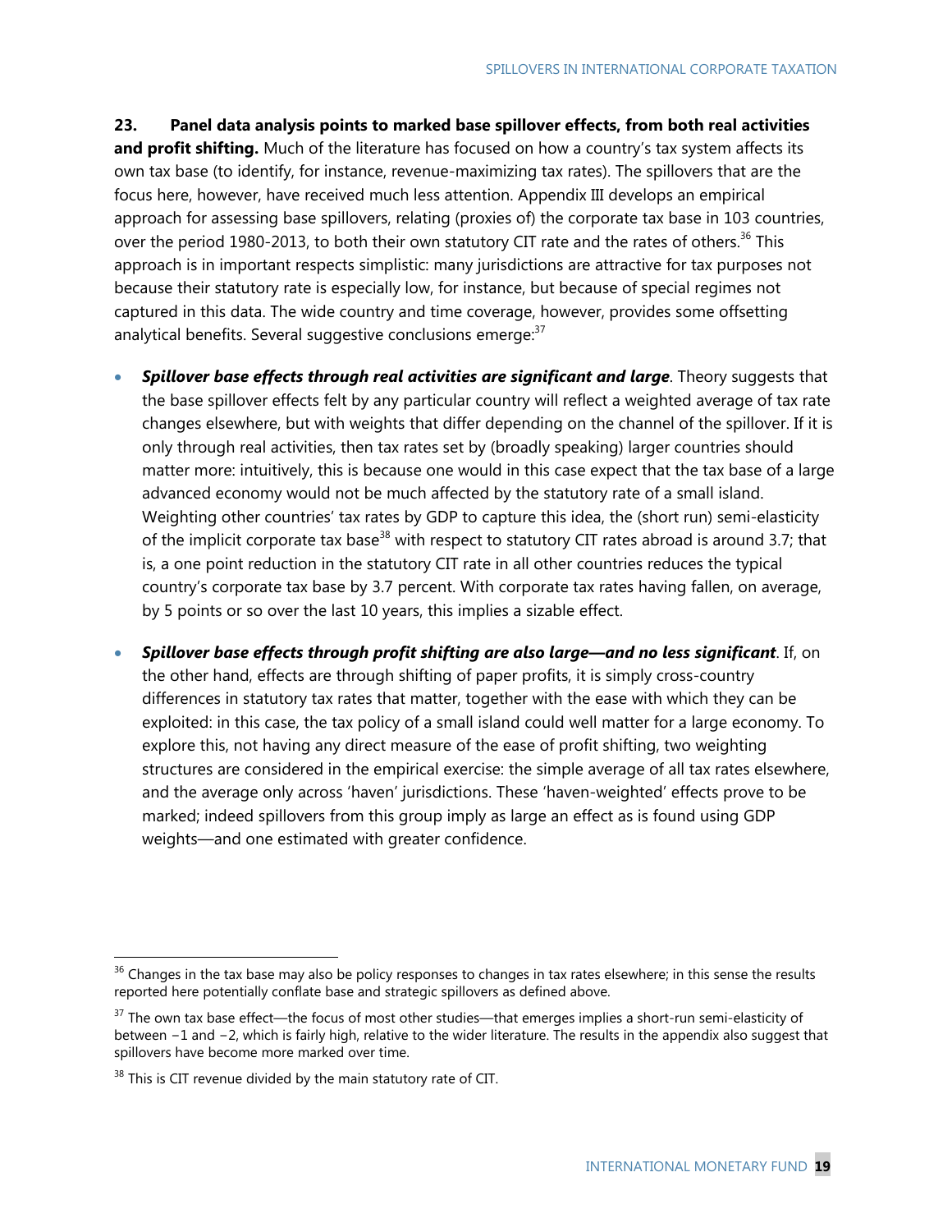**23. Panel data analysis points to marked base spillover effects, from both real activities and profit shifting.** Much of the literature has focused on how a country's tax system affects its own tax base (to identify, for instance, revenue-maximizing tax rates). The spillovers that are the focus here, however, have received much less attention. Appendix III develops an empirical approach for assessing base spillovers, relating (proxies of) the corporate tax base in 103 countries, over the period 1980-2013, to both their own statutory CIT rate and the rates of others.[36] This approach is in important respects simplistic: many jurisdictions are attractive for tax purposes not because their statutory rate is especially low, for instance, but because of special regimes not captured in this data. The wide country and time coverage, however, provides some offsetting analytical benefits. Several suggestive conclusions emerge:[37]

- ***Spillover base effects through real activities are significant and large***. Theory suggests that the base spillover effects felt by any particular country will reflect a weighted average of tax rate changes elsewhere, but with weights that differ depending on the channel of the spillover. If it is only through real activities, then tax rates set by (broadly speaking) larger countries should matter more: intuitively, this is because one would in this case expect that the tax base of a large advanced economy would not be much affected by the statutory rate of a small island. Weighting other countries' tax rates by GDP to capture this idea, the (short run) semi-elasticity of the implicit corporate tax base[38] with respect to statutory CIT rates abroad is around 3.7; that is, a one point reduction in the statutory CIT rate in all other countries reduces the typical country's corporate tax base by 3.7 percent. With corporate tax rates having fallen, on average, by 5 points or so over the last 10 years, this implies a sizable effect.

- ***Spillover base effects through profit shifting are also large—and no less significant***. If, on the other hand, effects are through shifting of paper profits, it is simply cross-country differences in statutory tax rates that matter, together with the ease with which they can be exploited: in this case, the tax policy of a small island could well matter for a large economy. To explore this, not having any direct measure of the ease of profit shifting, two weighting structures are considered in the empirical exercise: the simple average of all tax rates elsewhere, and the average only across 'haven' jurisdictions. These 'haven-weighted' effects prove to be marked; indeed spillovers from this group imply as large an effect as is found using GDP weights—and one estimated with greater confidence.

---

[36] Changes in the tax base may also be policy responses to changes in tax rates elsewhere; in this sense the results reported here potentially conflate base and strategic spillovers as defined above.

[37] The own tax base effect—the focus of most other studies—that emerges implies a short-run semi-elasticity of between −1 and −2, which is fairly high, relative to the wider literature. The results in the appendix also suggest that spillovers have become more marked over time.

[38] This is CIT revenue divided by the main statutory rate of CIT.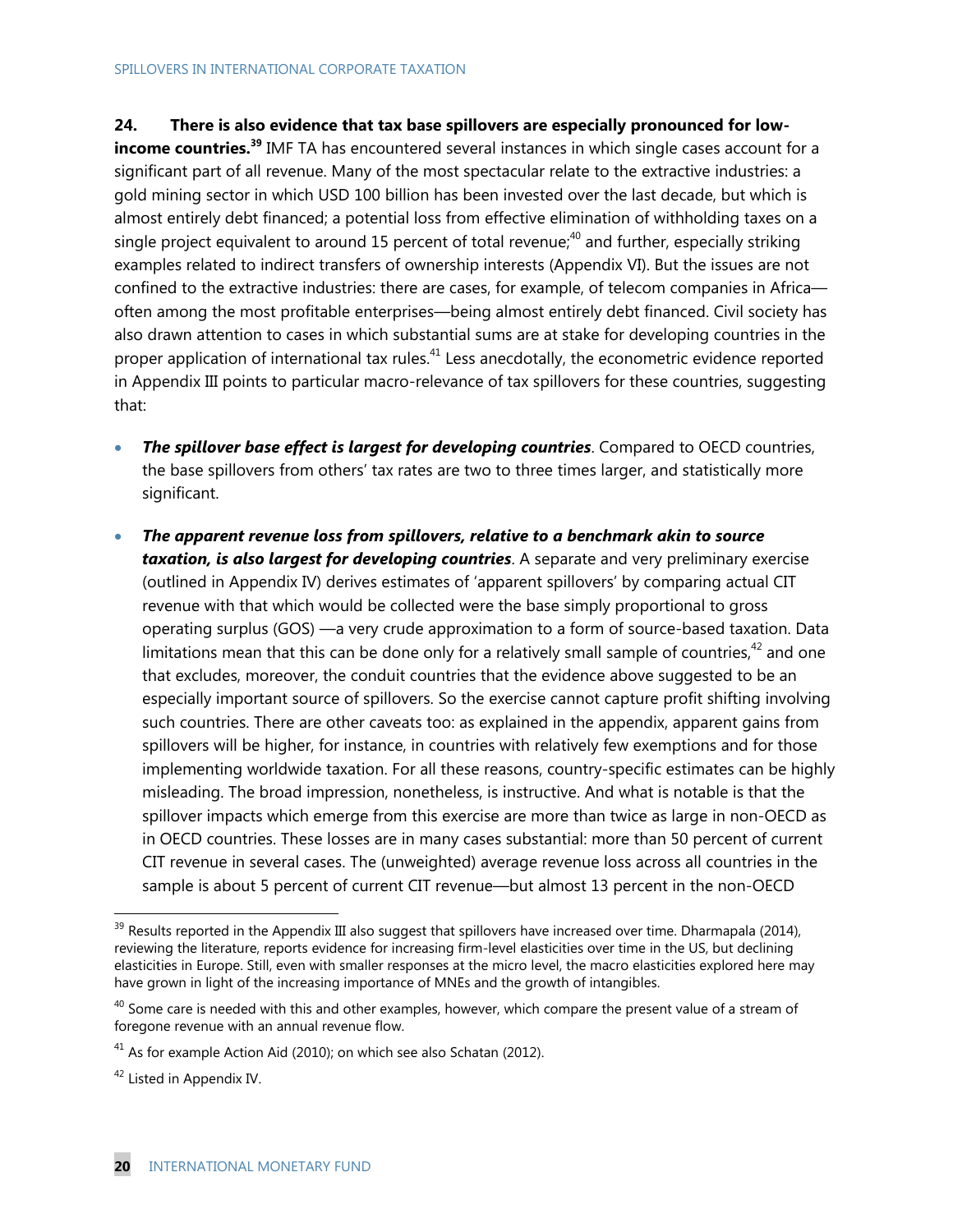**24. There is also evidence that tax base spillovers are especially pronounced for low-income countries.**[39] IMF TA has encountered several instances in which single cases account for a significant part of all revenue. Many of the most spectacular relate to the extractive industries: a gold mining sector in which USD 100 billion has been invested over the last decade, but which is almost entirely debt financed; a potential loss from effective elimination of withholding taxes on a single project equivalent to around 15 percent of total revenue;[40] and further, especially striking examples related to indirect transfers of ownership interests (Appendix VI). But the issues are not confined to the extractive industries: there are cases, for example, of telecom companies in Africa—often among the most profitable enterprises—being almost entirely debt financed. Civil society has also drawn attention to cases in which substantial sums are at stake for developing countries in the proper application of international tax rules.[41] Less anecdotally, the econometric evidence reported in Appendix III points to particular macro-relevance of tax spillovers for these countries, suggesting that:

- ***The spillover base effect is largest for developing countries***. Compared to OECD countries, the base spillovers from others' tax rates are two to three times larger, and statistically more significant.

- ***The apparent revenue loss from spillovers, relative to a benchmark akin to source taxation, is also largest for developing countries***. A separate and very preliminary exercise (outlined in Appendix IV) derives estimates of 'apparent spillovers' by comparing actual CIT revenue with that which would be collected were the base simply proportional to gross operating surplus (GOS) —a very crude approximation to a form of source-based taxation. Data limitations mean that this can be done only for a relatively small sample of countries,[42] and one that excludes, moreover, the conduit countries that the evidence above suggested to be an especially important source of spillovers. So the exercise cannot capture profit shifting involving such countries. There are other caveats too: as explained in the appendix, apparent gains from spillovers will be higher, for instance, in countries with relatively few exemptions and for those implementing worldwide taxation. For all these reasons, country-specific estimates can be highly misleading. The broad impression, nonetheless, is instructive. And what is notable is that the spillover impacts which emerge from this exercise are more than twice as large in non-OECD as in OECD countries. These losses are in many cases substantial: more than 50 percent of current CIT revenue in several cases. The (unweighted) average revenue loss across all countries in the sample is about 5 percent of current CIT revenue—but almost 13 percent in the non-OECD

---

[39] Results reported in the Appendix III also suggest that spillovers have increased over time. Dharmapala (2014), reviewing the literature, reports evidence for increasing firm-level elasticities over time in the US, but declining elasticities in Europe. Still, even with smaller responses at the micro level, the macro elasticities explored here may have grown in light of the increasing importance of MNEs and the growth of intangibles.

[40] Some care is needed with this and other examples, however, which compare the present value of a stream of foregone revenue with an annual revenue flow.

[41] As for example Action Aid (2010); on which see also Schatan (2012).

[42] Listed in Appendix IV.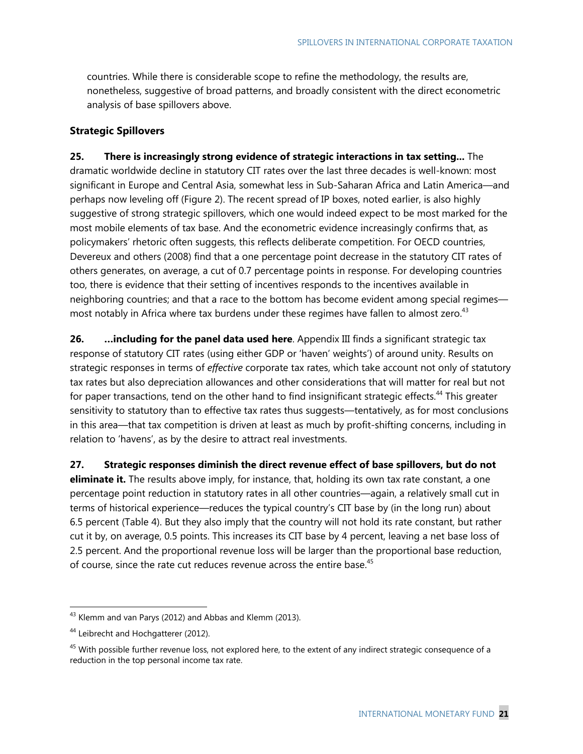countries. While there is considerable scope to refine the methodology, the results are, nonetheless, suggestive of broad patterns, and broadly consistent with the direct econometric analysis of base spillovers above.

### Strategic Spillovers

**25. There is increasingly strong evidence of strategic interactions in tax setting…** The dramatic worldwide decline in statutory CIT rates over the last three decades is well-known: most significant in Europe and Central Asia, somewhat less in Sub-Saharan Africa and Latin America—and perhaps now leveling off (Figure 2). The recent spread of IP boxes, noted earlier, is also highly suggestive of strong strategic spillovers, which one would indeed expect to be most marked for the most mobile elements of tax base. And the econometric evidence increasingly confirms that, as policymakers' rhetoric often suggests, this reflects deliberate competition. For OECD countries, Devereux and others (2008) find that a one percentage point decrease in the statutory CIT rates of others generates, on average, a cut of 0.7 percentage points in response. For developing countries too, there is evidence that their setting of incentives responds to the incentives available in neighboring countries; and that a race to the bottom has become evident among special regimes—most notably in Africa where tax burdens under these regimes have fallen to almost zero.[43]

**26. …including for the panel data used here**. Appendix III finds a significant strategic tax response of statutory CIT rates (using either GDP or 'haven' weights') of around unity. Results on strategic responses in terms of *effective* corporate tax rates, which take account not only of statutory tax rates but also depreciation allowances and other considerations that will matter for real but not for paper transactions, tend on the other hand to find insignificant strategic effects.[44] This greater sensitivity to statutory than to effective tax rates thus suggests—tentatively, as for most conclusions in this area—that tax competition is driven at least as much by profit-shifting concerns, including in relation to 'havens', as by the desire to attract real investments.

**27. Strategic responses diminish the direct revenue effect of base spillovers, but do not eliminate it.** The results above imply, for instance, that, holding its own tax rate constant, a one percentage point reduction in statutory rates in all other countries—again, a relatively small cut in terms of historical experience—reduces the typical country's CIT base by (in the long run) about 6.5 percent (Table 4). But they also imply that the country will not hold its rate constant, but rather cut it by, on average, 0.5 points. This increases its CIT base by 4 percent, leaving a net base loss of 2.5 percent. And the proportional revenue loss will be larger than the proportional base reduction, of course, since the rate cut reduces revenue across the entire base.[45]

---

[43] Klemm and van Parys (2012) and Abbas and Klemm (2013).

[44] Leibrecht and Hochgatterer (2012).

[45] With possible further revenue loss, not explored here, to the extent of any indirect strategic consequence of a reduction in the top personal income tax rate.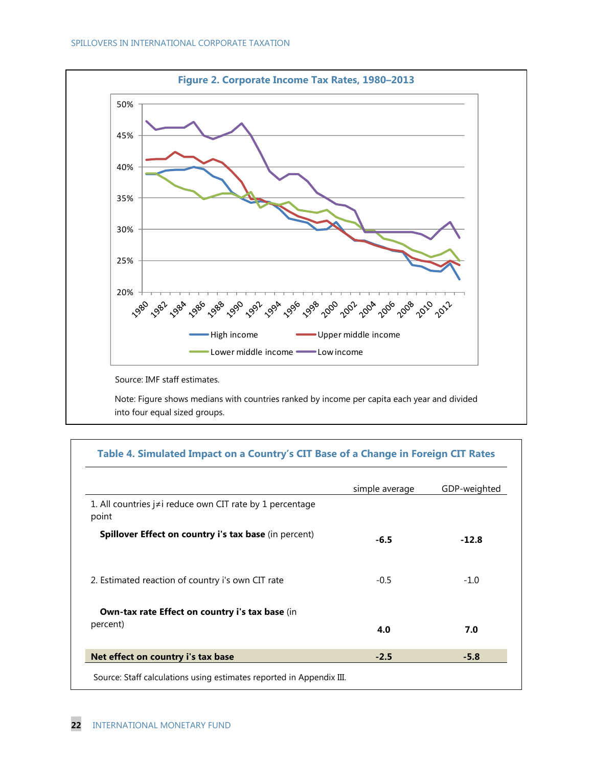**Figure 2. Corporate Income Tax Rates, 1980–2013**

Source: IMF staff estimates.

Note: Figure shows medians with countries ranked by income per capita each year and divided into four equal sized groups.

**Table 4. Simulated Impact on a Country's CIT Base of a Change in Foreign CIT Rates**

| | simple average | GDP-weighted |
|---|---|---|
| 1. All countries j≠i reduce own CIT rate by 1 percentage point | | |
| **Spillover Effect on country i's tax base** (in percent) | **-6.5** | **-12.8** |
| 2. Estimated reaction of country i's own CIT rate | -0.5 | -1.0 |
| **Own-tax rate Effect on country i's tax base** (in percent) | **4.0** | **7.0** |
| **Net effect on country i's tax base** | **-2.5** | **-5.8** |

Source: Staff calculations using estimates reported in Appendix III.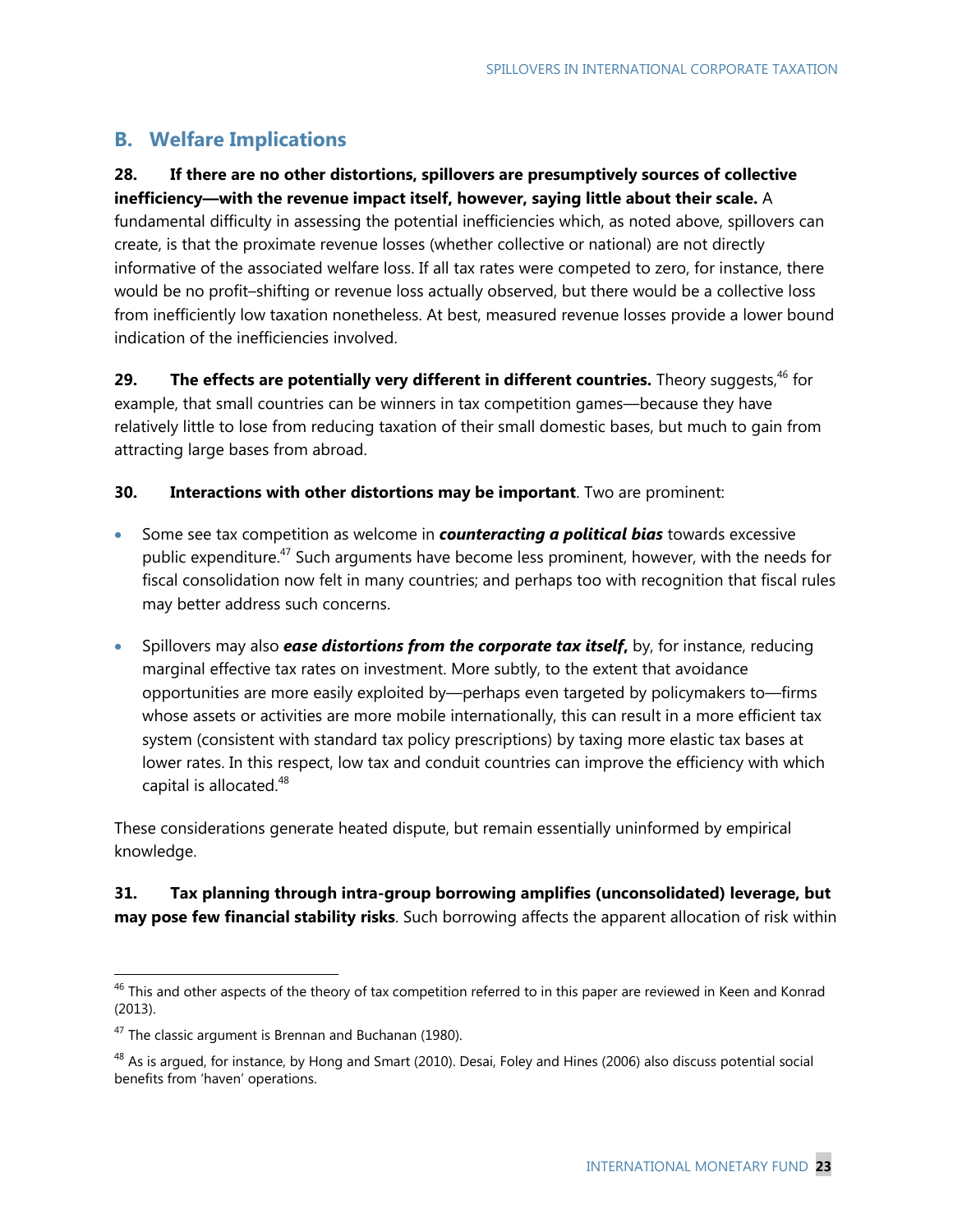## B. Welfare Implications

**28. If there are no other distortions, spillovers are presumptively sources of collective inefficiency—with the revenue impact itself, however, saying little about their scale.** A fundamental difficulty in assessing the potential inefficiencies which, as noted above, spillovers can create, is that the proximate revenue losses (whether collective or national) are not directly informative of the associated welfare loss. If all tax rates were competed to zero, for instance, there would be no profit–shifting or revenue loss actually observed, but there would be a collective loss from inefficiently low taxation nonetheless. At best, measured revenue losses provide a lower bound indication of the inefficiencies involved.

**29. The effects are potentially very different in different countries.** Theory suggests,[46] for example, that small countries can be winners in tax competition games—because they have relatively little to lose from reducing taxation of their small domestic bases, but much to gain from attracting large bases from abroad.

**30. Interactions with other distortions may be important**. Two are prominent:

- Some see tax competition as welcome in ***counteracting a political bias*** towards excessive public expenditure.[47] Such arguments have become less prominent, however, with the needs for fiscal consolidation now felt in many countries; and perhaps too with recognition that fiscal rules may better address such concerns.
- Spillovers may also ***ease distortions from the corporate tax itself*****,** by, for instance, reducing marginal effective tax rates on investment. More subtly, to the extent that avoidance opportunities are more easily exploited by—perhaps even targeted by policymakers to—firms whose assets or activities are more mobile internationally, this can result in a more efficient tax system (consistent with standard tax policy prescriptions) by taxing more elastic tax bases at lower rates. In this respect, low tax and conduit countries can improve the efficiency with which capital is allocated.[48]

These considerations generate heated dispute, but remain essentially uninformed by empirical knowledge.

**31. Tax planning through intra-group borrowing amplifies (unconsolidated) leverage, but may pose few financial stability risks**. Such borrowing affects the apparent allocation of risk within

---

[46] This and other aspects of the theory of tax competition referred to in this paper are reviewed in Keen and Konrad (2013).

[47] The classic argument is Brennan and Buchanan (1980).

[48] As is argued, for instance, by Hong and Smart (2010). Desai, Foley and Hines (2006) also discuss potential social benefits from 'haven' operations.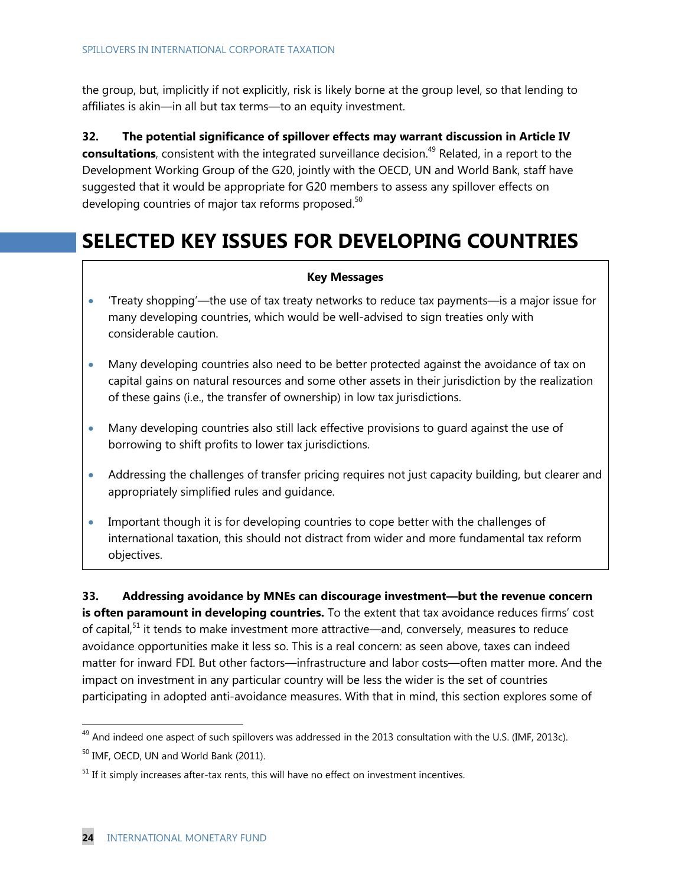the group, but, implicitly if not explicitly, risk is likely borne at the group level, so that lending to affiliates is akin—in all but tax terms—to an equity investment.

**32. The potential significance of spillover effects may warrant discussion in Article IV consultations**, consistent with the integrated surveillance decision.[49] Related, in a report to the Development Working Group of the G20, jointly with the OECD, UN and World Bank, staff have suggested that it would be appropriate for G20 members to assess any spillover effects on developing countries of major tax reforms proposed.[50]

# SELECTED KEY ISSUES FOR DEVELOPING COUNTRIES

**Key Messages**

- 'Treaty shopping'—the use of tax treaty networks to reduce tax payments—is a major issue for many developing countries, which would be well-advised to sign treaties only with considerable caution.
- Many developing countries also need to be better protected against the avoidance of tax on capital gains on natural resources and some other assets in their jurisdiction by the realization of these gains (i.e., the transfer of ownership) in low tax jurisdictions.
- Many developing countries also still lack effective provisions to guard against the use of borrowing to shift profits to lower tax jurisdictions.
- Addressing the challenges of transfer pricing requires not just capacity building, but clearer and appropriately simplified rules and guidance.
- Important though it is for developing countries to cope better with the challenges of international taxation, this should not distract from wider and more fundamental tax reform objectives.

**33. Addressing avoidance by MNEs can discourage investment—but the revenue concern is often paramount in developing countries.** To the extent that tax avoidance reduces firms' cost of capital,[51] it tends to make investment more attractive—and, conversely, measures to reduce avoidance opportunities make it less so. This is a real concern: as seen above, taxes can indeed matter for inward FDI. But other factors—infrastructure and labor costs—often matter more. And the impact on investment in any particular country will be less the wider is the set of countries participating in adopted anti-avoidance measures. With that in mind, this section explores some of

---

[49] And indeed one aspect of such spillovers was addressed in the 2013 consultation with the U.S. (IMF, 2013c).

[50] IMF, OECD, UN and World Bank (2011).

[51] If it simply increases after-tax rents, this will have no effect on investment incentives.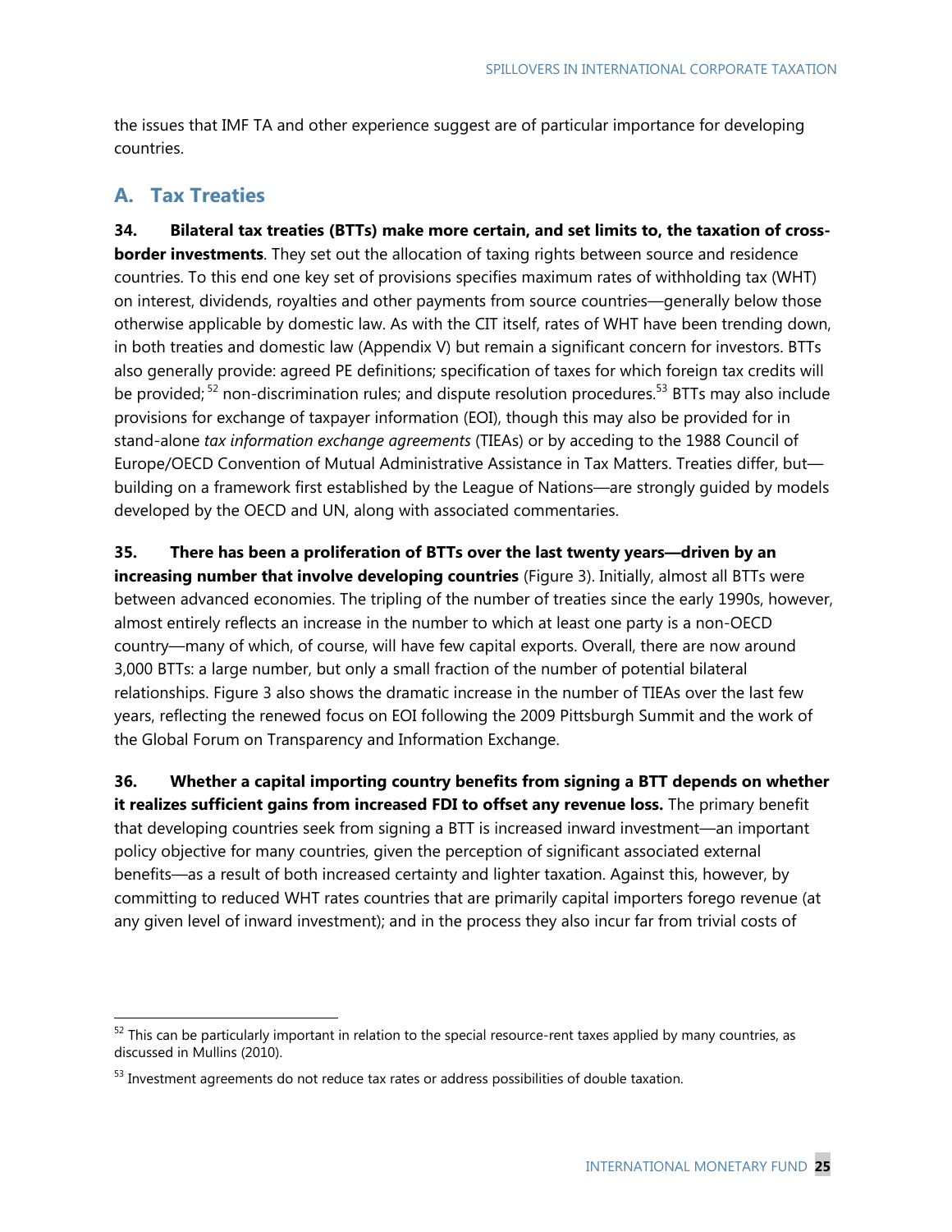the issues that IMF TA and other experience suggest are of particular importance for developing countries.

## A. Tax Treaties

**34. Bilateral tax treaties (BTTs) make more certain, and set limits to, the taxation of cross-border investments**. They set out the allocation of taxing rights between source and residence countries. To this end one key set of provisions specifies maximum rates of withholding tax (WHT) on interest, dividends, royalties and other payments from source countries—generally below those otherwise applicable by domestic law. As with the CIT itself, rates of WHT have been trending down, in both treaties and domestic law (Appendix V) but remain a significant concern for investors. BTTs also generally provide: agreed PE definitions; specification of taxes for which foreign tax credits will be provided;[52] non-discrimination rules; and dispute resolution procedures.[53] BTTs may also include provisions for exchange of taxpayer information (EOI), though this may also be provided for in stand-alone *tax information exchange agreements* (TIEAs) or by acceding to the 1988 Council of Europe/OECD Convention of Mutual Administrative Assistance in Tax Matters. Treaties differ, but—building on a framework first established by the League of Nations—are strongly guided by models developed by the OECD and UN, along with associated commentaries.

**35. There has been a proliferation of BTTs over the last twenty years—driven by an increasing number that involve developing countries** (Figure 3). Initially, almost all BTTs were between advanced economies. The tripling of the number of treaties since the early 1990s, however, almost entirely reflects an increase in the number to which at least one party is a non-OECD country—many of which, of course, will have few capital exports. Overall, there are now around 3,000 BTTs: a large number, but only a small fraction of the number of potential bilateral relationships. Figure 3 also shows the dramatic increase in the number of TIEAs over the last few years, reflecting the renewed focus on EOI following the 2009 Pittsburgh Summit and the work of the Global Forum on Transparency and Information Exchange.

**36. Whether a capital importing country benefits from signing a BTT depends on whether it realizes sufficient gains from increased FDI to offset any revenue loss.** The primary benefit that developing countries seek from signing a BTT is increased inward investment—an important policy objective for many countries, given the perception of significant associated external benefits—as a result of both increased certainty and lighter taxation. Against this, however, by committing to reduced WHT rates countries that are primarily capital importers forego revenue (at any given level of inward investment); and in the process they also incur far from trivial costs of

[52] This can be particularly important in relation to the special resource-rent taxes applied by many countries, as discussed in Mullins (2010).

[53] Investment agreements do not reduce tax rates or address possibilities of double taxation.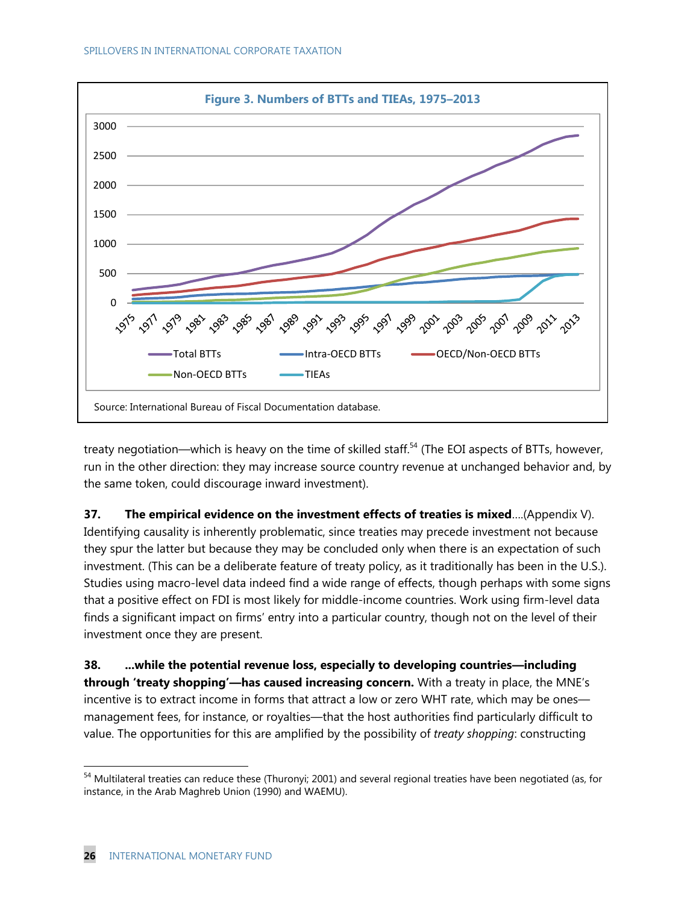**Figure 3. Numbers of BTTs and TIEAs, 1975–2013**

Source: International Bureau of Fiscal Documentation database.

treaty negotiation—which is heavy on the time of skilled staff.[54] (The EOI aspects of BTTs, however, run in the other direction: they may increase source country revenue at unchanged behavior and, by the same token, could discourage inward investment).

**37. The empirical evidence on the investment effects of treaties is mixed**....(Appendix V). Identifying causality is inherently problematic, since treaties may precede investment not because they spur the latter but because they may be concluded only when there is an expectation of such investment. (This can be a deliberate feature of treaty policy, as it traditionally has been in the U.S.). Studies using macro-level data indeed find a wide range of effects, though perhaps with some signs that a positive effect on FDI is most likely for middle-income countries. Work using firm-level data finds a significant impact on firms' entry into a particular country, though not on the level of their investment once they are present.

**38. ...while the potential revenue loss, especially to developing countries—including through 'treaty shopping'—has caused increasing concern.** With a treaty in place, the MNE's incentive is to extract income in forms that attract a low or zero WHT rate, which may be ones—management fees, for instance, or royalties—that the host authorities find particularly difficult to value. The opportunities for this are amplified by the possibility of *treaty shopping*: constructing

[54] Multilateral treaties can reduce these (Thuronyi; 2001) and several regional treaties have been negotiated (as, for instance, in the Arab Maghreb Union (1990) and WAEMU).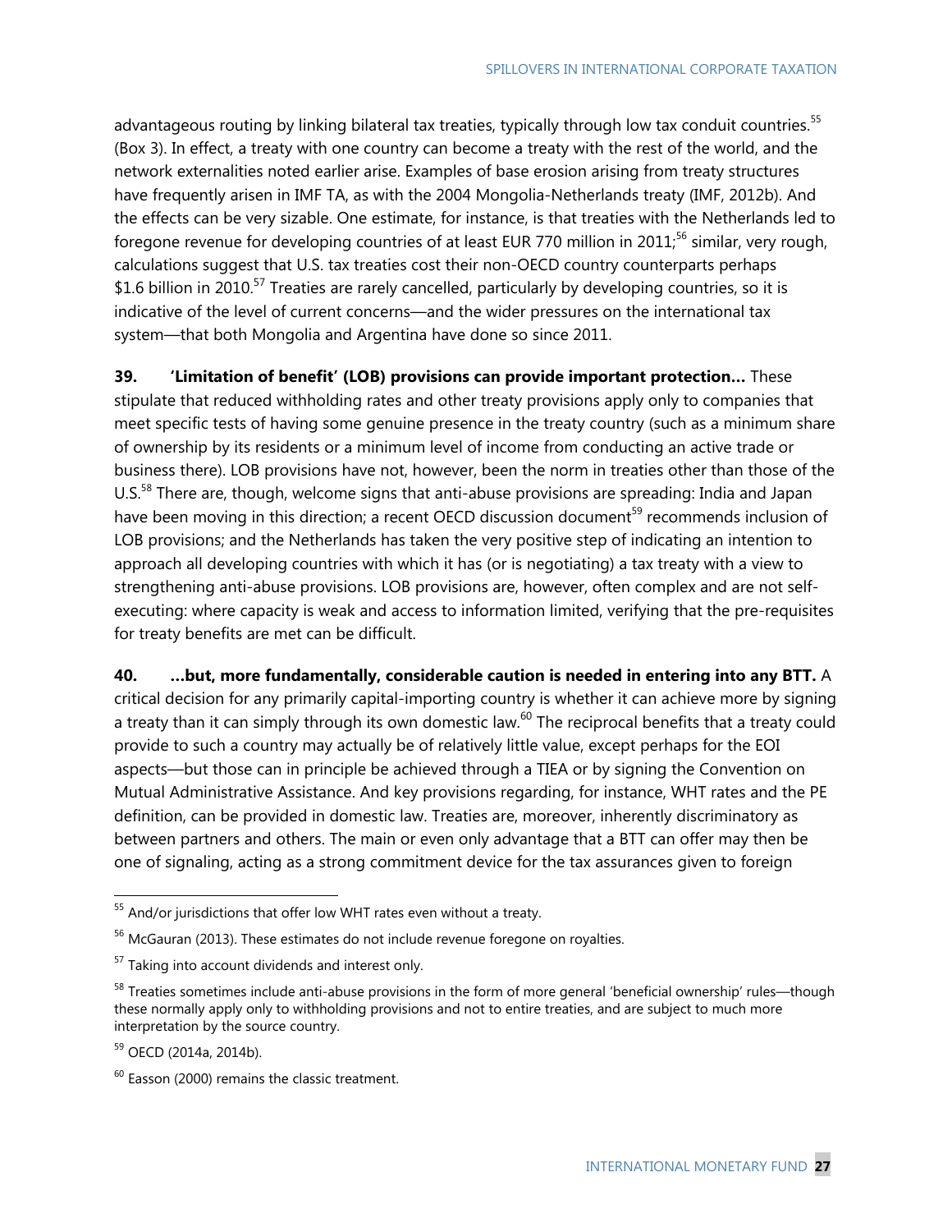advantageous routing by linking bilateral tax treaties, typically through low tax conduit countries.[55] (Box 3). In effect, a treaty with one country can become a treaty with the rest of the world, and the network externalities noted earlier arise. Examples of base erosion arising from treaty structures have frequently arisen in IMF TA, as with the 2004 Mongolia-Netherlands treaty (IMF, 2012b). And the effects can be very sizable. One estimate, for instance, is that treaties with the Netherlands led to foregone revenue for developing countries of at least EUR 770 million in 2011;[56] similar, very rough, calculations suggest that U.S. tax treaties cost their non-OECD country counterparts perhaps $1.6 billion in 2010.[57] Treaties are rarely cancelled, particularly by developing countries, so it is indicative of the level of current concerns—and the wider pressures on the international tax system—that both Mongolia and Argentina have done so since 2011.

**39. 'Limitation of benefit' (LOB) provisions can provide important protection…** These stipulate that reduced withholding rates and other treaty provisions apply only to companies that meet specific tests of having some genuine presence in the treaty country (such as a minimum share of ownership by its residents or a minimum level of income from conducting an active trade or business there). LOB provisions have not, however, been the norm in treaties other than those of the U.S.[58] There are, though, welcome signs that anti-abuse provisions are spreading: India and Japan have been moving in this direction; a recent OECD discussion document[59] recommends inclusion of LOB provisions; and the Netherlands has taken the very positive step of indicating an intention to approach all developing countries with which it has (or is negotiating) a tax treaty with a view to strengthening anti-abuse provisions. LOB provisions are, however, often complex and are not self-executing: where capacity is weak and access to information limited, verifying that the pre-requisites for treaty benefits are met can be difficult.

**40. …but, more fundamentally, considerable caution is needed in entering into any BTT.** A critical decision for any primarily capital-importing country is whether it can achieve more by signing a treaty than it can simply through its own domestic law.[60] The reciprocal benefits that a treaty could provide to such a country may actually be of relatively little value, except perhaps for the EOI aspects—but those can in principle be achieved through a TIEA or by signing the Convention on Mutual Administrative Assistance. And key provisions regarding, for instance, WHT rates and the PE definition, can be provided in domestic law. Treaties are, moreover, inherently discriminatory as between partners and others. The main or even only advantage that a BTT can offer may then be one of signaling, acting as a strong commitment device for the tax assurances given to foreign

---

[55] And/or jurisdictions that offer low WHT rates even without a treaty.

[56] McGauran (2013). These estimates do not include revenue foregone on royalties.

[57] Taking into account dividends and interest only.

[58] Treaties sometimes include anti-abuse provisions in the form of more general 'beneficial ownership' rules—though these normally apply only to withholding provisions and not to entire treaties, and are subject to much more interpretation by the source country.

[59] OECD (2014a, 2014b).

[60] Easson (2000) remains the classic treatment.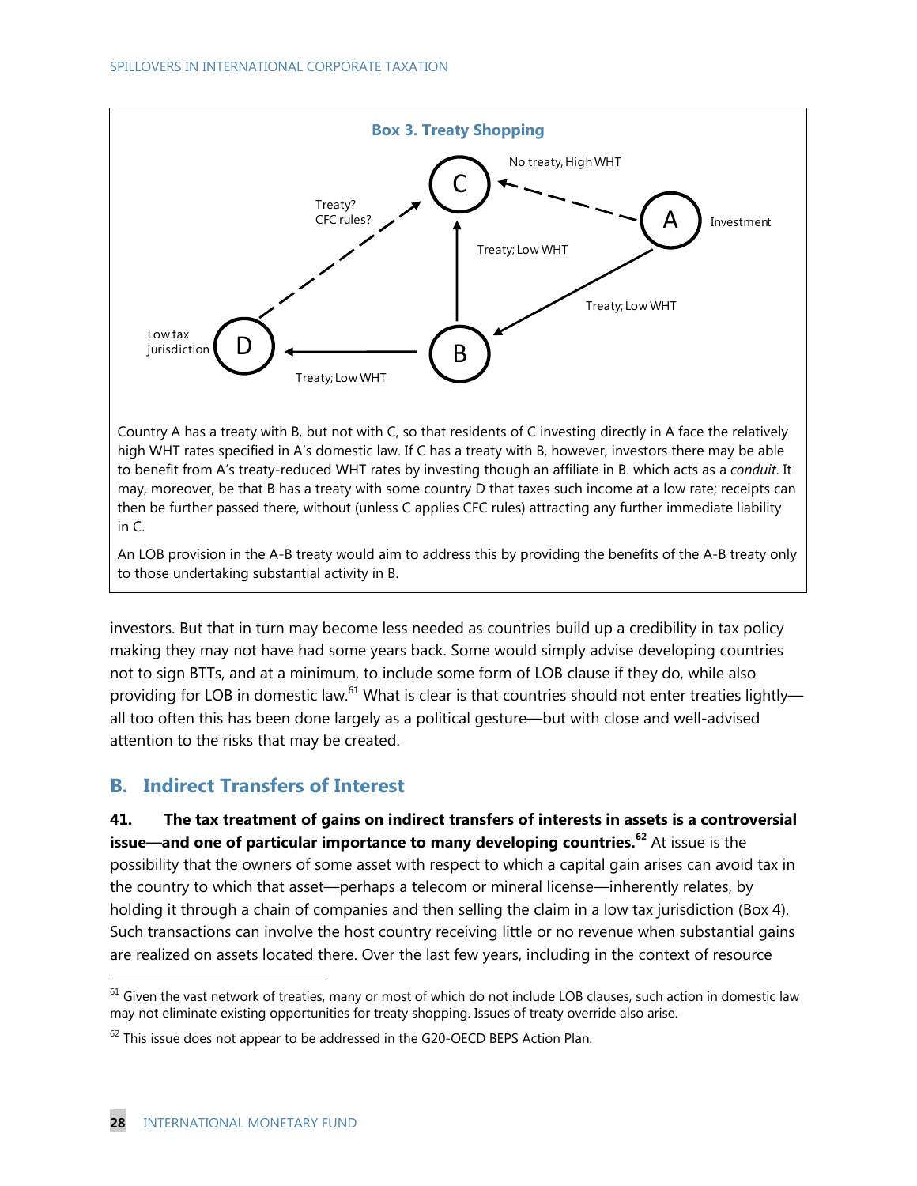**Box 3. Treaty Shopping**

No treaty, High WHT

Treaty?
CFC rules?

Investment

Treaty; Low WHT

Treaty; Low WHT

Low tax jurisdiction

Treaty; Low WHT

Country A has a treaty with B, but not with C, so that residents of C investing directly in A face the relatively high WHT rates specified in A's domestic law. If C has a treaty with B, however, investors there may be able to benefit from A's treaty-reduced WHT rates by investing though an affiliate in B. which acts as a *conduit*. It may, moreover, be that B has a treaty with some country D that taxes such income at a low rate; receipts can then be further passed there, without (unless C applies CFC rules) attracting any further immediate liability in C.

An LOB provision in the A-B treaty would aim to address this by providing the benefits of the A-B treaty only to those undertaking substantial activity in B.

investors. But that in turn may become less needed as countries build up a credibility in tax policy making they may not have had some years back. Some would simply advise developing countries not to sign BTTs, and at a minimum, to include some form of LOB clause if they do, while also providing for LOB in domestic law.[61] What is clear is that countries should not enter treaties lightly—all too often this has been done largely as a political gesture—but with close and well-advised attention to the risks that may be created.

## B. Indirect Transfers of Interest

**41. The tax treatment of gains on indirect transfers of interests in assets is a controversial issue—and one of particular importance to many developing countries.[62]** At issue is the possibility that the owners of some asset with respect to which a capital gain arises can avoid tax in the country to which that asset—perhaps a telecom or mineral license—inherently relates, by holding it through a chain of companies and then selling the claim in a low tax jurisdiction (Box 4). Such transactions can involve the host country receiving little or no revenue when substantial gains are realized on assets located there. Over the last few years, including in the context of resource

[61] Given the vast network of treaties, many or most of which do not include LOB clauses, such action in domestic law may not eliminate existing opportunities for treaty shopping. Issues of treaty override also arise.

[62] This issue does not appear to be addressed in the G20-OECD BEPS Action Plan.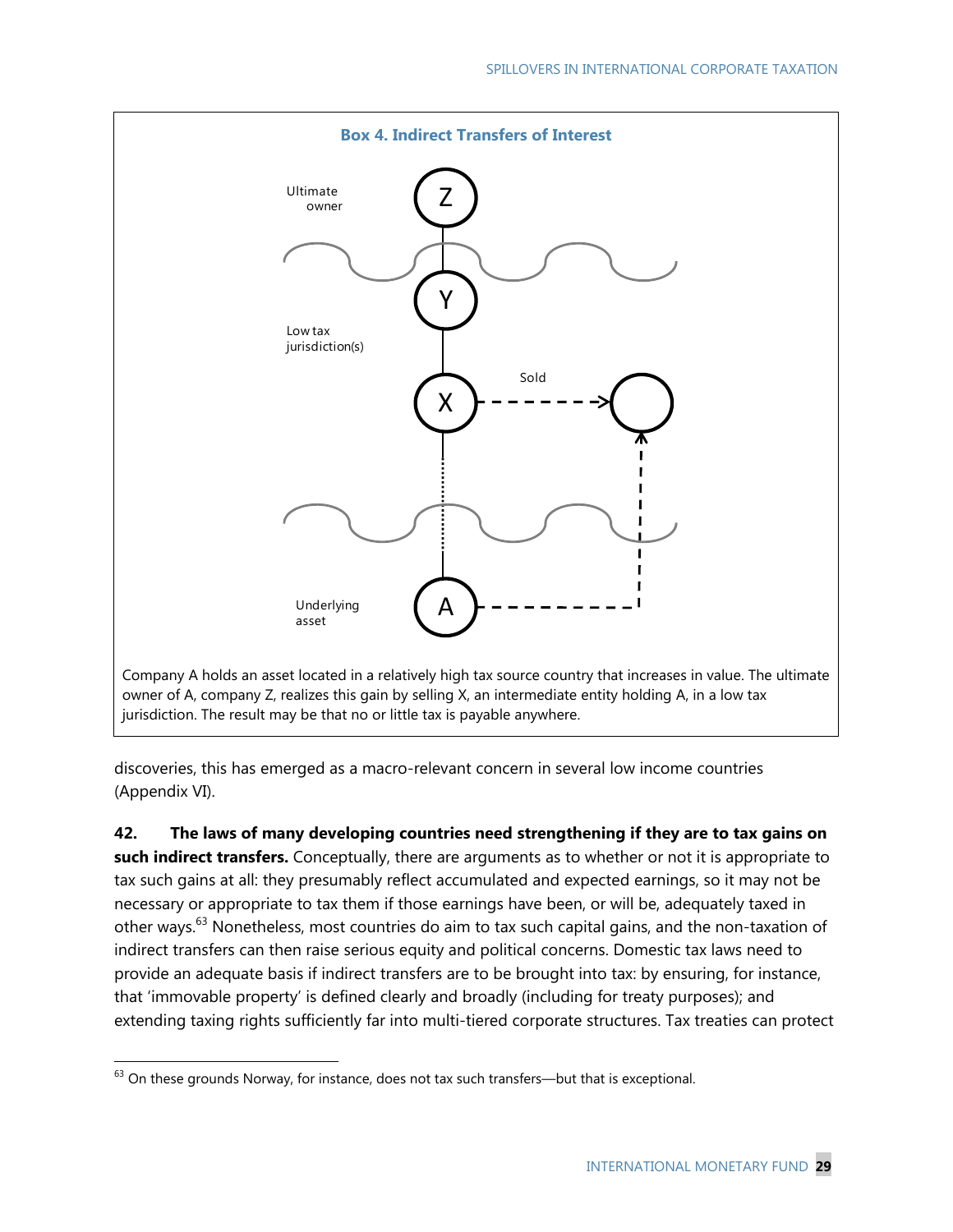**Box 4. Indirect Transfers of Interest**

Ultimate owner

Z

Y

Low tax jurisdiction(s)

X

Sold

Underlying asset

A

Company A holds an asset located in a relatively high tax source country that increases in value. The ultimate owner of A, company Z, realizes this gain by selling X, an intermediate entity holding A, in a low tax jurisdiction. The result may be that no or little tax is payable anywhere.

discoveries, this has emerged as a macro-relevant concern in several low income countries (Appendix VI).

**42. The laws of many developing countries need strengthening if they are to tax gains on such indirect transfers.** Conceptually, there are arguments as to whether or not it is appropriate to tax such gains at all: they presumably reflect accumulated and expected earnings, so it may not be necessary or appropriate to tax them if those earnings have been, or will be, adequately taxed in other ways.[63] Nonetheless, most countries do aim to tax such capital gains, and the non-taxation of indirect transfers can then raise serious equity and political concerns. Domestic tax laws need to provide an adequate basis if indirect transfers are to be brought into tax: by ensuring, for instance, that 'immovable property' is defined clearly and broadly (including for treaty purposes); and extending taxing rights sufficiently far into multi-tiered corporate structures. Tax treaties can protect

[63] On these grounds Norway, for instance, does not tax such transfers—but that is exceptional.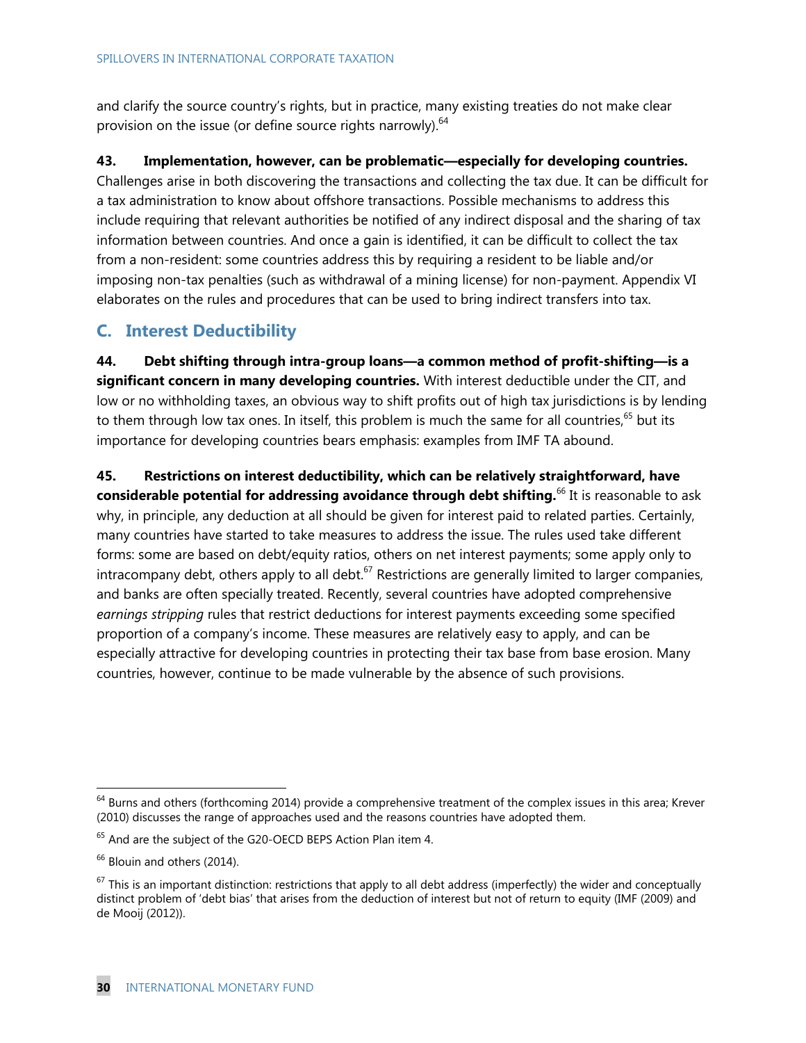and clarify the source country's rights, but in practice, many existing treaties do not make clear provision on the issue (or define source rights narrowly).[64]

**43. Implementation, however, can be problematic—especially for developing countries.** Challenges arise in both discovering the transactions and collecting the tax due. It can be difficult for a tax administration to know about offshore transactions. Possible mechanisms to address this include requiring that relevant authorities be notified of any indirect disposal and the sharing of tax information between countries. And once a gain is identified, it can be difficult to collect the tax from a non-resident: some countries address this by requiring a resident to be liable and/or imposing non-tax penalties (such as withdrawal of a mining license) for non-payment. Appendix VI elaborates on the rules and procedures that can be used to bring indirect transfers into tax.

## C. Interest Deductibility

**44. Debt shifting through intra-group loans—a common method of profit-shifting—is a significant concern in many developing countries.** With interest deductible under the CIT, and low or no withholding taxes, an obvious way to shift profits out of high tax jurisdictions is by lending to them through low tax ones. In itself, this problem is much the same for all countries,[65] but its importance for developing countries bears emphasis: examples from IMF TA abound.

**45. Restrictions on interest deductibility, which can be relatively straightforward, have considerable potential for addressing avoidance through debt shifting.**[66] It is reasonable to ask why, in principle, any deduction at all should be given for interest paid to related parties. Certainly, many countries have started to take measures to address the issue. The rules used take different forms: some are based on debt/equity ratios, others on net interest payments; some apply only to intracompany debt, others apply to all debt.[67] Restrictions are generally limited to larger companies, and banks are often specially treated. Recently, several countries have adopted comprehensive *earnings stripping* rules that restrict deductions for interest payments exceeding some specified proportion of a company's income. These measures are relatively easy to apply, and can be especially attractive for developing countries in protecting their tax base from base erosion. Many countries, however, continue to be made vulnerable by the absence of such provisions.

---

[64] Burns and others (forthcoming 2014) provide a comprehensive treatment of the complex issues in this area; Krever (2010) discusses the range of approaches used and the reasons countries have adopted them.

[65] And are the subject of the G20-OECD BEPS Action Plan item 4.

[66] Blouin and others (2014).

[67] This is an important distinction: restrictions that apply to all debt address (imperfectly) the wider and conceptually distinct problem of 'debt bias' that arises from the deduction of interest but not of return to equity (IMF (2009) and de Mooij (2012)).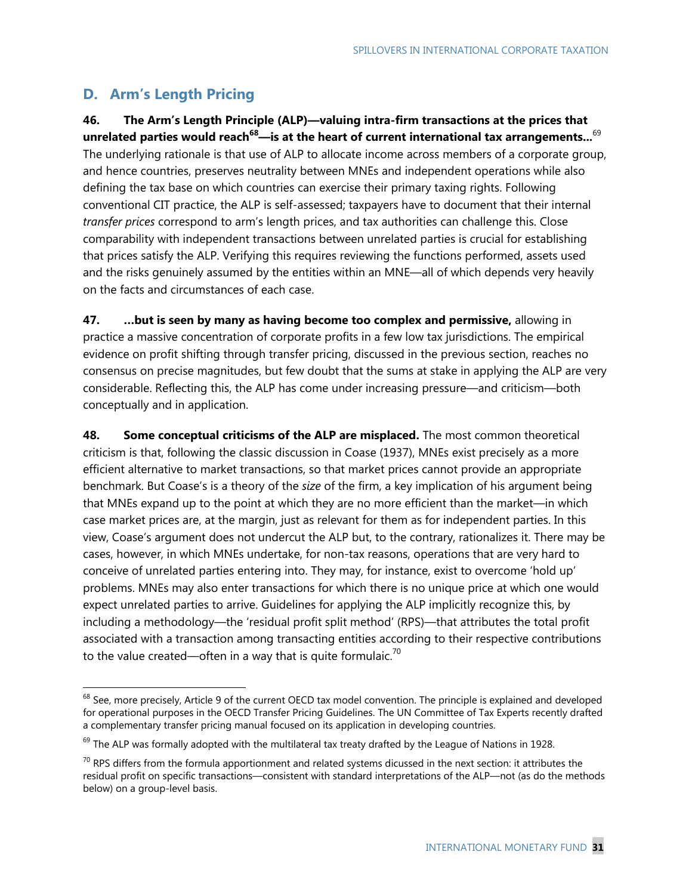## D. Arm's Length Pricing

**46. The Arm's Length Principle (ALP)—valuing intra-firm transactions at the prices that unrelated parties would reach[68]—is at the heart of current international tax arrangements…**[69] The underlying rationale is that use of ALP to allocate income across members of a corporate group, and hence countries, preserves neutrality between MNEs and independent operations while also defining the tax base on which countries can exercise their primary taxing rights. Following conventional CIT practice, the ALP is self-assessed; taxpayers have to document that their internal *transfer prices* correspond to arm's length prices, and tax authorities can challenge this. Close comparability with independent transactions between unrelated parties is crucial for establishing that prices satisfy the ALP. Verifying this requires reviewing the functions performed, assets used and the risks genuinely assumed by the entities within an MNE—all of which depends very heavily on the facts and circumstances of each case.

**47. …but is seen by many as having become too complex and permissive,** allowing in practice a massive concentration of corporate profits in a few low tax jurisdictions. The empirical evidence on profit shifting through transfer pricing, discussed in the previous section, reaches no consensus on precise magnitudes, but few doubt that the sums at stake in applying the ALP are very considerable. Reflecting this, the ALP has come under increasing pressure—and criticism—both conceptually and in application.

**48. Some conceptual criticisms of the ALP are misplaced.** The most common theoretical criticism is that, following the classic discussion in Coase (1937), MNEs exist precisely as a more efficient alternative to market transactions, so that market prices cannot provide an appropriate benchmark. But Coase's is a theory of the *size* of the firm, a key implication of his argument being that MNEs expand up to the point at which they are no more efficient than the market—in which case market prices are, at the margin, just as relevant for them as for independent parties. In this view, Coase's argument does not undercut the ALP but, to the contrary, rationalizes it. There may be cases, however, in which MNEs undertake, for non-tax reasons, operations that are very hard to conceive of unrelated parties entering into. They may, for instance, exist to overcome 'hold up' problems. MNEs may also enter transactions for which there is no unique price at which one would expect unrelated parties to arrive. Guidelines for applying the ALP implicitly recognize this, by including a methodology—the 'residual profit split method' (RPS)—that attributes the total profit associated with a transaction among transacting entities according to their respective contributions to the value created—often in a way that is quite formulaic.[70]

---

[68] See, more precisely, Article 9 of the current OECD tax model convention. The principle is explained and developed for operational purposes in the OECD Transfer Pricing Guidelines. The UN Committee of Tax Experts recently drafted a complementary transfer pricing manual focused on its application in developing countries.

[69] The ALP was formally adopted with the multilateral tax treaty drafted by the League of Nations in 1928.

[70] RPS differs from the formula apportionment and related systems dicussed in the next section: it attributes the residual profit on specific transactions—consistent with standard interpretations of the ALP—not (as do the methods below) on a group-level basis.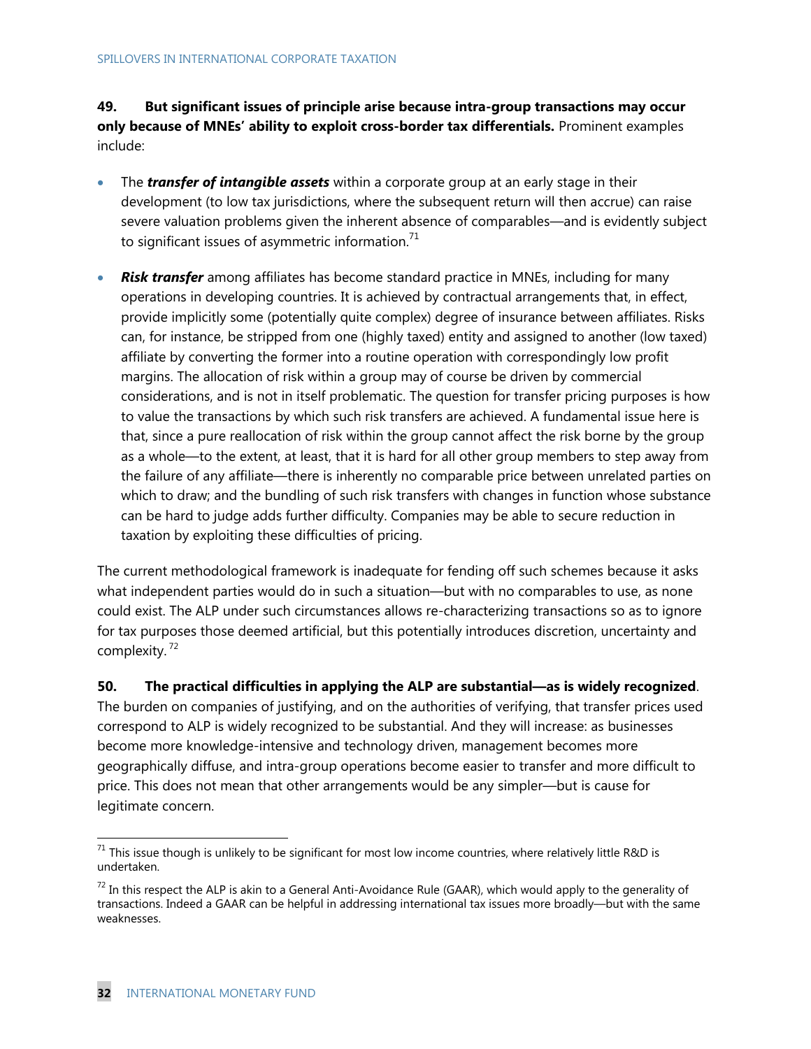**49. But significant issues of principle arise because intra-group transactions may occur only because of MNEs' ability to exploit cross-border tax differentials.** Prominent examples include:

- The ***transfer of intangible assets*** within a corporate group at an early stage in their development (to low tax jurisdictions, where the subsequent return will then accrue) can raise severe valuation problems given the inherent absence of comparables—and is evidently subject to significant issues of asymmetric information.[71]

- ***Risk transfer*** among affiliates has become standard practice in MNEs, including for many operations in developing countries. It is achieved by contractual arrangements that, in effect, provide implicitly some (potentially quite complex) degree of insurance between affiliates. Risks can, for instance, be stripped from one (highly taxed) entity and assigned to another (low taxed) affiliate by converting the former into a routine operation with correspondingly low profit margins. The allocation of risk within a group may of course be driven by commercial considerations, and is not in itself problematic. The question for transfer pricing purposes is how to value the transactions by which such risk transfers are achieved. A fundamental issue here is that, since a pure reallocation of risk within the group cannot affect the risk borne by the group as a whole—to the extent, at least, that it is hard for all other group members to step away from the failure of any affiliate—there is inherently no comparable price between unrelated parties on which to draw; and the bundling of such risk transfers with changes in function whose substance can be hard to judge adds further difficulty. Companies may be able to secure reduction in taxation by exploiting these difficulties of pricing.

The current methodological framework is inadequate for fending off such schemes because it asks what independent parties would do in such a situation—but with no comparables to use, as none could exist. The ALP under such circumstances allows re-characterizing transactions so as to ignore for tax purposes those deemed artificial, but this potentially introduces discretion, uncertainty and complexity.[72]

**50. The practical difficulties in applying the ALP are substantial—as is widely recognized**. The burden on companies of justifying, and on the authorities of verifying, that transfer prices used correspond to ALP is widely recognized to be substantial. And they will increase: as businesses become more knowledge-intensive and technology driven, management becomes more geographically diffuse, and intra-group operations become easier to transfer and more difficult to price. This does not mean that other arrangements would be any simpler—but is cause for legitimate concern.

---

[71] This issue though is unlikely to be significant for most low income countries, where relatively little R&D is undertaken.

[72] In this respect the ALP is akin to a General Anti-Avoidance Rule (GAAR), which would apply to the generality of transactions. Indeed a GAAR can be helpful in addressing international tax issues more broadly—but with the same weaknesses.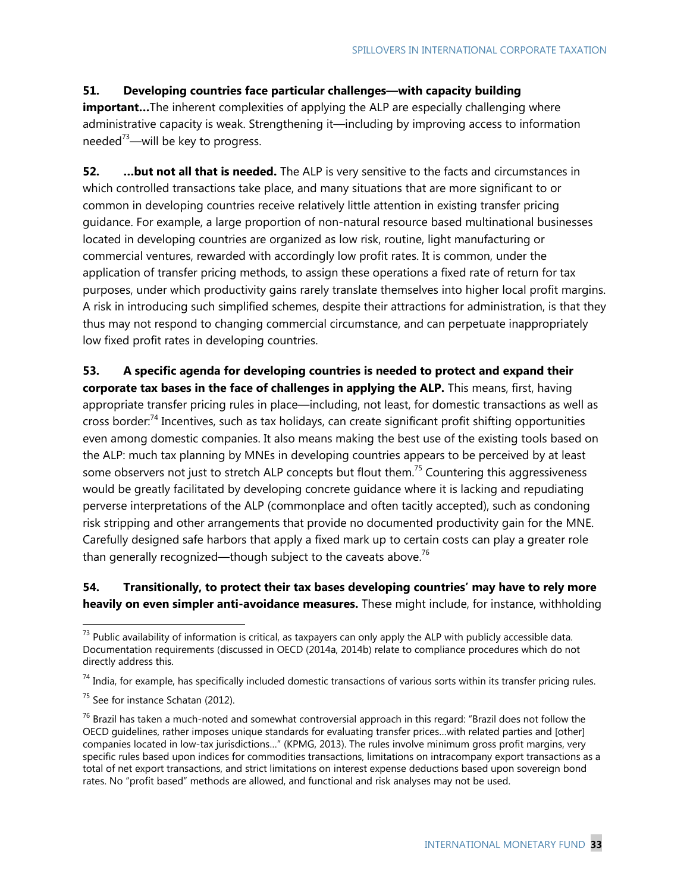**51. Developing countries face particular challenges—with capacity building important…**The inherent complexities of applying the ALP are especially challenging where administrative capacity is weak. Strengthening it—including by improving access to information needed[73]—will be key to progress.

**52. …but not all that is needed.** The ALP is very sensitive to the facts and circumstances in which controlled transactions take place, and many situations that are more significant to or common in developing countries receive relatively little attention in existing transfer pricing guidance. For example, a large proportion of non-natural resource based multinational businesses located in developing countries are organized as low risk, routine, light manufacturing or commercial ventures, rewarded with accordingly low profit rates. It is common, under the application of transfer pricing methods, to assign these operations a fixed rate of return for tax purposes, under which productivity gains rarely translate themselves into higher local profit margins. A risk in introducing such simplified schemes, despite their attractions for administration, is that they thus may not respond to changing commercial circumstance, and can perpetuate inappropriately low fixed profit rates in developing countries.

**53. A specific agenda for developing countries is needed to protect and expand their corporate tax bases in the face of challenges in applying the ALP.** This means, first, having appropriate transfer pricing rules in place—including, not least, for domestic transactions as well as cross border:[74] Incentives, such as tax holidays, can create significant profit shifting opportunities even among domestic companies. It also means making the best use of the existing tools based on the ALP: much tax planning by MNEs in developing countries appears to be perceived by at least some observers not just to stretch ALP concepts but flout them.[75] Countering this aggressiveness would be greatly facilitated by developing concrete guidance where it is lacking and repudiating perverse interpretations of the ALP (commonplace and often tacitly accepted), such as condoning risk stripping and other arrangements that provide no documented productivity gain for the MNE. Carefully designed safe harbors that apply a fixed mark up to certain costs can play a greater role than generally recognized—though subject to the caveats above.[76]

**54. Transitionally, to protect their tax bases developing countries' may have to rely more heavily on even simpler anti-avoidance measures.** These might include, for instance, withholding

---

[73] Public availability of information is critical, as taxpayers can only apply the ALP with publicly accessible data. Documentation requirements (discussed in OECD (2014a, 2014b) relate to compliance procedures which do not directly address this.

[74] India, for example, has specifically included domestic transactions of various sorts within its transfer pricing rules.

[75] See for instance Schatan (2012).

[76] Brazil has taken a much-noted and somewhat controversial approach in this regard: "Brazil does not follow the OECD guidelines, rather imposes unique standards for evaluating transfer prices…with related parties and [other] companies located in low-tax jurisdictions…" (KPMG, 2013). The rules involve minimum gross profit margins, very specific rules based upon indices for commodities transactions, limitations on intracompany export transactions as a total of net export transactions, and strict limitations on interest expense deductions based upon sovereign bond rates. No "profit based" methods are allowed, and functional and risk analyses may not be used.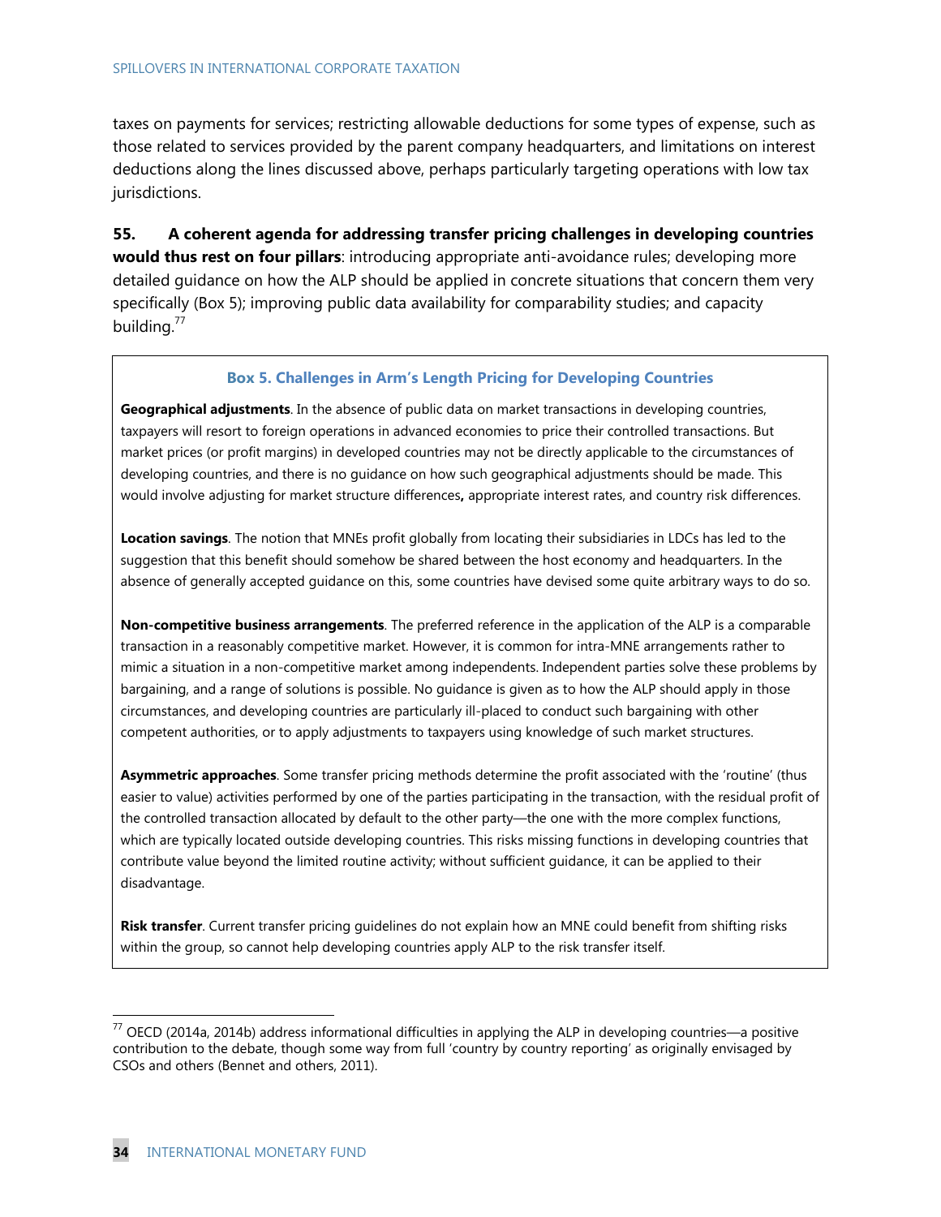taxes on payments for services; restricting allowable deductions for some types of expense, such as those related to services provided by the parent company headquarters, and limitations on interest deductions along the lines discussed above, perhaps particularly targeting operations with low tax jurisdictions.

**55. A coherent agenda for addressing transfer pricing challenges in developing countries would thus rest on four pillars**: introducing appropriate anti-avoidance rules; developing more detailed guidance on how the ALP should be applied in concrete situations that concern them very specifically (Box 5); improving public data availability for comparability studies; and capacity building.[77]

### Box 5. Challenges in Arm's Length Pricing for Developing Countries

**Geographical adjustments**. In the absence of public data on market transactions in developing countries, taxpayers will resort to foreign operations in advanced economies to price their controlled transactions. But market prices (or profit margins) in developed countries may not be directly applicable to the circumstances of developing countries, and there is no guidance on how such geographical adjustments should be made. This would involve adjusting for market structure differences**,** appropriate interest rates, and country risk differences.

**Location savings**. The notion that MNEs profit globally from locating their subsidiaries in LDCs has led to the suggestion that this benefit should somehow be shared between the host economy and headquarters. In the absence of generally accepted guidance on this, some countries have devised some quite arbitrary ways to do so.

**Non-competitive business arrangements**. The preferred reference in the application of the ALP is a comparable transaction in a reasonably competitive market. However, it is common for intra-MNE arrangements rather to mimic a situation in a non-competitive market among independents. Independent parties solve these problems by bargaining, and a range of solutions is possible. No guidance is given as to how the ALP should apply in those circumstances, and developing countries are particularly ill-placed to conduct such bargaining with other competent authorities, or to apply adjustments to taxpayers using knowledge of such market structures.

**Asymmetric approaches**. Some transfer pricing methods determine the profit associated with the 'routine' (thus easier to value) activities performed by one of the parties participating in the transaction, with the residual profit of the controlled transaction allocated by default to the other party—the one with the more complex functions, which are typically located outside developing countries. This risks missing functions in developing countries that contribute value beyond the limited routine activity; without sufficient guidance, it can be applied to their disadvantage.

**Risk transfer**. Current transfer pricing guidelines do not explain how an MNE could benefit from shifting risks within the group, so cannot help developing countries apply ALP to the risk transfer itself.

---

[77] OECD (2014a, 2014b) address informational difficulties in applying the ALP in developing countries—a positive contribution to the debate, though some way from full 'country by country reporting' as originally envisaged by CSOs and others (Bennet and others, 2011).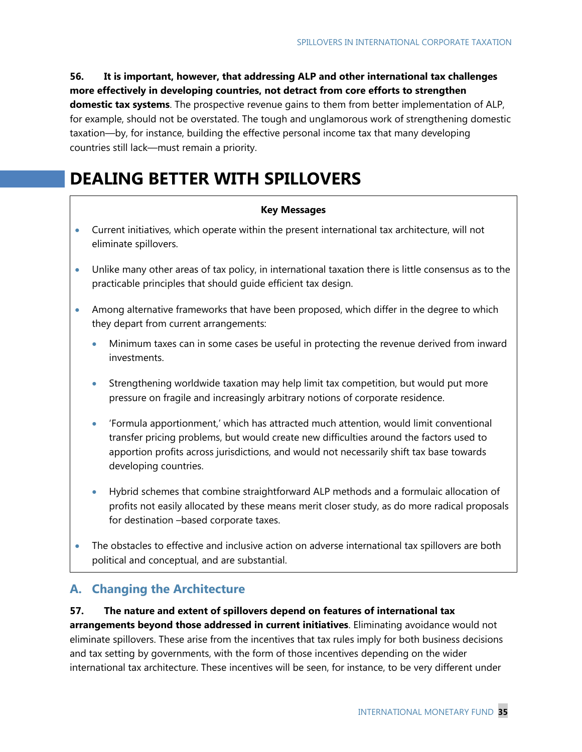**56. It is important, however, that addressing ALP and other international tax challenges more effectively in developing countries, not detract from core efforts to strengthen domestic tax systems**. The prospective revenue gains to them from better implementation of ALP, for example, should not be overstated. The tough and unglamorous work of strengthening domestic taxation—by, for instance, building the effective personal income tax that many developing countries still lack—must remain a priority.

# DEALING BETTER WITH SPILLOVERS

**Key Messages**

- Current initiatives, which operate within the present international tax architecture, will not eliminate spillovers.
- Unlike many other areas of tax policy, in international taxation there is little consensus as to the practicable principles that should guide efficient tax design.
- Among alternative frameworks that have been proposed, which differ in the degree to which they depart from current arrangements:
  - Minimum taxes can in some cases be useful in protecting the revenue derived from inward investments.
  - Strengthening worldwide taxation may help limit tax competition, but would put more pressure on fragile and increasingly arbitrary notions of corporate residence.
  - 'Formula apportionment,' which has attracted much attention, would limit conventional transfer pricing problems, but would create new difficulties around the factors used to apportion profits across jurisdictions, and would not necessarily shift tax base towards developing countries.
  - Hybrid schemes that combine straightforward ALP methods and a formulaic allocation of profits not easily allocated by these means merit closer study, as do more radical proposals for destination –based corporate taxes.
- The obstacles to effective and inclusive action on adverse international tax spillovers are both political and conceptual, and are substantial.

## A. Changing the Architecture

**57. The nature and extent of spillovers depend on features of international tax arrangements beyond those addressed in current initiatives**. Eliminating avoidance would not eliminate spillovers. These arise from the incentives that tax rules imply for both business decisions and tax setting by governments, with the form of those incentives depending on the wider international tax architecture. These incentives will be seen, for instance, to be very different under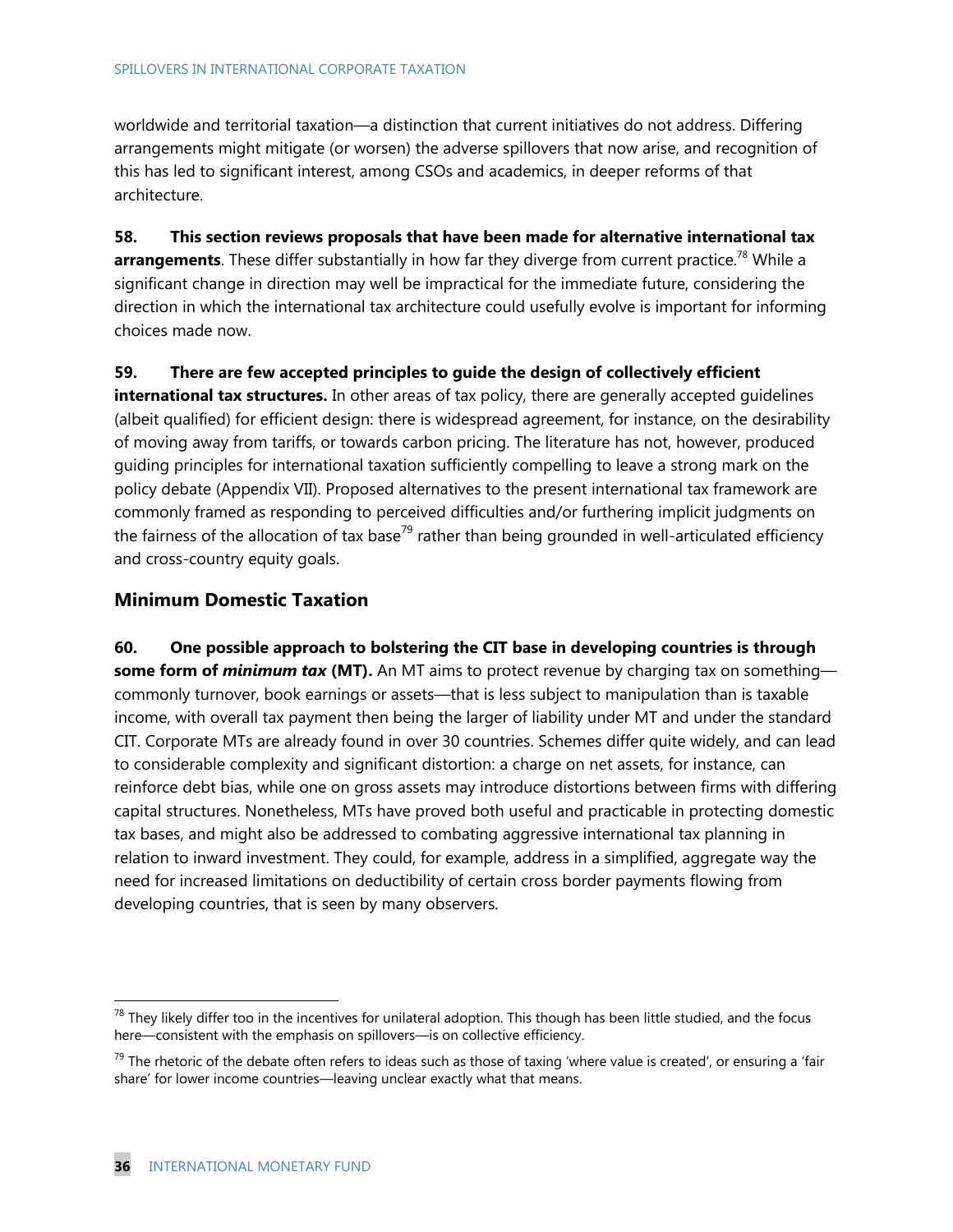worldwide and territorial taxation—a distinction that current initiatives do not address. Differing arrangements might mitigate (or worsen) the adverse spillovers that now arise, and recognition of this has led to significant interest, among CSOs and academics, in deeper reforms of that architecture.

**58. This section reviews proposals that have been made for alternative international tax arrangements**. These differ substantially in how far they diverge from current practice.[78] While a significant change in direction may well be impractical for the immediate future, considering the direction in which the international tax architecture could usefully evolve is important for informing choices made now.

**59. There are few accepted principles to guide the design of collectively efficient international tax structures.** In other areas of tax policy, there are generally accepted guidelines (albeit qualified) for efficient design: there is widespread agreement, for instance, on the desirability of moving away from tariffs, or towards carbon pricing. The literature has not, however, produced guiding principles for international taxation sufficiently compelling to leave a strong mark on the policy debate (Appendix VII). Proposed alternatives to the present international tax framework are commonly framed as responding to perceived difficulties and/or furthering implicit judgments on the fairness of the allocation of tax base[79] rather than being grounded in well-articulated efficiency and cross-country equity goals.

## Minimum Domestic Taxation

**60. One possible approach to bolstering the CIT base in developing countries is through some form of *minimum tax* (MT).** An MT aims to protect revenue by charging tax on something—commonly turnover, book earnings or assets—that is less subject to manipulation than is taxable income, with overall tax payment then being the larger of liability under MT and under the standard CIT. Corporate MTs are already found in over 30 countries. Schemes differ quite widely, and can lead to considerable complexity and significant distortion: a charge on net assets, for instance, can reinforce debt bias, while one on gross assets may introduce distortions between firms with differing capital structures. Nonetheless, MTs have proved both useful and practicable in protecting domestic tax bases, and might also be addressed to combating aggressive international tax planning in relation to inward investment. They could, for example, address in a simplified, aggregate way the need for increased limitations on deductibility of certain cross border payments flowing from developing countries, that is seen by many observers.

---

[78] They likely differ too in the incentives for unilateral adoption. This though has been little studied, and the focus here—consistent with the emphasis on spillovers—is on collective efficiency.

[79] The rhetoric of the debate often refers to ideas such as those of taxing 'where value is created', or ensuring a 'fair share' for lower income countries—leaving unclear exactly what that means.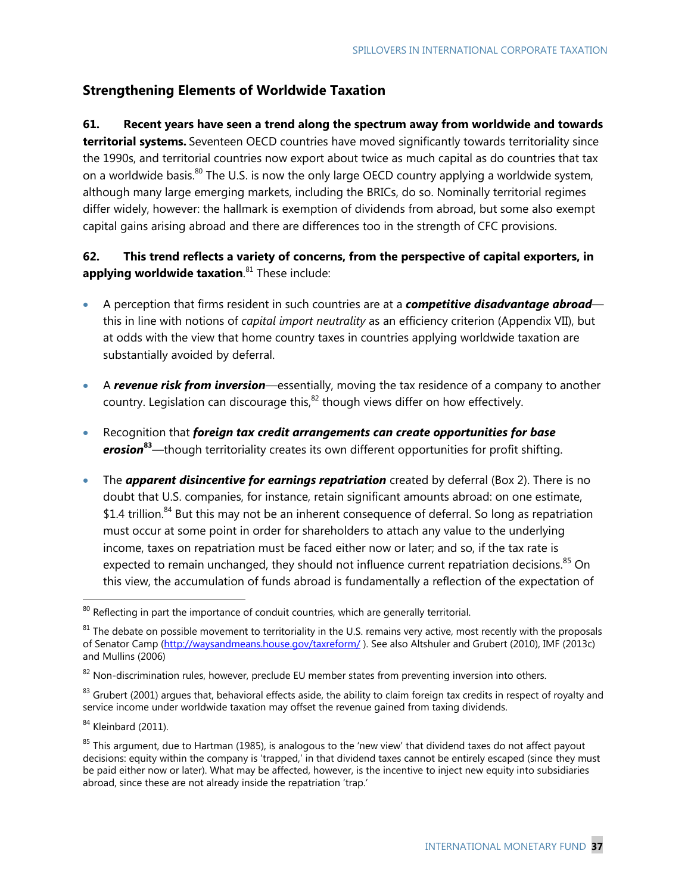## Strengthening Elements of Worldwide Taxation

**61. Recent years have seen a trend along the spectrum away from worldwide and towards territorial systems.** Seventeen OECD countries have moved significantly towards territoriality since the 1990s, and territorial countries now export about twice as much capital as do countries that tax on a worldwide basis.[80] The U.S. is now the only large OECD country applying a worldwide system, although many large emerging markets, including the BRICs, do so. Nominally territorial regimes differ widely, however: the hallmark is exemption of dividends from abroad, but some also exempt capital gains arising abroad and there are differences too in the strength of CFC provisions.

**62. This trend reflects a variety of concerns, from the perspective of capital exporters, in applying worldwide taxation**.[81] These include:

- A perception that firms resident in such countries are at a ***competitive disadvantage abroad***—this in line with notions of *capital import neutrality* as an efficiency criterion (Appendix VII), but at odds with the view that home country taxes in countries applying worldwide taxation are substantially avoided by deferral.
- A ***revenue risk from inversion***—essentially, moving the tax residence of a company to another country. Legislation can discourage this,[82] though views differ on how effectively.
- Recognition that ***foreign tax credit arrangements can create opportunities for base erosion***[83]—though territoriality creates its own different opportunities for profit shifting.
- The ***apparent disincentive for earnings repatriation*** created by deferral (Box 2). There is no doubt that U.S. companies, for instance, retain significant amounts abroad: on one estimate, \$1.4 trillion.[84] But this may not be an inherent consequence of deferral. So long as repatriation must occur at some point in order for shareholders to attach any value to the underlying income, taxes on repatriation must be faced either now or later; and so, if the tax rate is expected to remain unchanged, they should not influence current repatriation decisions.[85] On this view, the accumulation of funds abroad is fundamentally a reflection of the expectation of

---

[80] Reflecting in part the importance of conduit countries, which are generally territorial.

[81] The debate on possible movement to territoriality in the U.S. remains very active, most recently with the proposals of Senator Camp (http://waysandmeans.house.gov/taxreform/ ). See also Altshuler and Grubert (2010), IMF (2013c) and Mullins (2006)

[82] Non-discrimination rules, however, preclude EU member states from preventing inversion into others.

[83] Grubert (2001) argues that, behavioral effects aside, the ability to claim foreign tax credits in respect of royalty and service income under worldwide taxation may offset the revenue gained from taxing dividends.

[84] Kleinbard (2011).

[85] This argument, due to Hartman (1985), is analogous to the 'new view' that dividend taxes do not affect payout decisions: equity within the company is 'trapped,' in that dividend taxes cannot be entirely escaped (since they must be paid either now or later). What may be affected, however, is the incentive to inject new equity into subsidiaries abroad, since these are not already inside the repatriation 'trap.'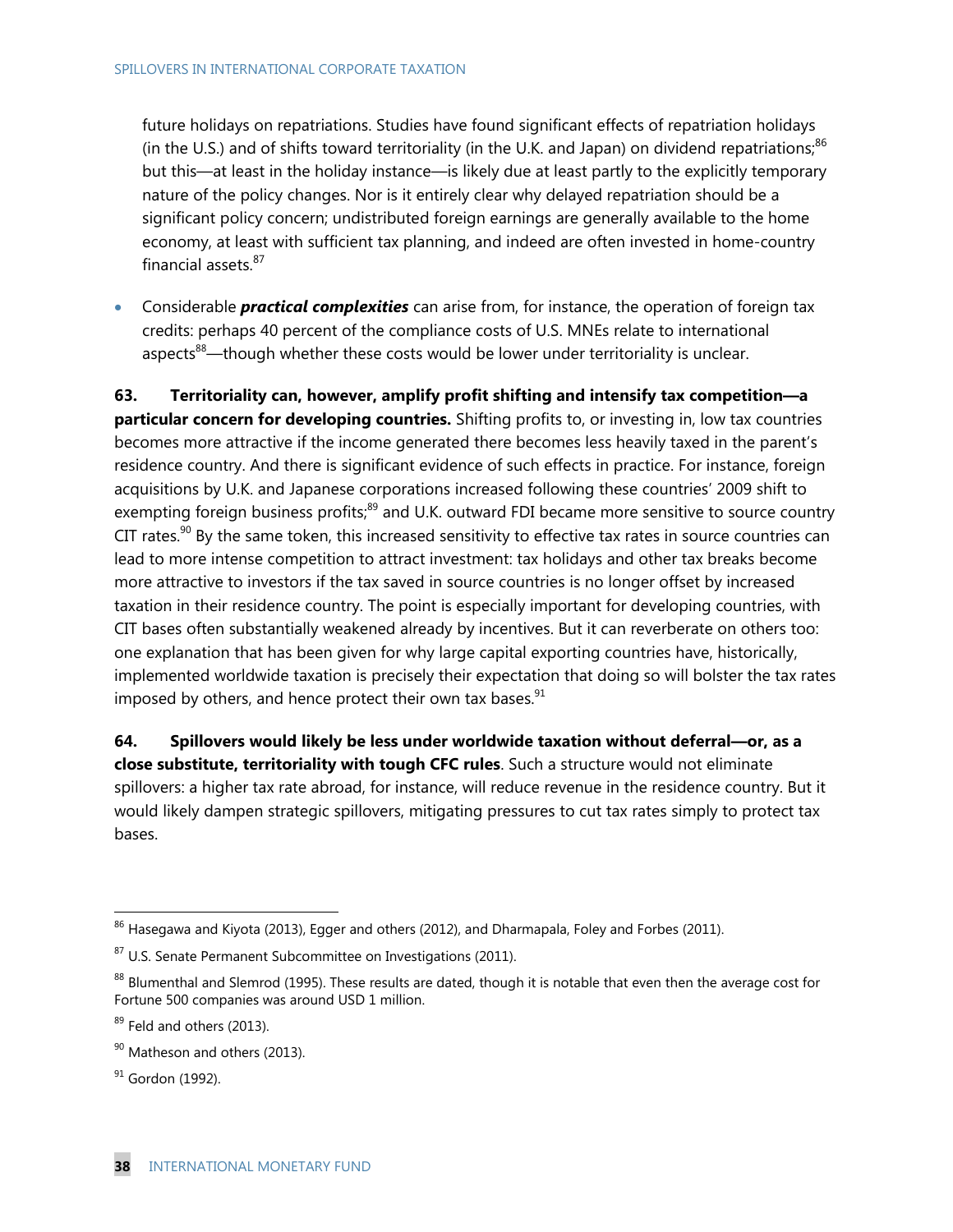future holidays on repatriations. Studies have found significant effects of repatriation holidays (in the U.S.) and of shifts toward territoriality (in the U.K. and Japan) on dividend repatriations;[86] but this—at least in the holiday instance—is likely due at least partly to the explicitly temporary nature of the policy changes. Nor is it entirely clear why delayed repatriation should be a significant policy concern; undistributed foreign earnings are generally available to the home economy, at least with sufficient tax planning, and indeed are often invested in home-country financial assets.[87]

- Considerable ***practical complexities*** can arise from, for instance, the operation of foreign tax credits: perhaps 40 percent of the compliance costs of U.S. MNEs relate to international aspects[88]—though whether these costs would be lower under territoriality is unclear.

**63. Territoriality can, however, amplify profit shifting and intensify tax competition—a particular concern for developing countries.** Shifting profits to, or investing in, low tax countries becomes more attractive if the income generated there becomes less heavily taxed in the parent's residence country. And there is significant evidence of such effects in practice. For instance, foreign acquisitions by U.K. and Japanese corporations increased following these countries' 2009 shift to exempting foreign business profits;[89] and U.K. outward FDI became more sensitive to source country CIT rates.[90] By the same token, this increased sensitivity to effective tax rates in source countries can lead to more intense competition to attract investment: tax holidays and other tax breaks become more attractive to investors if the tax saved in source countries is no longer offset by increased taxation in their residence country. The point is especially important for developing countries, with CIT bases often substantially weakened already by incentives. But it can reverberate on others too: one explanation that has been given for why large capital exporting countries have, historically, implemented worldwide taxation is precisely their expectation that doing so will bolster the tax rates imposed by others, and hence protect their own tax bases.[91]

**64. Spillovers would likely be less under worldwide taxation without deferral—or, as a close substitute, territoriality with tough CFC rules**. Such a structure would not eliminate spillovers: a higher tax rate abroad, for instance, will reduce revenue in the residence country. But it would likely dampen strategic spillovers, mitigating pressures to cut tax rates simply to protect tax bases.

---

[86] Hasegawa and Kiyota (2013), Egger and others (2012), and Dharmapala, Foley and Forbes (2011).

[87] U.S. Senate Permanent Subcommittee on Investigations (2011).

[88] Blumenthal and Slemrod (1995). These results are dated, though it is notable that even then the average cost for Fortune 500 companies was around USD 1 million.

[89] Feld and others (2013).

[90] Matheson and others (2013).

[91] Gordon (1992).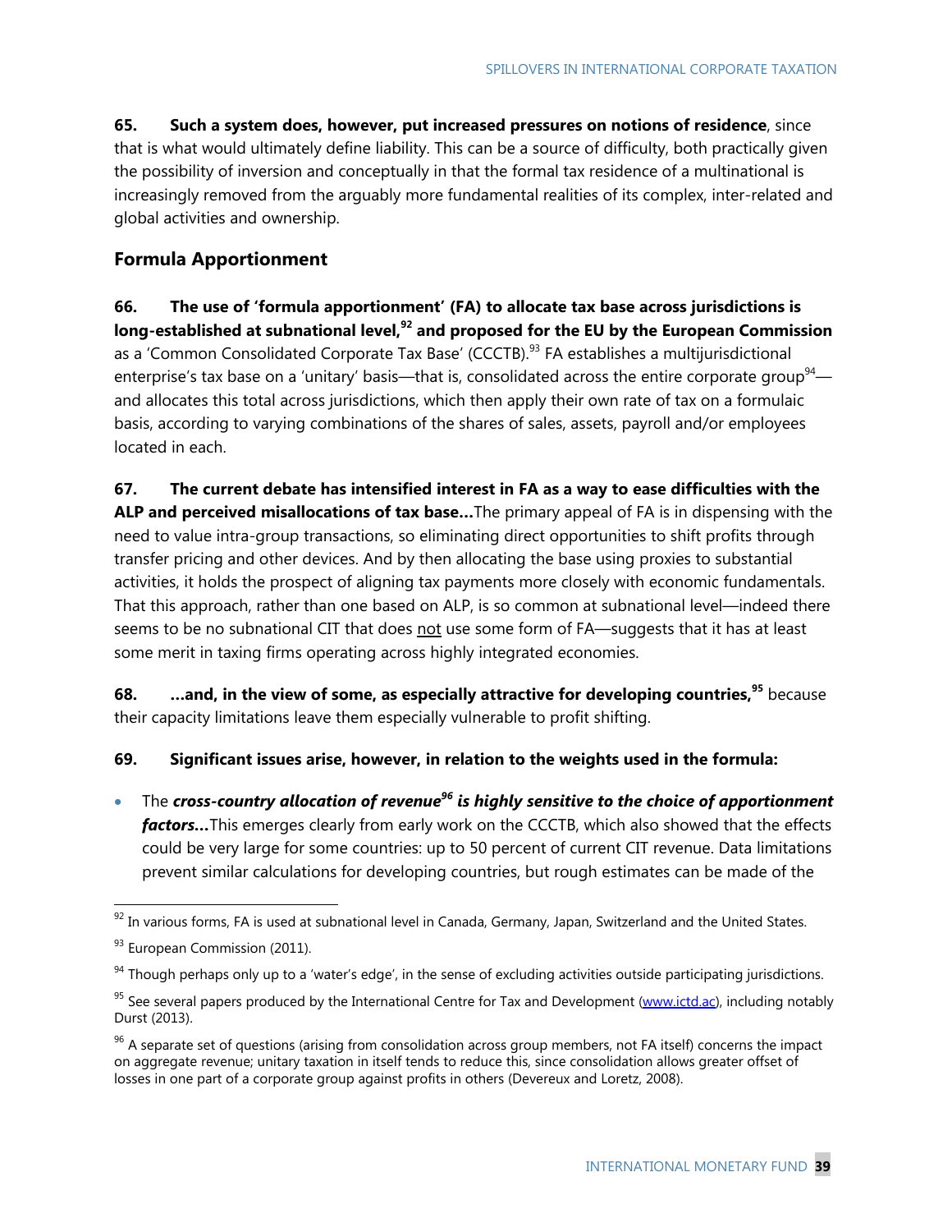**65. Such a system does, however, put increased pressures on notions of residence**, since that is what would ultimately define liability. This can be a source of difficulty, both practically given the possibility of inversion and conceptually in that the formal tax residence of a multinational is increasingly removed from the arguably more fundamental realities of its complex, inter-related and global activities and ownership.

## Formula Apportionment

**66. The use of 'formula apportionment' (FA) to allocate tax base across jurisdictions is long-established at subnational level,[92] and proposed for the EU by the European Commission** as a 'Common Consolidated Corporate Tax Base' (CCCTB).[93] FA establishes a multijurisdictional enterprise's tax base on a 'unitary' basis—that is, consolidated across the entire corporate group[94]—and allocates this total across jurisdictions, which then apply their own rate of tax on a formulaic basis, according to varying combinations of the shares of sales, assets, payroll and/or employees located in each.

**67. The current debate has intensified interest in FA as a way to ease difficulties with the ALP and perceived misallocations of tax base…**The primary appeal of FA is in dispensing with the need to value intra-group transactions, so eliminating direct opportunities to shift profits through transfer pricing and other devices. And by then allocating the base using proxies to substantial activities, it holds the prospect of aligning tax payments more closely with economic fundamentals. That this approach, rather than one based on ALP, is so common at subnational level—indeed there seems to be no subnational CIT that does <u>not</u> use some form of FA—suggests that it has at least some merit in taxing firms operating across highly integrated economies.

**68. …and, in the view of some, as especially attractive for developing countries,[95]** because their capacity limitations leave them especially vulnerable to profit shifting.

**69. Significant issues arise, however, in relation to the weights used in the formula:**

- The ***cross-country allocation of revenue[96] is highly sensitive to the choice of apportionment factors…***This emerges clearly from early work on the CCCTB, which also showed that the effects could be very large for some countries: up to 50 percent of current CIT revenue. Data limitations prevent similar calculations for developing countries, but rough estimates can be made of the

---

[92] In various forms, FA is used at subnational level in Canada, Germany, Japan, Switzerland and the United States.

[93] European Commission (2011).

[94] Though perhaps only up to a 'water's edge', in the sense of excluding activities outside participating jurisdictions.

[95] See several papers produced by the International Centre for Tax and Development (www.ictd.ac), including notably Durst (2013).

[96] A separate set of questions (arising from consolidation across group members, not FA itself) concerns the impact on aggregate revenue; unitary taxation in itself tends to reduce this, since consolidation allows greater offset of losses in one part of a corporate group against profits in others (Devereux and Loretz, 2008).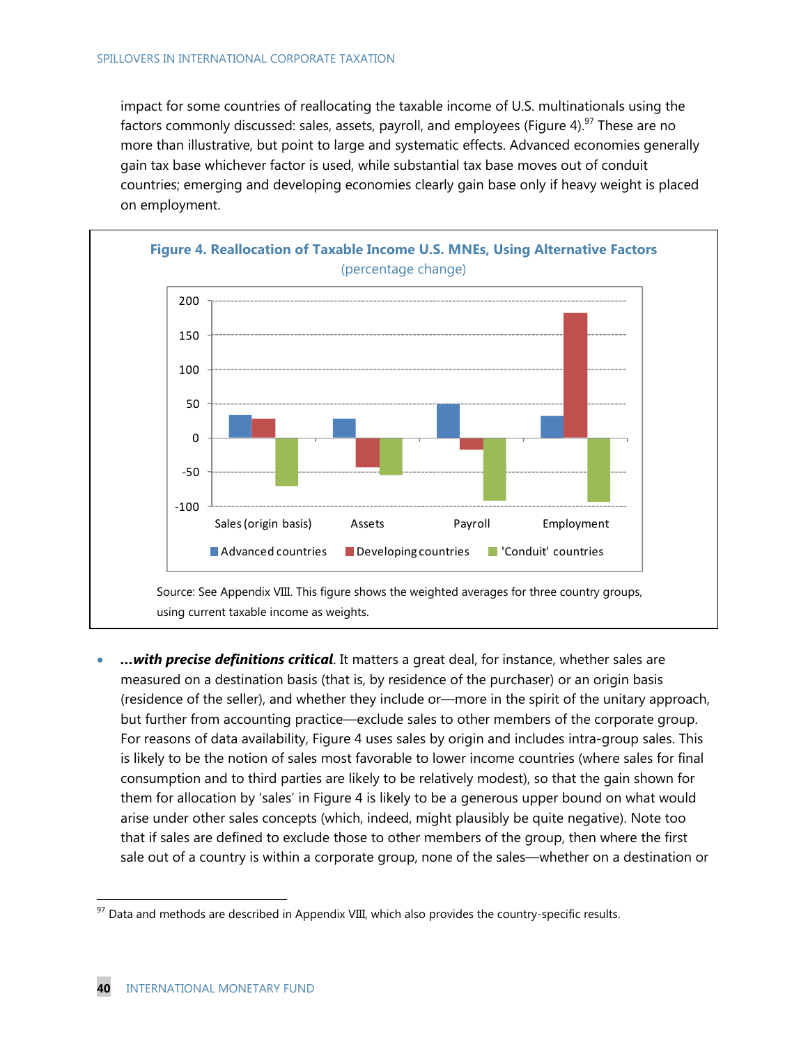impact for some countries of reallocating the taxable income of U.S. multinationals using the factors commonly discussed: sales, assets, payroll, and employees (Figure 4).[97] These are no more than illustrative, but point to large and systematic effects. Advanced economies generally gain tax base whichever factor is used, while substantial tax base moves out of conduit countries; emerging and developing economies clearly gain base only if heavy weight is placed on employment.

**Figure 4. Reallocation of Taxable Income U.S. MNEs, Using Alternative Factors**
(percentage change)

Source: See Appendix VIII. This figure shows the weighted averages for three country groups, using current taxable income as weights.

- ***...with precise definitions critical***. It matters a great deal, for instance, whether sales are measured on a destination basis (that is, by residence of the purchaser) or an origin basis (residence of the seller), and whether they include or—more in the spirit of the unitary approach, but further from accounting practice—exclude sales to other members of the corporate group. For reasons of data availability, Figure 4 uses sales by origin and includes intra-group sales. This is likely to be the notion of sales most favorable to lower income countries (where sales for final consumption and to third parties are likely to be relatively modest), so that the gain shown for them for allocation by 'sales' in Figure 4 is likely to be a generous upper bound on what would arise under other sales concepts (which, indeed, might plausibly be quite negative). Note too that if sales are defined to exclude those to other members of the group, then where the first sale out of a country is within a corporate group, none of the sales—whether on a destination or

[97] Data and methods are described in Appendix VIII, which also provides the country-specific results.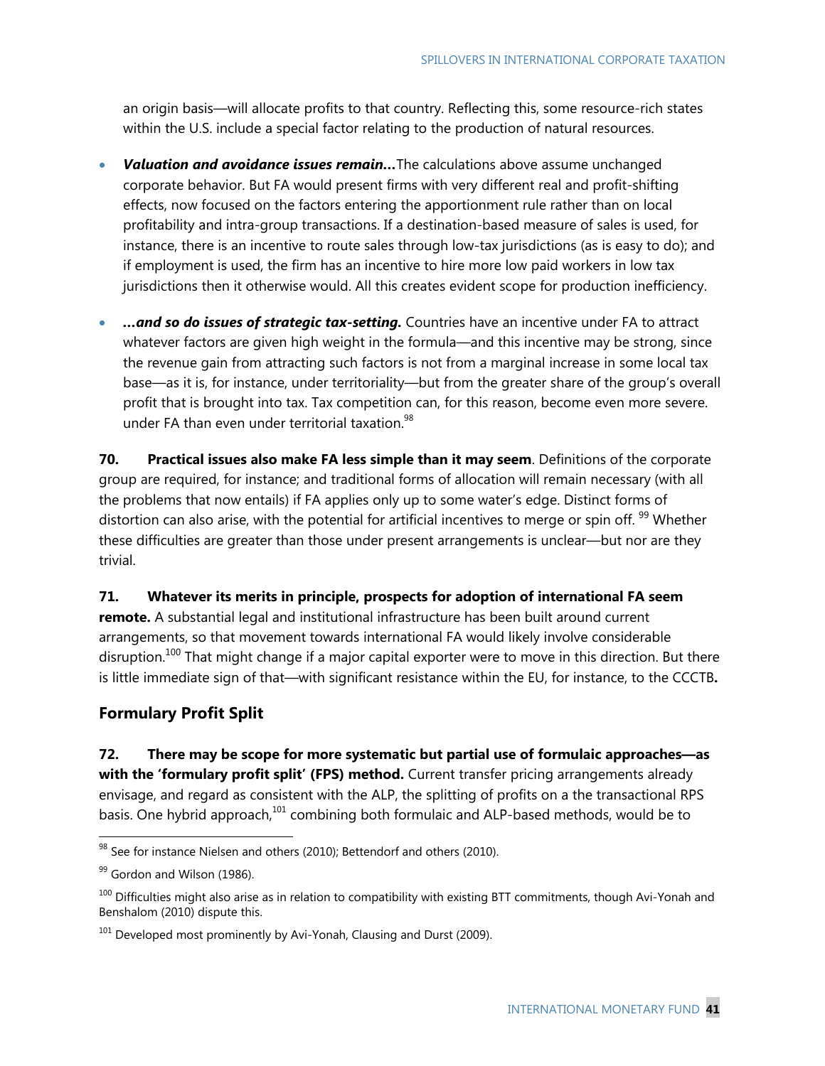an origin basis—will allocate profits to that country. Reflecting this, some resource-rich states within the U.S. include a special factor relating to the production of natural resources.

- ***Valuation and avoidance issues remain…*** The calculations above assume unchanged corporate behavior. But FA would present firms with very different real and profit-shifting effects, now focused on the factors entering the apportionment rule rather than on local profitability and intra-group transactions. If a destination-based measure of sales is used, for instance, there is an incentive to route sales through low-tax jurisdictions (as is easy to do); and if employment is used, the firm has an incentive to hire more low paid workers in low tax jurisdictions then it otherwise would. All this creates evident scope for production inefficiency.

- ***…and so do issues of strategic tax-setting.*** Countries have an incentive under FA to attract whatever factors are given high weight in the formula—and this incentive may be strong, since the revenue gain from attracting such factors is not from a marginal increase in some local tax base—as it is, for instance, under territoriality—but from the greater share of the group's overall profit that is brought into tax. Tax competition can, for this reason, become even more severe. under FA than even under territorial taxation.[98]

**70. Practical issues also make FA less simple than it may seem**. Definitions of the corporate group are required, for instance; and traditional forms of allocation will remain necessary (with all the problems that now entails) if FA applies only up to some water's edge. Distinct forms of distortion can also arise, with the potential for artificial incentives to merge or spin off.[99] Whether these difficulties are greater than those under present arrangements is unclear—but nor are they trivial.

**71. Whatever its merits in principle, prospects for adoption of international FA seem remote.** A substantial legal and institutional infrastructure has been built around current arrangements, so that movement towards international FA would likely involve considerable disruption.[100] That might change if a major capital exporter were to move in this direction. But there is little immediate sign of that—with significant resistance within the EU, for instance, to the CCCTB**.**

## Formulary Profit Split

**72. There may be scope for more systematic but partial use of formulaic approaches—as with the 'formulary profit split' (FPS) method.** Current transfer pricing arrangements already envisage, and regard as consistent with the ALP, the splitting of profits on a the transactional RPS basis. One hybrid approach,[101] combining both formulaic and ALP-based methods, would be to

---

[98] See for instance Nielsen and others (2010); Bettendorf and others (2010).

[99] Gordon and Wilson (1986).

[100] Difficulties might also arise as in relation to compatibility with existing BTT commitments, though Avi-Yonah and Benshalom (2010) dispute this.

[101] Developed most prominently by Avi-Yonah, Clausing and Durst (2009).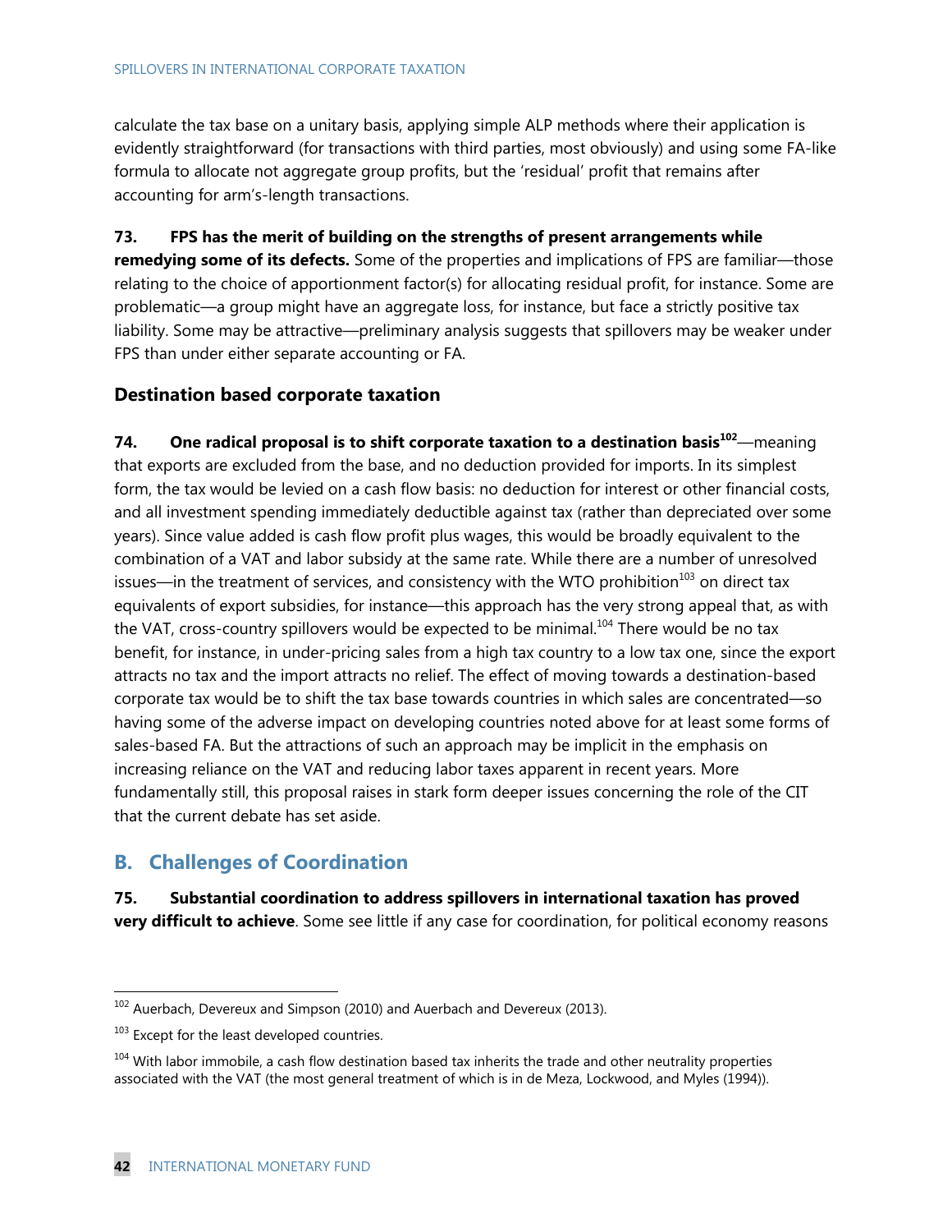calculate the tax base on a unitary basis, applying simple ALP methods where their application is evidently straightforward (for transactions with third parties, most obviously) and using some FA-like formula to allocate not aggregate group profits, but the 'residual' profit that remains after accounting for arm's-length transactions.

**73. FPS has the merit of building on the strengths of present arrangements while remedying some of its defects.** Some of the properties and implications of FPS are familiar—those relating to the choice of apportionment factor(s) for allocating residual profit, for instance. Some are problematic—a group might have an aggregate loss, for instance, but face a strictly positive tax liability. Some may be attractive—preliminary analysis suggests that spillovers may be weaker under FPS than under either separate accounting or FA.

### Destination based corporate taxation

**74. One radical proposal is to shift corporate taxation to a destination basis[102]**—meaning that exports are excluded from the base, and no deduction provided for imports. In its simplest form, the tax would be levied on a cash flow basis: no deduction for interest or other financial costs, and all investment spending immediately deductible against tax (rather than depreciated over some years). Since value added is cash flow profit plus wages, this would be broadly equivalent to the combination of a VAT and labor subsidy at the same rate. While there are a number of unresolved issues—in the treatment of services, and consistency with the WTO prohibition[103] on direct tax equivalents of export subsidies, for instance—this approach has the very strong appeal that, as with the VAT, cross-country spillovers would be expected to be minimal.[104] There would be no tax benefit, for instance, in under-pricing sales from a high tax country to a low tax one, since the export attracts no tax and the import attracts no relief. The effect of moving towards a destination-based corporate tax would be to shift the tax base towards countries in which sales are concentrated—so having some of the adverse impact on developing countries noted above for at least some forms of sales-based FA. But the attractions of such an approach may be implicit in the emphasis on increasing reliance on the VAT and reducing labor taxes apparent in recent years. More fundamentally still, this proposal raises in stark form deeper issues concerning the role of the CIT that the current debate has set aside.

## B. Challenges of Coordination

**75. Substantial coordination to address spillovers in international taxation has proved very difficult to achieve**. Some see little if any case for coordination, for political economy reasons

---

[102] Auerbach, Devereux and Simpson (2010) and Auerbach and Devereux (2013).

[103] Except for the least developed countries.

[104] With labor immobile, a cash flow destination based tax inherits the trade and other neutrality properties associated with the VAT (the most general treatment of which is in de Meza, Lockwood, and Myles (1994)).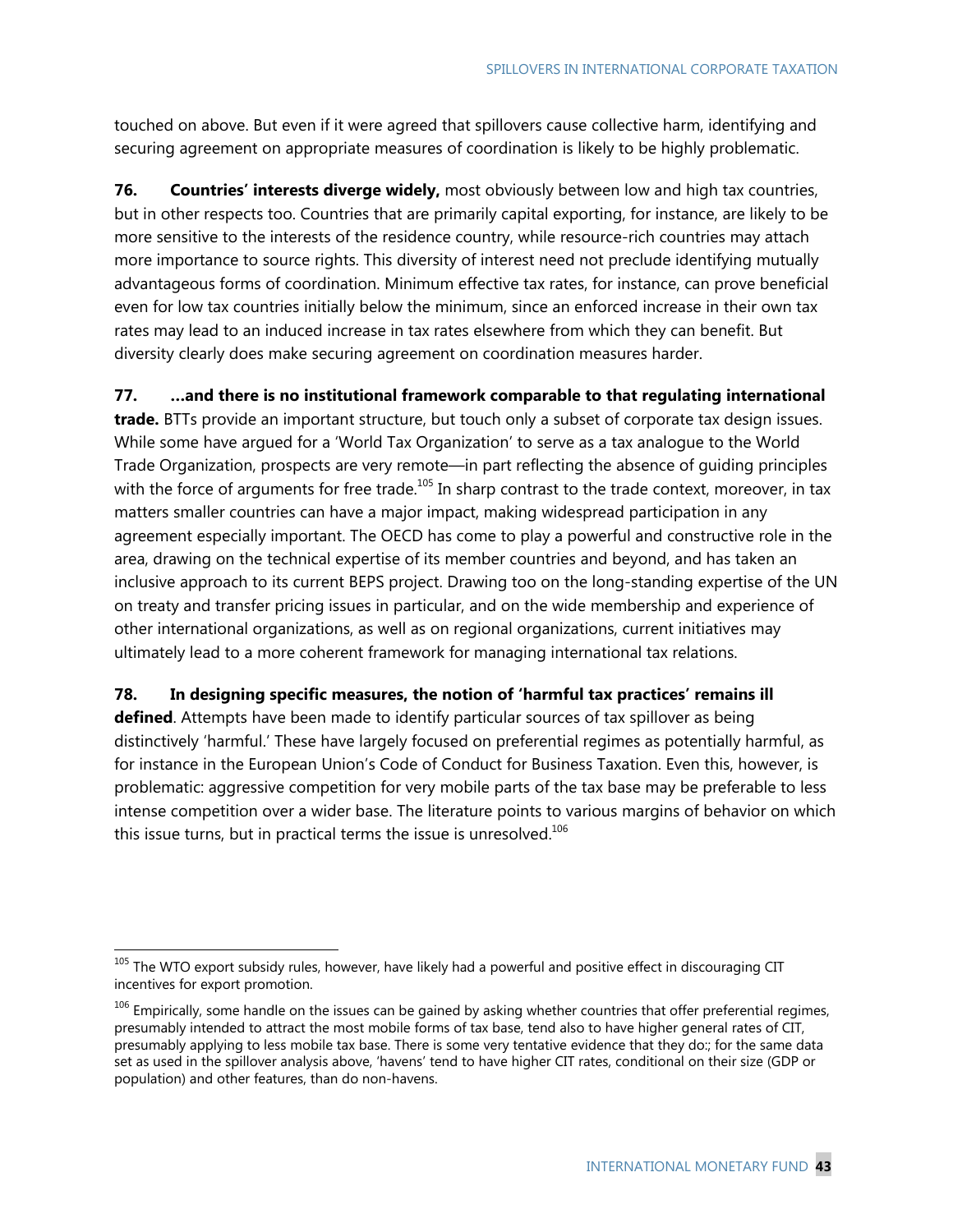touched on above. But even if it were agreed that spillovers cause collective harm, identifying and securing agreement on appropriate measures of coordination is likely to be highly problematic.

**76. Countries' interests diverge widely,** most obviously between low and high tax countries, but in other respects too. Countries that are primarily capital exporting, for instance, are likely to be more sensitive to the interests of the residence country, while resource-rich countries may attach more importance to source rights. This diversity of interest need not preclude identifying mutually advantageous forms of coordination. Minimum effective tax rates, for instance, can prove beneficial even for low tax countries initially below the minimum, since an enforced increase in their own tax rates may lead to an induced increase in tax rates elsewhere from which they can benefit. But diversity clearly does make securing agreement on coordination measures harder.

**77. …and there is no institutional framework comparable to that regulating international trade.** BTTs provide an important structure, but touch only a subset of corporate tax design issues. While some have argued for a 'World Tax Organization' to serve as a tax analogue to the World Trade Organization, prospects are very remote—in part reflecting the absence of guiding principles with the force of arguments for free trade.[105] In sharp contrast to the trade context, moreover, in tax matters smaller countries can have a major impact, making widespread participation in any agreement especially important. The OECD has come to play a powerful and constructive role in the area, drawing on the technical expertise of its member countries and beyond, and has taken an inclusive approach to its current BEPS project. Drawing too on the long-standing expertise of the UN on treaty and transfer pricing issues in particular, and on the wide membership and experience of other international organizations, as well as on regional organizations, current initiatives may ultimately lead to a more coherent framework for managing international tax relations.

**78. In designing specific measures, the notion of 'harmful tax practices' remains ill defined**. Attempts have been made to identify particular sources of tax spillover as being distinctively 'harmful.' These have largely focused on preferential regimes as potentially harmful, as for instance in the European Union's Code of Conduct for Business Taxation. Even this, however, is problematic: aggressive competition for very mobile parts of the tax base may be preferable to less intense competition over a wider base. The literature points to various margins of behavior on which this issue turns, but in practical terms the issue is unresolved.[106]

---

[105] The WTO export subsidy rules, however, have likely had a powerful and positive effect in discouraging CIT incentives for export promotion.

[106] Empirically, some handle on the issues can be gained by asking whether countries that offer preferential regimes, presumably intended to attract the most mobile forms of tax base, tend also to have higher general rates of CIT, presumably applying to less mobile tax base. There is some very tentative evidence that they do:; for the same data set as used in the spillover analysis above, 'havens' tend to have higher CIT rates, conditional on their size (GDP or population) and other features, than do non-havens.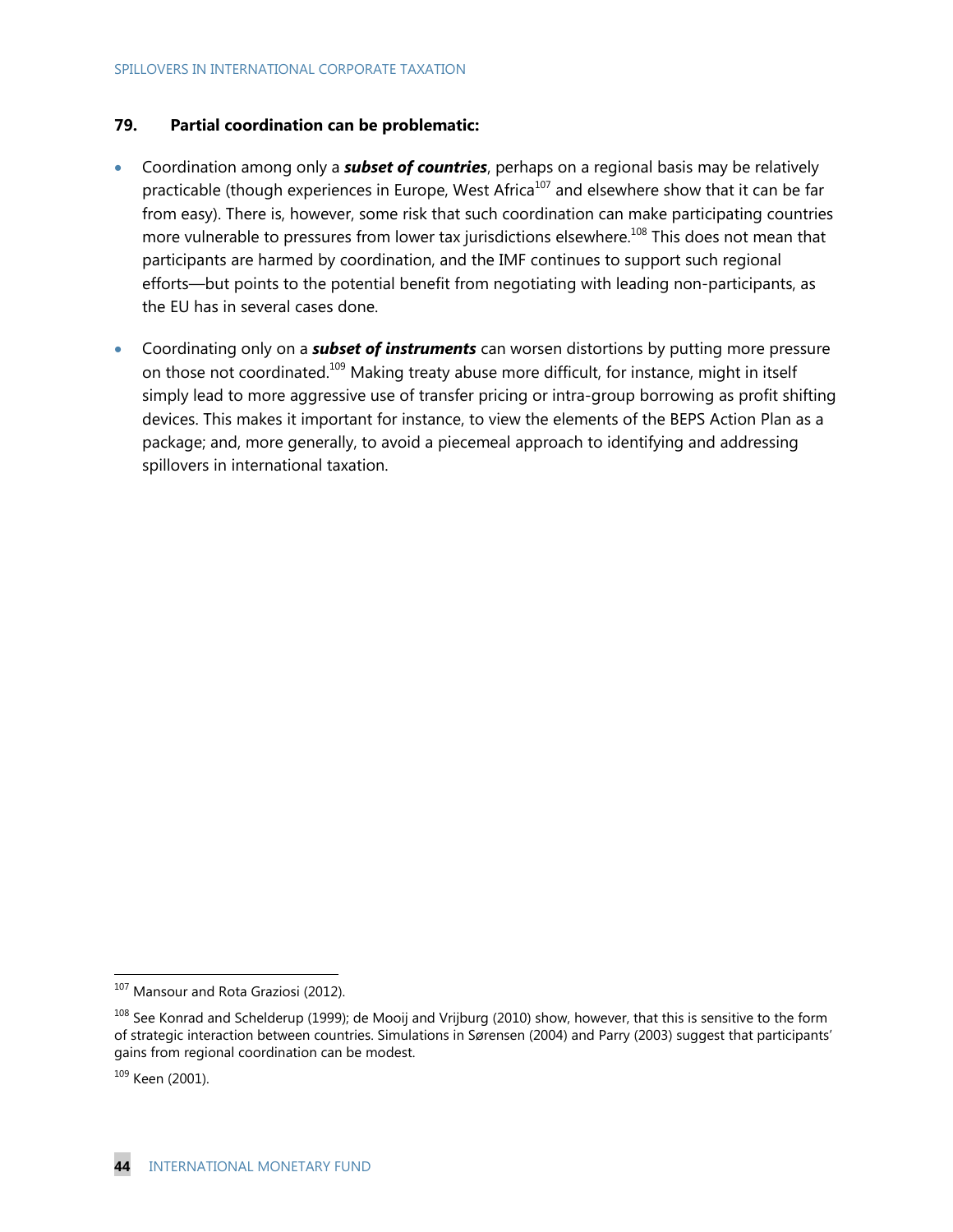**79. Partial coordination can be problematic:**

- Coordination among only a ***subset of countries***, perhaps on a regional basis may be relatively practicable (though experiences in Europe, West Africa[107] and elsewhere show that it can be far from easy). There is, however, some risk that such coordination can make participating countries more vulnerable to pressures from lower tax jurisdictions elsewhere.[108] This does not mean that participants are harmed by coordination, and the IMF continues to support such regional efforts—but points to the potential benefit from negotiating with leading non-participants, as the EU has in several cases done.

- Coordinating only on a ***subset of instruments*** can worsen distortions by putting more pressure on those not coordinated.[109] Making treaty abuse more difficult, for instance, might in itself simply lead to more aggressive use of transfer pricing or intra-group borrowing as profit shifting devices. This makes it important for instance, to view the elements of the BEPS Action Plan as a package; and, more generally, to avoid a piecemeal approach to identifying and addressing spillovers in international taxation.

---

[107] Mansour and Rota Graziosi (2012).

[108] See Konrad and Schelderup (1999); de Mooij and Vrijburg (2010) show, however, that this is sensitive to the form of strategic interaction between countries. Simulations in Sørensen (2004) and Parry (2003) suggest that participants' gains from regional coordination can be modest.

[109] Keen (2001).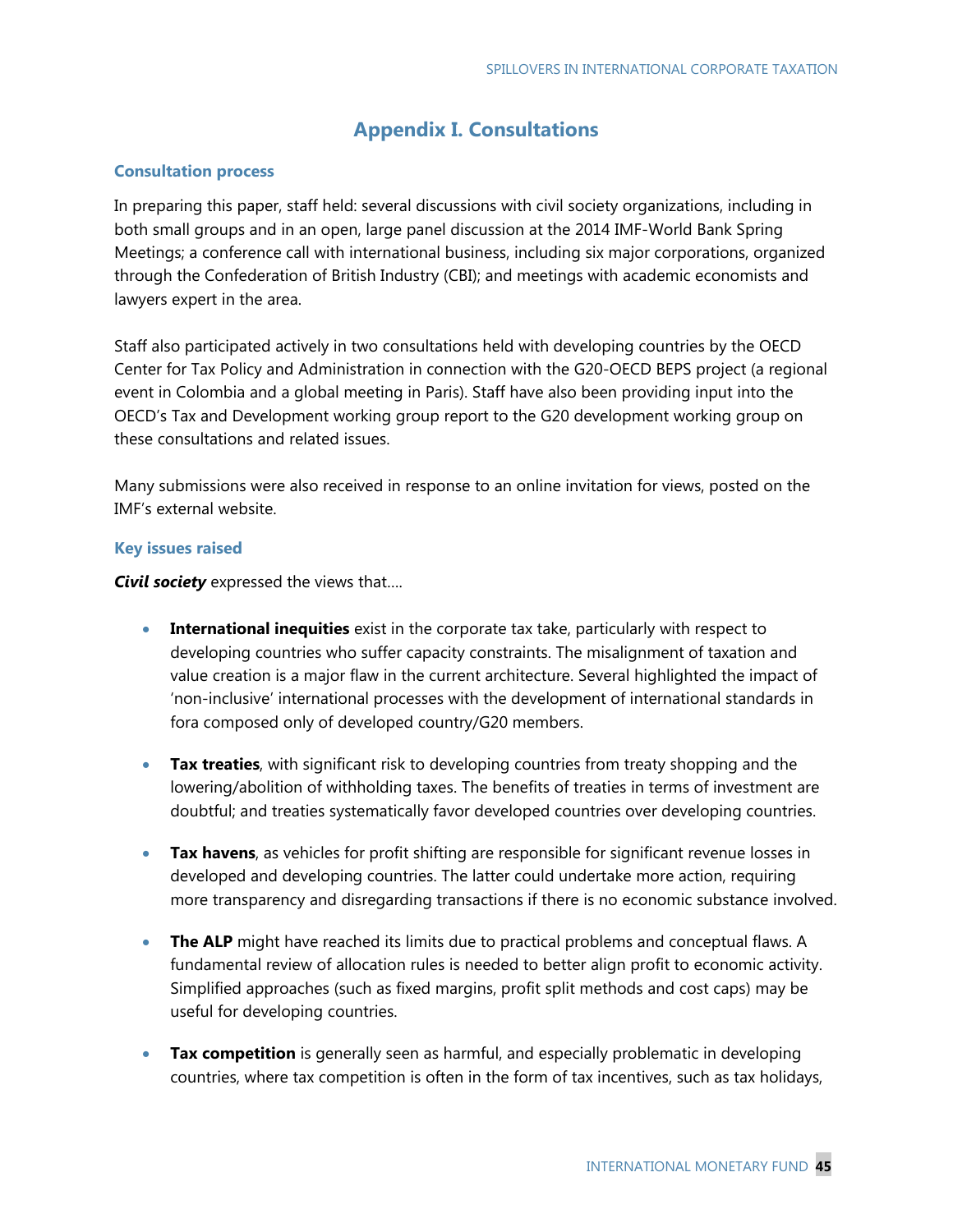# Appendix I. Consultations

### Consultation process

In preparing this paper, staff held: several discussions with civil society organizations, including in both small groups and in an open, large panel discussion at the 2014 IMF-World Bank Spring Meetings; a conference call with international business, including six major corporations, organized through the Confederation of British Industry (CBI); and meetings with academic economists and lawyers expert in the area.

Staff also participated actively in two consultations held with developing countries by the OECD Center for Tax Policy and Administration in connection with the G20-OECD BEPS project (a regional event in Colombia and a global meeting in Paris). Staff have also been providing input into the OECD's Tax and Development working group report to the G20 development working group on these consultations and related issues.

Many submissions were also received in response to an online invitation for views, posted on the IMF's external website.

### Key issues raised

***Civil society*** expressed the views that….

- **International inequities** exist in the corporate tax take, particularly with respect to developing countries who suffer capacity constraints. The misalignment of taxation and value creation is a major flaw in the current architecture. Several highlighted the impact of 'non-inclusive' international processes with the development of international standards in fora composed only of developed country/G20 members.

- **Tax treaties**, with significant risk to developing countries from treaty shopping and the lowering/abolition of withholding taxes. The benefits of treaties in terms of investment are doubtful; and treaties systematically favor developed countries over developing countries.

- **Tax havens**, as vehicles for profit shifting are responsible for significant revenue losses in developed and developing countries. The latter could undertake more action, requiring more transparency and disregarding transactions if there is no economic substance involved.

- **The ALP** might have reached its limits due to practical problems and conceptual flaws. A fundamental review of allocation rules is needed to better align profit to economic activity. Simplified approaches (such as fixed margins, profit split methods and cost caps) may be useful for developing countries.

- **Tax competition** is generally seen as harmful, and especially problematic in developing countries, where tax competition is often in the form of tax incentives, such as tax holidays,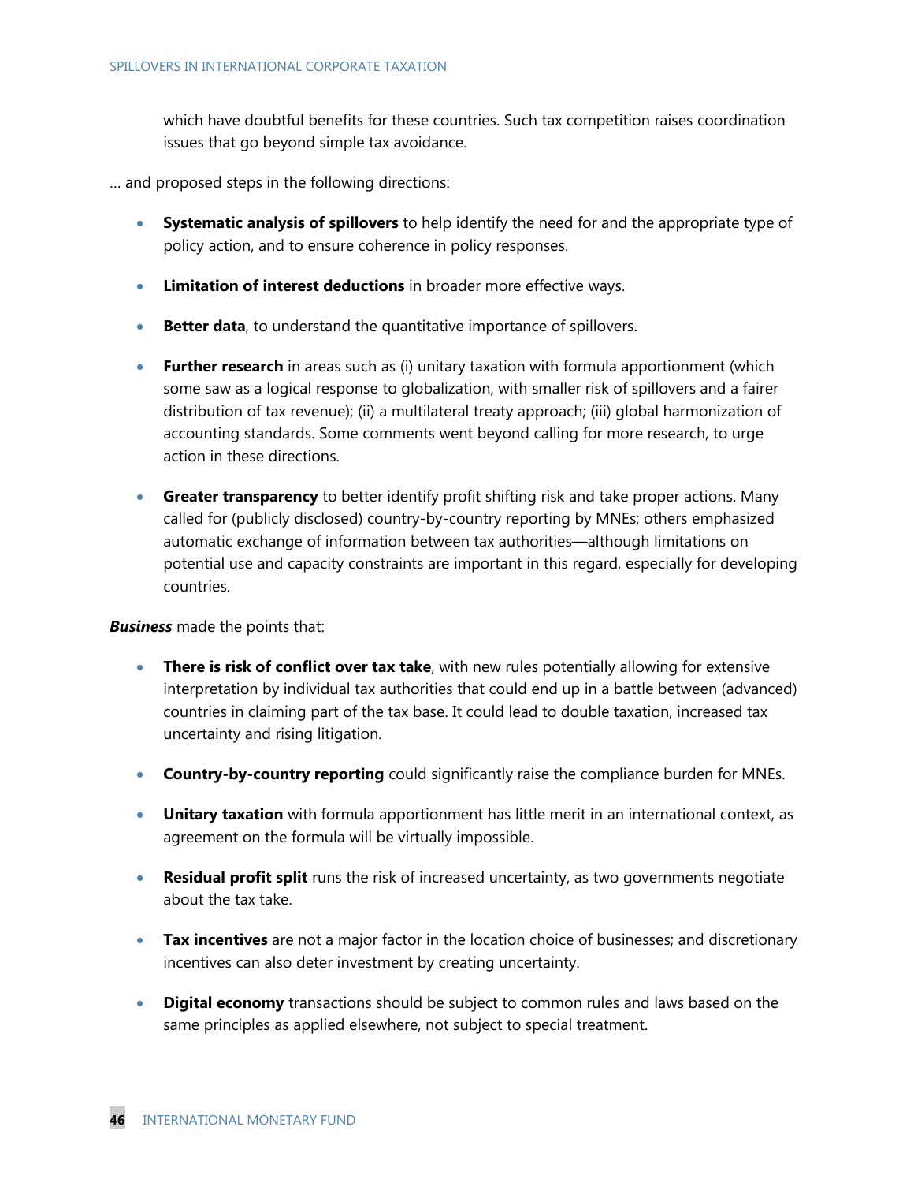which have doubtful benefits for these countries. Such tax competition raises coordination issues that go beyond simple tax avoidance.

… and proposed steps in the following directions:

- **Systematic analysis of spillovers** to help identify the need for and the appropriate type of policy action, and to ensure coherence in policy responses.

- **Limitation of interest deductions** in broader more effective ways.

- **Better data**, to understand the quantitative importance of spillovers.

- **Further research** in areas such as (i) unitary taxation with formula apportionment (which some saw as a logical response to globalization, with smaller risk of spillovers and a fairer distribution of tax revenue); (ii) a multilateral treaty approach; (iii) global harmonization of accounting standards. Some comments went beyond calling for more research, to urge action in these directions.

- **Greater transparency** to better identify profit shifting risk and take proper actions. Many called for (publicly disclosed) country-by-country reporting by MNEs; others emphasized automatic exchange of information between tax authorities—although limitations on potential use and capacity constraints are important in this regard, especially for developing countries.

***Business*** made the points that:

- **There is risk of conflict over tax take**, with new rules potentially allowing for extensive interpretation by individual tax authorities that could end up in a battle between (advanced) countries in claiming part of the tax base. It could lead to double taxation, increased tax uncertainty and rising litigation.

- **Country-by-country reporting** could significantly raise the compliance burden for MNEs.

- **Unitary taxation** with formula apportionment has little merit in an international context, as agreement on the formula will be virtually impossible.

- **Residual profit split** runs the risk of increased uncertainty, as two governments negotiate about the tax take.

- **Tax incentives** are not a major factor in the location choice of businesses; and discretionary incentives can also deter investment by creating uncertainty.

- **Digital economy** transactions should be subject to common rules and laws based on the same principles as applied elsewhere, not subject to special treatment.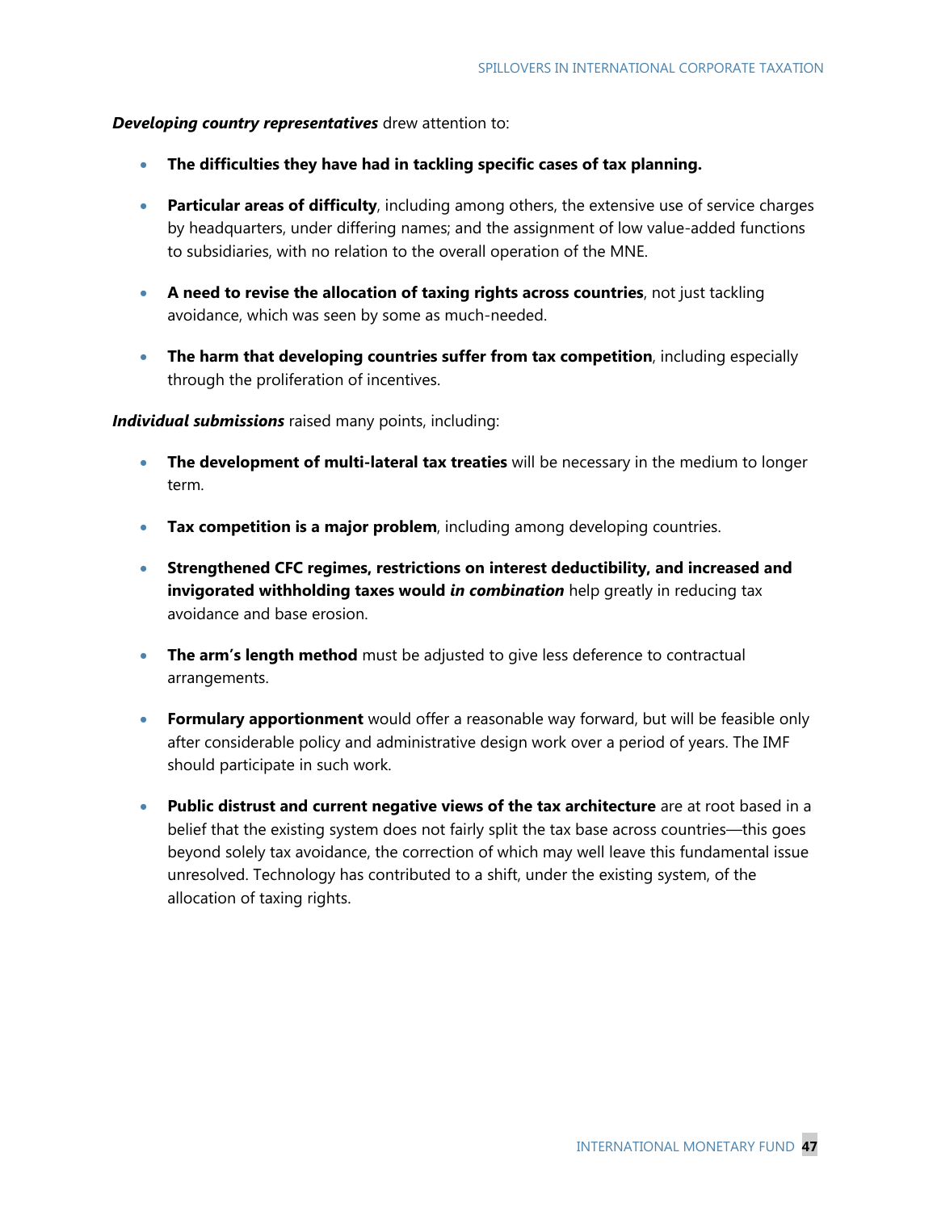***Developing country representatives*** drew attention to:

- **The difficulties they have had in tackling specific cases of tax planning.**
- **Particular areas of difficulty**, including among others, the extensive use of service charges by headquarters, under differing names; and the assignment of low value-added functions to subsidiaries, with no relation to the overall operation of the MNE.
- **A need to revise the allocation of taxing rights across countries**, not just tackling avoidance, which was seen by some as much-needed.
- **The harm that developing countries suffer from tax competition**, including especially through the proliferation of incentives.

***Individual submissions*** raised many points, including:

- **The development of multi-lateral tax treaties** will be necessary in the medium to longer term.
- **Tax competition is a major problem**, including among developing countries.
- **Strengthened CFC regimes, restrictions on interest deductibility, and increased and invigorated withholding taxes would *in combination*** help greatly in reducing tax avoidance and base erosion.
- **The arm's length method** must be adjusted to give less deference to contractual arrangements.
- **Formulary apportionment** would offer a reasonable way forward, but will be feasible only after considerable policy and administrative design work over a period of years. The IMF should participate in such work.
- **Public distrust and current negative views of the tax architecture** are at root based in a belief that the existing system does not fairly split the tax base across countries—this goes beyond solely tax avoidance, the correction of which may well leave this fundamental issue unresolved. Technology has contributed to a shift, under the existing system, of the allocation of taxing rights.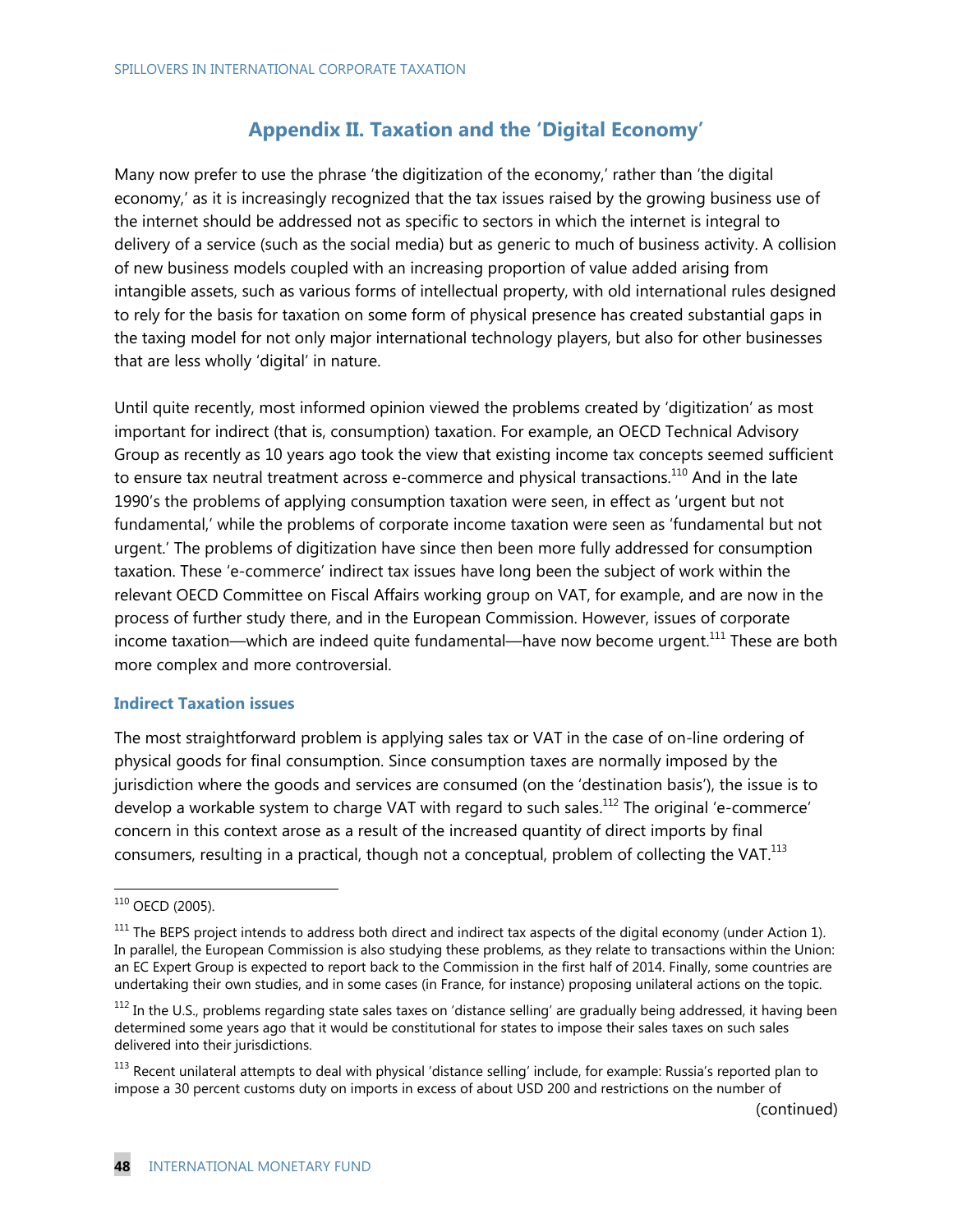# Appendix II. Taxation and the 'Digital Economy'

Many now prefer to use the phrase 'the digitization of the economy,' rather than 'the digital economy,' as it is increasingly recognized that the tax issues raised by the growing business use of the internet should be addressed not as specific to sectors in which the internet is integral to delivery of a service (such as the social media) but as generic to much of business activity. A collision of new business models coupled with an increasing proportion of value added arising from intangible assets, such as various forms of intellectual property, with old international rules designed to rely for the basis for taxation on some form of physical presence has created substantial gaps in the taxing model for not only major international technology players, but also for other businesses that are less wholly 'digital' in nature.

Until quite recently, most informed opinion viewed the problems created by 'digitization' as most important for indirect (that is, consumption) taxation. For example, an OECD Technical Advisory Group as recently as 10 years ago took the view that existing income tax concepts seemed sufficient to ensure tax neutral treatment across e-commerce and physical transactions.[110] And in the late 1990's the problems of applying consumption taxation were seen, in effect as 'urgent but not fundamental,' while the problems of corporate income taxation were seen as 'fundamental but not urgent.' The problems of digitization have since then been more fully addressed for consumption taxation. These 'e-commerce' indirect tax issues have long been the subject of work within the relevant OECD Committee on Fiscal Affairs working group on VAT, for example, and are now in the process of further study there, and in the European Commission. However, issues of corporate income taxation—which are indeed quite fundamental—have now become urgent.[111] These are both more complex and more controversial.

### Indirect Taxation issues

The most straightforward problem is applying sales tax or VAT in the case of on-line ordering of physical goods for final consumption. Since consumption taxes are normally imposed by the jurisdiction where the goods and services are consumed (on the 'destination basis'), the issue is to develop a workable system to charge VAT with regard to such sales.[112] The original 'e-commerce' concern in this context arose as a result of the increased quantity of direct imports by final consumers, resulting in a practical, though not a conceptual, problem of collecting the VAT.[113]

---

[110] OECD (2005).

[111] The BEPS project intends to address both direct and indirect tax aspects of the digital economy (under Action 1). In parallel, the European Commission is also studying these problems, as they relate to transactions within the Union: an EC Expert Group is expected to report back to the Commission in the first half of 2014. Finally, some countries are undertaking their own studies, and in some cases (in France, for instance) proposing unilateral actions on the topic.

[112] In the U.S., problems regarding state sales taxes on 'distance selling' are gradually being addressed, it having been determined some years ago that it would be constitutional for states to impose their sales taxes on such sales delivered into their jurisdictions.

[113] Recent unilateral attempts to deal with physical 'distance selling' include, for example: Russia's reported plan to impose a 30 percent customs duty on imports in excess of about USD 200 and restrictions on the number of

(continued)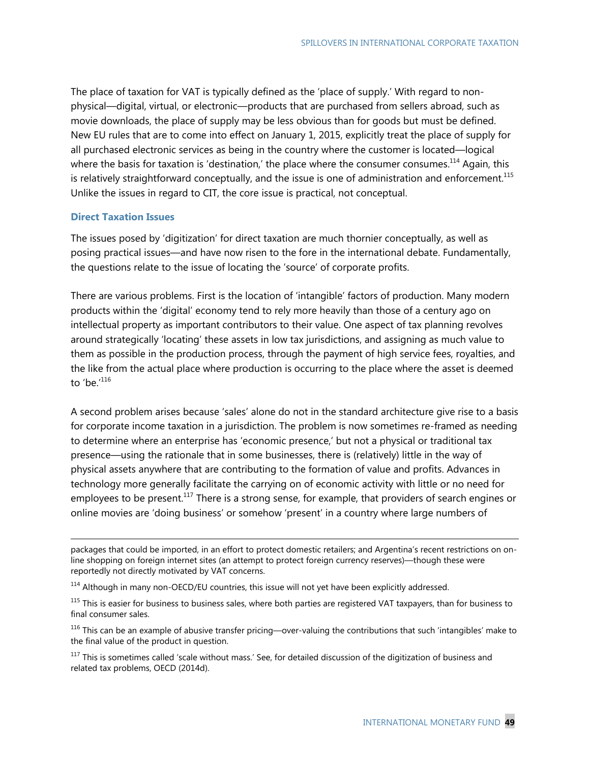The place of taxation for VAT is typically defined as the 'place of supply.' With regard to non-physical—digital, virtual, or electronic—products that are purchased from sellers abroad, such as movie downloads, the place of supply may be less obvious than for goods but must be defined. New EU rules that are to come into effect on January 1, 2015, explicitly treat the place of supply for all purchased electronic services as being in the country where the customer is located—logical where the basis for taxation is 'destination,' the place where the consumer consumes.[114] Again, this is relatively straightforward conceptually, and the issue is one of administration and enforcement.[115] Unlike the issues in regard to CIT, the core issue is practical, not conceptual.

### Direct Taxation Issues

The issues posed by 'digitization' for direct taxation are much thornier conceptually, as well as posing practical issues—and have now risen to the fore in the international debate. Fundamentally, the questions relate to the issue of locating the 'source' of corporate profits.

There are various problems. First is the location of 'intangible' factors of production. Many modern products within the 'digital' economy tend to rely more heavily than those of a century ago on intellectual property as important contributors to their value. One aspect of tax planning revolves around strategically 'locating' these assets in low tax jurisdictions, and assigning as much value to them as possible in the production process, through the payment of high service fees, royalties, and the like from the actual place where production is occurring to the place where the asset is deemed to 'be.'[116]

A second problem arises because 'sales' alone do not in the standard architecture give rise to a basis for corporate income taxation in a jurisdiction. The problem is now sometimes re-framed as needing to determine where an enterprise has 'economic presence,' but not a physical or traditional tax presence—using the rationale that in some businesses, there is (relatively) little in the way of physical assets anywhere that are contributing to the formation of value and profits. Advances in technology more generally facilitate the carrying on of economic activity with little or no need for employees to be present.[117] There is a strong sense, for example, that providers of search engines or online movies are 'doing business' or somehow 'present' in a country where large numbers of

---

packages that could be imported, in an effort to protect domestic retailers; and Argentina's recent restrictions on on-line shopping on foreign internet sites (an attempt to protect foreign currency reserves)—though these were reportedly not directly motivated by VAT concerns.

[114] Although in many non-OECD/EU countries, this issue will not yet have been explicitly addressed.

[115] This is easier for business to business sales, where both parties are registered VAT taxpayers, than for business to final consumer sales.

[116] This can be an example of abusive transfer pricing—over-valuing the contributions that such 'intangibles' make to the final value of the product in question.

[117] This is sometimes called 'scale without mass.' See, for detailed discussion of the digitization of business and related tax problems, OECD (2014d).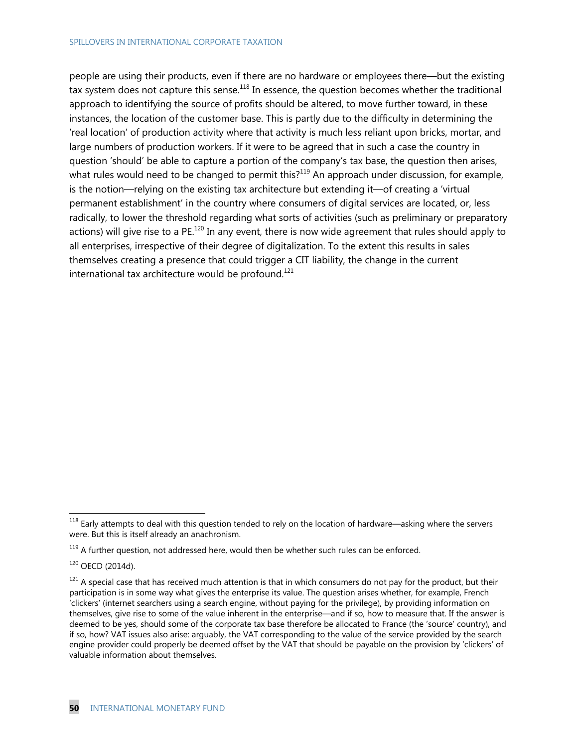people are using their products, even if there are no hardware or employees there—but the existing tax system does not capture this sense.[118] In essence, the question becomes whether the traditional approach to identifying the source of profits should be altered, to move further toward, in these instances, the location of the customer base. This is partly due to the difficulty in determining the 'real location' of production activity where that activity is much less reliant upon bricks, mortar, and large numbers of production workers. If it were to be agreed that in such a case the country in question 'should' be able to capture a portion of the company's tax base, the question then arises, what rules would need to be changed to permit this?[119] An approach under discussion, for example, is the notion—relying on the existing tax architecture but extending it—of creating a 'virtual permanent establishment' in the country where consumers of digital services are located, or, less radically, to lower the threshold regarding what sorts of activities (such as preliminary or preparatory actions) will give rise to a PE.[120] In any event, there is now wide agreement that rules should apply to all enterprises, irrespective of their degree of digitalization. To the extent this results in sales themselves creating a presence that could trigger a CIT liability, the change in the current international tax architecture would be profound.[121]

---

[118] Early attempts to deal with this question tended to rely on the location of hardware—asking where the servers were. But this is itself already an anachronism.

[119] A further question, not addressed here, would then be whether such rules can be enforced.

[120] OECD (2014d).

[121] A special case that has received much attention is that in which consumers do not pay for the product, but their participation is in some way what gives the enterprise its value. The question arises whether, for example, French 'clickers' (internet searchers using a search engine, without paying for the privilege), by providing information on themselves, give rise to some of the value inherent in the enterprise—and if so, how to measure that. If the answer is deemed to be yes, should some of the corporate tax base therefore be allocated to France (the 'source' country), and if so, how? VAT issues also arise: arguably, the VAT corresponding to the value of the service provided by the search engine provider could properly be deemed offset by the VAT that should be payable on the provision by 'clickers' of valuable information about themselves.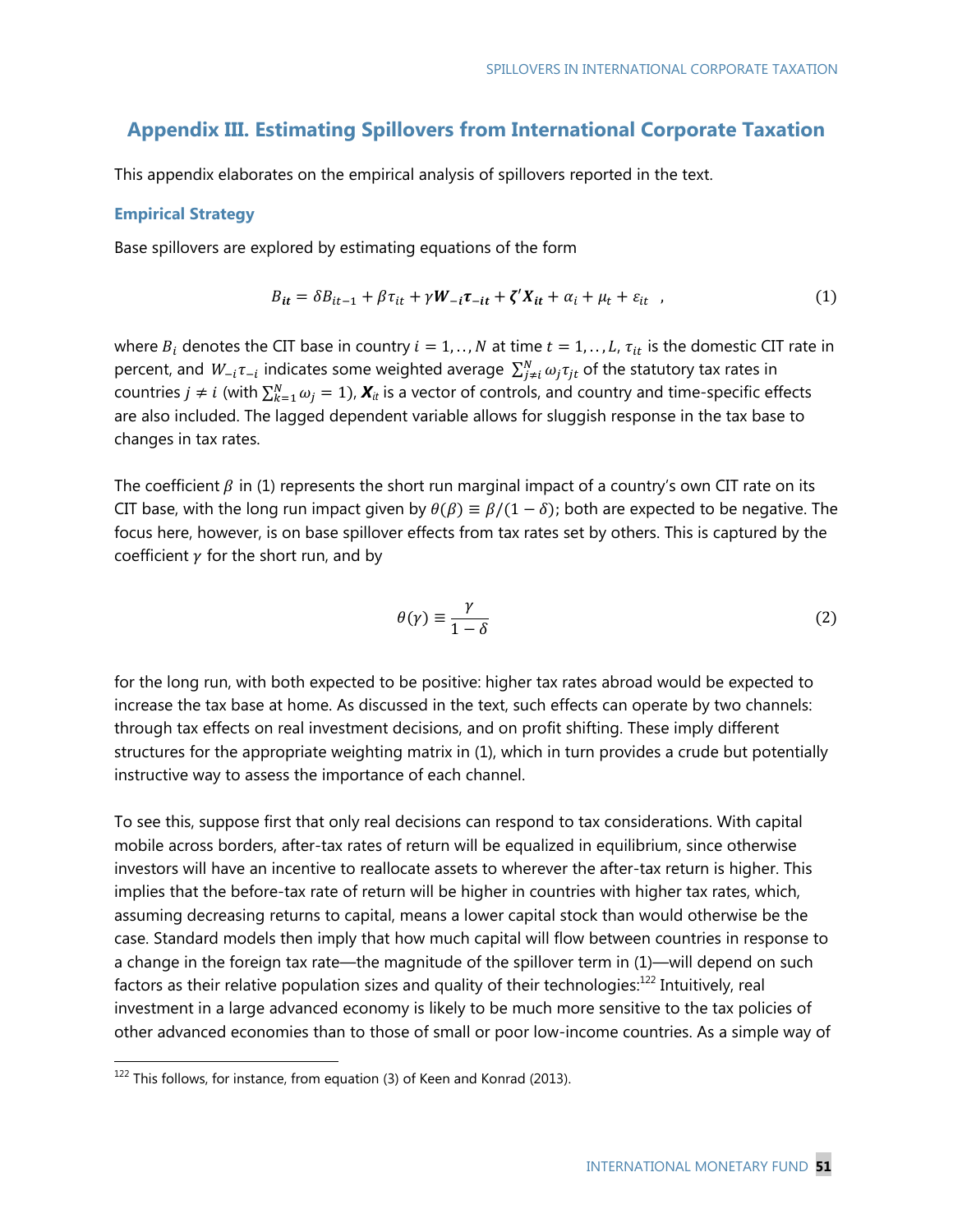## Appendix III. Estimating Spillovers from International Corporate Taxation

This appendix elaborates on the empirical analysis of spillovers reported in the text.

### Empirical Strategy

Base spillovers are explored by estimating equations of the form

$$B_{it} = \delta B_{it-1} + \beta \tau_{it} + \gamma \boldsymbol{W}_{-i} \boldsymbol{\tau}_{-it} + \boldsymbol{\zeta}' \boldsymbol{X}_{it} + \alpha_i + \mu_t + \varepsilon_{it} \quad , \tag{1}$$

where $B_i$ denotes the CIT base in country $i = 1,..,N$ at time $t = 1,..,L$, $\tau_{it}$ is the domestic CIT rate in percent, and $W_{-i}\tau_{-i}$ indicates some weighted average $\sum_{j \neq i}^{N} \omega_j \tau_{jt}$ of the statutory tax rates in countries $j \neq i$ (with $\sum_{k=1}^{N} \omega_j = 1$), $\boldsymbol{X}_{it}$ is a vector of controls, and country and time-specific effects are also included. The lagged dependent variable allows for sluggish response in the tax base to changes in tax rates.

The coefficient $\beta$ in (1) represents the short run marginal impact of a country's own CIT rate on its CIT base, with the long run impact given by $\theta(\beta) \equiv \beta/(1-\delta)$; both are expected to be negative. The focus here, however, is on base spillover effects from tax rates set by others. This is captured by the coefficient $\gamma$ for the short run, and by

$$\theta(\gamma) \equiv \frac{\gamma}{1-\delta} \tag{2}$$

for the long run, with both expected to be positive: higher tax rates abroad would be expected to increase the tax base at home. As discussed in the text, such effects can operate by two channels: through tax effects on real investment decisions, and on profit shifting. These imply different structures for the appropriate weighting matrix in (1), which in turn provides a crude but potentially instructive way to assess the importance of each channel.

To see this, suppose first that only real decisions can respond to tax considerations. With capital mobile across borders, after-tax rates of return will be equalized in equilibrium, since otherwise investors will have an incentive to reallocate assets to wherever the after-tax return is higher. This implies that the before-tax rate of return will be higher in countries with higher tax rates, which, assuming decreasing returns to capital, means a lower capital stock than would otherwise be the case. Standard models then imply that how much capital will flow between countries in response to a change in the foreign tax rate—the magnitude of the spillover term in (1)—will depend on such factors as their relative population sizes and quality of their technologies:[122] Intuitively, real investment in a large advanced economy is likely to be much more sensitive to the tax policies of other advanced economies than to those of small or poor low-income countries. As a simple way of

[122] This follows, for instance, from equation (3) of Keen and Konrad (2013).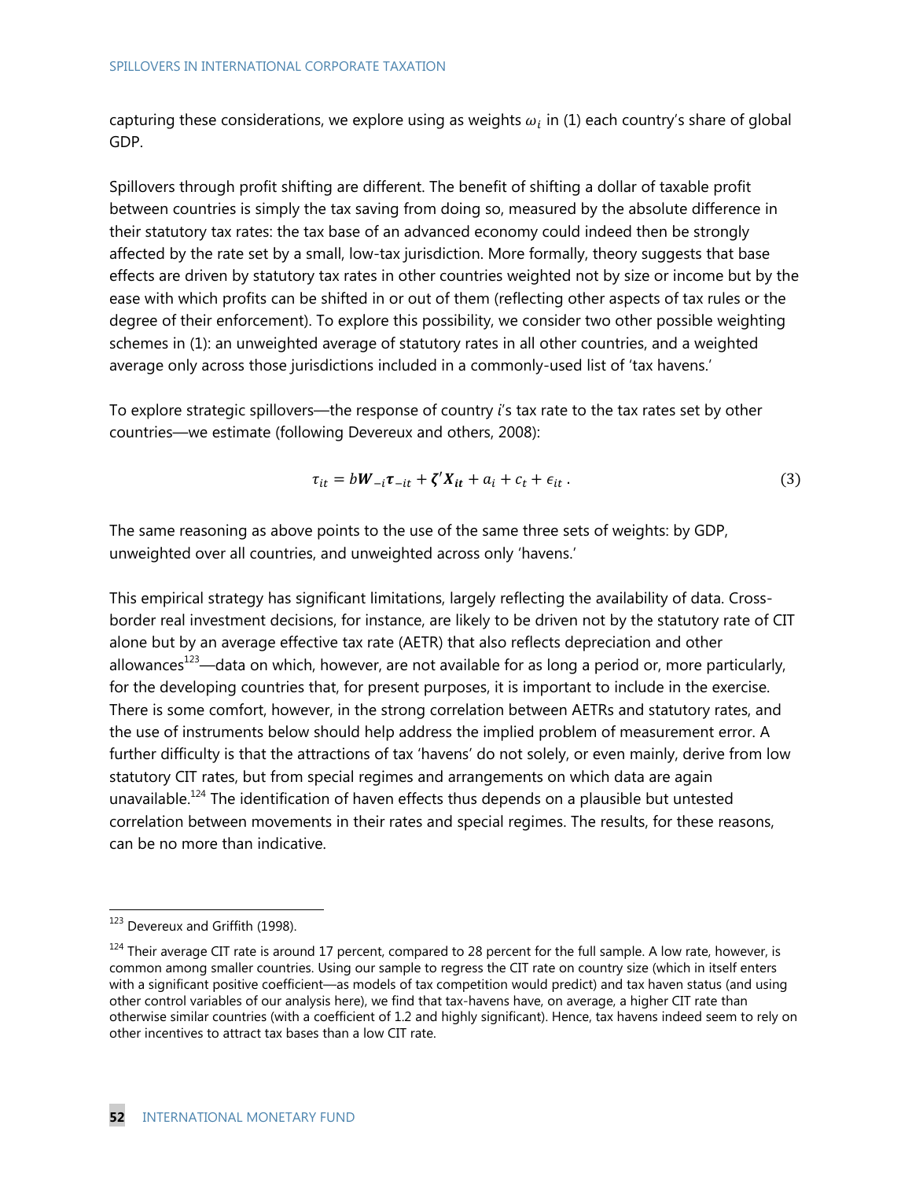capturing these considerations, we explore using as weights $\omega_i$ in (1) each country's share of global GDP.

Spillovers through profit shifting are different. The benefit of shifting a dollar of taxable profit between countries is simply the tax saving from doing so, measured by the absolute difference in their statutory tax rates: the tax base of an advanced economy could indeed then be strongly affected by the rate set by a small, low-tax jurisdiction. More formally, theory suggests that base effects are driven by statutory tax rates in other countries weighted not by size or income but by the ease with which profits can be shifted in or out of them (reflecting other aspects of tax rules or the degree of their enforcement). To explore this possibility, we consider two other possible weighting schemes in (1): an unweighted average of statutory rates in all other countries, and a weighted average only across those jurisdictions included in a commonly-used list of 'tax havens.'

To explore strategic spillovers—the response of country *i*'s tax rate to the tax rates set by other countries—we estimate (following Devereux and others, 2008):

$$\tau_{it} = b\boldsymbol{W}_{-i}\boldsymbol{\tau}_{-it} + \boldsymbol{\zeta}'\boldsymbol{X}_{it} + a_i + c_t + \epsilon_{it}\,. \tag{3}$$

The same reasoning as above points to the use of the same three sets of weights: by GDP, unweighted over all countries, and unweighted across only 'havens.'

This empirical strategy has significant limitations, largely reflecting the availability of data. Cross-border real investment decisions, for instance, are likely to be driven not by the statutory rate of CIT alone but by an average effective tax rate (AETR) that also reflects depreciation and other allowances[123]—data on which, however, are not available for as long a period or, more particularly, for the developing countries that, for present purposes, it is important to include in the exercise. There is some comfort, however, in the strong correlation between AETRs and statutory rates, and the use of instruments below should help address the implied problem of measurement error. A further difficulty is that the attractions of tax 'havens' do not solely, or even mainly, derive from low statutory CIT rates, but from special regimes and arrangements on which data are again unavailable.[124] The identification of haven effects thus depends on a plausible but untested correlation between movements in their rates and special regimes. The results, for these reasons, can be no more than indicative.

---

[123] Devereux and Griffith (1998).

[124] Their average CIT rate is around 17 percent, compared to 28 percent for the full sample. A low rate, however, is common among smaller countries. Using our sample to regress the CIT rate on country size (which in itself enters with a significant positive coefficient—as models of tax competition would predict) and tax haven status (and using other control variables of our analysis here), we find that tax-havens have, on average, a higher CIT rate than otherwise similar countries (with a coefficient of 1.2 and highly significant). Hence, tax havens indeed seem to rely on other incentives to attract tax bases than a low CIT rate.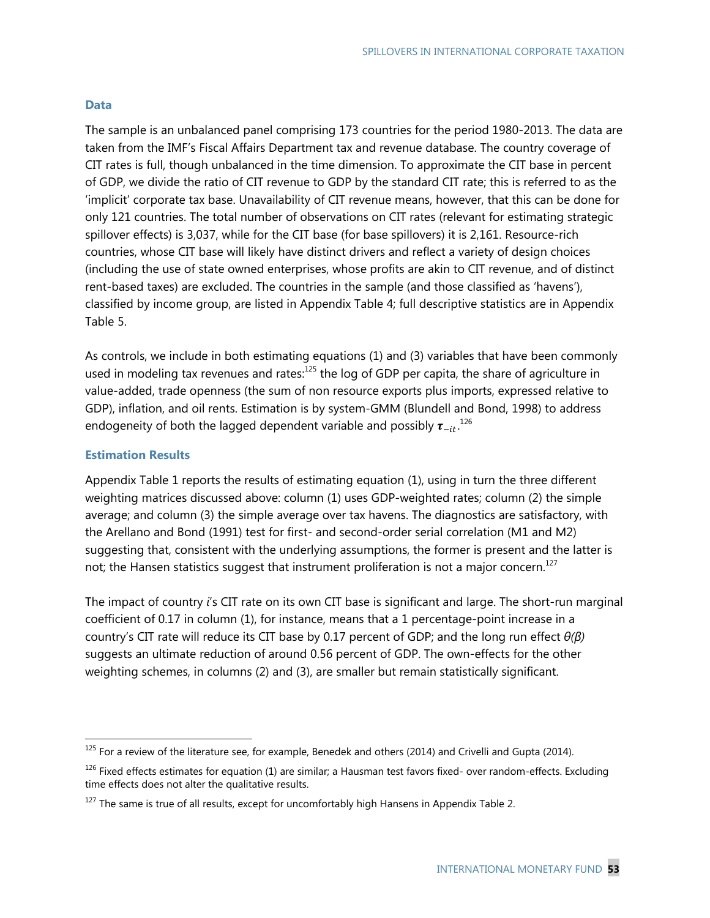### Data

The sample is an unbalanced panel comprising 173 countries for the period 1980-2013. The data are taken from the IMF's Fiscal Affairs Department tax and revenue database. The country coverage of CIT rates is full, though unbalanced in the time dimension. To approximate the CIT base in percent of GDP, we divide the ratio of CIT revenue to GDP by the standard CIT rate; this is referred to as the 'implicit' corporate tax base. Unavailability of CIT revenue means, however, that this can be done for only 121 countries. The total number of observations on CIT rates (relevant for estimating strategic spillover effects) is 3,037, while for the CIT base (for base spillovers) it is 2,161. Resource-rich countries, whose CIT base will likely have distinct drivers and reflect a variety of design choices (including the use of state owned enterprises, whose profits are akin to CIT revenue, and of distinct rent-based taxes) are excluded. The countries in the sample (and those classified as 'havens'), classified by income group, are listed in Appendix Table 4; full descriptive statistics are in Appendix Table 5.

As controls, we include in both estimating equations (1) and (3) variables that have been commonly used in modeling tax revenues and rates:[125] the log of GDP per capita, the share of agriculture in value-added, trade openness (the sum of non resource exports plus imports, expressed relative to GDP), inflation, and oil rents. Estimation is by system-GMM (Blundell and Bond, 1998) to address endogeneity of both the lagged dependent variable and possibly $\boldsymbol{\tau}_{-it}$.[126]

### Estimation Results

Appendix Table 1 reports the results of estimating equation (1), using in turn the three different weighting matrices discussed above: column (1) uses GDP-weighted rates; column (2) the simple average; and column (3) the simple average over tax havens. The diagnostics are satisfactory, with the Arellano and Bond (1991) test for first- and second-order serial correlation (M1 and M2) suggesting that, consistent with the underlying assumptions, the former is present and the latter is not; the Hansen statistics suggest that instrument proliferation is not a major concern.[127]

The impact of country *i*'s CIT rate on its own CIT base is significant and large. The short-run marginal coefficient of 0.17 in column (1), for instance, means that a 1 percentage-point increase in a country's CIT rate will reduce its CIT base by 0.17 percent of GDP; and the long run effect $\theta(\beta)$ suggests an ultimate reduction of around 0.56 percent of GDP. The own-effects for the other weighting schemes, in columns (2) and (3), are smaller but remain statistically significant.

---

[125] For a review of the literature see, for example, Benedek and others (2014) and Crivelli and Gupta (2014).

[126] Fixed effects estimates for equation (1) are similar; a Hausman test favors fixed- over random-effects. Excluding time effects does not alter the qualitative results.

[127] The same is true of all results, except for uncomfortably high Hansens in Appendix Table 2.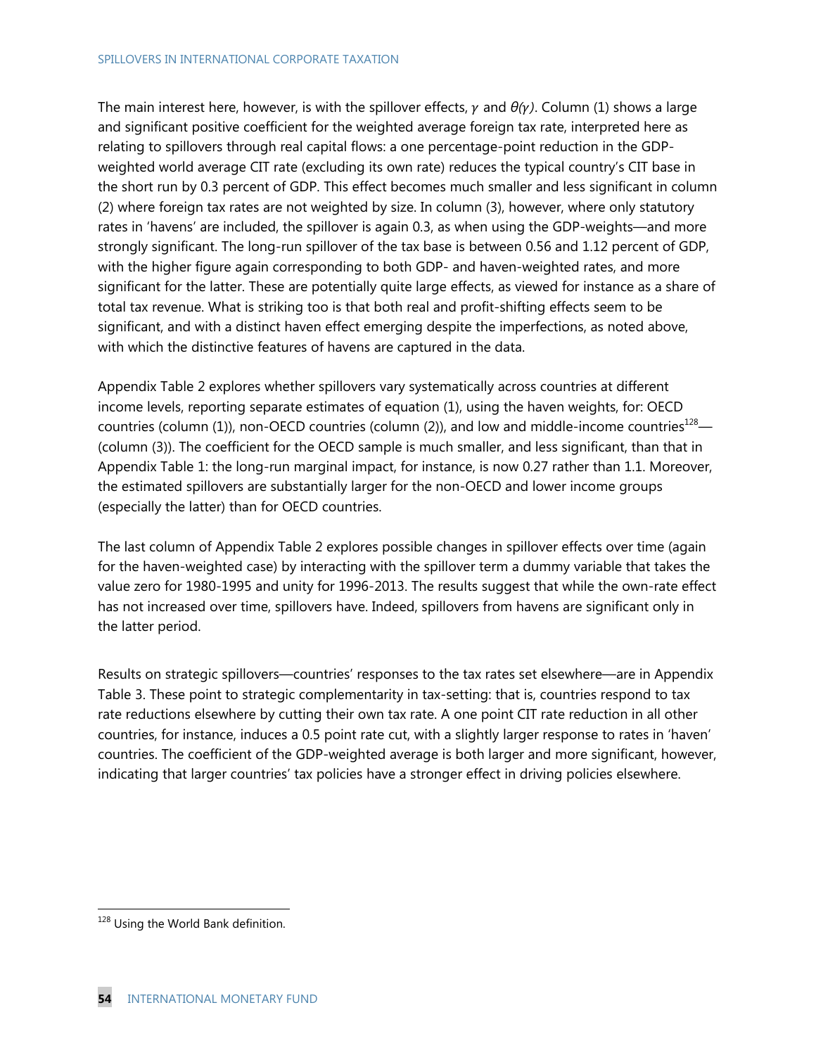The main interest here, however, is with the spillover effects, $\gamma$ and $\theta(\gamma)$. Column (1) shows a large and significant positive coefficient for the weighted average foreign tax rate, interpreted here as relating to spillovers through real capital flows: a one percentage-point reduction in the GDP-weighted world average CIT rate (excluding its own rate) reduces the typical country's CIT base in the short run by 0.3 percent of GDP. This effect becomes much smaller and less significant in column (2) where foreign tax rates are not weighted by size. In column (3), however, where only statutory rates in 'havens' are included, the spillover is again 0.3, as when using the GDP-weights—and more strongly significant. The long-run spillover of the tax base is between 0.56 and 1.12 percent of GDP, with the higher figure again corresponding to both GDP- and haven-weighted rates, and more significant for the latter. These are potentially quite large effects, as viewed for instance as a share of total tax revenue. What is striking too is that both real and profit-shifting effects seem to be significant, and with a distinct haven effect emerging despite the imperfections, as noted above, with which the distinctive features of havens are captured in the data.

Appendix Table 2 explores whether spillovers vary systematically across countries at different income levels, reporting separate estimates of equation (1), using the haven weights, for: OECD countries (column (1)), non-OECD countries (column (2)), and low and middle-income countries[128]—(column (3)). The coefficient for the OECD sample is much smaller, and less significant, than that in Appendix Table 1: the long-run marginal impact, for instance, is now 0.27 rather than 1.1. Moreover, the estimated spillovers are substantially larger for the non-OECD and lower income groups (especially the latter) than for OECD countries.

The last column of Appendix Table 2 explores possible changes in spillover effects over time (again for the haven-weighted case) by interacting with the spillover term a dummy variable that takes the value zero for 1980-1995 and unity for 1996-2013. The results suggest that while the own-rate effect has not increased over time, spillovers have. Indeed, spillovers from havens are significant only in the latter period.

Results on strategic spillovers—countries' responses to the tax rates set elsewhere—are in Appendix Table 3. These point to strategic complementarity in tax-setting: that is, countries respond to tax rate reductions elsewhere by cutting their own tax rate. A one point CIT rate reduction in all other countries, for instance, induces a 0.5 point rate cut, with a slightly larger response to rates in 'haven' countries. The coefficient of the GDP-weighted average is both larger and more significant, however, indicating that larger countries' tax policies have a stronger effect in driving policies elsewhere.

[128] Using the World Bank definition.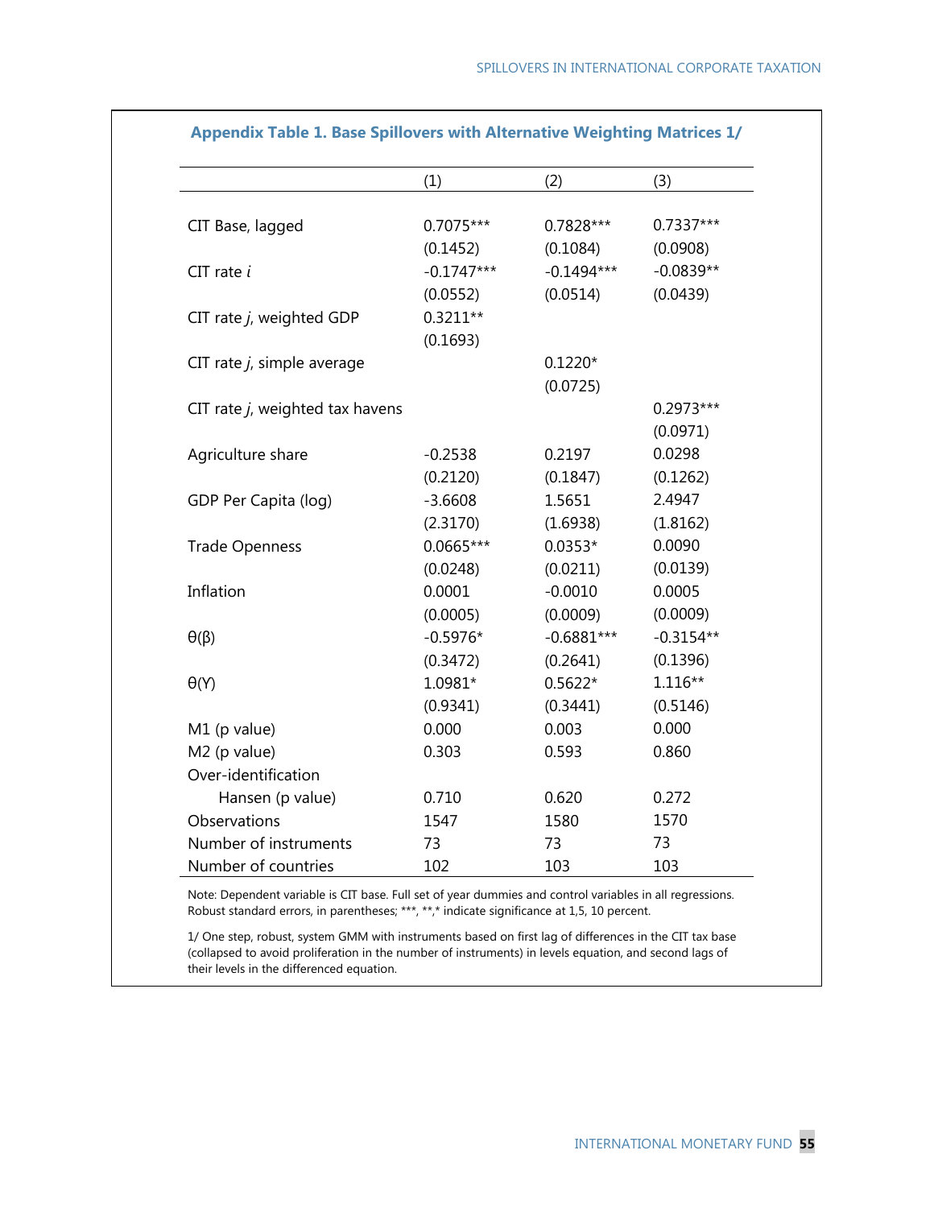**Appendix Table 1. Base Spillovers with Alternative Weighting Matrices 1/**

| | (1) | (2) | (3) |
|---|---|---|---|
| CIT Base, lagged | 0.7075*** | 0.7828*** | 0.7337*** |
| | (0.1452) | (0.1084) | (0.0908) |
| CIT rate *i* | -0.1747*** | -0.1494*** | -0.0839** |
| | (0.0552) | (0.0514) | (0.0439) |
| CIT rate *j*, weighted GDP | 0.3211** | | |
| | (0.1693) | | |
| CIT rate *j*, simple average | | 0.1220* | |
| | | (0.0725) | |
| CIT rate *j*, weighted tax havens | | | 0.2973*** |
| | | | (0.0971) |
| Agriculture share | -0.2538 | 0.2197 | 0.0298 |
| | (0.2120) | (0.1847) | (0.1262) |
| GDP Per Capita (log) | -3.6608 | 1.5651 | 2.4947 |
| | (2.3170) | (1.6938) | (1.8162) |
| Trade Openness | 0.0665*** | 0.0353* | 0.0090 |
| | (0.0248) | (0.0211) | (0.0139) |
| Inflation | 0.0001 | -0.0010 | 0.0005 |
| | (0.0005) | (0.0009) | (0.0009) |
| $\theta(\beta)$ | -0.5976* | -0.6881*** | -0.3154** |
| | (0.3472) | (0.2641) | (0.1396) |
| $\theta(\Upsilon)$ | 1.0981* | 0.5622* | 1.116** |
| | (0.9341) | (0.3441) | (0.5146) |
| M1 (p value) | 0.000 | 0.003 | 0.000 |
| M2 (p value) | 0.303 | 0.593 | 0.860 |
| Over-identification | | | |
| Hansen (p value) | 0.710 | 0.620 | 0.272 |
| Observations | 1547 | 1580 | 1570 |
| Number of instruments | 73 | 73 | 73 |
| Number of countries | 102 | 103 | 103 |

Note: Dependent variable is CIT base. Full set of year dummies and control variables in all regressions. Robust standard errors, in parentheses; ***, **,* indicate significance at 1,5, 10 percent.

1/ One step, robust, system GMM with instruments based on first lag of differences in the CIT tax base (collapsed to avoid proliferation in the number of instruments) in levels equation, and second lags of their levels in the differenced equation.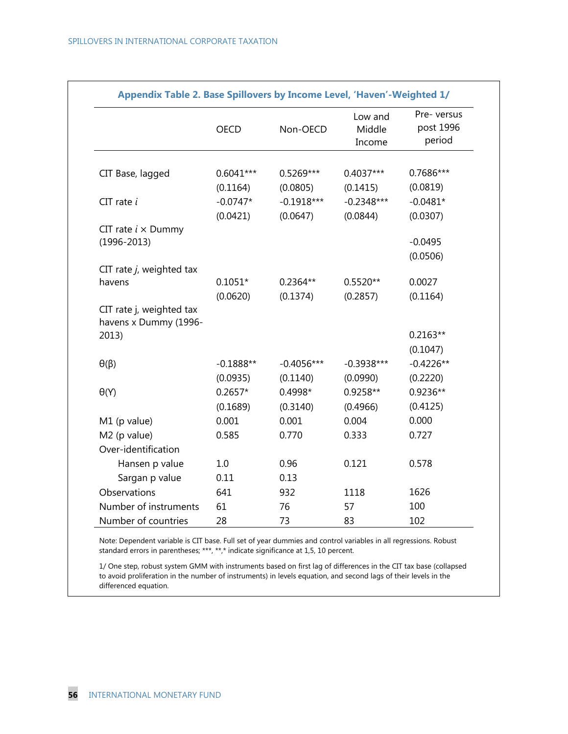**Appendix Table 2. Base Spillovers by Income Level, 'Haven'-Weighted 1/**

| | OECD | Non-OECD | Low and Middle Income | Pre- versus post 1996 period |
|---|---|---|---|---|
| CIT Base, lagged | 0.6041*** | 0.5269*** | 0.4037*** | 0.7686*** |
| | (0.1164) | (0.0805) | (0.1415) | (0.0819) |
| CIT rate *i* | -0.0747* | -0.1918*** | -0.2348*** | -0.0481* |
| | (0.0421) | (0.0647) | (0.0844) | (0.0307) |
| CIT rate *i* × Dummy (1996-2013) | | | | -0.0495 |
| | | | | (0.0506) |
| CIT rate *j*, weighted tax havens | 0.1051* | 0.2364** | 0.5520** | 0.0027 |
| | (0.0620) | (0.1374) | (0.2857) | (0.1164) |
| CIT rate j, weighted tax havens x Dummy (1996-2013) | | | | 0.2163** |
| | | | | (0.1047) |
| $\theta(\beta)$ | -0.1888** | -0.4056*** | -0.3938*** | -0.4226** |
| | (0.0935) | (0.1140) | (0.0990) | (0.2220) |
| $\theta(Y)$ | 0.2657* | 0.4998* | 0.9258** | 0.9236** |
| | (0.1689) | (0.3140) | (0.4966) | (0.4125) |
| M1 (p value) | 0.001 | 0.001 | 0.004 | 0.000 |
| M2 (p value) | 0.585 | 0.770 | 0.333 | 0.727 |
| Over-identification | | | | |
| Hansen p value | 1.0 | 0.96 | 0.121 | 0.578 |
| Sargan p value | 0.11 | 0.13 | | |
| Observations | 641 | 932 | 1118 | 1626 |
| Number of instruments | 61 | 76 | 57 | 100 |
| Number of countries | 28 | 73 | 83 | 102 |

Note: Dependent variable is CIT base. Full set of year dummies and control variables in all regressions. Robust standard errors in parentheses; ***, **,* indicate significance at 1,5, 10 percent.

1/ One step, robust system GMM with instruments based on first lag of differences in the CIT tax base (collapsed to avoid proliferation in the number of instruments) in levels equation, and second lags of their levels in the differenced equation.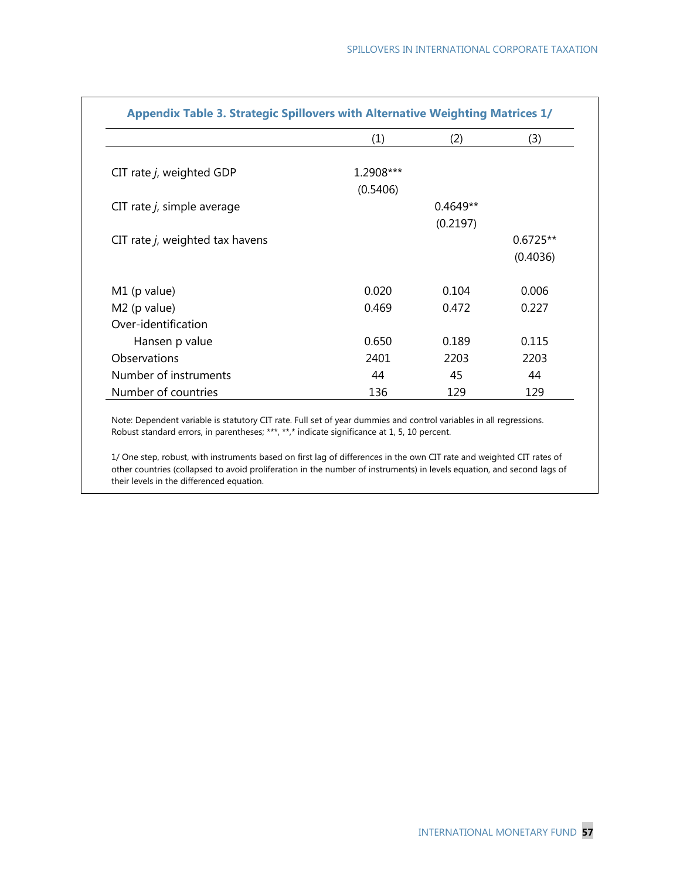**Appendix Table 3. Strategic Spillovers with Alternative Weighting Matrices 1/**

| | (1) | (2) | (3) |
|---|---|---|---|
| CIT rate *j*, weighted GDP | 1.2908*** | | |
| | (0.5406) | | |
| CIT rate *j*, simple average | | 0.4649** | |
| | | (0.2197) | |
| CIT rate *j*, weighted tax havens | | | 0.6725** |
| | | | (0.4036) |
| M1 (p value) | 0.020 | 0.104 | 0.006 |
| M2 (p value) | 0.469 | 0.472 | 0.227 |
| Over-identification | | | |
| Hansen p value | 0.650 | 0.189 | 0.115 |
| Observations | 2401 | 2203 | 2203 |
| Number of instruments | 44 | 45 | 44 |
| Number of countries | 136 | 129 | 129 |

Note: Dependent variable is statutory CIT rate. Full set of year dummies and control variables in all regressions. Robust standard errors, in parentheses; ***, **,* indicate significance at 1, 5, 10 percent.

1/ One step, robust, with instruments based on first lag of differences in the own CIT rate and weighted CIT rates of other countries (collapsed to avoid proliferation in the number of instruments) in levels equation, and second lags of their levels in the differenced equation.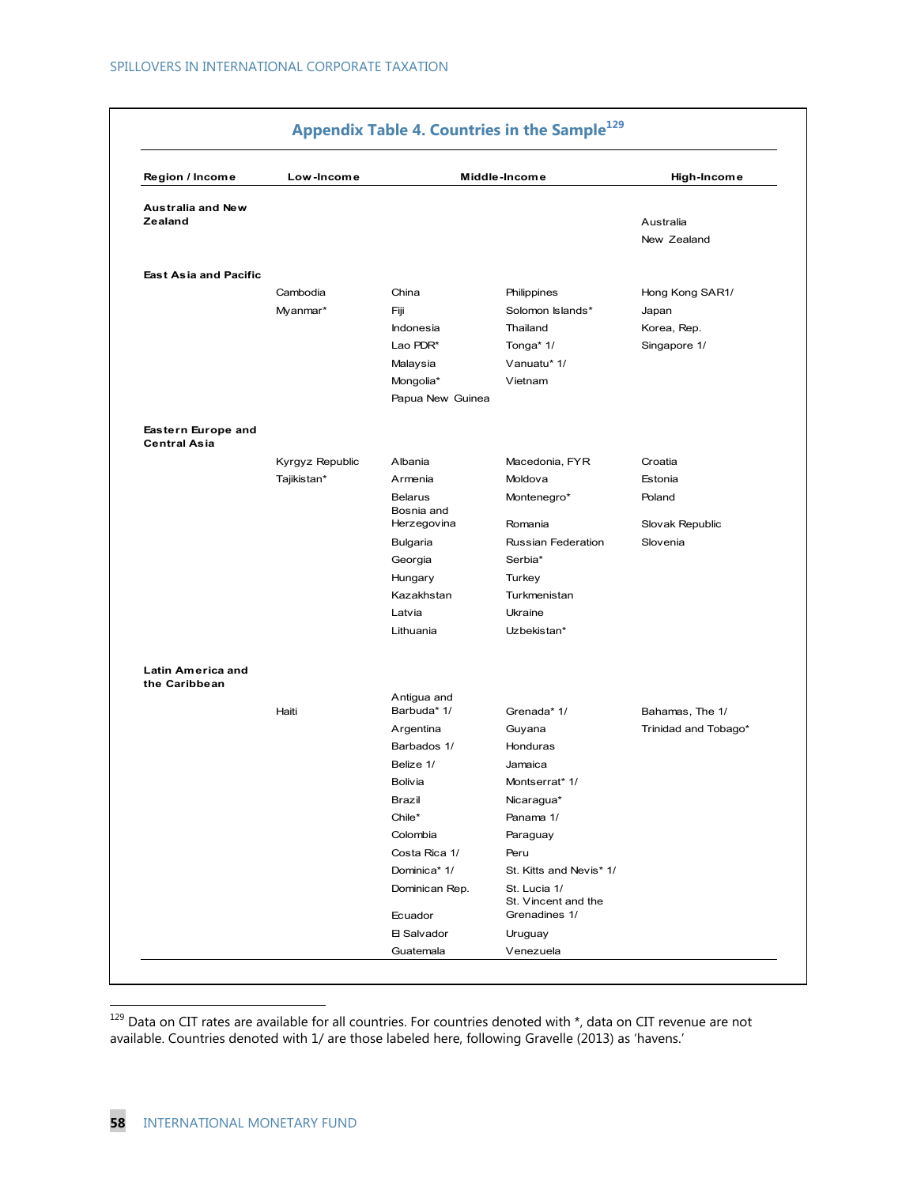## Appendix Table 4. Countries in the Sample[129]

| Region / Income | Low-Income | Middle-Income | | High-Income |
|---|---|---|---|---|
| **Australia and New Zealand** | | | | Australia |
| | | | | New Zealand |
| **East Asia and Pacific** | Cambodia | China | Philippines | Hong Kong SAR1/ |
| | Myanmar* | Fiji | Solomon Islands* | Japan |
| | | Indonesia | Thailand | Korea, Rep. |
| | | Lao PDR* | Tonga* 1/ | Singapore 1/ |
| | | Malaysia | Vanuatu* 1/ | |
| | | Mongolia* | Vietnam | |
| | | Papua New Guinea | | |
| **Eastern Europe and Central Asia** | Kyrgyz Republic | Albania | Macedonia, FYR | Croatia |
| | Tajikistan* | Armenia | Moldova | Estonia |
| | | Belarus | Montenegro* | Poland |
| | | Bosnia and Herzegovina | Romania | Slovak Republic |
| | | Bulgaria | Russian Federation | Slovenia |
| | | Georgia | Serbia* | |
| | | Hungary | Turkey | |
| | | Kazakhstan | Turkmenistan | |
| | | Latvia | Ukraine | |
| | | Lithuania | Uzbekistan* | |
| **Latin America and the Caribbean** | Haiti | Antigua and Barbuda* 1/ | Grenada* 1/ | Bahamas, The 1/ |
| | | Argentina | Guyana | Trinidad and Tobago* |
| | | Barbados 1/ | Honduras | |
| | | Belize 1/ | Jamaica | |
| | | Bolivia | Montserrat* 1/ | |
| | | Brazil | Nicaragua* | |
| | | Chile* | Panama 1/ | |
| | | Colombia | Paraguay | |
| | | Costa Rica 1/ | Peru | |
| | | Dominica* 1/ | St. Kitts and Nevis* 1/ | |
| | | Dominican Rep. | St. Lucia 1/ | |
| | | Ecuador | St. Vincent and the Grenadines 1/ | |
| | | El Salvador | Uruguay | |
| | | Guatemala | Venezuela | |

[129] Data on CIT rates are available for all countries. For countries denoted with *, data on CIT revenue are not available. Countries denoted with 1/ are those labeled here, following Gravelle (2013) as 'havens.'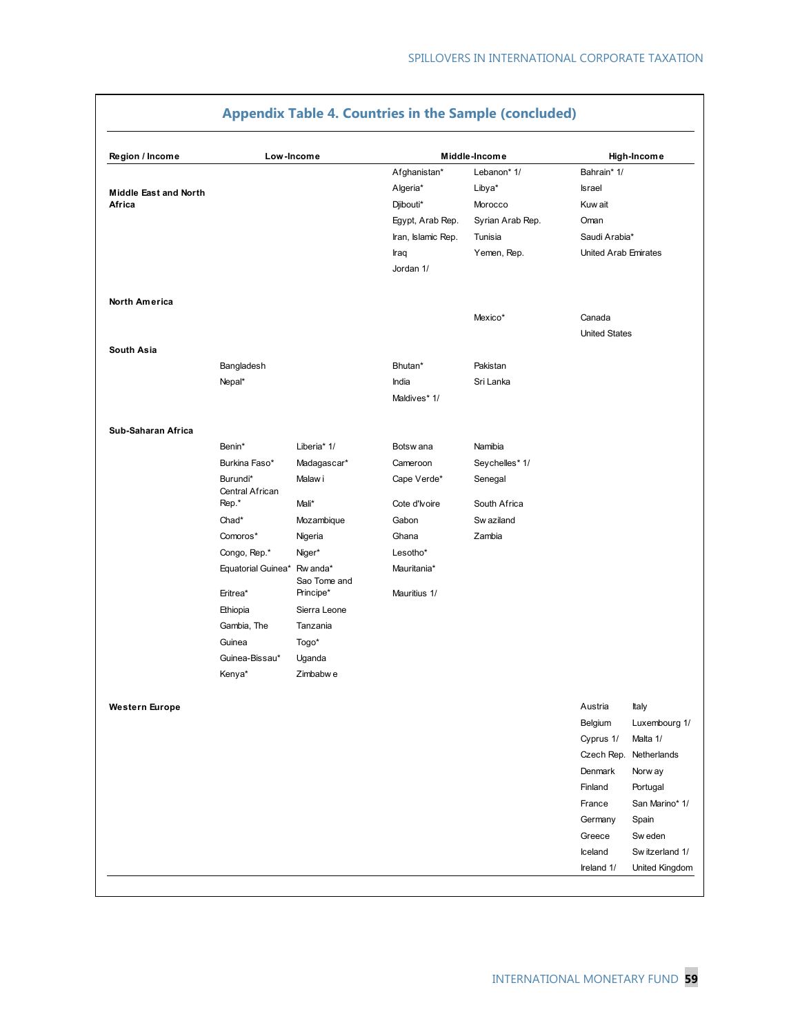## Appendix Table 4. Countries in the Sample (concluded)

| Region / Income | Low-Income | | Middle-Income | | High-Income | |
|---|---|---|---|---|---|---|
| Middle East and North Africa | | | Afghanistan* | Lebanon* 1/ | Bahrain* 1/ | |
| | | | Algeria* | Libya* | Israel | |
| | | | Djibouti* | Morocco | Kuwait | |
| | | | Egypt, Arab Rep. | Syrian Arab Rep. | Oman | |
| | | | Iran, Islamic Rep. | Tunisia | Saudi Arabia* | |
| | | | Iraq | Yemen, Rep. | United Arab Emirates | |
| | | | Jordan 1/ | | | |
| North America | | | | | | |
| | | | | Mexico* | Canada | |
| | | | | | United States | |
| South Asia | | | | | | |
| | Bangladesh | | Bhutan* | Pakistan | | |
| | Nepal* | | India | Sri Lanka | | |
| | | | Maldives* 1/ | | | |
| Sub-Saharan Africa | | | | | | |
| | Benin* | Liberia* 1/ | Botswana | Namibia | | |
| | Burkina Faso* | Madagascar* | Cameroon | Seychelles* 1/ | | |
| | Burundi* | Malawi | Cape Verde* | Senegal | | |
| | Central African Rep.* | Mali* | Cote d'Ivoire | South Africa | | |
| | Chad* | Mozambique | Gabon | Swaziland | | |
| | Comoros* | Nigeria | Ghana | Zambia | | |
| | Congo, Rep.* | Niger* | Lesotho* | | | |
| | Equatorial Guinea* | Rwanda* | Mauritania* | | | |
| | Eritrea* | Sao Tome and Principe* | Mauritius 1/ | | | |
| | Ethiopia | Sierra Leone | | | | |
| | Gambia, The | Tanzania | | | | |
| | Guinea | Togo* | | | | |
| | Guinea-Bissau* | Uganda | | | | |
| | Kenya* | Zimbabwe | | | | |
| Western Europe | | | | | Austria | Italy |
| | | | | | Belgium | Luxembourg 1/ |
| | | | | | Cyprus 1/ | Malta 1/ |
| | | | | | Czech Rep. | Netherlands |
| | | | | | Denmark | Norway |
| | | | | | Finland | Portugal |
| | | | | | France | San Marino* 1/ |
| | | | | | Germany | Spain |
| | | | | | Greece | Sweden |
| | | | | | Iceland | Switzerland 1/ |
| | | | | | Ireland 1/ | United Kingdom |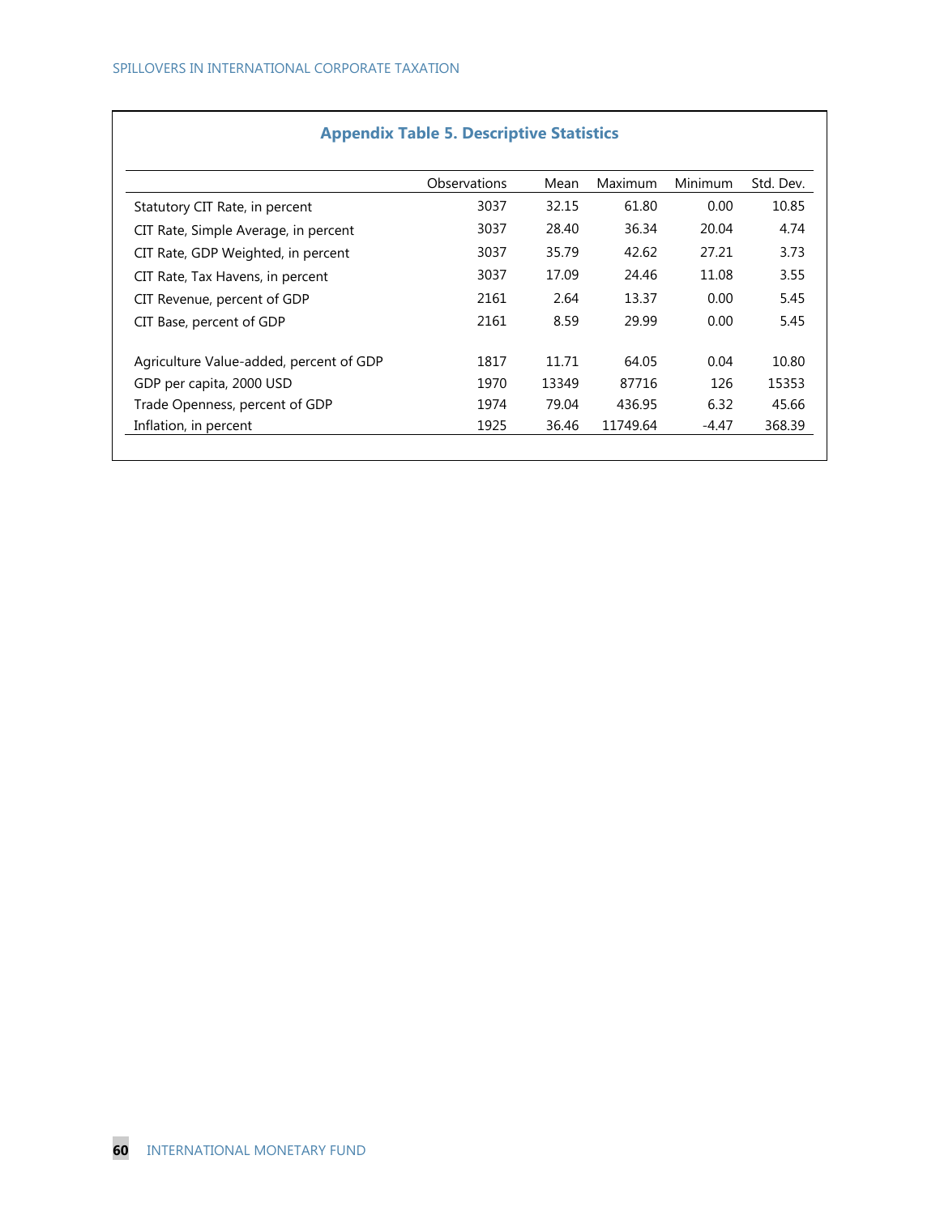## Appendix Table 5. Descriptive Statistics

| | Observations | Mean | Maximum | Minimum | Std. Dev. |
|---|---|---|---|---|---|
| Statutory CIT Rate, in percent | 3037 | 32.15 | 61.80 | 0.00 | 10.85 |
| CIT Rate, Simple Average, in percent | 3037 | 28.40 | 36.34 | 20.04 | 4.74 |
| CIT Rate, GDP Weighted, in percent | 3037 | 35.79 | 42.62 | 27.21 | 3.73 |
| CIT Rate, Tax Havens, in percent | 3037 | 17.09 | 24.46 | 11.08 | 3.55 |
| CIT Revenue, percent of GDP | 2161 | 2.64 | 13.37 | 0.00 | 5.45 |
| CIT Base, percent of GDP | 2161 | 8.59 | 29.99 | 0.00 | 5.45 |
| | | | | | |
| Agriculture Value-added, percent of GDP | 1817 | 11.71 | 64.05 | 0.04 | 10.80 |
| GDP per capita, 2000 USD | 1970 | 13349 | 87716 | 126 | 15353 |
| Trade Openness, percent of GDP | 1974 | 79.04 | 436.95 | 6.32 | 45.66 |
| Inflation, in percent | 1925 | 36.46 | 11749.64 | -4.47 | 368.39 |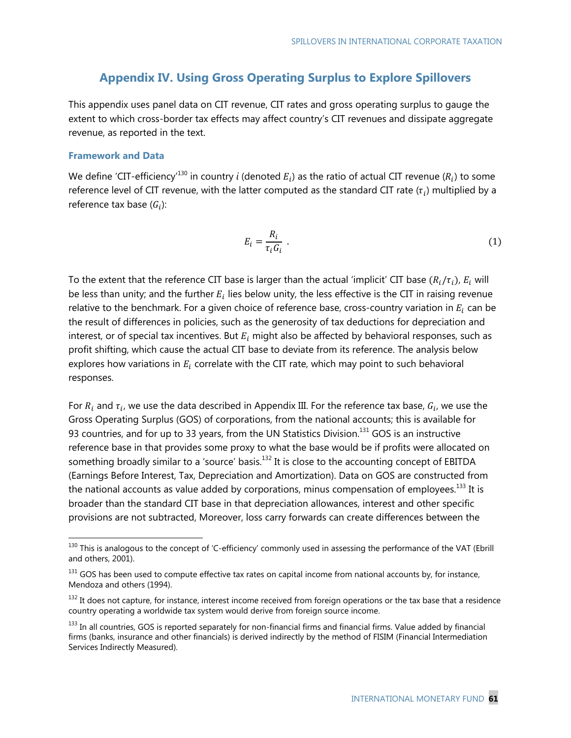# Appendix IV. Using Gross Operating Surplus to Explore Spillovers

This appendix uses panel data on CIT revenue, CIT rates and gross operating surplus to gauge the extent to which cross-border tax effects may affect country's CIT revenues and dissipate aggregate revenue, as reported in the text.

### Framework and Data

We define 'CIT-efficiency'[130] in country $i$ (denoted $E_i$) as the ratio of actual CIT revenue ($R_i$) to some reference level of CIT revenue, with the latter computed as the standard CIT rate ($\tau_i$) multiplied by a reference tax base ($G_i$):

$$E_i = \frac{R_i}{\tau_i G_i} \ . \tag{1}$$

To the extent that the reference CIT base is larger than the actual 'implicit' CIT base ($R_i/\tau_i$), $E_i$ will be less than unity; and the further $E_i$ lies below unity, the less effective is the CIT in raising revenue relative to the benchmark. For a given choice of reference base, cross-country variation in $E_i$ can be the result of differences in policies, such as the generosity of tax deductions for depreciation and interest, or of special tax incentives. But $E_i$ might also be affected by behavioral responses, such as profit shifting, which cause the actual CIT base to deviate from its reference. The analysis below explores how variations in $E_i$ correlate with the CIT rate, which may point to such behavioral responses.

For $R_i$ and $\tau_i$, we use the data described in Appendix III. For the reference tax base, $G_i$, we use the Gross Operating Surplus (GOS) of corporations, from the national accounts; this is available for 93 countries, and for up to 33 years, from the UN Statistics Division.[131] GOS is an instructive reference base in that provides some proxy to what the base would be if profits were allocated on something broadly similar to a 'source' basis.[132] It is close to the accounting concept of EBITDA (Earnings Before Interest, Tax, Depreciation and Amortization). Data on GOS are constructed from the national accounts as value added by corporations, minus compensation of employees.[133] It is broader than the standard CIT base in that depreciation allowances, interest and other specific provisions are not subtracted, Moreover, loss carry forwards can create differences between the

---

[130] This is analogous to the concept of 'C-efficiency' commonly used in assessing the performance of the VAT (Ebrill and others, 2001).

[131] GOS has been used to compute effective tax rates on capital income from national accounts by, for instance, Mendoza and others (1994).

[132] It does not capture, for instance, interest income received from foreign operations or the tax base that a residence country operating a worldwide tax system would derive from foreign source income.

[133] In all countries, GOS is reported separately for non-financial firms and financial firms. Value added by financial firms (banks, insurance and other financials) is derived indirectly by the method of FISIM (Financial Intermediation Services Indirectly Measured).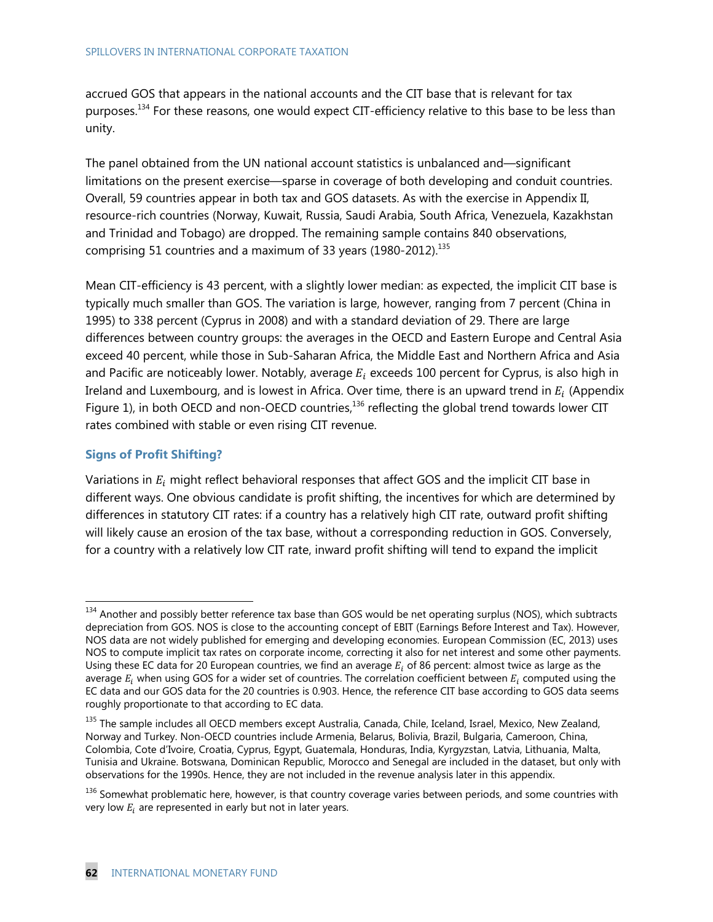accrued GOS that appears in the national accounts and the CIT base that is relevant for tax purposes.[134] For these reasons, one would expect CIT-efficiency relative to this base to be less than unity.

The panel obtained from the UN national account statistics is unbalanced and—significant limitations on the present exercise—sparse in coverage of both developing and conduit countries. Overall, 59 countries appear in both tax and GOS datasets. As with the exercise in Appendix II, resource-rich countries (Norway, Kuwait, Russia, Saudi Arabia, South Africa, Venezuela, Kazakhstan and Trinidad and Tobago) are dropped. The remaining sample contains 840 observations, comprising 51 countries and a maximum of 33 years (1980-2012).[135]

Mean CIT-efficiency is 43 percent, with a slightly lower median: as expected, the implicit CIT base is typically much smaller than GOS. The variation is large, however, ranging from 7 percent (China in 1995) to 338 percent (Cyprus in 2008) and with a standard deviation of 29. There are large differences between country groups: the averages in the OECD and Eastern Europe and Central Asia exceed 40 percent, while those in Sub-Saharan Africa, the Middle East and Northern Africa and Asia and Pacific are noticeably lower. Notably, average $E_i$ exceeds 100 percent for Cyprus, is also high in Ireland and Luxembourg, and is lowest in Africa. Over time, there is an upward trend in $E_i$ (Appendix Figure 1), in both OECD and non-OECD countries,[136] reflecting the global trend towards lower CIT rates combined with stable or even rising CIT revenue.

### Signs of Profit Shifting?

Variations in $E_i$ might reflect behavioral responses that affect GOS and the implicit CIT base in different ways. One obvious candidate is profit shifting, the incentives for which are determined by differences in statutory CIT rates: if a country has a relatively high CIT rate, outward profit shifting will likely cause an erosion of the tax base, without a corresponding reduction in GOS. Conversely, for a country with a relatively low CIT rate, inward profit shifting will tend to expand the implicit

---

[134] Another and possibly better reference tax base than GOS would be net operating surplus (NOS), which subtracts depreciation from GOS. NOS is close to the accounting concept of EBIT (Earnings Before Interest and Tax). However, NOS data are not widely published for emerging and developing economies. European Commission (EC, 2013) uses NOS to compute implicit tax rates on corporate income, correcting it also for net interest and some other payments. Using these EC data for 20 European countries, we find an average $E_i$ of 86 percent: almost twice as large as the average $E_i$ when using GOS for a wider set of countries. The correlation coefficient between $E_i$ computed using the EC data and our GOS data for the 20 countries is 0.903. Hence, the reference CIT base according to GOS data seems roughly proportionate to that according to EC data.

[135] The sample includes all OECD members except Australia, Canada, Chile, Iceland, Israel, Mexico, New Zealand, Norway and Turkey. Non-OECD countries include Armenia, Belarus, Bolivia, Brazil, Bulgaria, Cameroon, China, Colombia, Cote d'Ivoire, Croatia, Cyprus, Egypt, Guatemala, Honduras, India, Kyrgyzstan, Latvia, Lithuania, Malta, Tunisia and Ukraine. Botswana, Dominican Republic, Morocco and Senegal are included in the dataset, but only with observations for the 1990s. Hence, they are not included in the revenue analysis later in this appendix.

[136] Somewhat problematic here, however, is that country coverage varies between periods, and some countries with very low $E_i$ are represented in early but not in later years.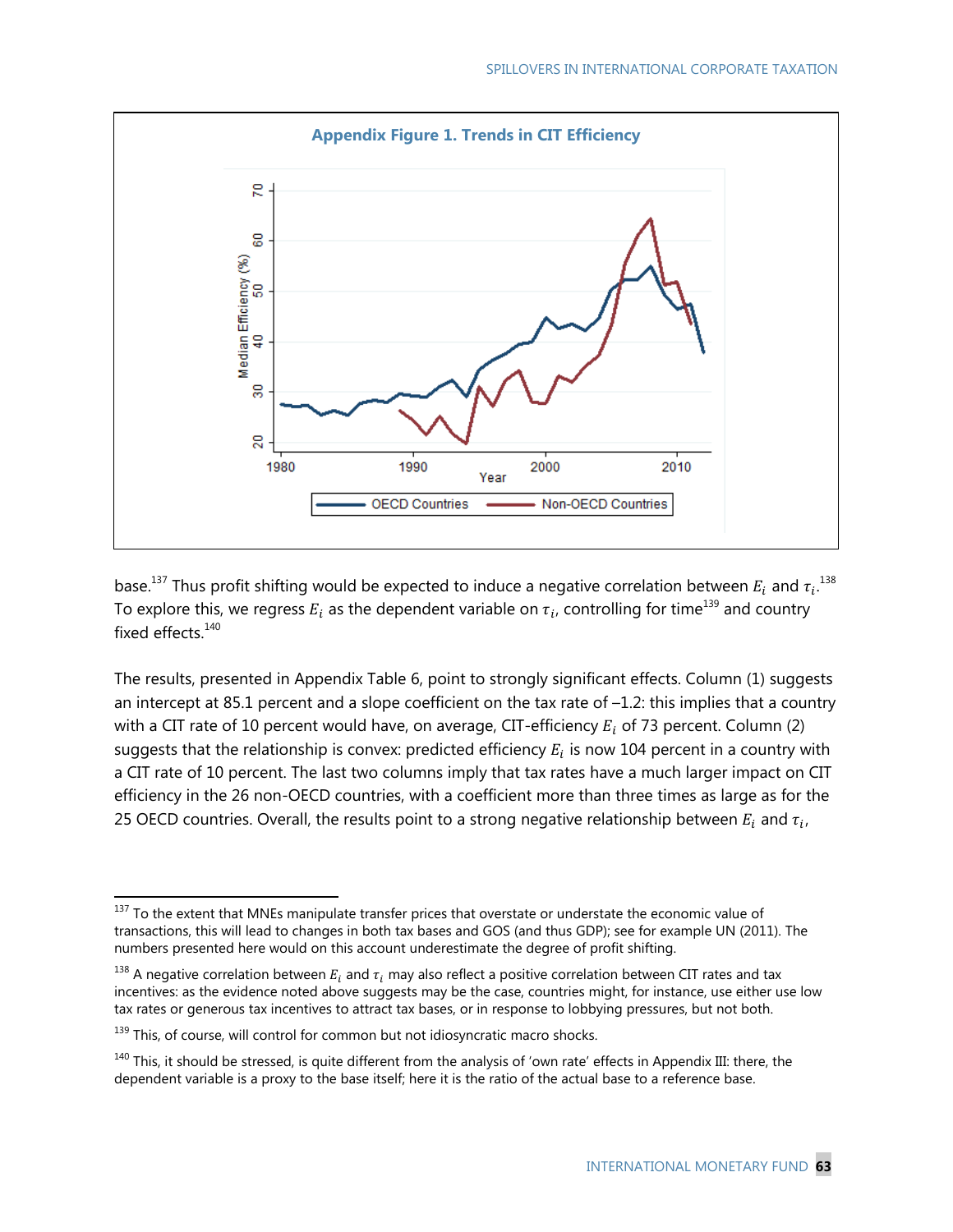**Appendix Figure 1. Trends in CIT Efficiency**

base.[137] Thus profit shifting would be expected to induce a negative correlation between $E_i$ and $\tau_i$.[138] To explore this, we regress $E_i$ as the dependent variable on $\tau_i$, controlling for time[139] and country fixed effects.[140]

The results, presented in Appendix Table 6, point to strongly significant effects. Column (1) suggests an intercept at 85.1 percent and a slope coefficient on the tax rate of –1.2: this implies that a country with a CIT rate of 10 percent would have, on average, CIT-efficiency $E_i$ of 73 percent. Column (2) suggests that the relationship is convex: predicted efficiency $E_i$ is now 104 percent in a country with a CIT rate of 10 percent. The last two columns imply that tax rates have a much larger impact on CIT efficiency in the 26 non-OECD countries, with a coefficient more than three times as large as for the 25 OECD countries. Overall, the results point to a strong negative relationship between $E_i$ and $\tau_i$,

---

[137] To the extent that MNEs manipulate transfer prices that overstate or understate the economic value of transactions, this will lead to changes in both tax bases and GOS (and thus GDP); see for example UN (2011). The numbers presented here would on this account underestimate the degree of profit shifting.

[138] A negative correlation between $E_i$ and $\tau_i$ may also reflect a positive correlation between CIT rates and tax incentives: as the evidence noted above suggests may be the case, countries might, for instance, use either use low tax rates or generous tax incentives to attract tax bases, or in response to lobbying pressures, but not both.

[139] This, of course, will control for common but not idiosyncratic macro shocks.

[140] This, it should be stressed, is quite different from the analysis of 'own rate' effects in Appendix III: there, the dependent variable is a proxy to the base itself; here it is the ratio of the actual base to a reference base.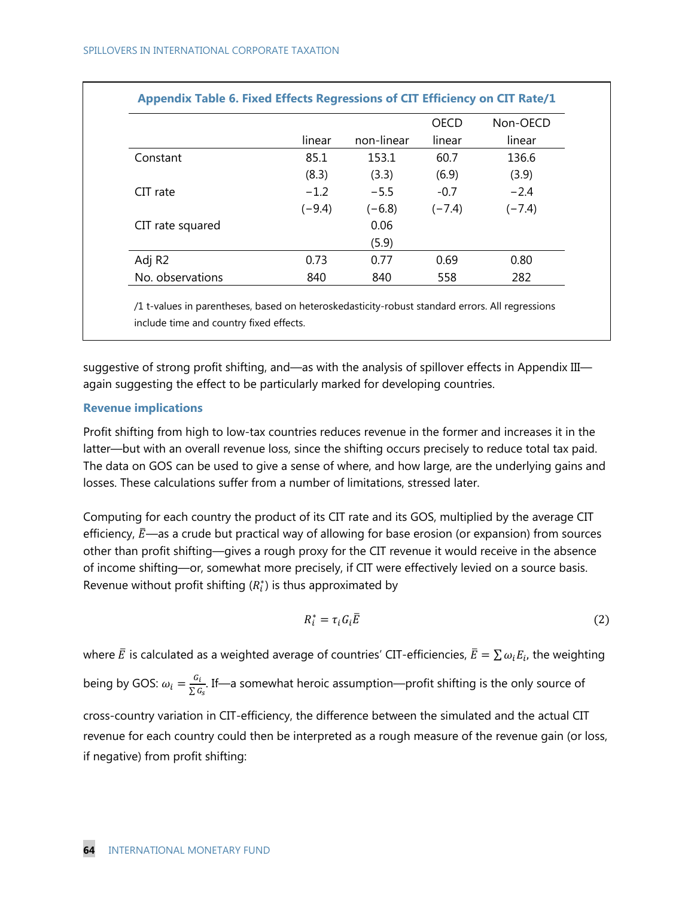**Appendix Table 6. Fixed Effects Regressions of CIT Efficiency on CIT Rate/1**

| | linear | non-linear | OECD linear | Non-OECD linear |
|---|---|---|---|---|
| Constant | 85.1 | 153.1 | 60.7 | 136.6 |
| | (8.3) | (3.3) | (6.9) | (3.9) |
| CIT rate | −1.2 | −5.5 | -0.7 | −2.4 |
| | (−9.4) | (−6.8) | (−7.4) | (−7.4) |
| CIT rate squared | | 0.06 | | |
| | | (5.9) | | |
| Adj R2 | 0.73 | 0.77 | 0.69 | 0.80 |
| No. observations | 840 | 840 | 558 | 282 |

/1 t-values in parentheses, based on heteroskedasticity-robust standard errors. All regressions include time and country fixed effects.

suggestive of strong profit shifting, and—as with the analysis of spillover effects in Appendix III—again suggesting the effect to be particularly marked for developing countries.

### Revenue implications

Profit shifting from high to low-tax countries reduces revenue in the former and increases it in the latter—but with an overall revenue loss, since the shifting occurs precisely to reduce total tax paid. The data on GOS can be used to give a sense of where, and how large, are the underlying gains and losses. These calculations suffer from a number of limitations, stressed later.

Computing for each country the product of its CIT rate and its GOS, multiplied by the average CIT efficiency, $\bar{E}$—as a crude but practical way of allowing for base erosion (or expansion) from sources other than profit shifting—gives a rough proxy for the CIT revenue it would receive in the absence of income shifting—or, somewhat more precisely, if CIT were effectively levied on a source basis. Revenue without profit shifting ($R_i^*$) is thus approximated by

$$R_i^* = \tau_i G_i \bar{E} \tag{2}$$

where $\bar{E}$ is calculated as a weighted average of countries' CIT-efficiencies, $\bar{E} = \sum \omega_i E_i$, the weighting being by GOS: $\omega_i = \frac{G_i}{\sum G_s}$. If—a somewhat heroic assumption—profit shifting is the only source of cross-country variation in CIT-efficiency, the difference between the simulated and the actual CIT revenue for each country could then be interpreted as a rough measure of the revenue gain (or loss, if negative) from profit shifting: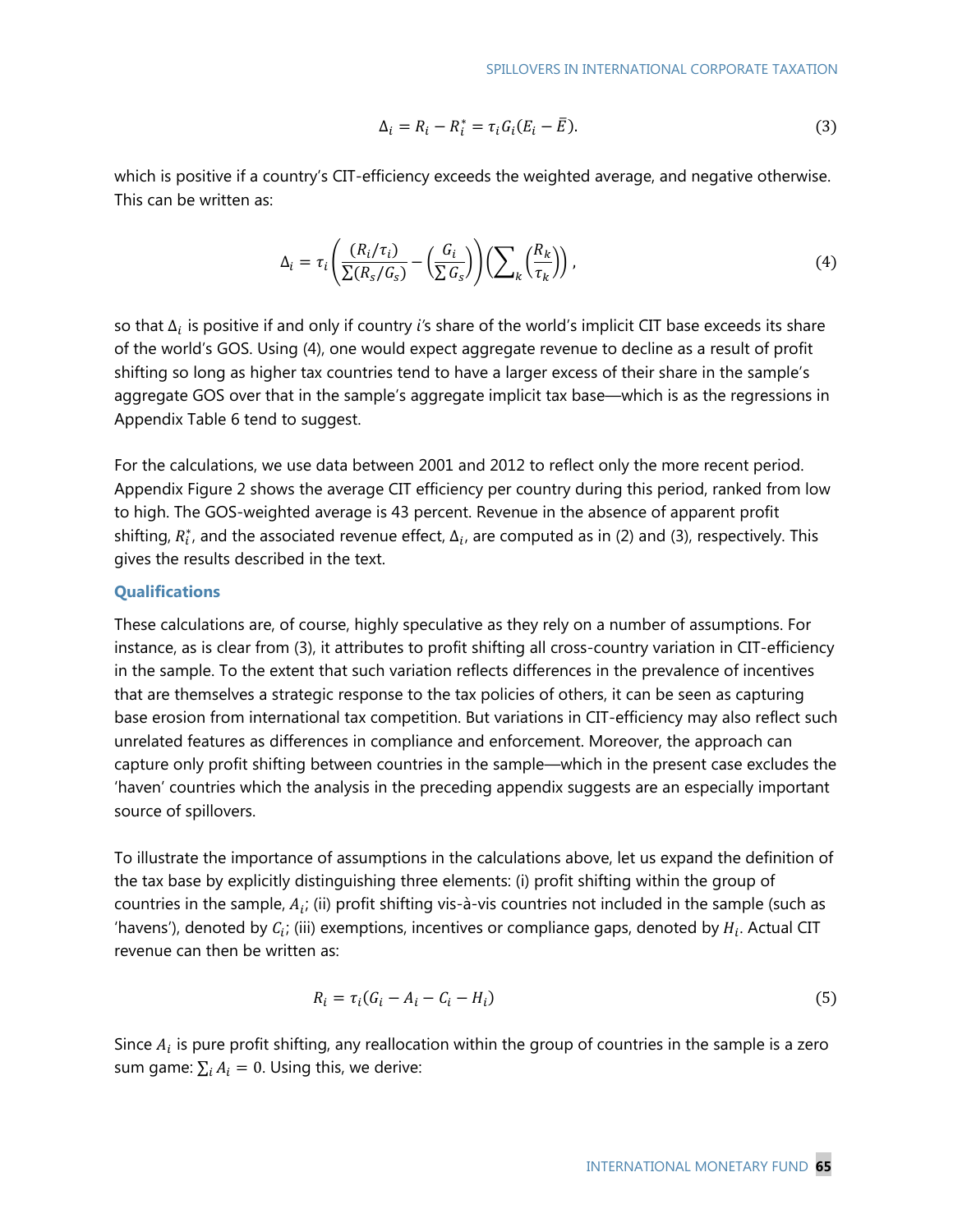$$\Delta_i = R_i - R_i^* = \tau_i G_i (E_i - \bar{E}). \tag{3}$$

which is positive if a country's CIT-efficiency exceeds the weighted average, and negative otherwise. This can be written as:

$$\Delta_i = \tau_i \left( \frac{(R_i/\tau_i)}{\sum (R_s/G_s)} - \left( \frac{G_i}{\sum G_s} \right) \right) \left( \sum\nolimits_k \left( \frac{R_k}{\tau_k} \right) \right), \tag{4}$$

so that $\Delta_i$ is positive if and only if country $i$'s share of the world's implicit CIT base exceeds its share of the world's GOS. Using (4), one would expect aggregate revenue to decline as a result of profit shifting so long as higher tax countries tend to have a larger excess of their share in the sample's aggregate GOS over that in the sample's aggregate implicit tax base—which is as the regressions in Appendix Table 6 tend to suggest.

For the calculations, we use data between 2001 and 2012 to reflect only the more recent period. Appendix Figure 2 shows the average CIT efficiency per country during this period, ranked from low to high. The GOS-weighted average is 43 percent. Revenue in the absence of apparent profit shifting, $R_i^*$, and the associated revenue effect, $\Delta_i$, are computed as in (2) and (3), respectively. This gives the results described in the text.

### Qualifications

These calculations are, of course, highly speculative as they rely on a number of assumptions. For instance, as is clear from (3), it attributes to profit shifting all cross-country variation in CIT-efficiency in the sample. To the extent that such variation reflects differences in the prevalence of incentives that are themselves a strategic response to the tax policies of others, it can be seen as capturing base erosion from international tax competition. But variations in CIT-efficiency may also reflect such unrelated features as differences in compliance and enforcement. Moreover, the approach can capture only profit shifting between countries in the sample—which in the present case excludes the 'haven' countries which the analysis in the preceding appendix suggests are an especially important source of spillovers.

To illustrate the importance of assumptions in the calculations above, let us expand the definition of the tax base by explicitly distinguishing three elements: (i) profit shifting within the group of countries in the sample, $A_i$; (ii) profit shifting vis-à-vis countries not included in the sample (such as 'havens'), denoted by $C_i$; (iii) exemptions, incentives or compliance gaps, denoted by $H_i$. Actual CIT revenue can then be written as:

$$R_i = \tau_i (G_i - A_i - C_i - H_i) \tag{5}$$

Since $A_i$ is pure profit shifting, any reallocation within the group of countries in the sample is a zero sum game: $\sum_i A_i = 0$. Using this, we derive: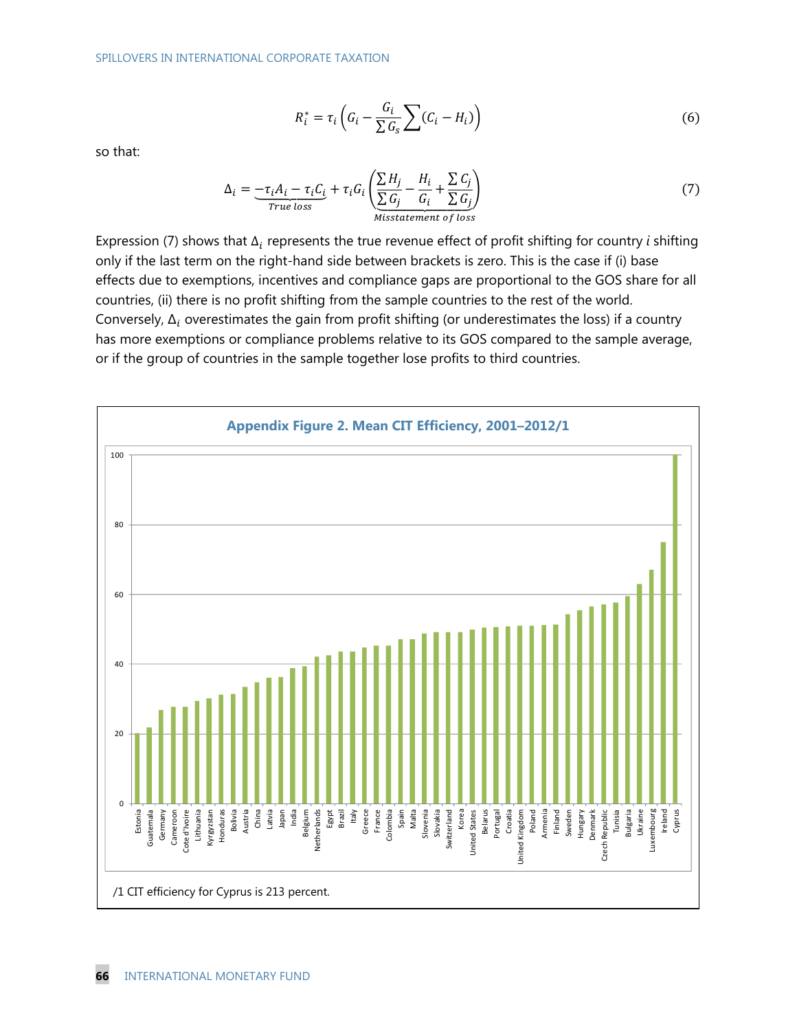$$R_i^* = \tau_i \left( G_i - \frac{G_i}{\sum G_s} \sum (C_i - H_i) \right) \tag{6}$$

so that:

$$\Delta_i = \underbrace{-\tau_i A_i - \tau_i C_i}_{True\ loss} + \tau_i G_i \underbrace{\left( \frac{\sum H_j}{\sum G_j} - \frac{H_i}{G_i} + \frac{\sum C_j}{\sum G_j} \right)}_{Misstatement\ of\ loss} \tag{7}$$

Expression (7) shows that $\Delta_i$ represents the true revenue effect of profit shifting for country $i$ shifting only if the last term on the right-hand side between brackets is zero. This is the case if (i) base effects due to exemptions, incentives and compliance gaps are proportional to the GOS share for all countries, (ii) there is no profit shifting from the sample countries to the rest of the world. Conversely, $\Delta_i$ overestimates the gain from profit shifting (or underestimates the loss) if a country has more exemptions or compliance problems relative to its GOS compared to the sample average, or if the group of countries in the sample together lose profits to third countries.

**Appendix Figure 2. Mean CIT Efficiency, 2001–2012/1**

/1 CIT efficiency for Cyprus is 213 percent.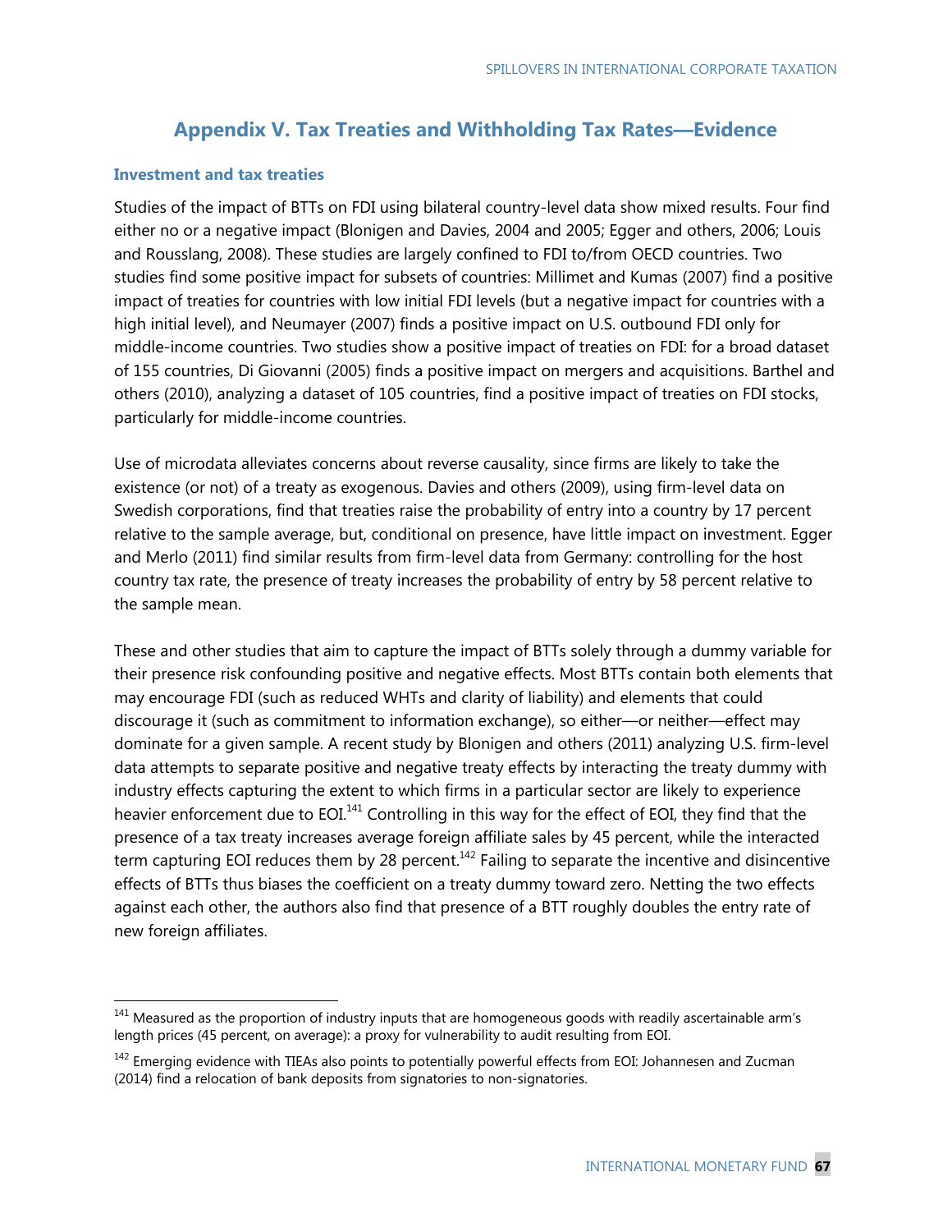# Appendix V. Tax Treaties and Withholding Tax Rates—Evidence

### Investment and tax treaties

Studies of the impact of BTTs on FDI using bilateral country-level data show mixed results. Four find either no or a negative impact (Blonigen and Davies, 2004 and 2005; Egger and others, 2006; Louis and Rousslang, 2008). These studies are largely confined to FDI to/from OECD countries. Two studies find some positive impact for subsets of countries: Millimet and Kumas (2007) find a positive impact of treaties for countries with low initial FDI levels (but a negative impact for countries with a high initial level), and Neumayer (2007) finds a positive impact on U.S. outbound FDI only for middle-income countries. Two studies show a positive impact of treaties on FDI: for a broad dataset of 155 countries, Di Giovanni (2005) finds a positive impact on mergers and acquisitions. Barthel and others (2010), analyzing a dataset of 105 countries, find a positive impact of treaties on FDI stocks, particularly for middle-income countries.

Use of microdata alleviates concerns about reverse causality, since firms are likely to take the existence (or not) of a treaty as exogenous. Davies and others (2009), using firm-level data on Swedish corporations, find that treaties raise the probability of entry into a country by 17 percent relative to the sample average, but, conditional on presence, have little impact on investment. Egger and Merlo (2011) find similar results from firm-level data from Germany: controlling for the host country tax rate, the presence of treaty increases the probability of entry by 58 percent relative to the sample mean.

These and other studies that aim to capture the impact of BTTs solely through a dummy variable for their presence risk confounding positive and negative effects. Most BTTs contain both elements that may encourage FDI (such as reduced WHTs and clarity of liability) and elements that could discourage it (such as commitment to information exchange), so either—or neither—effect may dominate for a given sample. A recent study by Blonigen and others (2011) analyzing U.S. firm-level data attempts to separate positive and negative treaty effects by interacting the treaty dummy with industry effects capturing the extent to which firms in a particular sector are likely to experience heavier enforcement due to EOI.[141] Controlling in this way for the effect of EOI, they find that the presence of a tax treaty increases average foreign affiliate sales by 45 percent, while the interacted term capturing EOI reduces them by 28 percent.[142] Failing to separate the incentive and disincentive effects of BTTs thus biases the coefficient on a treaty dummy toward zero. Netting the two effects against each other, the authors also find that presence of a BTT roughly doubles the entry rate of new foreign affiliates.

---

[141] Measured as the proportion of industry inputs that are homogeneous goods with readily ascertainable arm's length prices (45 percent, on average): a proxy for vulnerability to audit resulting from EOI.

[142] Emerging evidence with TIEAs also points to potentially powerful effects from EOI: Johannesen and Zucman (2014) find a relocation of bank deposits from signatories to non-signatories.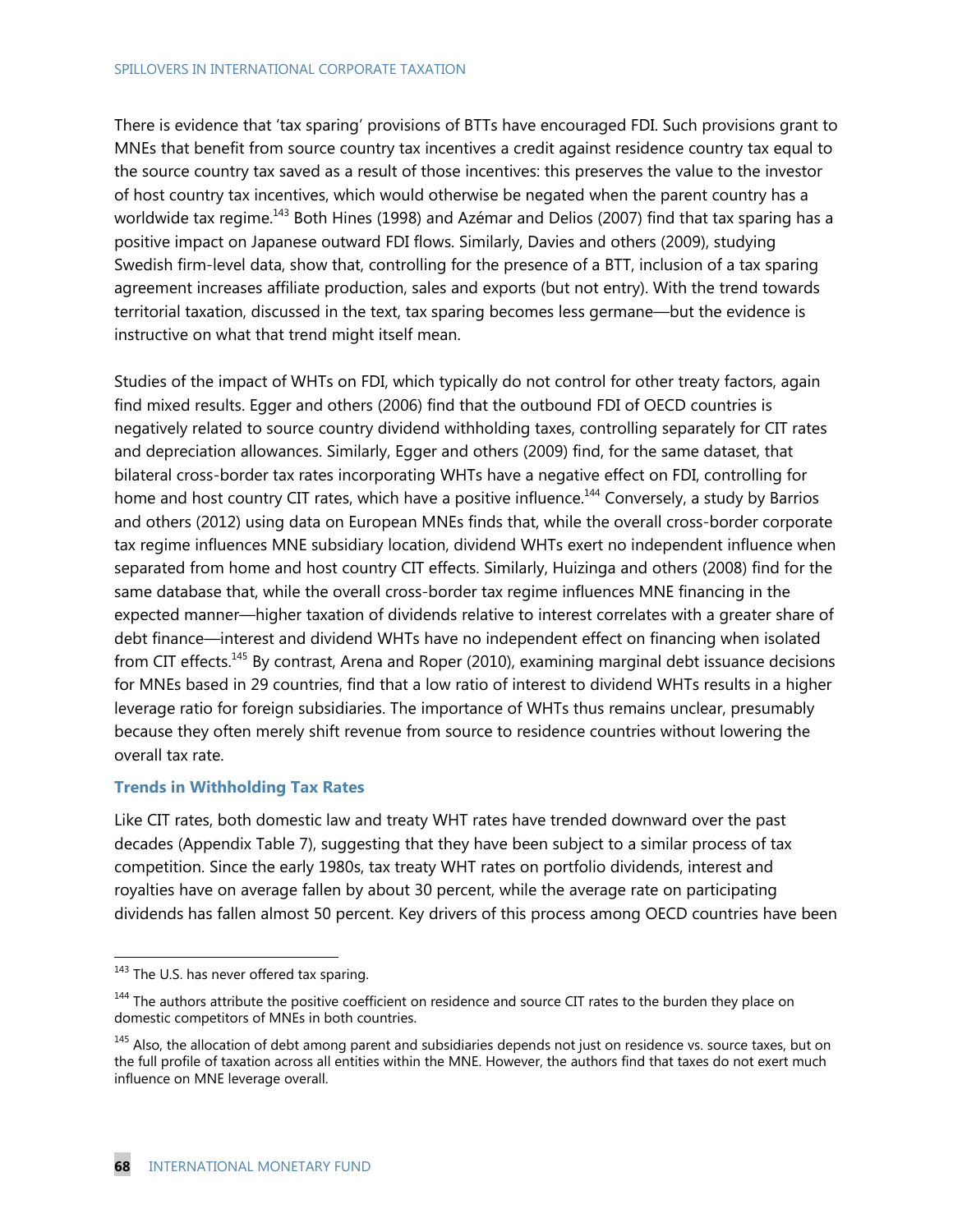There is evidence that 'tax sparing' provisions of BTTs have encouraged FDI. Such provisions grant to MNEs that benefit from source country tax incentives a credit against residence country tax equal to the source country tax saved as a result of those incentives: this preserves the value to the investor of host country tax incentives, which would otherwise be negated when the parent country has a worldwide tax regime.[143] Both Hines (1998) and Azémar and Delios (2007) find that tax sparing has a positive impact on Japanese outward FDI flows. Similarly, Davies and others (2009), studying Swedish firm-level data, show that, controlling for the presence of a BTT, inclusion of a tax sparing agreement increases affiliate production, sales and exports (but not entry). With the trend towards territorial taxation, discussed in the text, tax sparing becomes less germane—but the evidence is instructive on what that trend might itself mean.

Studies of the impact of WHTs on FDI, which typically do not control for other treaty factors, again find mixed results. Egger and others (2006) find that the outbound FDI of OECD countries is negatively related to source country dividend withholding taxes, controlling separately for CIT rates and depreciation allowances. Similarly, Egger and others (2009) find, for the same dataset, that bilateral cross-border tax rates incorporating WHTs have a negative effect on FDI, controlling for home and host country CIT rates, which have a positive influence.[144] Conversely, a study by Barrios and others (2012) using data on European MNEs finds that, while the overall cross-border corporate tax regime influences MNE subsidiary location, dividend WHTs exert no independent influence when separated from home and host country CIT effects. Similarly, Huizinga and others (2008) find for the same database that, while the overall cross-border tax regime influences MNE financing in the expected manner—higher taxation of dividends relative to interest correlates with a greater share of debt finance—interest and dividend WHTs have no independent effect on financing when isolated from CIT effects.[145] By contrast, Arena and Roper (2010), examining marginal debt issuance decisions for MNEs based in 29 countries, find that a low ratio of interest to dividend WHTs results in a higher leverage ratio for foreign subsidiaries. The importance of WHTs thus remains unclear, presumably because they often merely shift revenue from source to residence countries without lowering the overall tax rate.

### Trends in Withholding Tax Rates

Like CIT rates, both domestic law and treaty WHT rates have trended downward over the past decades (Appendix Table 7), suggesting that they have been subject to a similar process of tax competition. Since the early 1980s, tax treaty WHT rates on portfolio dividends, interest and royalties have on average fallen by about 30 percent, while the average rate on participating dividends has fallen almost 50 percent. Key drivers of this process among OECD countries have been

---

[143] The U.S. has never offered tax sparing.

[144] The authors attribute the positive coefficient on residence and source CIT rates to the burden they place on domestic competitors of MNEs in both countries.

[145] Also, the allocation of debt among parent and subsidiaries depends not just on residence vs. source taxes, but on the full profile of taxation across all entities within the MNE. However, the authors find that taxes do not exert much influence on MNE leverage overall.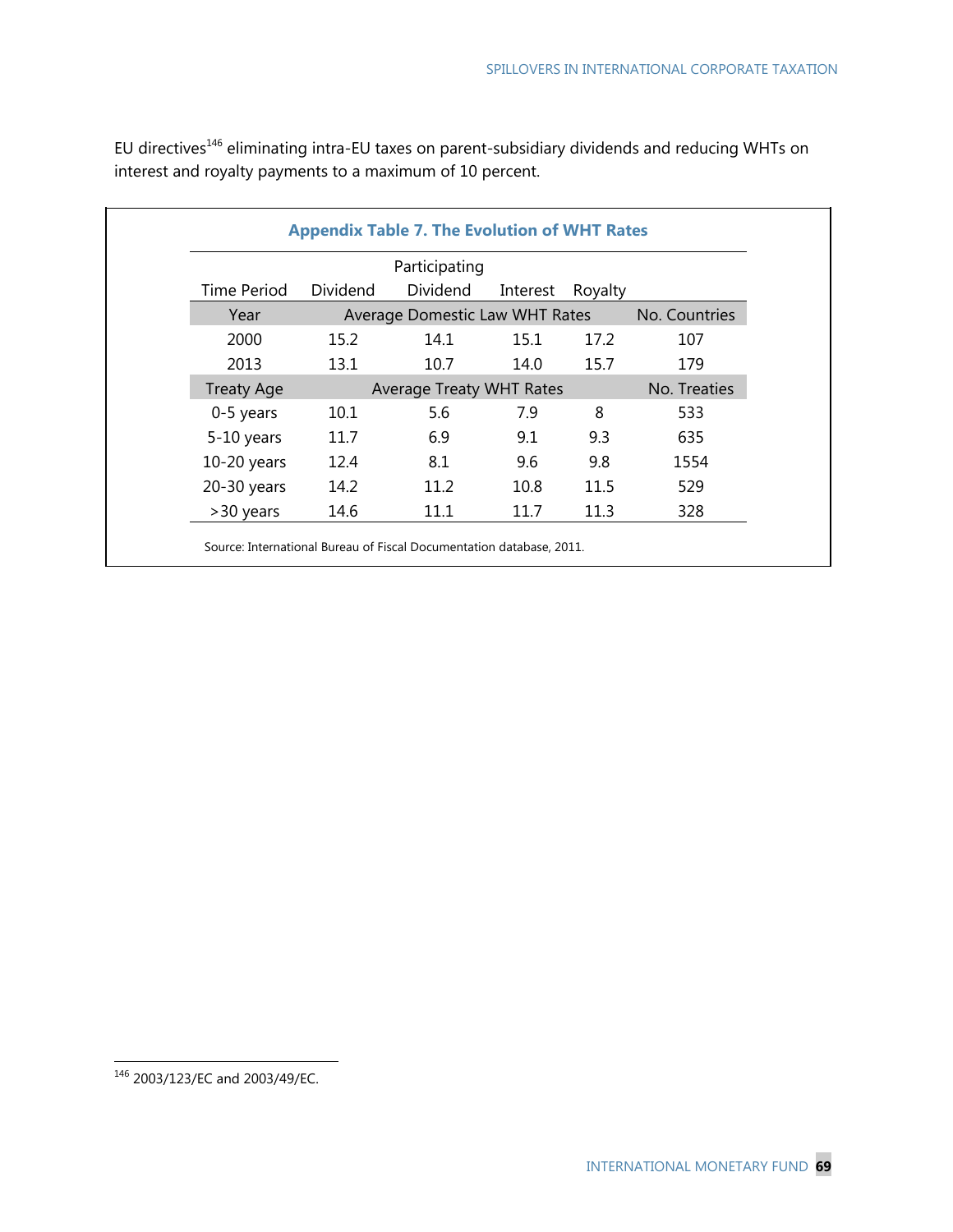EU directives[146] eliminating intra-EU taxes on parent-subsidiary dividends and reducing WHTs on interest and royalty payments to a maximum of 10 percent.

**Appendix Table 7. The Evolution of WHT Rates**

| Time Period | Dividend | Participating Dividend | Interest | Royalty | |
|---|---|---|---|---|---|
| **Year** | **Average Domestic Law WHT Rates** | | | | **No. Countries** |
| 2000 | 15.2 | 14.1 | 15.1 | 17.2 | 107 |
| 2013 | 13.1 | 10.7 | 14.0 | 15.7 | 179 |
| **Treaty Age** | **Average Treaty WHT Rates** | | | | **No. Treaties** |
| 0-5 years | 10.1 | 5.6 | 7.9 | 8 | 533 |
| 5-10 years | 11.7 | 6.9 | 9.1 | 9.3 | 635 |
| 10-20 years | 12.4 | 8.1 | 9.6 | 9.8 | 1554 |
| 20-30 years | 14.2 | 11.2 | 10.8 | 11.5 | 529 |
| >30 years | 14.6 | 11.1 | 11.7 | 11.3 | 328 |

Source: International Bureau of Fiscal Documentation database, 2011.

[146] 2003/123/EC and 2003/49/EC.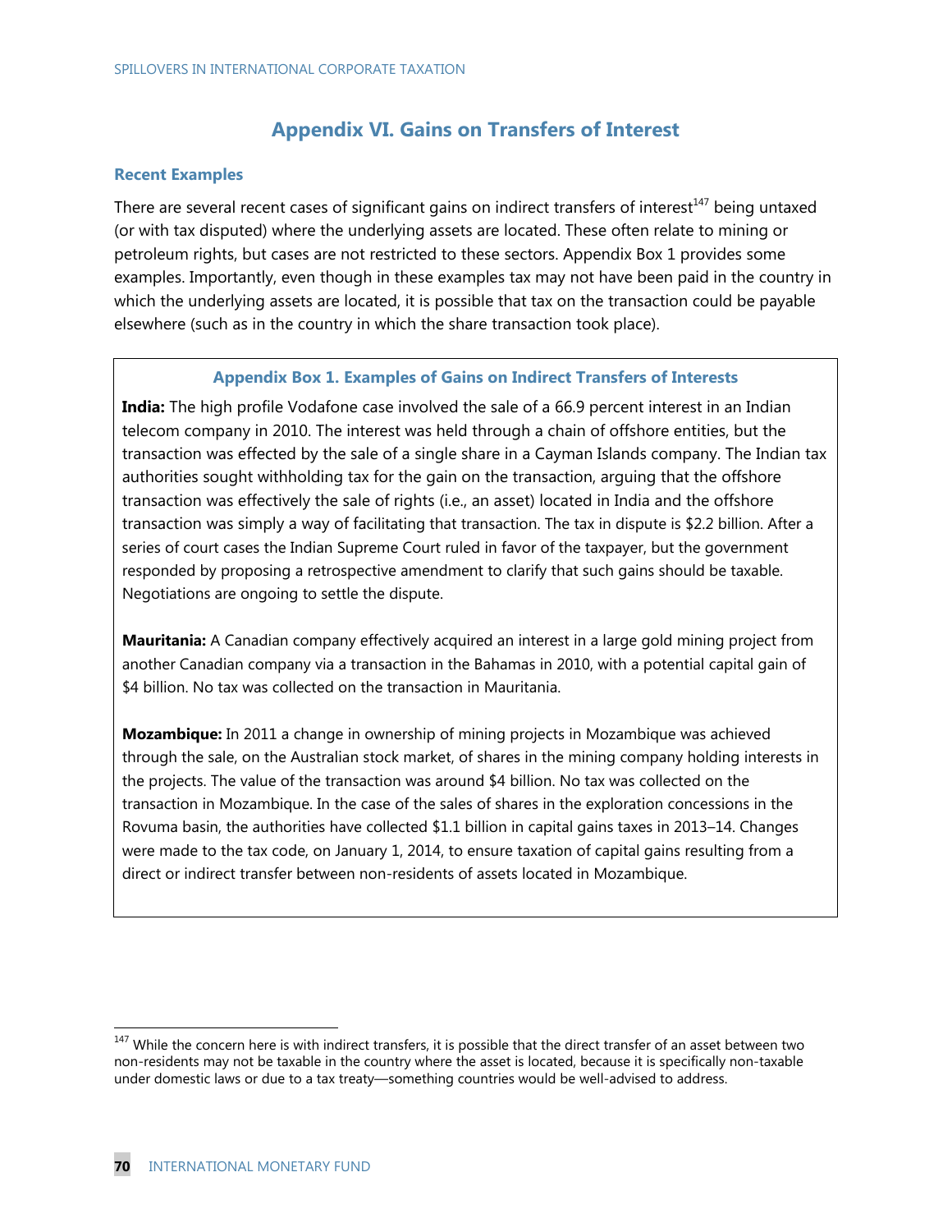# Appendix VI. Gains on Transfers of Interest

### Recent Examples

There are several recent cases of significant gains on indirect transfers of interest[147] being untaxed (or with tax disputed) where the underlying assets are located. These often relate to mining or petroleum rights, but cases are not restricted to these sectors. Appendix Box 1 provides some examples. Importantly, even though in these examples tax may not have been paid in the country in which the underlying assets are located, it is possible that tax on the transaction could be payable elsewhere (such as in the country in which the share transaction took place).

#### Appendix Box 1. Examples of Gains on Indirect Transfers of Interests

**India:** The high profile Vodafone case involved the sale of a 66.9 percent interest in an Indian telecom company in 2010. The interest was held through a chain of offshore entities, but the transaction was effected by the sale of a single share in a Cayman Islands company. The Indian tax authorities sought withholding tax for the gain on the transaction, arguing that the offshore transaction was effectively the sale of rights (i.e., an asset) located in India and the offshore transaction was simply a way of facilitating that transaction. The tax in dispute is $2.2 billion. After a series of court cases the Indian Supreme Court ruled in favor of the taxpayer, but the government responded by proposing a retrospective amendment to clarify that such gains should be taxable. Negotiations are ongoing to settle the dispute.

**Mauritania:** A Canadian company effectively acquired an interest in a large gold mining project from another Canadian company via a transaction in the Bahamas in 2010, with a potential capital gain of $4 billion. No tax was collected on the transaction in Mauritania.

**Mozambique:** In 2011 a change in ownership of mining projects in Mozambique was achieved through the sale, on the Australian stock market, of shares in the mining company holding interests in the projects. The value of the transaction was around $4 billion. No tax was collected on the transaction in Mozambique. In the case of the sales of shares in the exploration concessions in the Rovuma basin, the authorities have collected $1.1 billion in capital gains taxes in 2013–14. Changes were made to the tax code, on January 1, 2014, to ensure taxation of capital gains resulting from a direct or indirect transfer between non-residents of assets located in Mozambique.

---

[147] While the concern here is with indirect transfers, it is possible that the direct transfer of an asset between two non-residents may not be taxable in the country where the asset is located, because it is specifically non-taxable under domestic laws or due to a tax treaty—something countries would be well-advised to address.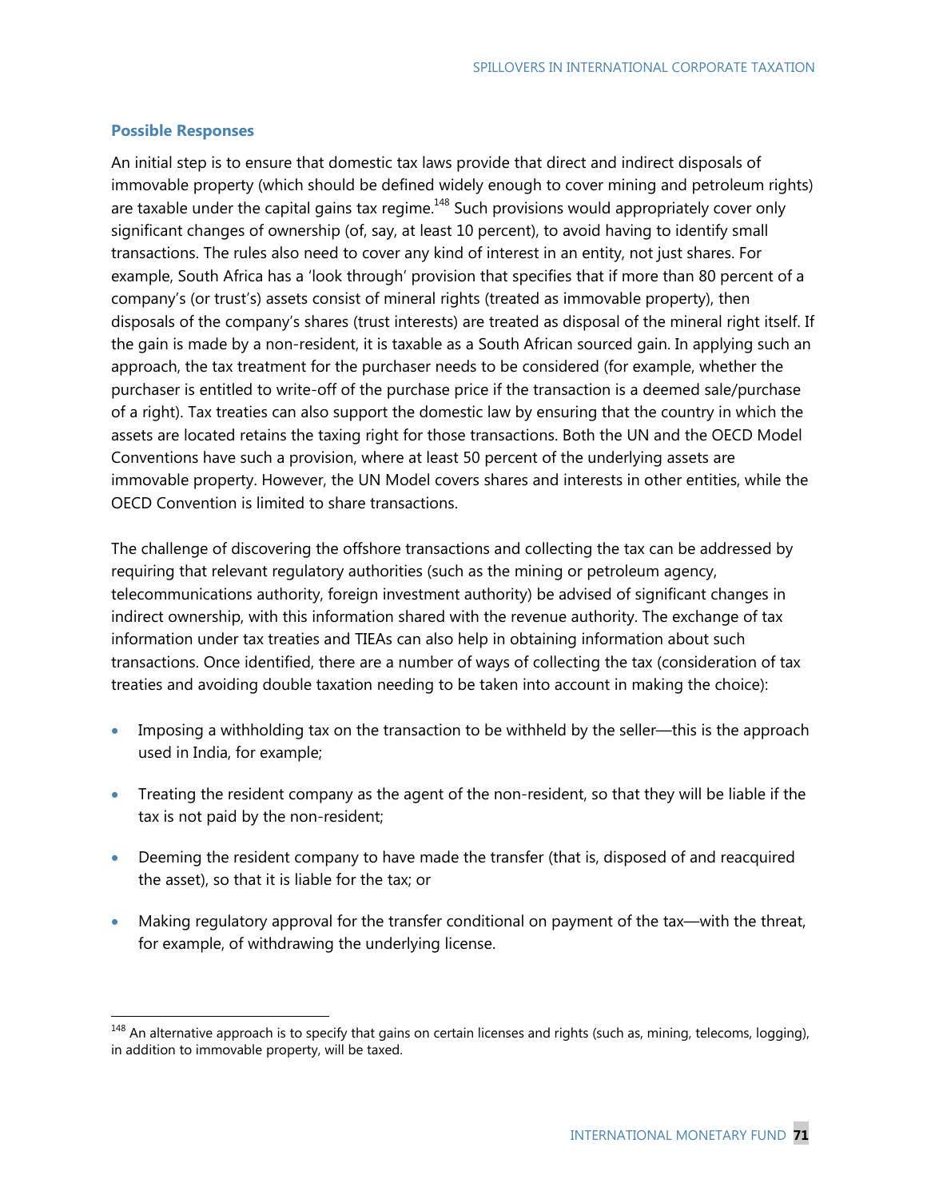### Possible Responses

An initial step is to ensure that domestic tax laws provide that direct and indirect disposals of immovable property (which should be defined widely enough to cover mining and petroleum rights) are taxable under the capital gains tax regime.[148] Such provisions would appropriately cover only significant changes of ownership (of, say, at least 10 percent), to avoid having to identify small transactions. The rules also need to cover any kind of interest in an entity, not just shares. For example, South Africa has a 'look through' provision that specifies that if more than 80 percent of a company's (or trust's) assets consist of mineral rights (treated as immovable property), then disposals of the company's shares (trust interests) are treated as disposal of the mineral right itself. If the gain is made by a non-resident, it is taxable as a South African sourced gain. In applying such an approach, the tax treatment for the purchaser needs to be considered (for example, whether the purchaser is entitled to write-off of the purchase price if the transaction is a deemed sale/purchase of a right). Tax treaties can also support the domestic law by ensuring that the country in which the assets are located retains the taxing right for those transactions. Both the UN and the OECD Model Conventions have such a provision, where at least 50 percent of the underlying assets are immovable property. However, the UN Model covers shares and interests in other entities, while the OECD Convention is limited to share transactions.

The challenge of discovering the offshore transactions and collecting the tax can be addressed by requiring that relevant regulatory authorities (such as the mining or petroleum agency, telecommunications authority, foreign investment authority) be advised of significant changes in indirect ownership, with this information shared with the revenue authority. The exchange of tax information under tax treaties and TIEAs can also help in obtaining information about such transactions. Once identified, there are a number of ways of collecting the tax (consideration of tax treaties and avoiding double taxation needing to be taken into account in making the choice):

- Imposing a withholding tax on the transaction to be withheld by the seller—this is the approach used in India, for example;
- Treating the resident company as the agent of the non-resident, so that they will be liable if the tax is not paid by the non-resident;
- Deeming the resident company to have made the transfer (that is, disposed of and reacquired the asset), so that it is liable for the tax; or
- Making regulatory approval for the transfer conditional on payment of the tax—with the threat, for example, of withdrawing the underlying license.

[148] An alternative approach is to specify that gains on certain licenses and rights (such as, mining, telecoms, logging), in addition to immovable property, will be taxed.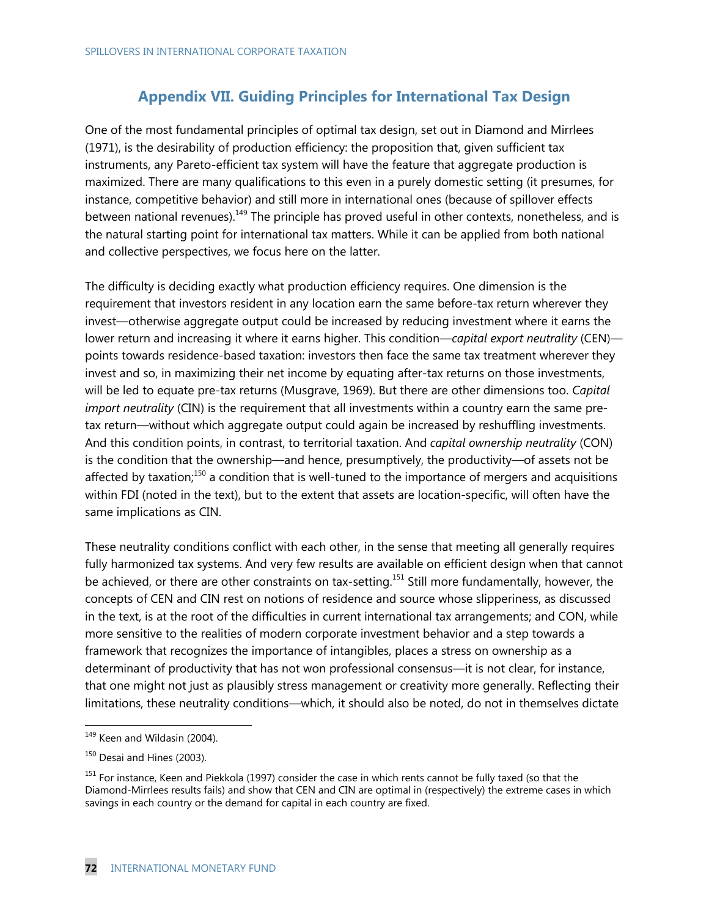## Appendix VII. Guiding Principles for International Tax Design

One of the most fundamental principles of optimal tax design, set out in Diamond and Mirrlees (1971), is the desirability of production efficiency: the proposition that, given sufficient tax instruments, any Pareto-efficient tax system will have the feature that aggregate production is maximized. There are many qualifications to this even in a purely domestic setting (it presumes, for instance, competitive behavior) and still more in international ones (because of spillover effects between national revenues).[149] The principle has proved useful in other contexts, nonetheless, and is the natural starting point for international tax matters. While it can be applied from both national and collective perspectives, we focus here on the latter.

The difficulty is deciding exactly what production efficiency requires. One dimension is the requirement that investors resident in any location earn the same before-tax return wherever they invest—otherwise aggregate output could be increased by reducing investment where it earns the lower return and increasing it where it earns higher. This condition—*capital export neutrality* (CEN)—points towards residence-based taxation: investors then face the same tax treatment wherever they invest and so, in maximizing their net income by equating after-tax returns on those investments, will be led to equate pre-tax returns (Musgrave, 1969). But there are other dimensions too. *Capital import neutrality* (CIN) is the requirement that all investments within a country earn the same pre-tax return—without which aggregate output could again be increased by reshuffling investments. And this condition points, in contrast, to territorial taxation. And *capital ownership neutrality* (CON) is the condition that the ownership—and hence, presumptively, the productivity—of assets not be affected by taxation;[150] a condition that is well-tuned to the importance of mergers and acquisitions within FDI (noted in the text), but to the extent that assets are location-specific, will often have the same implications as CIN.

These neutrality conditions conflict with each other, in the sense that meeting all generally requires fully harmonized tax systems. And very few results are available on efficient design when that cannot be achieved, or there are other constraints on tax-setting.[151] Still more fundamentally, however, the concepts of CEN and CIN rest on notions of residence and source whose slipperiness, as discussed in the text, is at the root of the difficulties in current international tax arrangements; and CON, while more sensitive to the realities of modern corporate investment behavior and a step towards a framework that recognizes the importance of intangibles, places a stress on ownership as a determinant of productivity that has not won professional consensus—it is not clear, for instance, that one might not just as plausibly stress management or creativity more generally. Reflecting their limitations, these neutrality conditions—which, it should also be noted, do not in themselves dictate

---

[149] Keen and Wildasin (2004).

[150] Desai and Hines (2003).

[151] For instance, Keen and Piekkola (1997) consider the case in which rents cannot be fully taxed (so that the Diamond-Mirrlees results fails) and show that CEN and CIN are optimal in (respectively) the extreme cases in which savings in each country or the demand for capital in each country are fixed.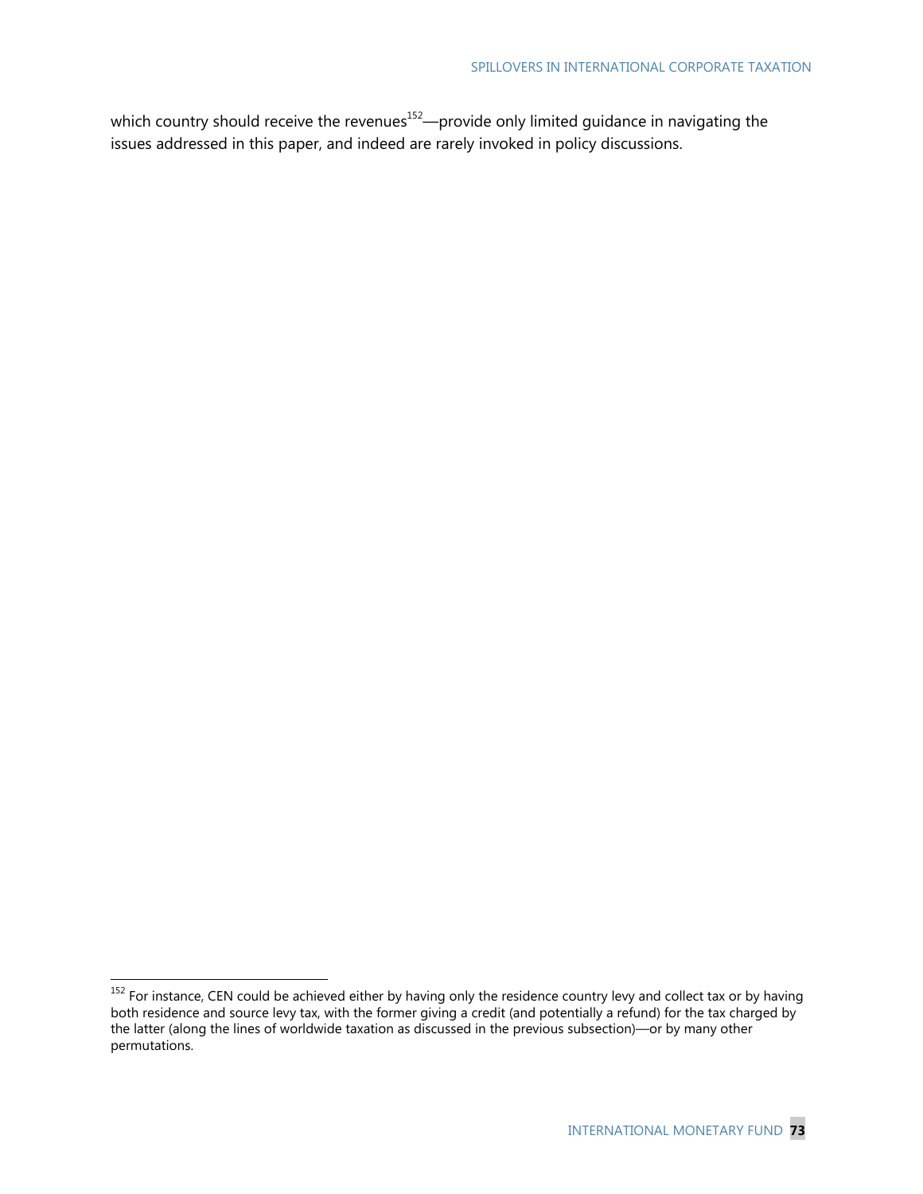which country should receive the revenues[152]—provide only limited guidance in navigating the issues addressed in this paper, and indeed are rarely invoked in policy discussions.

[152] For instance, CEN could be achieved either by having only the residence country levy and collect tax or by having both residence and source levy tax, with the former giving a credit (and potentially a refund) for the tax charged by the latter (along the lines of worldwide taxation as discussed in the previous subsection)—or by many other permutations.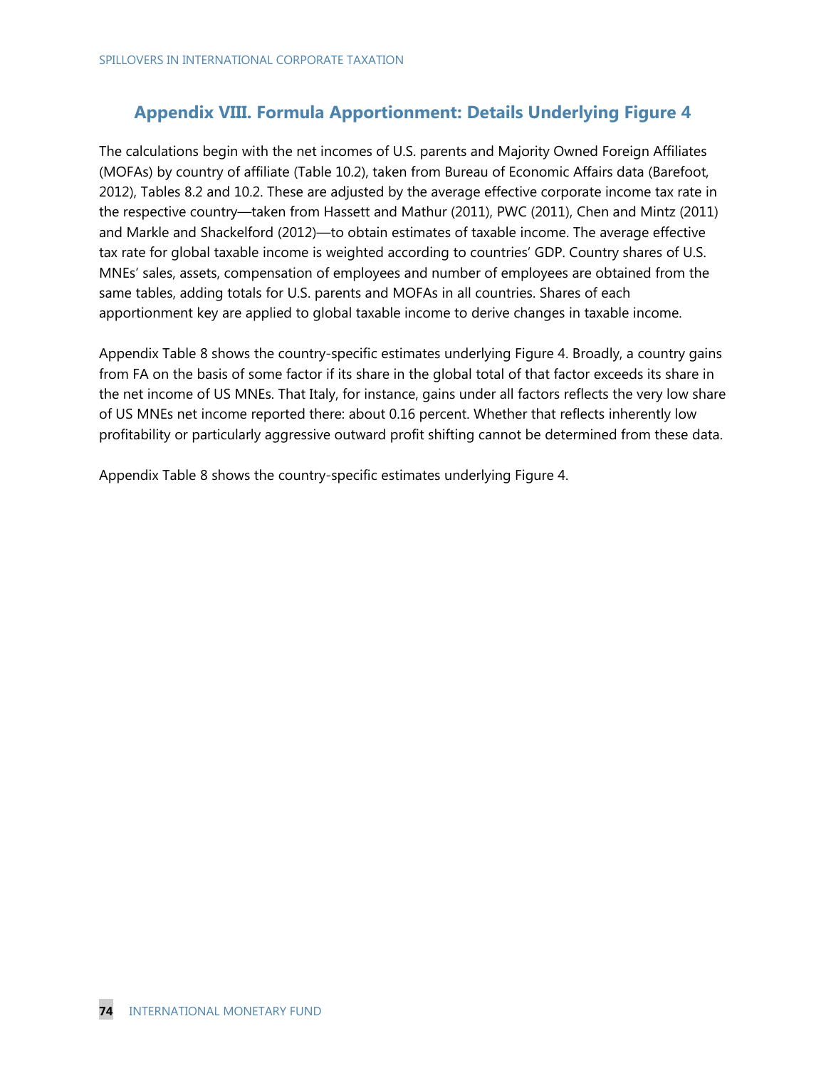## Appendix VIII. Formula Apportionment: Details Underlying Figure 4

The calculations begin with the net incomes of U.S. parents and Majority Owned Foreign Affiliates (MOFAs) by country of affiliate (Table 10.2), taken from Bureau of Economic Affairs data (Barefoot, 2012), Tables 8.2 and 10.2. These are adjusted by the average effective corporate income tax rate in the respective country—taken from Hassett and Mathur (2011), PWC (2011), Chen and Mintz (2011) and Markle and Shackelford (2012)—to obtain estimates of taxable income. The average effective tax rate for global taxable income is weighted according to countries' GDP. Country shares of U.S. MNEs' sales, assets, compensation of employees and number of employees are obtained from the same tables, adding totals for U.S. parents and MOFAs in all countries. Shares of each apportionment key are applied to global taxable income to derive changes in taxable income.

Appendix Table 8 shows the country-specific estimates underlying Figure 4. Broadly, a country gains from FA on the basis of some factor if its share in the global total of that factor exceeds its share in the net income of US MNEs. That Italy, for instance, gains under all factors reflects the very low share of US MNEs net income reported there: about 0.16 percent. Whether that reflects inherently low profitability or particularly aggressive outward profit shifting cannot be determined from these data.

Appendix Table 8 shows the country-specific estimates underlying Figure 4.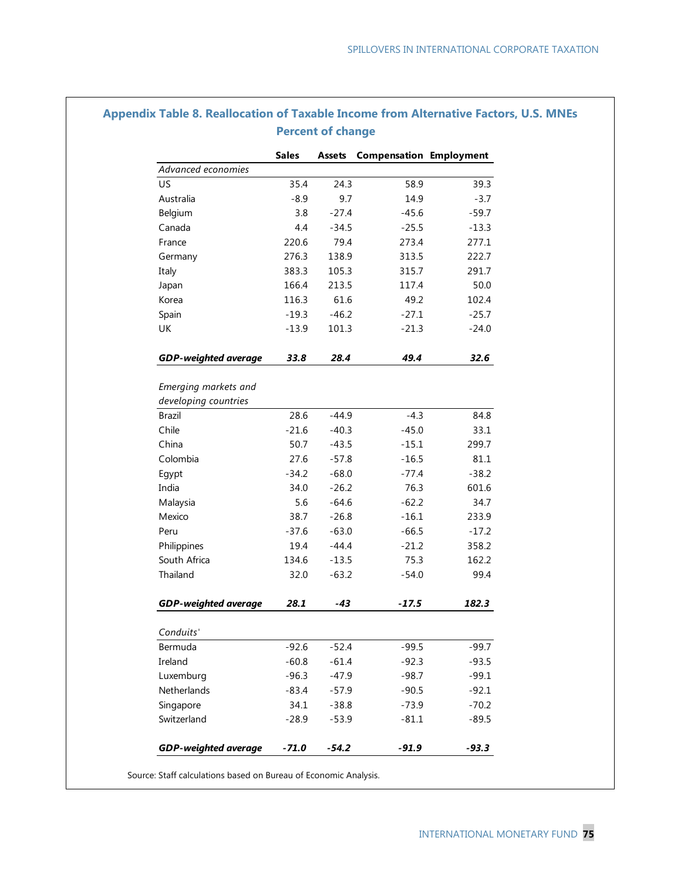## Appendix Table 8. Reallocation of Taxable Income from Alternative Factors, U.S. MNEs

**Percent of change**

| | Sales | Assets | Compensation | Employment |
|---|---|---|---|---|
| *Advanced economies* | | | | |
| US | 35.4 | 24.3 | 58.9 | 39.3 |
| Australia | -8.9 | 9.7 | 14.9 | -3.7 |
| Belgium | 3.8 | -27.4 | -45.6 | -59.7 |
| Canada | 4.4 | -34.5 | -25.5 | -13.3 |
| France | 220.6 | 79.4 | 273.4 | 277.1 |
| Germany | 276.3 | 138.9 | 313.5 | 222.7 |
| Italy | 383.3 | 105.3 | 315.7 | 291.7 |
| Japan | 166.4 | 213.5 | 117.4 | 50.0 |
| Korea | 116.3 | 61.6 | 49.2 | 102.4 |
| Spain | -19.3 | -46.2 | -27.1 | -25.7 |
| UK | -13.9 | 101.3 | -21.3 | -24.0 |
| ***GDP-weighted average*** | ***33.8*** | ***28.4*** | ***49.4*** | ***32.6*** |
| *Emerging markets and developing countries* | | | | |
| Brazil | 28.6 | -44.9 | -4.3 | 84.8 |
| Chile | -21.6 | -40.3 | -45.0 | 33.1 |
| China | 50.7 | -43.5 | -15.1 | 299.7 |
| Colombia | 27.6 | -57.8 | -16.5 | 81.1 |
| Egypt | -34.2 | -68.0 | -77.4 | -38.2 |
| India | 34.0 | -26.2 | 76.3 | 601.6 |
| Malaysia | 5.6 | -64.6 | -62.2 | 34.7 |
| Mexico | 38.7 | -26.8 | -16.1 | 233.9 |
| Peru | -37.6 | -63.0 | -66.5 | -17.2 |
| Philippines | 19.4 | -44.4 | -21.2 | 358.2 |
| South Africa | 134.6 | -13.5 | 75.3 | 162.2 |
| Thailand | 32.0 | -63.2 | -54.0 | 99.4 |
| ***GDP-weighted average*** | ***28.1*** | ***-43*** | ***-17.5*** | ***182.3*** |
| *Conduits'* | | | | |
| Bermuda | -92.6 | -52.4 | -99.5 | -99.7 |
| Ireland | -60.8 | -61.4 | -92.3 | -93.5 |
| Luxemburg | -96.3 | -47.9 | -98.7 | -99.1 |
| Netherlands | -83.4 | -57.9 | -90.5 | -92.1 |
| Singapore | 34.1 | -38.8 | -73.9 | -70.2 |
| Switzerland | -28.9 | -53.9 | -81.1 | -89.5 |
| ***GDP-weighted average*** | ***-71.0*** | ***-54.2*** | ***-91.9*** | ***-93.3*** |

Source: Staff calculations based on Bureau of Economic Analysis.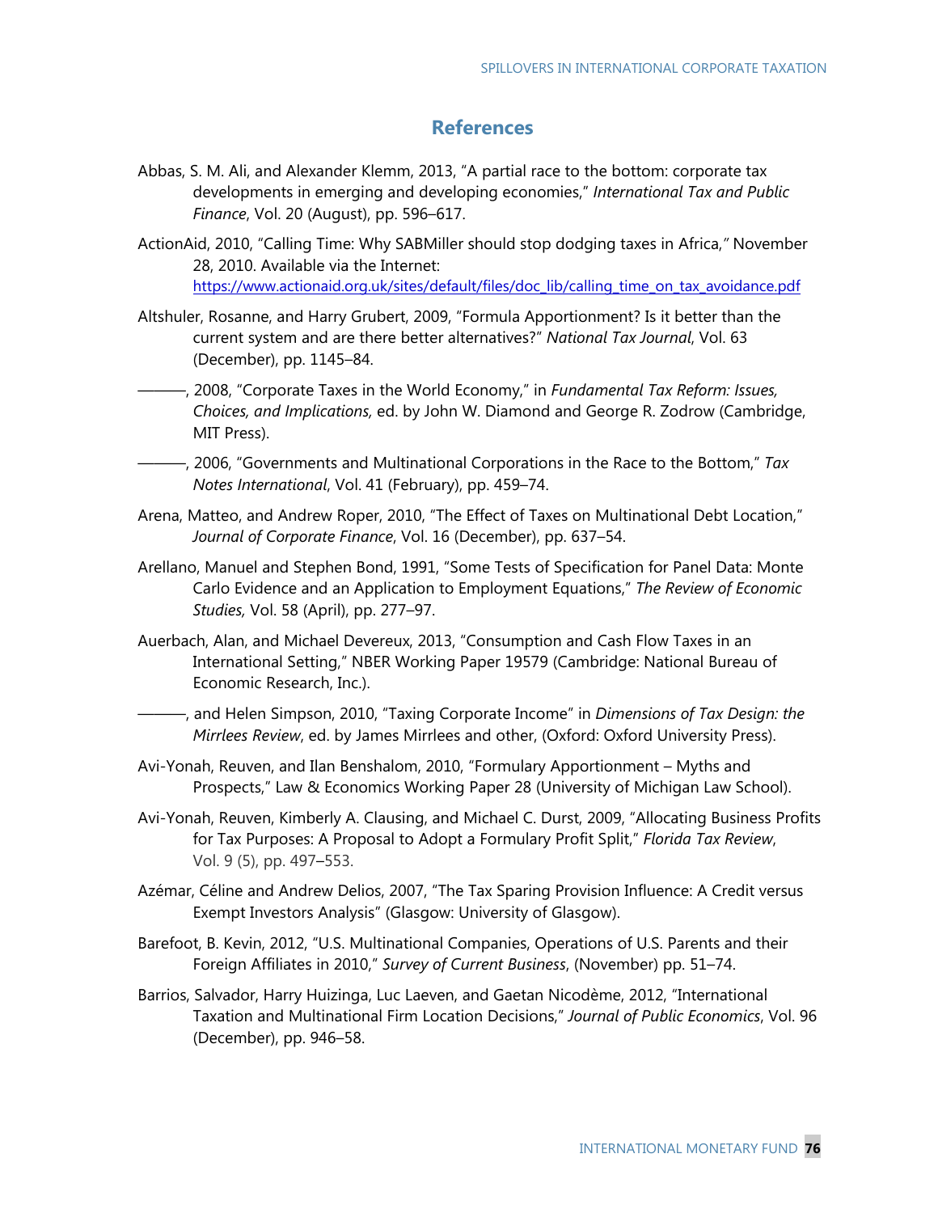# References

Abbas, S. M. Ali, and Alexander Klemm, 2013, "A partial race to the bottom: corporate tax developments in emerging and developing economies," *International Tax and Public Finance*, Vol. 20 (August), pp. 596–617.

ActionAid, 2010, "Calling Time: Why SABMiller should stop dodging taxes in Africa," November 28, 2010. Available via the Internet: https://www.actionaid.org.uk/sites/default/files/doc_lib/calling_time_on_tax_avoidance.pdf

Altshuler, Rosanne, and Harry Grubert, 2009, "Formula Apportionment? Is it better than the current system and are there better alternatives?" *National Tax Journal*, Vol. 63 (December), pp. 1145–84.

———, 2008, "Corporate Taxes in the World Economy," in *Fundamental Tax Reform: Issues, Choices, and Implications,* ed. by John W. Diamond and George R. Zodrow (Cambridge, MIT Press).

———, 2006, "Governments and Multinational Corporations in the Race to the Bottom," *Tax Notes International*, Vol. 41 (February), pp. 459–74.

Arena, Matteo, and Andrew Roper, 2010, "The Effect of Taxes on Multinational Debt Location," *Journal of Corporate Finance*, Vol. 16 (December), pp. 637–54.

Arellano, Manuel and Stephen Bond, 1991, "Some Tests of Specification for Panel Data: Monte Carlo Evidence and an Application to Employment Equations," *The Review of Economic Studies,* Vol. 58 (April), pp. 277–97.

Auerbach, Alan, and Michael Devereux, 2013, "Consumption and Cash Flow Taxes in an International Setting," NBER Working Paper 19579 (Cambridge: National Bureau of Economic Research, Inc.).

———, and Helen Simpson, 2010, "Taxing Corporate Income" in *Dimensions of Tax Design: the Mirrlees Review*, ed. by James Mirrlees and other, (Oxford: Oxford University Press).

Avi-Yonah, Reuven, and Ilan Benshalom, 2010, "Formulary Apportionment – Myths and Prospects," Law & Economics Working Paper 28 (University of Michigan Law School).

Avi-Yonah, Reuven, Kimberly A. Clausing, and Michael C. Durst, 2009, "Allocating Business Profits for Tax Purposes: A Proposal to Adopt a Formulary Profit Split," *Florida Tax Review*, Vol. 9 (5), pp. 497–553.

Azémar, Céline and Andrew Delios, 2007, "The Tax Sparing Provision Influence: A Credit versus Exempt Investors Analysis" (Glasgow: University of Glasgow).

Barefoot, B. Kevin, 2012, "U.S. Multinational Companies, Operations of U.S. Parents and their Foreign Affiliates in 2010," *Survey of Current Business*, (November) pp. 51–74.

Barrios, Salvador, Harry Huizinga, Luc Laeven, and Gaetan Nicodème, 2012, "International Taxation and Multinational Firm Location Decisions," *Journal of Public Economics*, Vol. 96 (December), pp. 946–58.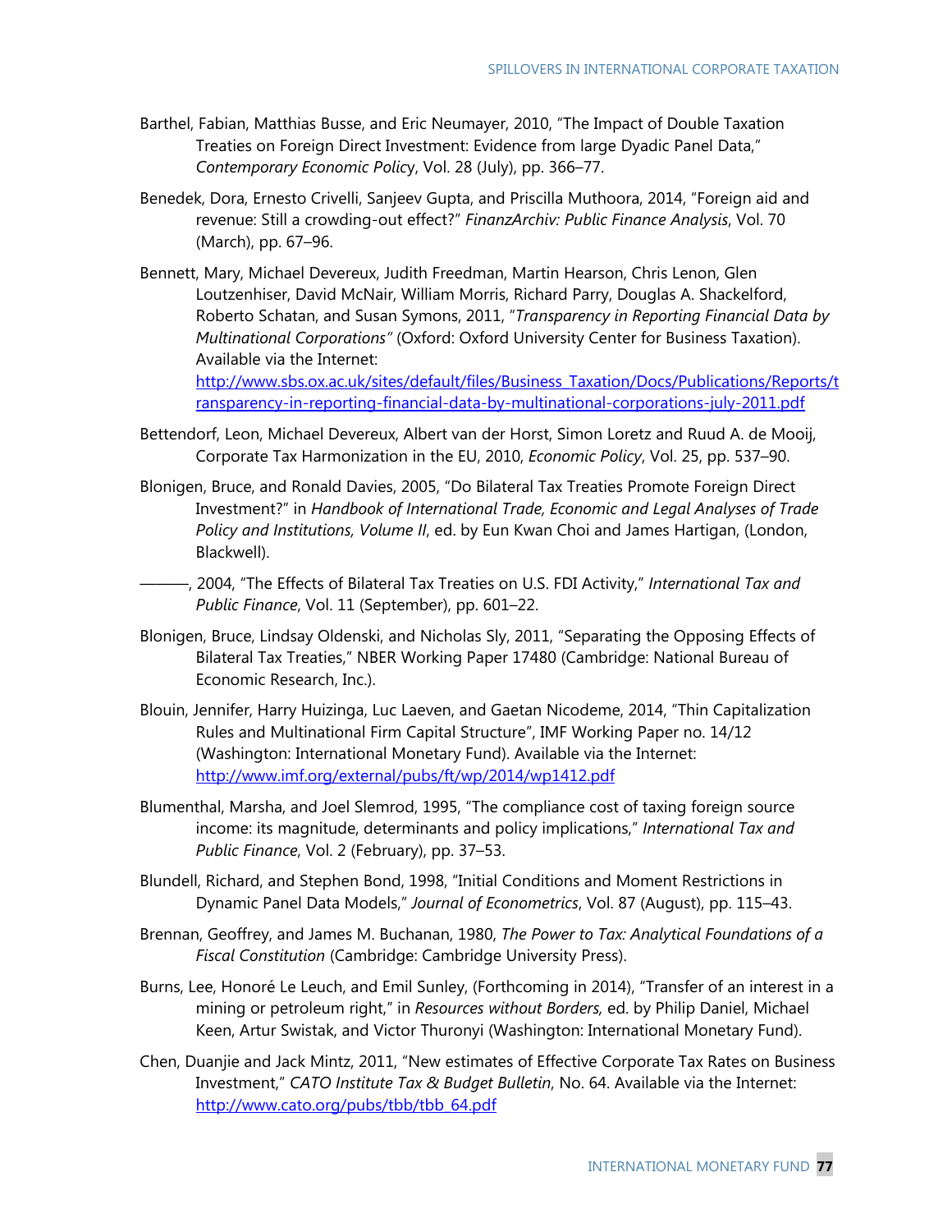Barthel, Fabian, Matthias Busse, and Eric Neumayer, 2010, "The Impact of Double Taxation Treaties on Foreign Direct Investment: Evidence from large Dyadic Panel Data," *Contemporary Economic Policy*, Vol. 28 (July), pp. 366–77.

Benedek, Dora, Ernesto Crivelli, Sanjeev Gupta, and Priscilla Muthoora, 2014, "Foreign aid and revenue: Still a crowding-out effect?" *FinanzArchiv: Public Finance Analysis*, Vol. 70 (March), pp. 67–96.

Bennett, Mary, Michael Devereux, Judith Freedman, Martin Hearson, Chris Lenon, Glen Loutzenhiser, David McNair, William Morris, Richard Parry, Douglas A. Shackelford, Roberto Schatan, and Susan Symons, 2011, "*Transparency in Reporting Financial Data by Multinational Corporations"* (Oxford: Oxford University Center for Business Taxation). Available via the Internet: [http://www.sbs.ox.ac.uk/sites/default/files/Business_Taxation/Docs/Publications/Reports/transparency-in-reporting-financial-data-by-multinational-corporations-july-2011.pdf](http://www.sbs.ox.ac.uk/sites/default/files/Business_Taxation/Docs/Publications/Reports/transparency-in-reporting-financial-data-by-multinational-corporations-july-2011.pdf)

Bettendorf, Leon, Michael Devereux, Albert van der Horst, Simon Loretz and Ruud A. de Mooij, Corporate Tax Harmonization in the EU, 2010, *Economic Policy*, Vol. 25, pp. 537–90.

Blonigen, Bruce, and Ronald Davies, 2005, "Do Bilateral Tax Treaties Promote Foreign Direct Investment?" in *Handbook of International Trade, Economic and Legal Analyses of Trade Policy and Institutions, Volume II*, ed. by Eun Kwan Choi and James Hartigan, (London, Blackwell).

———, 2004, "The Effects of Bilateral Tax Treaties on U.S. FDI Activity," *International Tax and Public Finance*, Vol. 11 (September), pp. 601–22.

Blonigen, Bruce, Lindsay Oldenski, and Nicholas Sly, 2011, "Separating the Opposing Effects of Bilateral Tax Treaties," NBER Working Paper 17480 (Cambridge: National Bureau of Economic Research, Inc.).

Blouin, Jennifer, Harry Huizinga, Luc Laeven, and Gaetan Nicodeme, 2014, "Thin Capitalization Rules and Multinational Firm Capital Structure", IMF Working Paper no. 14/12 (Washington: International Monetary Fund). Available via the Internet: [http://www.imf.org/external/pubs/ft/wp/2014/wp1412.pdf](http://www.imf.org/external/pubs/ft/wp/2014/wp1412.pdf)

Blumenthal, Marsha, and Joel Slemrod, 1995, "The compliance cost of taxing foreign source income: its magnitude, determinants and policy implications," *International Tax and Public Finance*, Vol. 2 (February), pp. 37–53.

Blundell, Richard, and Stephen Bond, 1998, "Initial Conditions and Moment Restrictions in Dynamic Panel Data Models," *Journal of Econometrics*, Vol. 87 (August), pp. 115–43.

Brennan, Geoffrey, and James M. Buchanan, 1980, *The Power to Tax: Analytical Foundations of a Fiscal Constitution* (Cambridge: Cambridge University Press).

Burns, Lee, Honoré Le Leuch, and Emil Sunley, (Forthcoming in 2014), "Transfer of an interest in a mining or petroleum right," in *Resources without Borders,* ed. by Philip Daniel, Michael Keen, Artur Swistak, and Victor Thuronyi (Washington: International Monetary Fund).

Chen, Duanjie and Jack Mintz, 2011, "New estimates of Effective Corporate Tax Rates on Business Investment," *CATO Institute Tax & Budget Bulletin*, No. 64. Available via the Internet: [http://www.cato.org/pubs/tbb/tbb_64.pdf](http://www.cato.org/pubs/tbb/tbb_64.pdf)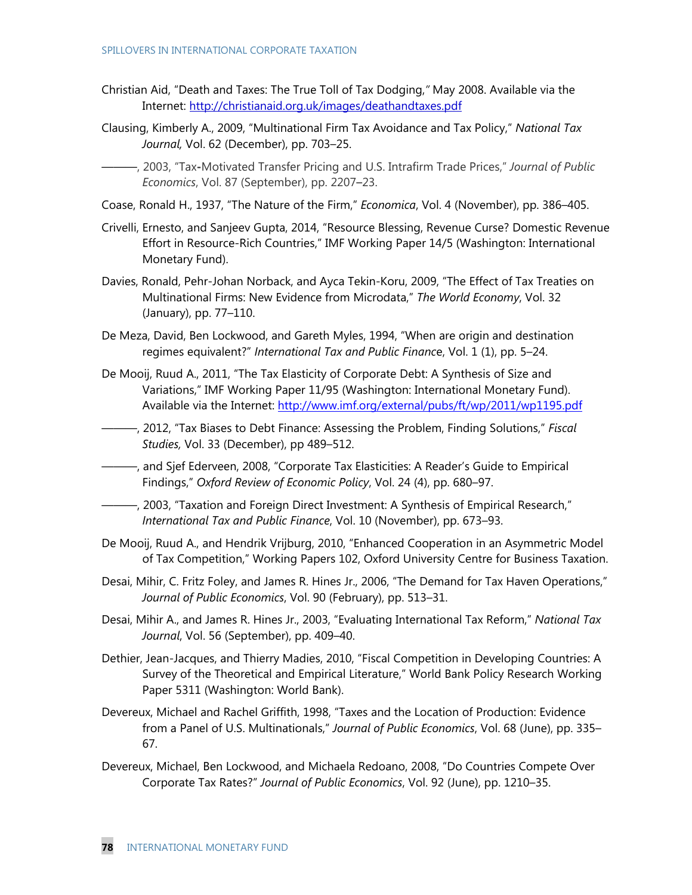Christian Aid, "Death and Taxes: The True Toll of Tax Dodging," May 2008. Available via the Internet: http://christianaid.org.uk/images/deathandtaxes.pdf

Clausing, Kimberly A., 2009, "Multinational Firm Tax Avoidance and Tax Policy," *National Tax Journal,* Vol. 62 (December), pp. 703–25.

———, 2003, "Tax-Motivated Transfer Pricing and U.S. Intrafirm Trade Prices," *Journal of Public Economics*, Vol. 87 (September), pp. 2207–23.

Coase, Ronald H., 1937, "The Nature of the Firm," *Economica*, Vol. 4 (November), pp. 386–405.

Crivelli, Ernesto, and Sanjeev Gupta, 2014, "Resource Blessing, Revenue Curse? Domestic Revenue Effort in Resource-Rich Countries," IMF Working Paper 14/5 (Washington: International Monetary Fund).

Davies, Ronald, Pehr-Johan Norback, and Ayca Tekin-Koru, 2009, "The Effect of Tax Treaties on Multinational Firms: New Evidence from Microdata," *The World Economy*, Vol. 32 (January), pp. 77–110.

De Meza, David, Ben Lockwood, and Gareth Myles, 1994, "When are origin and destination regimes equivalent?" *International Tax and Public Finance*, Vol. 1 (1), pp. 5–24.

De Mooij, Ruud A., 2011, "The Tax Elasticity of Corporate Debt: A Synthesis of Size and Variations," IMF Working Paper 11/95 (Washington: International Monetary Fund). Available via the Internet: http://www.imf.org/external/pubs/ft/wp/2011/wp1195.pdf

———, 2012, "Tax Biases to Debt Finance: Assessing the Problem, Finding Solutions," *Fiscal Studies,* Vol. 33 (December), pp 489–512.

———, and Sjef Ederveen, 2008, "Corporate Tax Elasticities: A Reader's Guide to Empirical Findings," *Oxford Review of Economic Policy*, Vol. 24 (4), pp. 680–97.

———, 2003, "Taxation and Foreign Direct Investment: A Synthesis of Empirical Research," *International Tax and Public Finance*, Vol. 10 (November), pp. 673–93.

De Mooij, Ruud A., and Hendrik Vrijburg, 2010, "Enhanced Cooperation in an Asymmetric Model of Tax Competition," Working Papers 102, Oxford University Centre for Business Taxation.

Desai, Mihir, C. Fritz Foley, and James R. Hines Jr., 2006, "The Demand for Tax Haven Operations," *Journal of Public Economics*, Vol. 90 (February), pp. 513–31.

Desai, Mihir A., and James R. Hines Jr., 2003, "Evaluating International Tax Reform," *National Tax Journal*, Vol. 56 (September), pp. 409–40.

Dethier, Jean-Jacques, and Thierry Madies, 2010, "Fiscal Competition in Developing Countries: A Survey of the Theoretical and Empirical Literature," World Bank Policy Research Working Paper 5311 (Washington: World Bank).

Devereux, Michael and Rachel Griffith, 1998, "Taxes and the Location of Production: Evidence from a Panel of U.S. Multinationals," *Journal of Public Economics*, Vol. 68 (June), pp. 335–67.

Devereux, Michael, Ben Lockwood, and Michaela Redoano, 2008, "Do Countries Compete Over Corporate Tax Rates?" *Journal of Public Economics*, Vol. 92 (June), pp. 1210–35.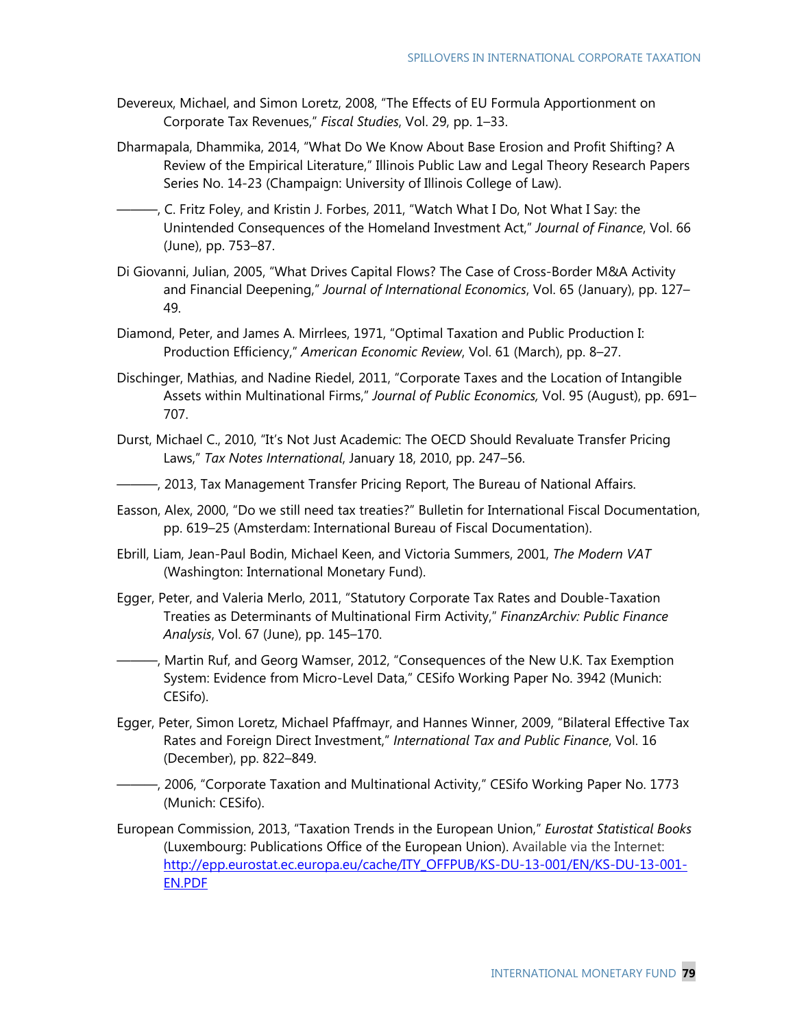Devereux, Michael, and Simon Loretz, 2008, "The Effects of EU Formula Apportionment on Corporate Tax Revenues," *Fiscal Studies*, Vol. 29, pp. 1–33.

Dharmapala, Dhammika, 2014, "What Do We Know About Base Erosion and Profit Shifting? A Review of the Empirical Literature," Illinois Public Law and Legal Theory Research Papers Series No. 14-23 (Champaign: University of Illinois College of Law).

———, C. Fritz Foley, and Kristin J. Forbes, 2011, "Watch What I Do, Not What I Say: the Unintended Consequences of the Homeland Investment Act," *Journal of Finance*, Vol. 66 (June), pp. 753–87.

Di Giovanni, Julian, 2005, "What Drives Capital Flows? The Case of Cross-Border M&A Activity and Financial Deepening," *Journal of International Economics*, Vol. 65 (January), pp. 127–49.

Diamond, Peter, and James A. Mirrlees, 1971, "Optimal Taxation and Public Production I: Production Efficiency," *American Economic Review*, Vol. 61 (March), pp. 8–27.

Dischinger, Mathias, and Nadine Riedel, 2011, "Corporate Taxes and the Location of Intangible Assets within Multinational Firms," *Journal of Public Economics,* Vol. 95 (August), pp. 691–707.

Durst, Michael C., 2010, "It's Not Just Academic: The OECD Should Revaluate Transfer Pricing Laws," *Tax Notes International*, January 18, 2010, pp. 247–56.

———, 2013, Tax Management Transfer Pricing Report, The Bureau of National Affairs.

Easson, Alex, 2000, "Do we still need tax treaties?" Bulletin for International Fiscal Documentation, pp. 619–25 (Amsterdam: International Bureau of Fiscal Documentation).

Ebrill, Liam, Jean-Paul Bodin, Michael Keen, and Victoria Summers, 2001, *The Modern VAT* (Washington: International Monetary Fund).

Egger, Peter, and Valeria Merlo, 2011, "Statutory Corporate Tax Rates and Double-Taxation Treaties as Determinants of Multinational Firm Activity," *FinanzArchiv: Public Finance Analysis*, Vol. 67 (June), pp. 145–170.

———, Martin Ruf, and Georg Wamser, 2012, "Consequences of the New U.K. Tax Exemption System: Evidence from Micro-Level Data," CESifo Working Paper No. 3942 (Munich: CESifo).

Egger, Peter, Simon Loretz, Michael Pfaffmayr, and Hannes Winner, 2009, "Bilateral Effective Tax Rates and Foreign Direct Investment," *International Tax and Public Finance*, Vol. 16 (December), pp. 822–849.

———, 2006, "Corporate Taxation and Multinational Activity," CESifo Working Paper No. 1773 (Munich: CESifo).

European Commission, 2013, "Taxation Trends in the European Union," *Eurostat Statistical Books* (Luxembourg: Publications Office of the European Union). Available via the Internet: http://epp.eurostat.ec.europa.eu/cache/ITY_OFFPUB/KS-DU-13-001/EN/KS-DU-13-001-EN.PDF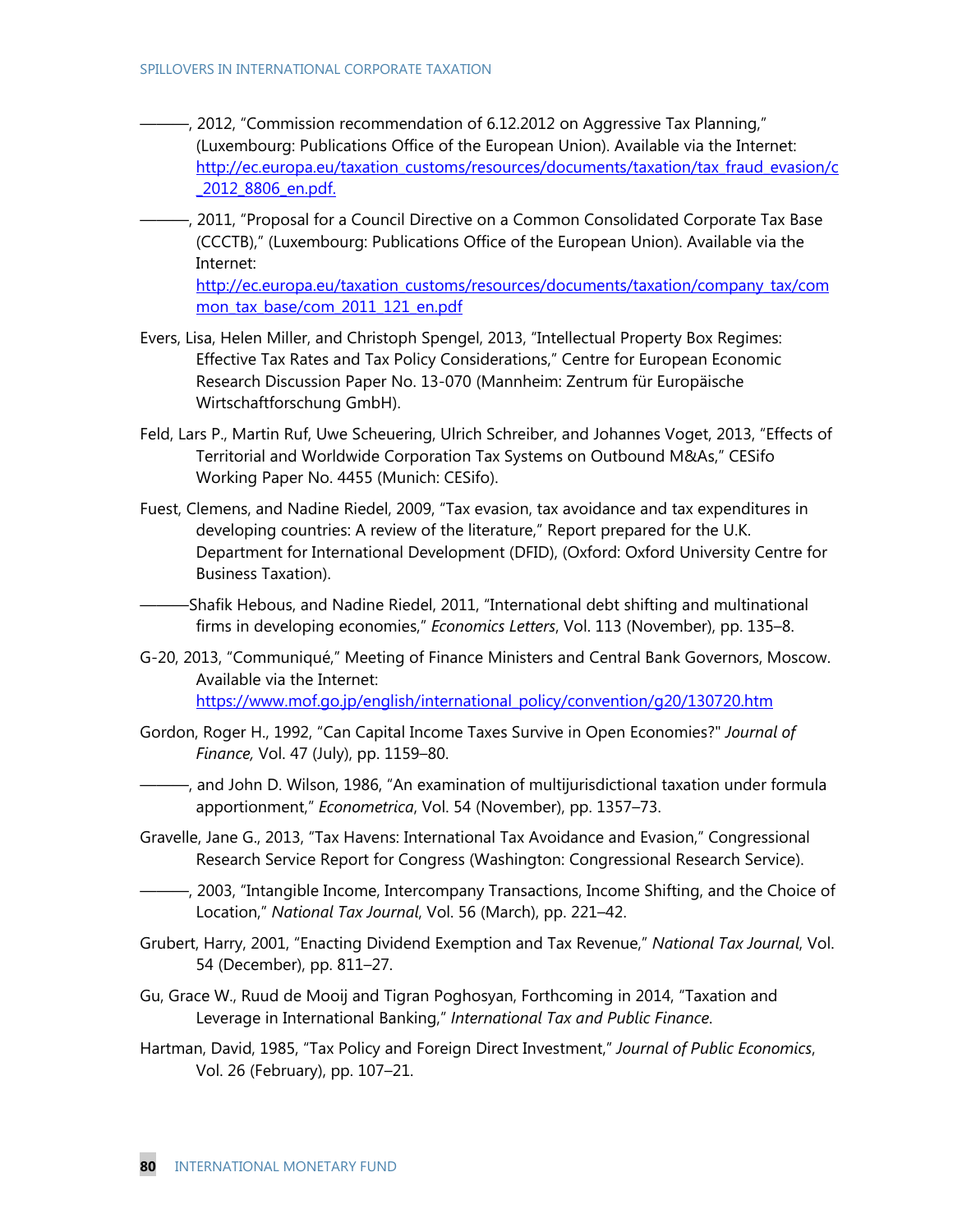———, 2012, "Commission recommendation of 6.12.2012 on Aggressive Tax Planning," (Luxembourg: Publications Office of the European Union). Available via the Internet: http://ec.europa.eu/taxation_customs/resources/documents/taxation/tax_fraud_evasion/c_2012_8806_en.pdf.

———, 2011, "Proposal for a Council Directive on a Common Consolidated Corporate Tax Base (CCCTB)," (Luxembourg: Publications Office of the European Union). Available via the Internet: http://ec.europa.eu/taxation_customs/resources/documents/taxation/company_tax/common_tax_base/com_2011_121_en.pdf

Evers, Lisa, Helen Miller, and Christoph Spengel, 2013, "Intellectual Property Box Regimes: Effective Tax Rates and Tax Policy Considerations," Centre for European Economic Research Discussion Paper No. 13-070 (Mannheim: Zentrum für Europäische Wirtschaftforschung GmbH).

Feld, Lars P., Martin Ruf, Uwe Scheuering, Ulrich Schreiber, and Johannes Voget, 2013, "Effects of Territorial and Worldwide Corporation Tax Systems on Outbound M&As," CESifo Working Paper No. 4455 (Munich: CESifo).

Fuest, Clemens, and Nadine Riedel, 2009, "Tax evasion, tax avoidance and tax expenditures in developing countries: A review of the literature," Report prepared for the U.K. Department for International Development (DFID), (Oxford: Oxford University Centre for Business Taxation).

———Shafik Hebous, and Nadine Riedel, 2011, "International debt shifting and multinational firms in developing economies," *Economics Letters*, Vol. 113 (November), pp. 135–8.

G-20, 2013, "Communiqué," Meeting of Finance Ministers and Central Bank Governors, Moscow. Available via the Internet: https://www.mof.go.jp/english/international_policy/convention/g20/130720.htm

Gordon, Roger H., 1992, "Can Capital Income Taxes Survive in Open Economies?" *Journal of Finance,* Vol. 47 (July), pp. 1159–80.

———, and John D. Wilson, 1986, "An examination of multijurisdictional taxation under formula apportionment," *Econometrica*, Vol. 54 (November), pp. 1357–73.

Gravelle, Jane G., 2013, "Tax Havens: International Tax Avoidance and Evasion," Congressional Research Service Report for Congress (Washington: Congressional Research Service).

———, 2003, "Intangible Income, Intercompany Transactions, Income Shifting, and the Choice of Location," *National Tax Journal*, Vol. 56 (March), pp. 221–42.

Grubert, Harry, 2001, "Enacting Dividend Exemption and Tax Revenue," *National Tax Journal*, Vol. 54 (December), pp. 811–27.

Gu, Grace W., Ruud de Mooij and Tigran Poghosyan, Forthcoming in 2014, "Taxation and Leverage in International Banking," *International Tax and Public Finance*.

Hartman, David, 1985, "Tax Policy and Foreign Direct Investment," *Journal of Public Economics*, Vol. 26 (February), pp. 107–21.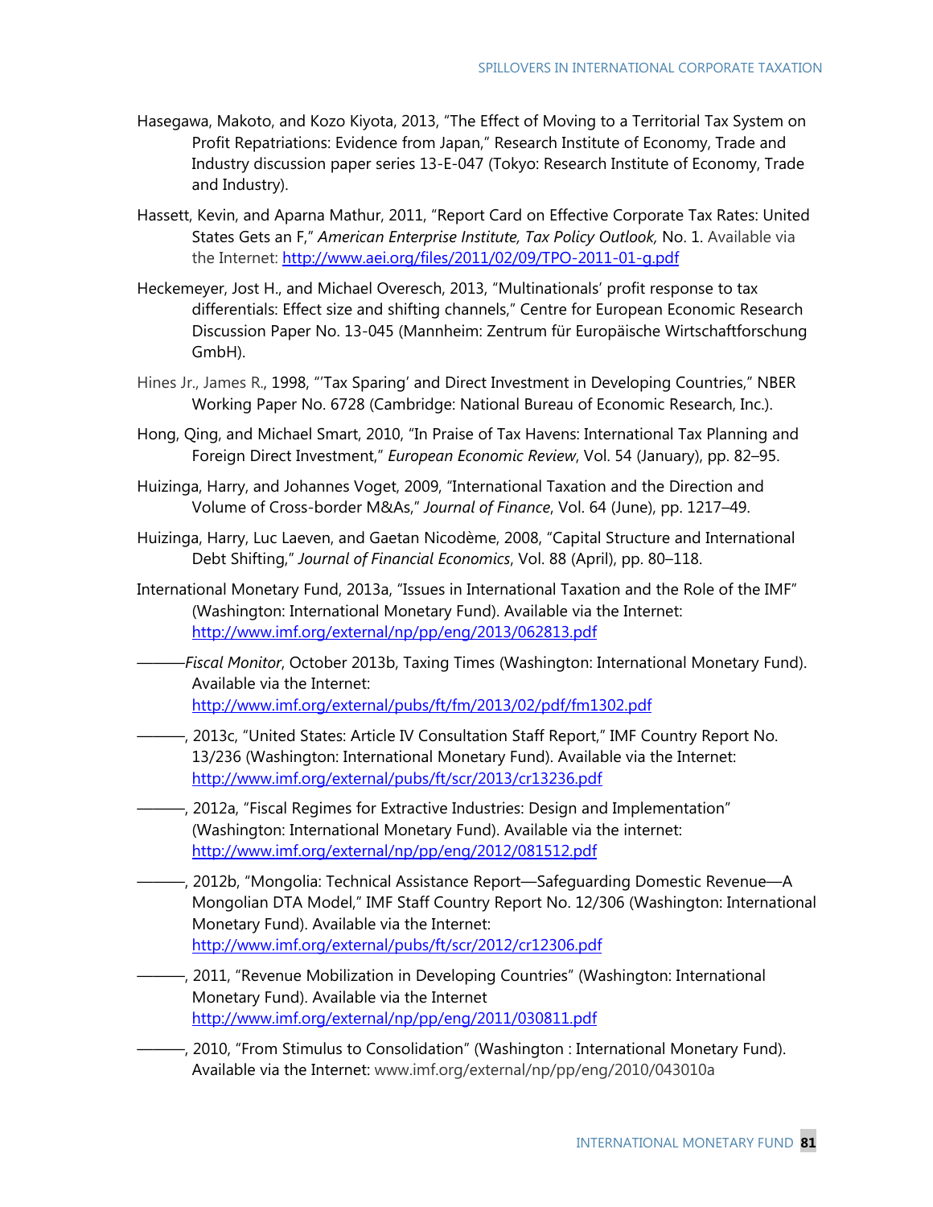Hasegawa, Makoto, and Kozo Kiyota, 2013, "The Effect of Moving to a Territorial Tax System on Profit Repatriations: Evidence from Japan," Research Institute of Economy, Trade and Industry discussion paper series 13-E-047 (Tokyo: Research Institute of Economy, Trade and Industry).

Hassett, Kevin, and Aparna Mathur, 2011, "Report Card on Effective Corporate Tax Rates: United States Gets an F," *American Enterprise Institute, Tax Policy Outlook,* No. 1. Available via the Internet: http://www.aei.org/files/2011/02/09/TPO-2011-01-g.pdf

Heckemeyer, Jost H., and Michael Overesch, 2013, "Multinationals' profit response to tax differentials: Effect size and shifting channels," Centre for European Economic Research Discussion Paper No. 13-045 (Mannheim: Zentrum für Europäische Wirtschaftforschung GmbH).

Hines Jr., James R., 1998, "'Tax Sparing' and Direct Investment in Developing Countries," NBER Working Paper No. 6728 (Cambridge: National Bureau of Economic Research, Inc.).

Hong, Qing, and Michael Smart, 2010, "In Praise of Tax Havens: International Tax Planning and Foreign Direct Investment," *European Economic Review*, Vol. 54 (January), pp. 82–95.

Huizinga, Harry, and Johannes Voget, 2009, "International Taxation and the Direction and Volume of Cross-border M&As," *Journal of Finance*, Vol. 64 (June), pp. 1217–49.

Huizinga, Harry, Luc Laeven, and Gaetan Nicodème, 2008, "Capital Structure and International Debt Shifting," *Journal of Financial Economics*, Vol. 88 (April), pp. 80–118.

International Monetary Fund, 2013a, "Issues in International Taxation and the Role of the IMF" (Washington: International Monetary Fund). Available via the Internet: http://www.imf.org/external/np/pp/eng/2013/062813.pdf

———*Fiscal Monitor*, October 2013b, Taxing Times (Washington: International Monetary Fund). Available via the Internet: http://www.imf.org/external/pubs/ft/fm/2013/02/pdf/fm1302.pdf

———, 2013c, "United States: Article IV Consultation Staff Report," IMF Country Report No. 13/236 (Washington: International Monetary Fund). Available via the Internet: http://www.imf.org/external/pubs/ft/scr/2013/cr13236.pdf

———, 2012a, "Fiscal Regimes for Extractive Industries: Design and Implementation" (Washington: International Monetary Fund). Available via the internet: http://www.imf.org/external/np/pp/eng/2012/081512.pdf

———, 2012b, "Mongolia: Technical Assistance Report—Safeguarding Domestic Revenue—A Mongolian DTA Model," IMF Staff Country Report No. 12/306 (Washington: International Monetary Fund). Available via the Internet: http://www.imf.org/external/pubs/ft/scr/2012/cr12306.pdf

———, 2011, "Revenue Mobilization in Developing Countries" (Washington: International Monetary Fund). Available via the Internet http://www.imf.org/external/np/pp/eng/2011/030811.pdf

———, 2010, "From Stimulus to Consolidation" (Washington : International Monetary Fund). Available via the Internet: www.imf.org/external/np/pp/eng/2010/043010a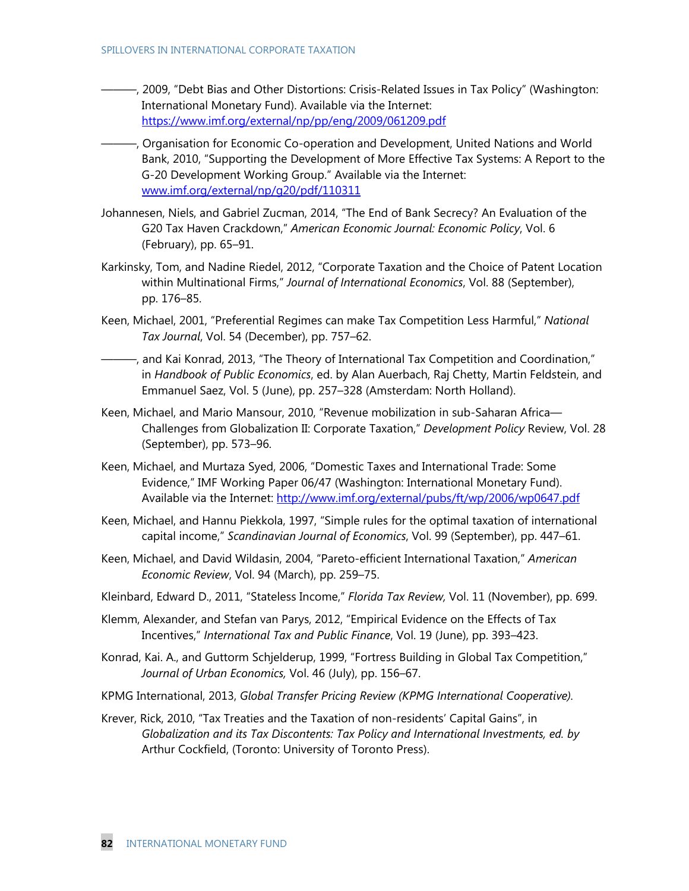———, 2009, "Debt Bias and Other Distortions: Crisis-Related Issues in Tax Policy" (Washington: International Monetary Fund). Available via the Internet: https://www.imf.org/external/np/pp/eng/2009/061209.pdf

———, Organisation for Economic Co-operation and Development, United Nations and World Bank, 2010, "Supporting the Development of More Effective Tax Systems: A Report to the G-20 Development Working Group." Available via the Internet: www.imf.org/external/np/g20/pdf/110311

Johannesen, Niels, and Gabriel Zucman, 2014, "The End of Bank Secrecy? An Evaluation of the G20 Tax Haven Crackdown," *American Economic Journal: Economic Policy*, Vol. 6 (February), pp. 65–91.

Karkinsky, Tom, and Nadine Riedel, 2012, "Corporate Taxation and the Choice of Patent Location within Multinational Firms," *Journal of International Economics*, Vol. 88 (September), pp. 176–85.

Keen, Michael, 2001, "Preferential Regimes can make Tax Competition Less Harmful," *National Tax Journal*, Vol. 54 (December), pp. 757–62.

———, and Kai Konrad, 2013, "The Theory of International Tax Competition and Coordination," in *Handbook of Public Economics*, ed. by Alan Auerbach, Raj Chetty, Martin Feldstein, and Emmanuel Saez, Vol. 5 (June), pp. 257–328 (Amsterdam: North Holland).

Keen, Michael, and Mario Mansour, 2010, "Revenue mobilization in sub-Saharan Africa—Challenges from Globalization II: Corporate Taxation," *Development Policy* Review, Vol. 28 (September), pp. 573–96.

Keen, Michael, and Murtaza Syed, 2006, "Domestic Taxes and International Trade: Some Evidence," IMF Working Paper 06/47 (Washington: International Monetary Fund). Available via the Internet: http://www.imf.org/external/pubs/ft/wp/2006/wp0647.pdf

Keen, Michael, and Hannu Piekkola, 1997, "Simple rules for the optimal taxation of international capital income," *Scandinavian Journal of Economics*, Vol. 99 (September), pp. 447–61.

Keen, Michael, and David Wildasin, 2004, "Pareto-efficient International Taxation," *American Economic Review*, Vol. 94 (March), pp. 259–75.

Kleinbard, Edward D., 2011, "Stateless Income," *Florida Tax Review,* Vol. 11 (November), pp. 699.

Klemm, Alexander, and Stefan van Parys, 2012, "Empirical Evidence on the Effects of Tax Incentives," *International Tax and Public Finance*, Vol. 19 (June), pp. 393–423.

Konrad, Kai. A., and Guttorm Schjelderup, 1999, "Fortress Building in Global Tax Competition," *Journal of Urban Economics,* Vol. 46 (July), pp. 156–67.

KPMG International, 2013, *Global Transfer Pricing Review (KPMG International Cooperative).*

Krever, Rick, 2010, "Tax Treaties and the Taxation of non-residents' Capital Gains", in *Globalization and its Tax Discontents: Tax Policy and International Investments, ed. by* Arthur Cockfield, (Toronto: University of Toronto Press).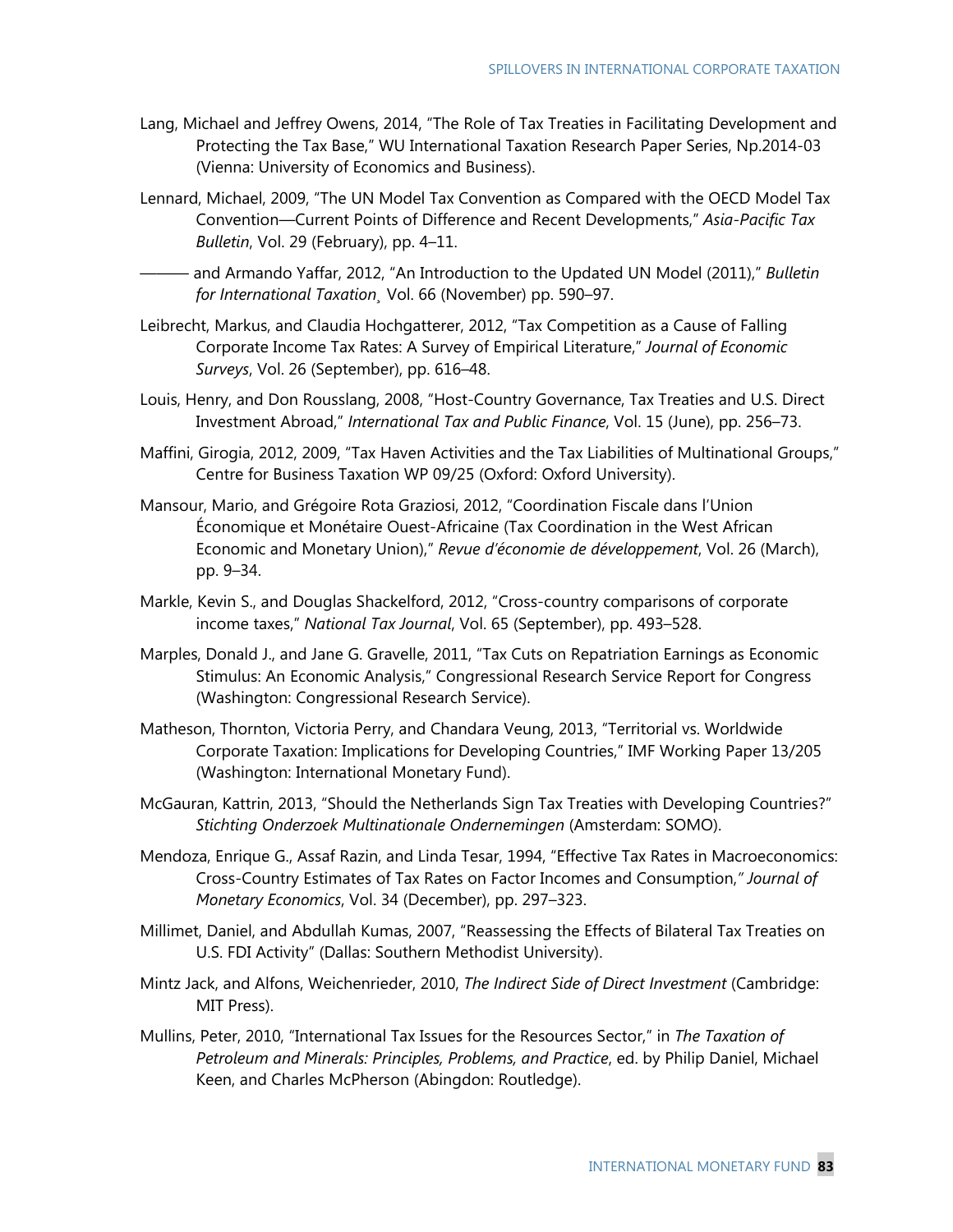Lang, Michael and Jeffrey Owens, 2014, "The Role of Tax Treaties in Facilitating Development and Protecting the Tax Base," WU International Taxation Research Paper Series, Np.2014-03 (Vienna: University of Economics and Business).

Lennard, Michael, 2009, "The UN Model Tax Convention as Compared with the OECD Model Tax Convention—Current Points of Difference and Recent Developments," *Asia-Pacific Tax Bulletin*, Vol. 29 (February), pp. 4–11.

——— and Armando Yaffar, 2012, "An Introduction to the Updated UN Model (2011)," *Bulletin for International Taxation*¸ Vol. 66 (November) pp. 590–97.

Leibrecht, Markus, and Claudia Hochgatterer, 2012, "Tax Competition as a Cause of Falling Corporate Income Tax Rates: A Survey of Empirical Literature," *Journal of Economic Surveys*, Vol. 26 (September), pp. 616–48.

Louis, Henry, and Don Rousslang, 2008, "Host-Country Governance, Tax Treaties and U.S. Direct Investment Abroad," *International Tax and Public Finance*, Vol. 15 (June), pp. 256–73.

Maffini, Girogia, 2012, 2009, "Tax Haven Activities and the Tax Liabilities of Multinational Groups," Centre for Business Taxation WP 09/25 (Oxford: Oxford University).

Mansour, Mario, and Grégoire Rota Graziosi, 2012, "Coordination Fiscale dans l'Union Économique et Monétaire Ouest-Africaine (Tax Coordination in the West African Economic and Monetary Union)," *Revue d'économie de développement*, Vol. 26 (March), pp. 9–34.

Markle, Kevin S., and Douglas Shackelford, 2012, "Cross-country comparisons of corporate income taxes," *National Tax Journal*, Vol. 65 (September), pp. 493–528.

Marples, Donald J., and Jane G. Gravelle, 2011, "Tax Cuts on Repatriation Earnings as Economic Stimulus: An Economic Analysis," Congressional Research Service Report for Congress (Washington: Congressional Research Service).

Matheson, Thornton, Victoria Perry, and Chandara Veung, 2013, "Territorial vs. Worldwide Corporate Taxation: Implications for Developing Countries," IMF Working Paper 13/205 (Washington: International Monetary Fund).

McGauran, Kattrin, 2013, "Should the Netherlands Sign Tax Treaties with Developing Countries?" *Stichting Onderzoek Multinationale Ondernemingen* (Amsterdam: SOMO).

Mendoza, Enrique G., Assaf Razin, and Linda Tesar, 1994, "Effective Tax Rates in Macroeconomics: Cross-Country Estimates of Tax Rates on Factor Incomes and Consumption," *Journal of Monetary Economics*, Vol. 34 (December), pp. 297–323.

Millimet, Daniel, and Abdullah Kumas, 2007, "Reassessing the Effects of Bilateral Tax Treaties on U.S. FDI Activity" (Dallas: Southern Methodist University).

Mintz Jack, and Alfons, Weichenrieder, 2010, *The Indirect Side of Direct Investment* (Cambridge: MIT Press).

Mullins, Peter, 2010, "International Tax Issues for the Resources Sector," in *The Taxation of Petroleum and Minerals: Principles, Problems, and Practice*, ed. by Philip Daniel, Michael Keen, and Charles McPherson (Abingdon: Routledge).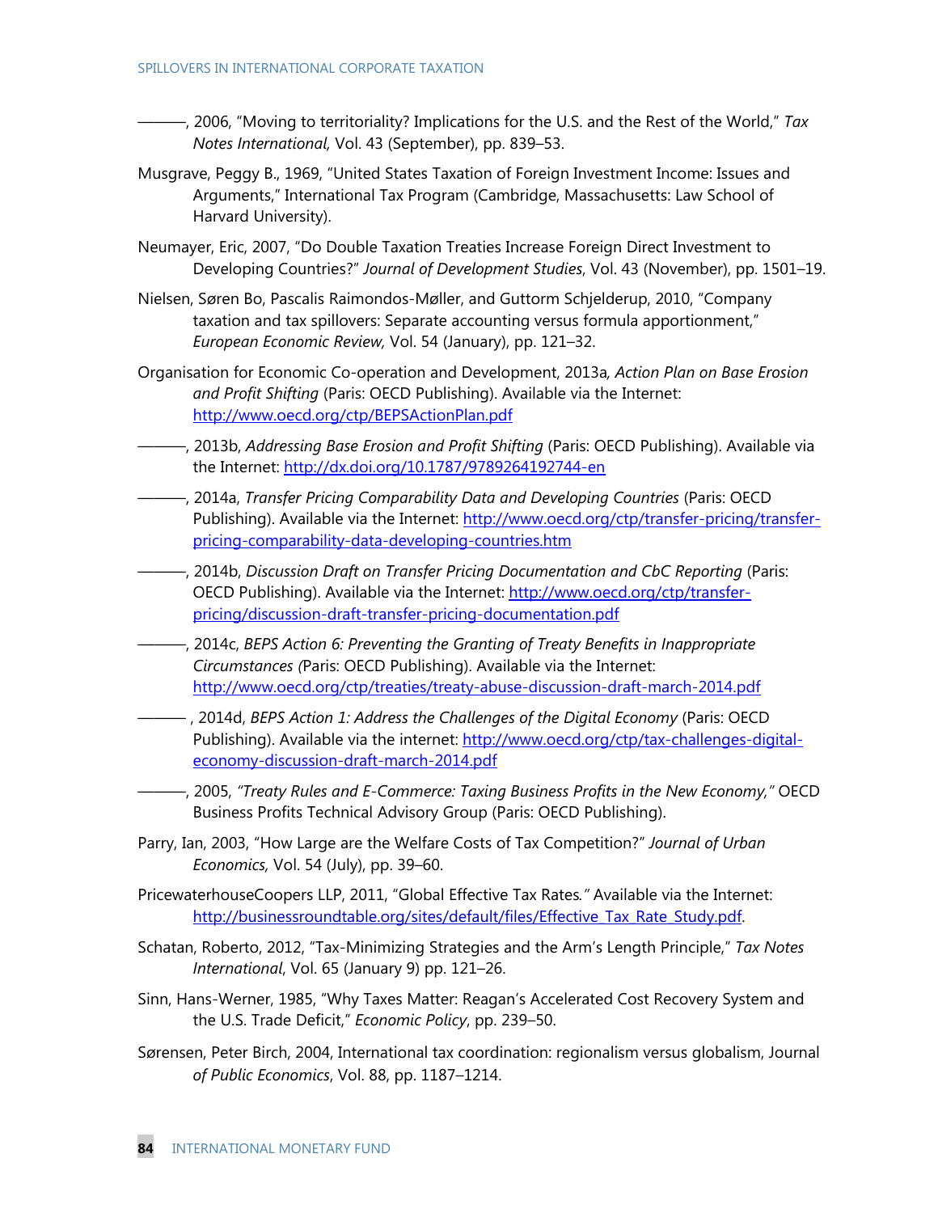———, 2006, "Moving to territoriality? Implications for the U.S. and the Rest of the World," *Tax Notes International,* Vol. 43 (September), pp. 839–53.

Musgrave, Peggy B., 1969, "United States Taxation of Foreign Investment Income: Issues and Arguments," International Tax Program (Cambridge, Massachusetts: Law School of Harvard University).

Neumayer, Eric, 2007, "Do Double Taxation Treaties Increase Foreign Direct Investment to Developing Countries?" *Journal of Development Studies*, Vol. 43 (November), pp. 1501–19.

Nielsen, Søren Bo, Pascalis Raimondos-Møller, and Guttorm Schjelderup, 2010, "Company taxation and tax spillovers: Separate accounting versus formula apportionment," *European Economic Review,* Vol. 54 (January), pp. 121–32.

Organisation for Economic Co-operation and Development, 2013a*, Action Plan on Base Erosion and Profit Shifting* (Paris: OECD Publishing). Available via the Internet: http://www.oecd.org/ctp/BEPSActionPlan.pdf

———, 2013b, *Addressing Base Erosion and Profit Shifting* (Paris: OECD Publishing). Available via the Internet: http://dx.doi.org/10.1787/9789264192744-en

———, 2014a, *Transfer Pricing Comparability Data and Developing Countries* (Paris: OECD Publishing). Available via the Internet: http://www.oecd.org/ctp/transfer-pricing/transfer-pricing-comparability-data-developing-countries.htm

———, 2014b, *Discussion Draft on Transfer Pricing Documentation and CbC Reporting* (Paris: OECD Publishing). Available via the Internet: http://www.oecd.org/ctp/transfer-pricing/discussion-draft-transfer-pricing-documentation.pdf

———, 2014c, *BEPS Action 6: Preventing the Granting of Treaty Benefits in Inappropriate Circumstances (*Paris: OECD Publishing). Available via the Internet: http://www.oecd.org/ctp/treaties/treaty-abuse-discussion-draft-march-2014.pdf

——— , 2014d, *BEPS Action 1: Address the Challenges of the Digital Economy* (Paris: OECD Publishing). Available via the internet: http://www.oecd.org/ctp/tax-challenges-digital-economy-discussion-draft-march-2014.pdf

———, 2005, *"Treaty Rules and E-Commerce: Taxing Business Profits in the New Economy,"* OECD Business Profits Technical Advisory Group (Paris: OECD Publishing).

Parry, Ian, 2003, "How Large are the Welfare Costs of Tax Competition?" *Journal of Urban Economics,* Vol. 54 (July), pp. 39–60.

PricewaterhouseCoopers LLP, 2011, "Global Effective Tax Rates*."* Available via the Internet: http://businessroundtable.org/sites/default/files/Effective_Tax_Rate_Study.pdf.

Schatan, Roberto, 2012, "Tax-Minimizing Strategies and the Arm's Length Principle," *Tax Notes International*, Vol. 65 (January 9) pp. 121–26.

Sinn, Hans-Werner, 1985, "Why Taxes Matter: Reagan's Accelerated Cost Recovery System and the U.S. Trade Deficit," *Economic Policy*, pp. 239–50.

Sørensen, Peter Birch, 2004, International tax coordination: regionalism versus globalism, Journal *of Public Economics*, Vol. 88, pp. 1187–1214.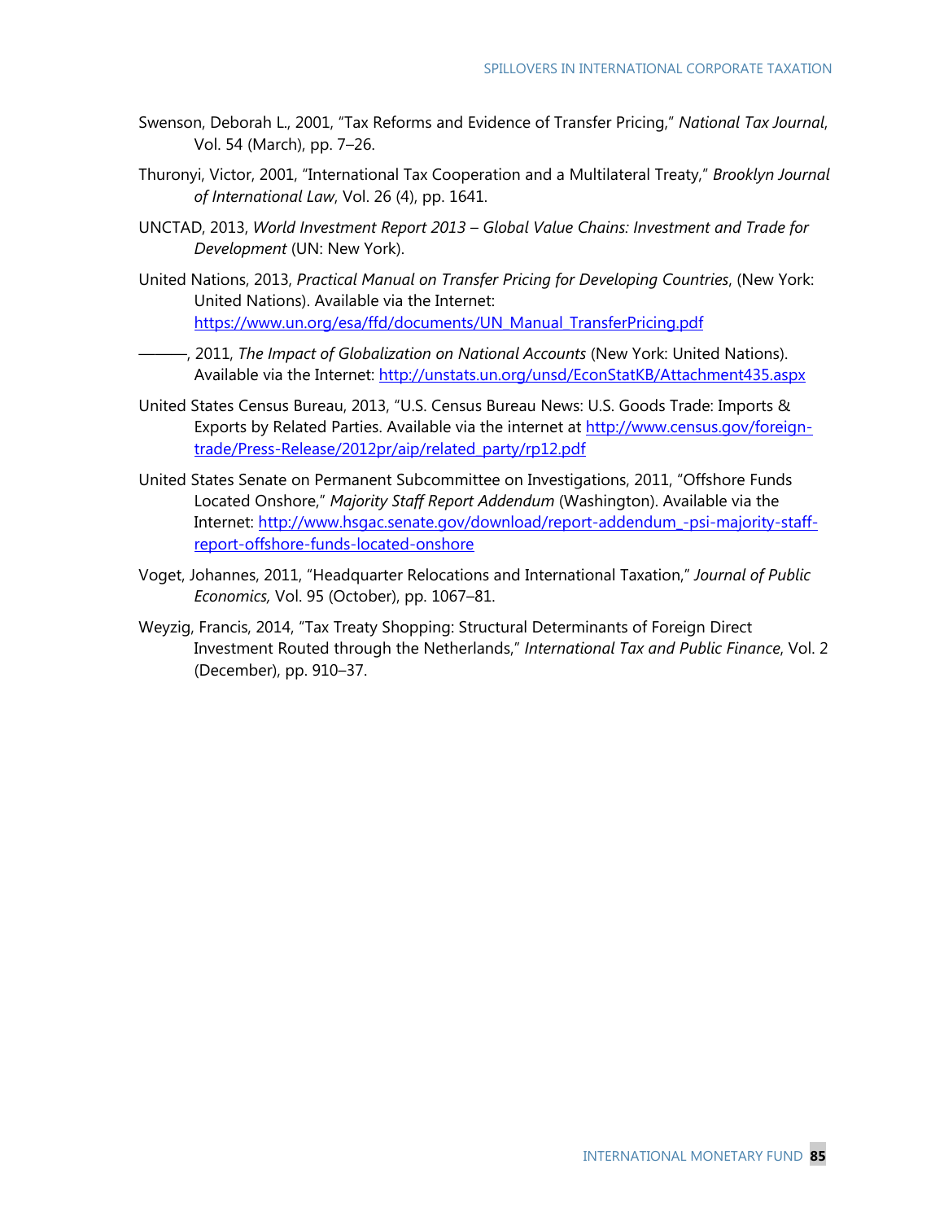Swenson, Deborah L., 2001, "Tax Reforms and Evidence of Transfer Pricing," *National Tax Journal*, Vol. 54 (March), pp. 7–26.

Thuronyi, Victor, 2001, "International Tax Cooperation and a Multilateral Treaty," *Brooklyn Journal of International Law*, Vol. 26 (4), pp. 1641.

UNCTAD, 2013, *World Investment Report 2013 – Global Value Chains: Investment and Trade for Development* (UN: New York).

United Nations, 2013, *Practical Manual on Transfer Pricing for Developing Countries*, (New York: United Nations). Available via the Internet: https://www.un.org/esa/ffd/documents/UN_Manual_TransferPricing.pdf

———, 2011, *The Impact of Globalization on National Accounts* (New York: United Nations). Available via the Internet: http://unstats.un.org/unsd/EconStatKB/Attachment435.aspx

United States Census Bureau, 2013, "U.S. Census Bureau News: U.S. Goods Trade: Imports & Exports by Related Parties. Available via the internet at http://www.census.gov/foreign-trade/Press-Release/2012pr/aip/related_party/rp12.pdf

United States Senate on Permanent Subcommittee on Investigations, 2011, "Offshore Funds Located Onshore," *Majority Staff Report Addendum* (Washington). Available via the Internet: http://www.hsgac.senate.gov/download/report-addendum_-psi-majority-staff-report-offshore-funds-located-onshore

Voget, Johannes, 2011, "Headquarter Relocations and International Taxation," *Journal of Public Economics,* Vol. 95 (October), pp. 1067–81.

Weyzig, Francis, 2014, "Tax Treaty Shopping: Structural Determinants of Foreign Direct Investment Routed through the Netherlands," *International Tax and Public Finance*, Vol. 2 (December), pp. 910–37.